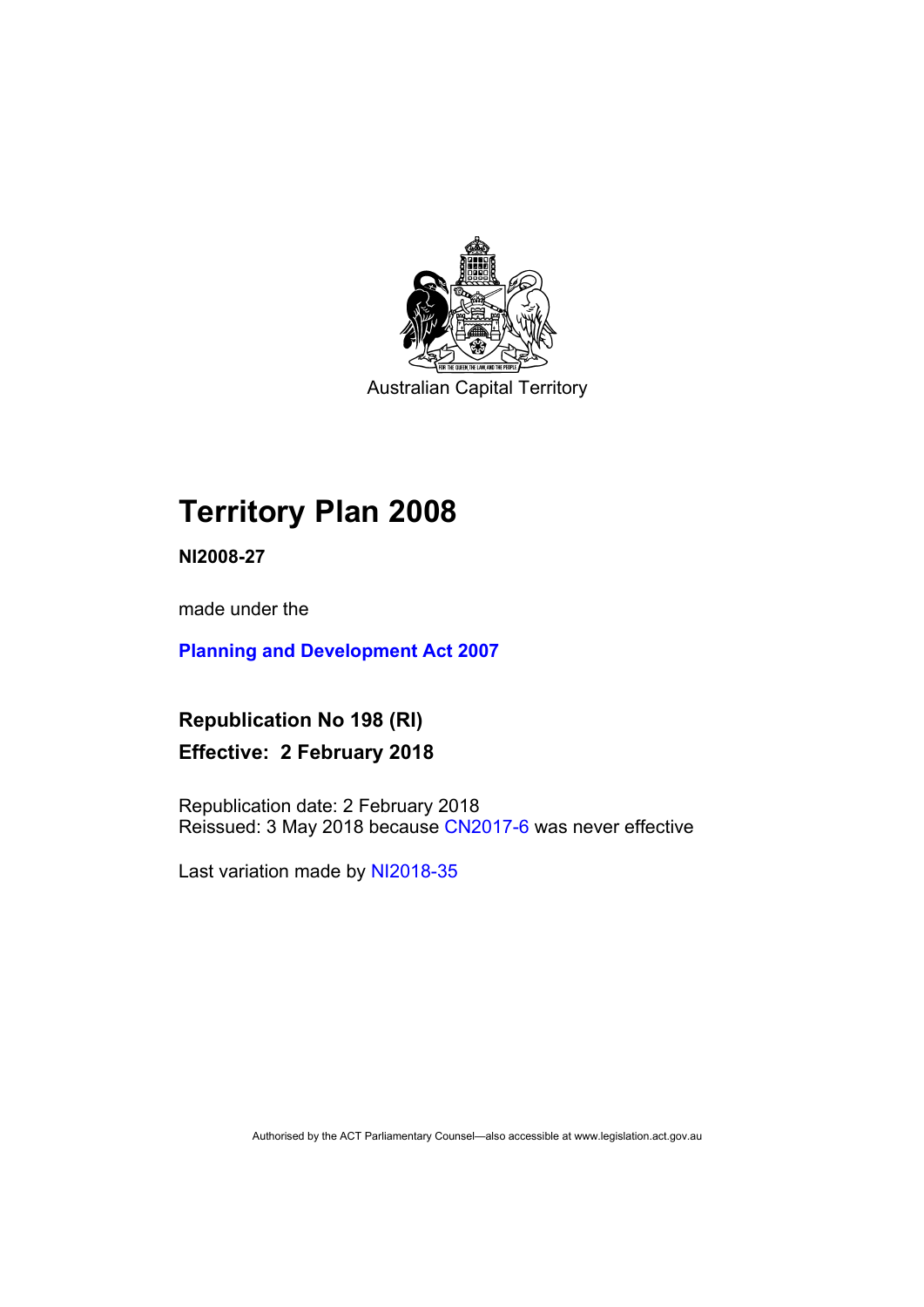Australian Capital Territory

# Territory Plan 2008

**NI2008-27**

made under the

**Planning and Development Act 2007**

## Republication No 198 (RI)

## Effective: 2 February 2018

Republication date: 2 February 2018
Reissued: 3 May 2018 because CN2017-6 was never effective

Last variation made by NI2018-35

Authorised by the ACT Parliamentary Counsel—also accessible at www.legislation.act.gov.au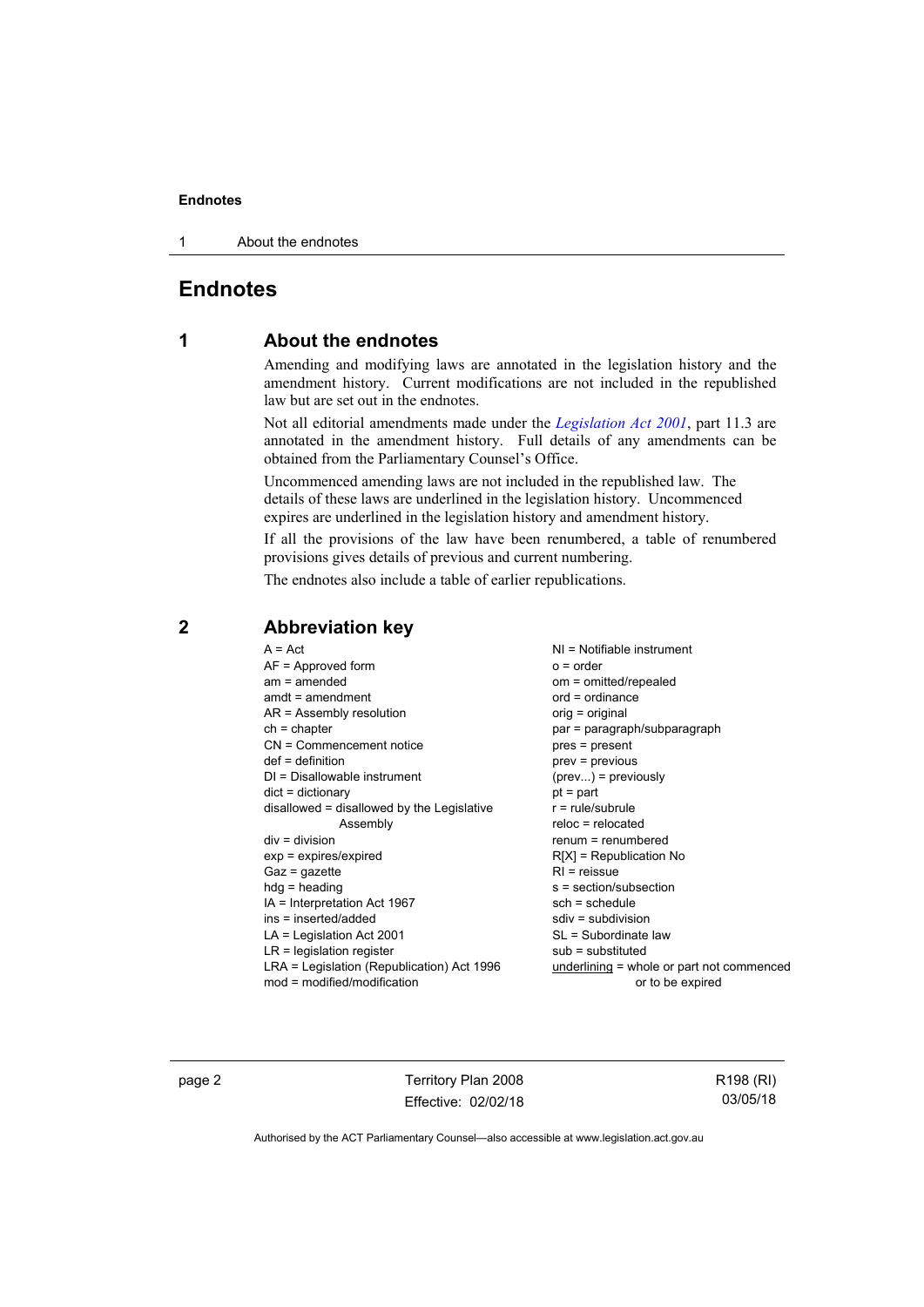# Endnotes

## 1 About the endnotes

Amending and modifying laws are annotated in the legislation history and the amendment history. Current modifications are not included in the republished law but are set out in the endnotes.

Not all editorial amendments made under the *Legislation Act 2001*, part 11.3 are annotated in the amendment history. Full details of any amendments can be obtained from the Parliamentary Counsel's Office.

Uncommenced amending laws are not included in the republished law. The details of these laws are underlined in the legislation history. Uncommenced expires are underlined in the legislation history and amendment history.

If all the provisions of the law have been renumbered, a table of renumbered provisions gives details of previous and current numbering.

The endnotes also include a table of earlier republications.

## 2 Abbreviation key

A = Act
AF = Approved form
am = amended
amdt = amendment
AR = Assembly resolution
ch = chapter
CN = Commencement notice
def = definition
DI = Disallowable instrument
dict = dictionary
disallowed = disallowed by the Legislative Assembly
div = division
exp = expires/expired
Gaz = gazette
hdg = heading
IA = Interpretation Act 1967
ins = inserted/added
LA = Legislation Act 2001
LR = legislation register
LRA = Legislation (Republication) Act 1996
mod = modified/modification
NI = Notifiable instrument
o = order
om = omitted/repealed
ord = ordinance
orig = original
par = paragraph/subparagraph
pres = present
prev = previous
(prev...) = previously
pt = part
r = rule/subrule
reloc = relocated
renum = renumbered
R[X] = Republication No
RI = reissue
s = section/subsection
sch = schedule
sdiv = subdivision
SL = Subordinate law
sub = substituted
underlining = whole or part not commenced or to be expired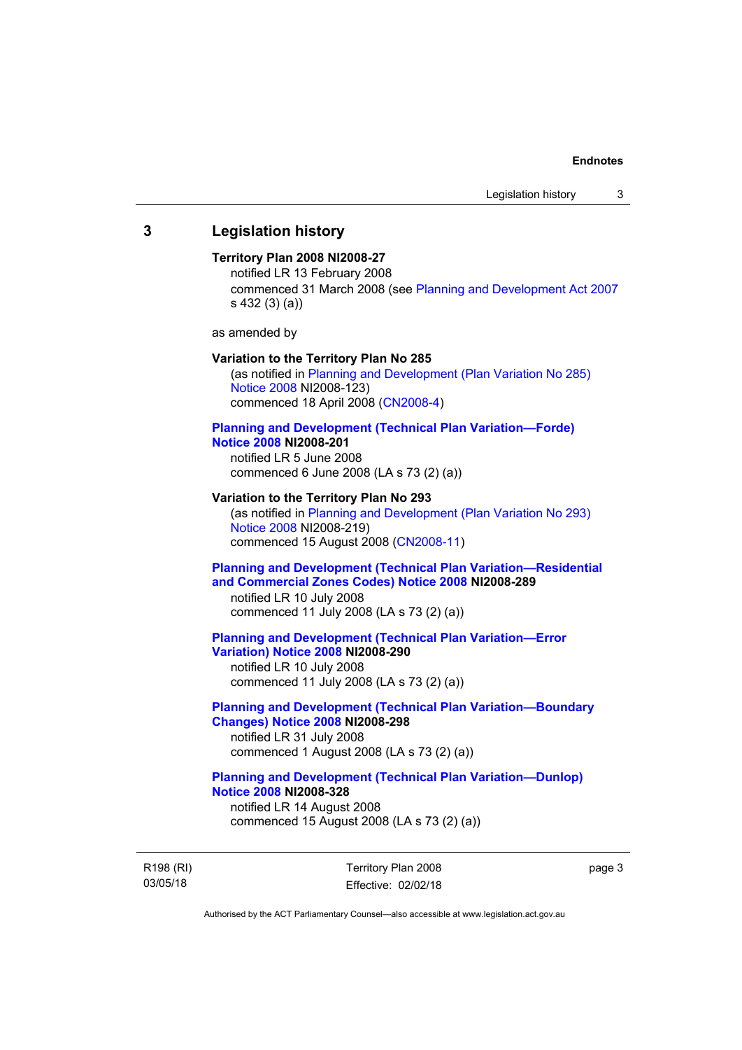## 3 Legislation history

**Territory Plan 2008 NI2008-27**

notified LR 13 February 2008

commenced 31 March 2008 (see Planning and Development Act 2007 s 432 (3) (a))

as amended by

**Variation to the Territory Plan No 285**

(as notified in Planning and Development (Plan Variation No 285) Notice 2008 NI2008-123)

commenced 18 April 2008 (CN2008-4)

**Planning and Development (Technical Plan Variation—Forde) Notice 2008 NI2008-201**

notified LR 5 June 2008

commenced 6 June 2008 (LA s 73 (2) (a))

**Variation to the Territory Plan No 293**

(as notified in Planning and Development (Plan Variation No 293) Notice 2008 NI2008-219)

commenced 15 August 2008 (CN2008-11)

**Planning and Development (Technical Plan Variation—Residential and Commercial Zones Codes) Notice 2008 NI2008-289**

notified LR 10 July 2008

commenced 11 July 2008 (LA s 73 (2) (a))

**Planning and Development (Technical Plan Variation—Error Variation) Notice 2008 NI2008-290**

notified LR 10 July 2008

commenced 11 July 2008 (LA s 73 (2) (a))

**Planning and Development (Technical Plan Variation—Boundary Changes) Notice 2008 NI2008-298**

notified LR 31 July 2008

commenced 1 August 2008 (LA s 73 (2) (a))

**Planning and Development (Technical Plan Variation—Dunlop) Notice 2008 NI2008-328**

notified LR 14 August 2008

commenced 15 August 2008 (LA s 73 (2) (a))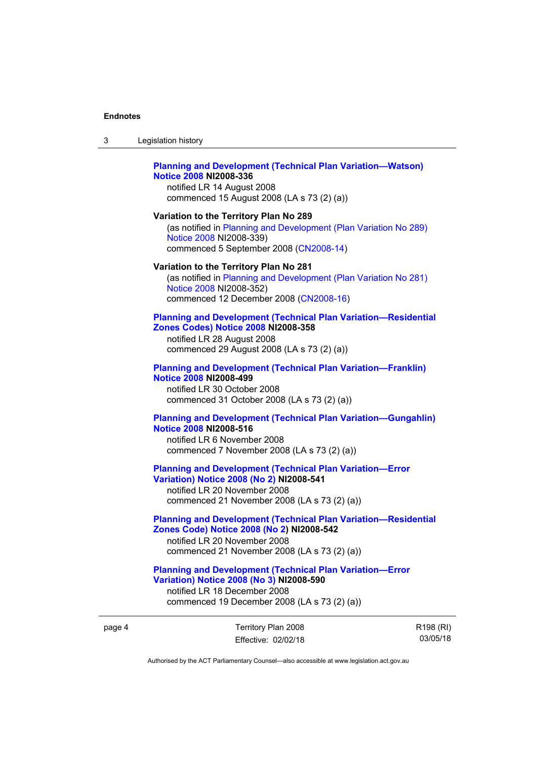**Planning and Development (Technical Plan Variation—Watson) Notice 2008 NI2008-336**
notified LR 14 August 2008
commenced 15 August 2008 (LA s 73 (2) (a))

**Variation to the Territory Plan No 289**
(as notified in Planning and Development (Plan Variation No 289) Notice 2008 NI2008-339)
commenced 5 September 2008 (CN2008-14)

**Variation to the Territory Plan No 281**
(as notified in Planning and Development (Plan Variation No 281) Notice 2008 NI2008-352)
commenced 12 December 2008 (CN2008-16)

**Planning and Development (Technical Plan Variation—Residential Zones Codes) Notice 2008 NI2008-358**
notified LR 28 August 2008
commenced 29 August 2008 (LA s 73 (2) (a))

**Planning and Development (Technical Plan Variation—Franklin) Notice 2008 NI2008-499**
notified LR 30 October 2008
commenced 31 October 2008 (LA s 73 (2) (a))

**Planning and Development (Technical Plan Variation—Gungahlin) Notice 2008 NI2008-516**
notified LR 6 November 2008
commenced 7 November 2008 (LA s 73 (2) (a))

**Planning and Development (Technical Plan Variation—Error Variation) Notice 2008 (No 2) NI2008-541**
notified LR 20 November 2008
commenced 21 November 2008 (LA s 73 (2) (a))

**Planning and Development (Technical Plan Variation—Residential Zones Code) Notice 2008 (No 2) NI2008-542**
notified LR 20 November 2008
commenced 21 November 2008 (LA s 73 (2) (a))

**Planning and Development (Technical Plan Variation—Error Variation) Notice 2008 (No 3) NI2008-590**
notified LR 18 December 2008
commenced 19 December 2008 (LA s 73 (2) (a))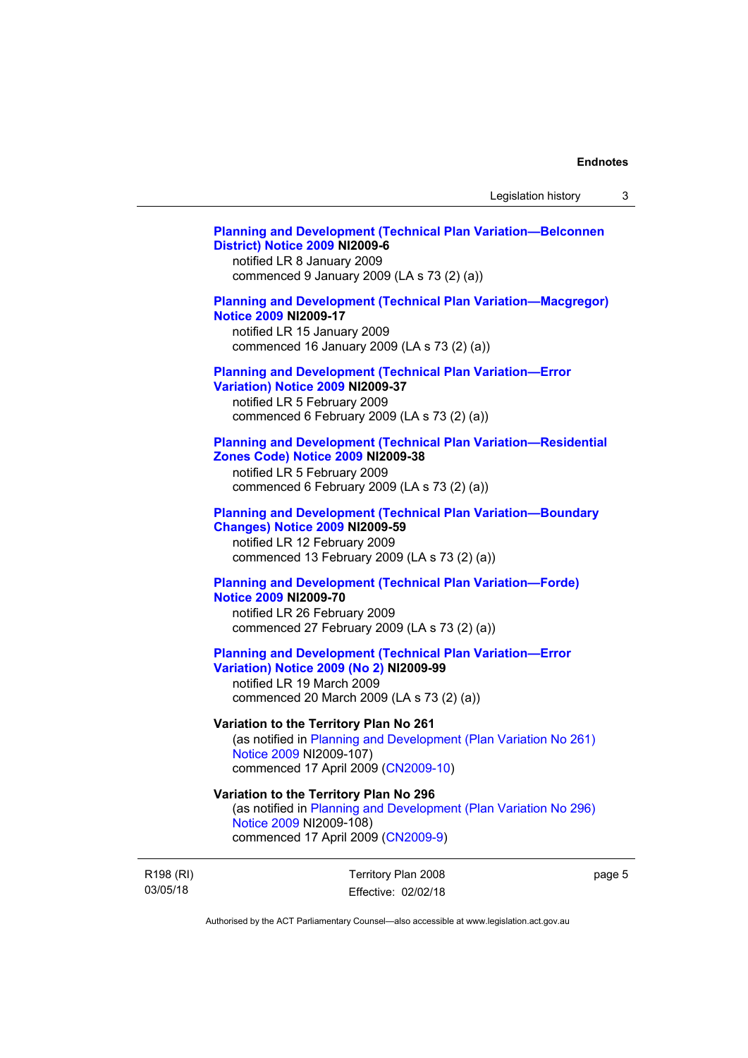**Planning and Development (Technical Plan Variation—Belconnen District) Notice 2009 NI2009-6**
notified LR 8 January 2009
commenced 9 January 2009 (LA s 73 (2) (a))

**Planning and Development (Technical Plan Variation—Macgregor) Notice 2009 NI2009-17**
notified LR 15 January 2009
commenced 16 January 2009 (LA s 73 (2) (a))

**Planning and Development (Technical Plan Variation—Error Variation) Notice 2009 NI2009-37**
notified LR 5 February 2009
commenced 6 February 2009 (LA s 73 (2) (a))

**Planning and Development (Technical Plan Variation—Residential Zones Code) Notice 2009 NI2009-38**
notified LR 5 February 2009
commenced 6 February 2009 (LA s 73 (2) (a))

**Planning and Development (Technical Plan Variation—Boundary Changes) Notice 2009 NI2009-59**
notified LR 12 February 2009
commenced 13 February 2009 (LA s 73 (2) (a))

**Planning and Development (Technical Plan Variation—Forde) Notice 2009 NI2009-70**
notified LR 26 February 2009
commenced 27 February 2009 (LA s 73 (2) (a))

**Planning and Development (Technical Plan Variation—Error Variation) Notice 2009 (No 2) NI2009-99**
notified LR 19 March 2009
commenced 20 March 2009 (LA s 73 (2) (a))

**Variation to the Territory Plan No 261**
(as notified in Planning and Development (Plan Variation No 261) Notice 2009 NI2009-107)
commenced 17 April 2009 (CN2009-10)

**Variation to the Territory Plan No 296**
(as notified in Planning and Development (Plan Variation No 296) Notice 2009 NI2009-108)
commenced 17 April 2009 (CN2009-9)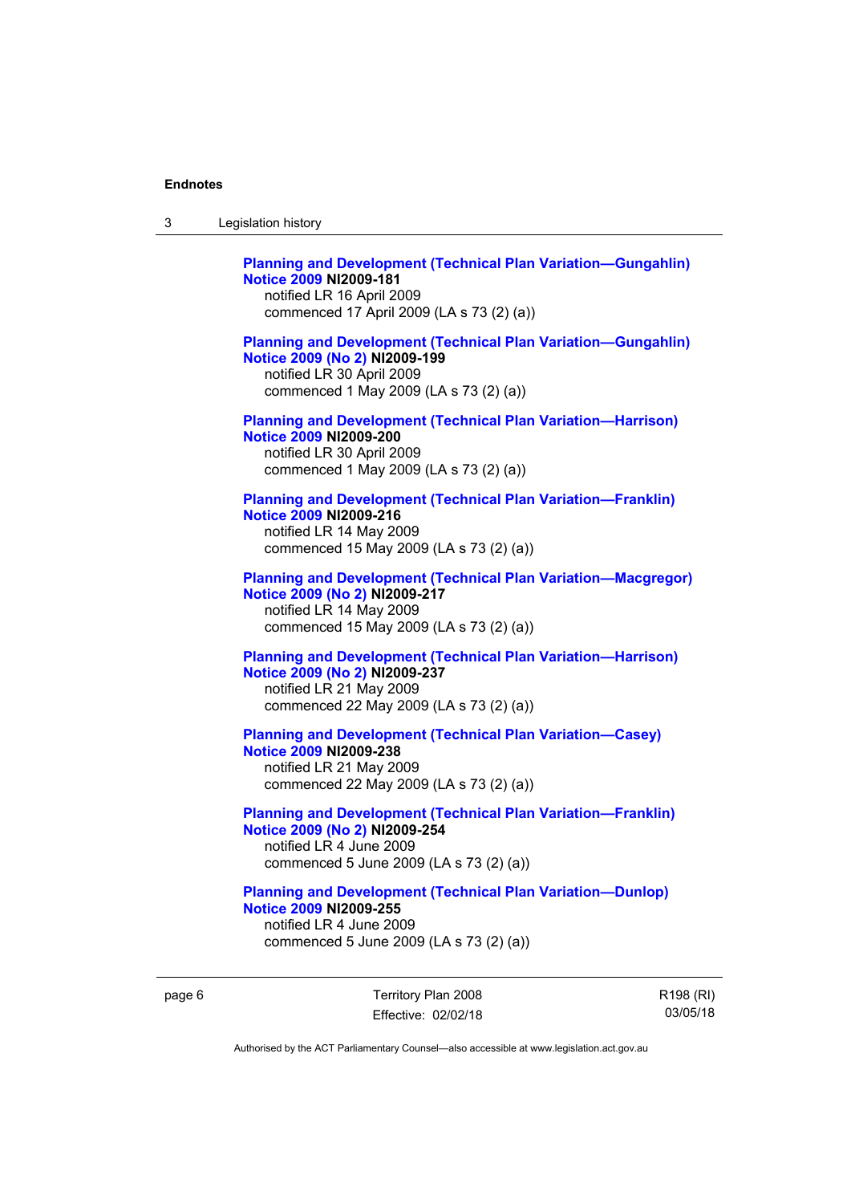**Planning and Development (Technical Plan Variation—Gungahlin) Notice 2009** **NI2009-181**
notified LR 16 April 2009
commenced 17 April 2009 (LA s 73 (2) (a))

**Planning and Development (Technical Plan Variation—Gungahlin) Notice 2009 (No 2)** **NI2009-199**
notified LR 30 April 2009
commenced 1 May 2009 (LA s 73 (2) (a))

**Planning and Development (Technical Plan Variation—Harrison) Notice 2009** **NI2009-200**
notified LR 30 April 2009
commenced 1 May 2009 (LA s 73 (2) (a))

**Planning and Development (Technical Plan Variation—Franklin) Notice 2009** **NI2009-216**
notified LR 14 May 2009
commenced 15 May 2009 (LA s 73 (2) (a))

**Planning and Development (Technical Plan Variation—Macgregor) Notice 2009 (No 2)** **NI2009-217**
notified LR 14 May 2009
commenced 15 May 2009 (LA s 73 (2) (a))

**Planning and Development (Technical Plan Variation—Harrison) Notice 2009 (No 2)** **NI2009-237**
notified LR 21 May 2009
commenced 22 May 2009 (LA s 73 (2) (a))

**Planning and Development (Technical Plan Variation—Casey) Notice 2009** **NI2009-238**
notified LR 21 May 2009
commenced 22 May 2009 (LA s 73 (2) (a))

**Planning and Development (Technical Plan Variation—Franklin) Notice 2009 (No 2)** **NI2009-254**
notified LR 4 June 2009
commenced 5 June 2009 (LA s 73 (2) (a))

**Planning and Development (Technical Plan Variation—Dunlop) Notice 2009** **NI2009-255**
notified LR 4 June 2009
commenced 5 June 2009 (LA s 73 (2) (a))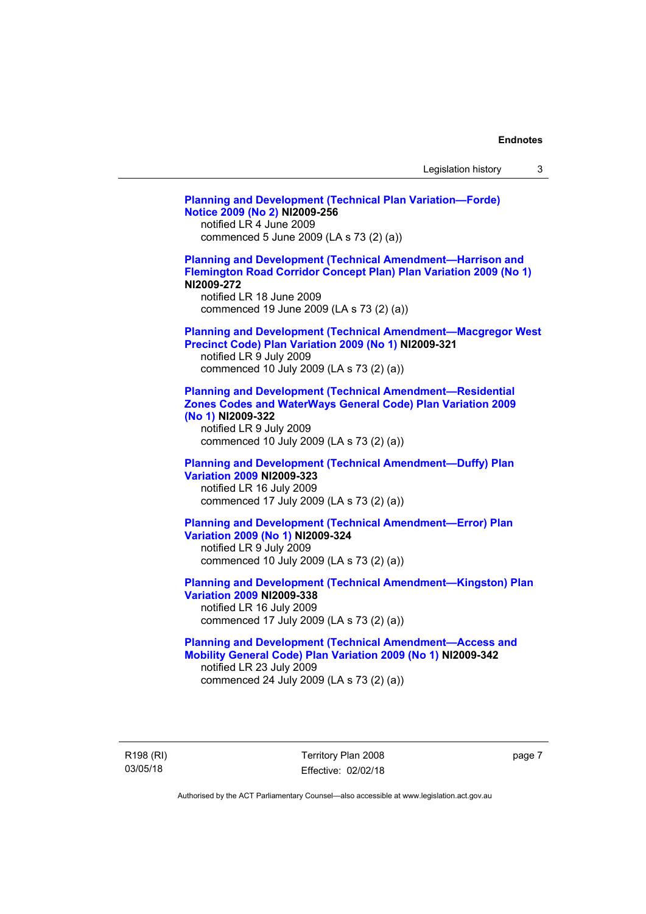**Planning and Development (Technical Plan Variation—Forde) Notice 2009 (No 2) NI2009-256**
notified LR 4 June 2009
commenced 5 June 2009 (LA s 73 (2) (a))

**Planning and Development (Technical Amendment—Harrison and Flemington Road Corridor Concept Plan) Plan Variation 2009 (No 1) NI2009-272**
notified LR 18 June 2009
commenced 19 June 2009 (LA s 73 (2) (a))

**Planning and Development (Technical Amendment—Macgregor West Precinct Code) Plan Variation 2009 (No 1) NI2009-321**
notified LR 9 July 2009
commenced 10 July 2009 (LA s 73 (2) (a))

**Planning and Development (Technical Amendment—Residential Zones Codes and WaterWays General Code) Plan Variation 2009 (No 1) NI2009-322**
notified LR 9 July 2009
commenced 10 July 2009 (LA s 73 (2) (a))

**Planning and Development (Technical Amendment—Duffy) Plan Variation 2009 NI2009-323**
notified LR 16 July 2009
commenced 17 July 2009 (LA s 73 (2) (a))

**Planning and Development (Technical Amendment—Error) Plan Variation 2009 (No 1) NI2009-324**
notified LR 9 July 2009
commenced 10 July 2009 (LA s 73 (2) (a))

**Planning and Development (Technical Amendment—Kingston) Plan Variation 2009 NI2009-338**
notified LR 16 July 2009
commenced 17 July 2009 (LA s 73 (2) (a))

**Planning and Development (Technical Amendment—Access and Mobility General Code) Plan Variation 2009 (No 1) NI2009-342**
notified LR 23 July 2009
commenced 24 July 2009 (LA s 73 (2) (a))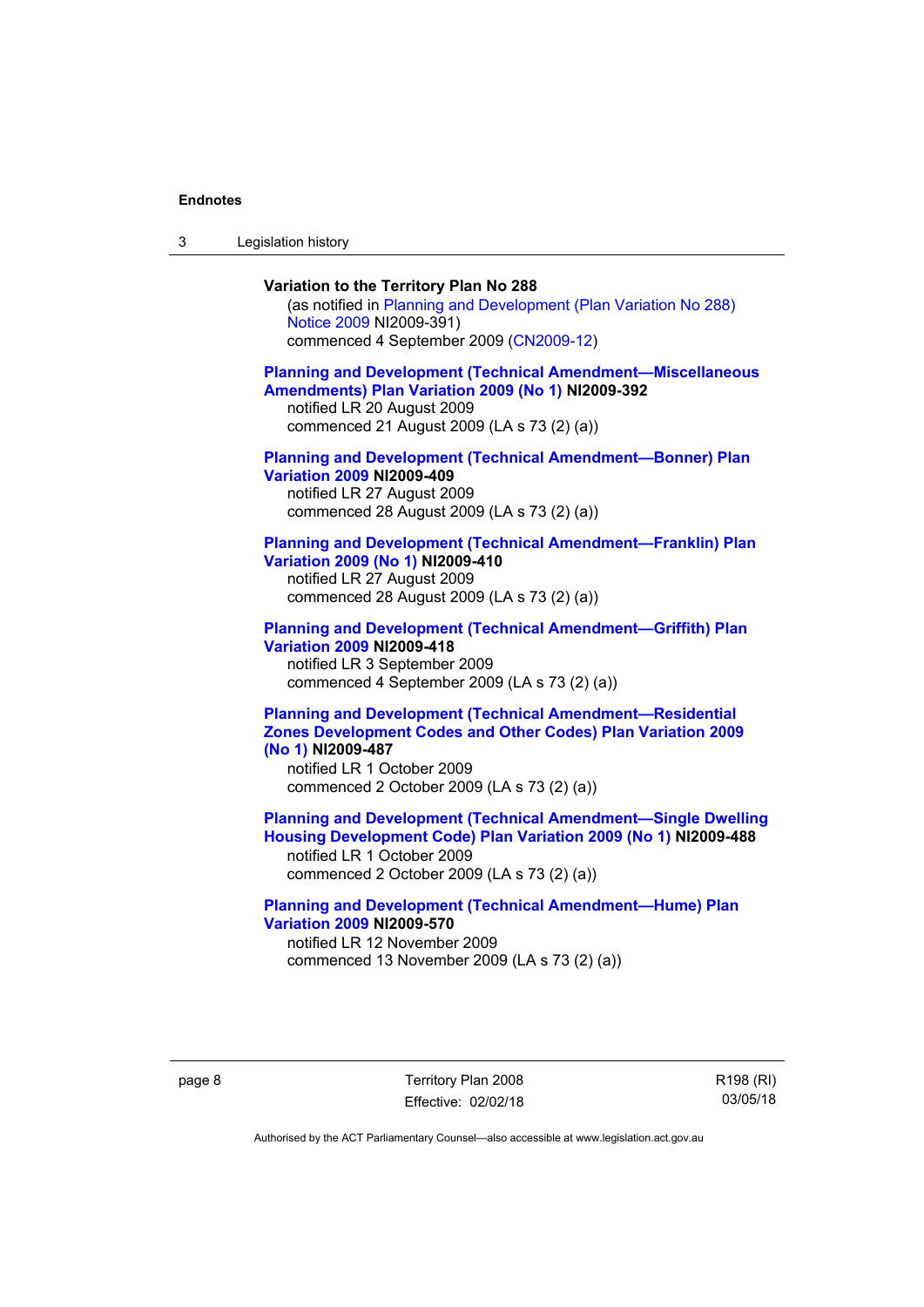**Variation to the Territory Plan No 288**

(as notified in Planning and Development (Plan Variation No 288) Notice 2009 NI2009-391)
commenced 4 September 2009 (CN2009-12)

**Planning and Development (Technical Amendment—Miscellaneous Amendments) Plan Variation 2009 (No 1) NI2009-392**
notified LR 20 August 2009
commenced 21 August 2009 (LA s 73 (2) (a))

**Planning and Development (Technical Amendment—Bonner) Plan Variation 2009 NI2009-409**
notified LR 27 August 2009
commenced 28 August 2009 (LA s 73 (2) (a))

**Planning and Development (Technical Amendment—Franklin) Plan Variation 2009 (No 1) NI2009-410**
notified LR 27 August 2009
commenced 28 August 2009 (LA s 73 (2) (a))

**Planning and Development (Technical Amendment—Griffith) Plan Variation 2009 NI2009-418**
notified LR 3 September 2009
commenced 4 September 2009 (LA s 73 (2) (a))

**Planning and Development (Technical Amendment—Residential Zones Development Codes and Other Codes) Plan Variation 2009 (No 1) NI2009-487**
notified LR 1 October 2009
commenced 2 October 2009 (LA s 73 (2) (a))

**Planning and Development (Technical Amendment—Single Dwelling Housing Development Code) Plan Variation 2009 (No 1) NI2009-488**
notified LR 1 October 2009
commenced 2 October 2009 (LA s 73 (2) (a))

**Planning and Development (Technical Amendment—Hume) Plan Variation 2009 NI2009-570**
notified LR 12 November 2009
commenced 13 November 2009 (LA s 73 (2) (a))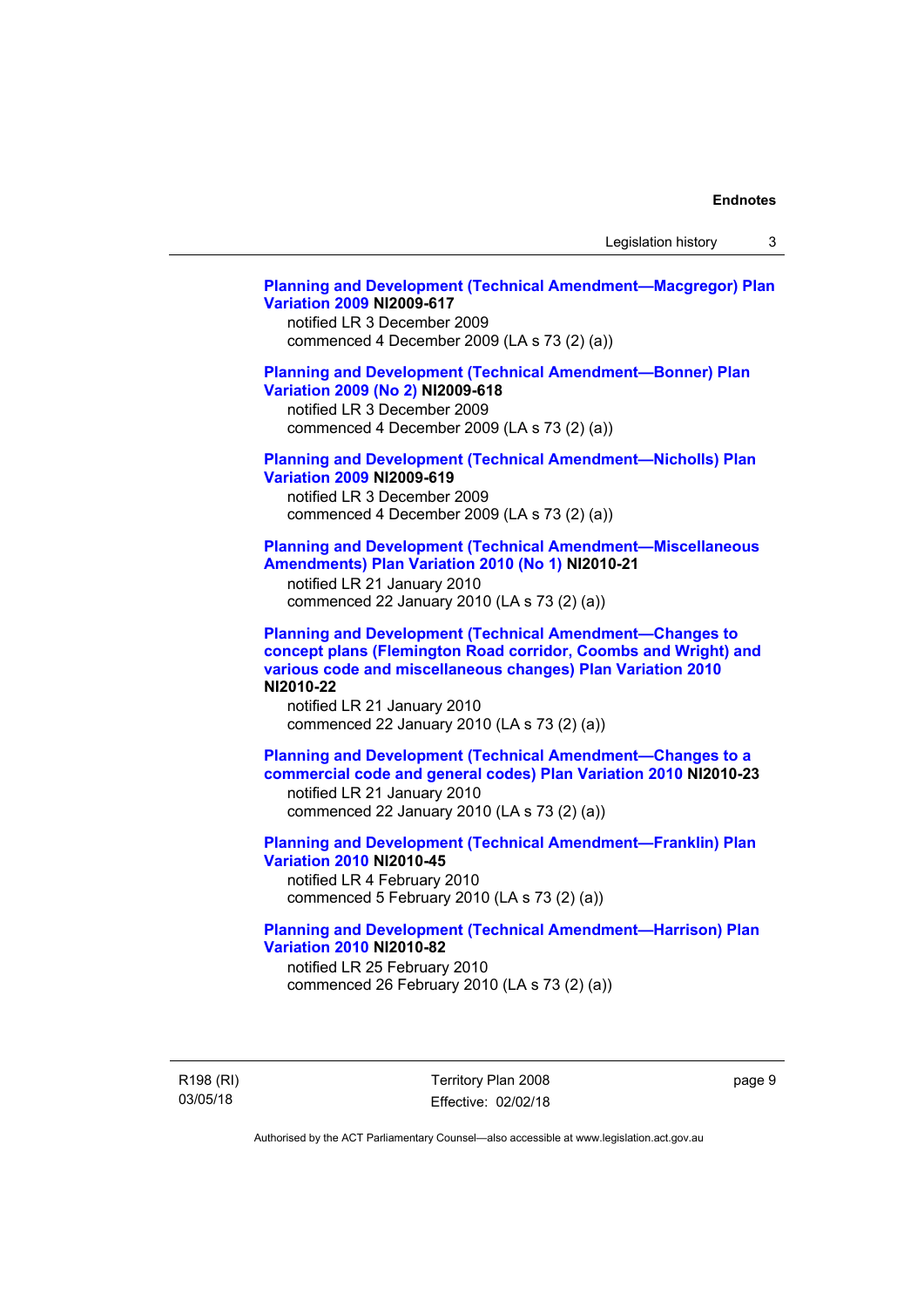**Planning and Development (Technical Amendment—Macgregor) Plan Variation 2009 NI2009-617**
notified LR 3 December 2009
commenced 4 December 2009 (LA s 73 (2) (a))

**Planning and Development (Technical Amendment—Bonner) Plan Variation 2009 (No 2) NI2009-618**
notified LR 3 December 2009
commenced 4 December 2009 (LA s 73 (2) (a))

**Planning and Development (Technical Amendment—Nicholls) Plan Variation 2009 NI2009-619**
notified LR 3 December 2009
commenced 4 December 2009 (LA s 73 (2) (a))

**Planning and Development (Technical Amendment—Miscellaneous Amendments) Plan Variation 2010 (No 1) NI2010-21**
notified LR 21 January 2010
commenced 22 January 2010 (LA s 73 (2) (a))

**Planning and Development (Technical Amendment—Changes to concept plans (Flemington Road corridor, Coombs and Wright) and various code and miscellaneous changes) Plan Variation 2010 NI2010-22**
notified LR 21 January 2010
commenced 22 January 2010 (LA s 73 (2) (a))

**Planning and Development (Technical Amendment—Changes to a commercial code and general codes) Plan Variation 2010 NI2010-23**
notified LR 21 January 2010
commenced 22 January 2010 (LA s 73 (2) (a))

**Planning and Development (Technical Amendment—Franklin) Plan Variation 2010 NI2010-45**
notified LR 4 February 2010
commenced 5 February 2010 (LA s 73 (2) (a))

**Planning and Development (Technical Amendment—Harrison) Plan Variation 2010 NI2010-82**
notified LR 25 February 2010
commenced 26 February 2010 (LA s 73 (2) (a))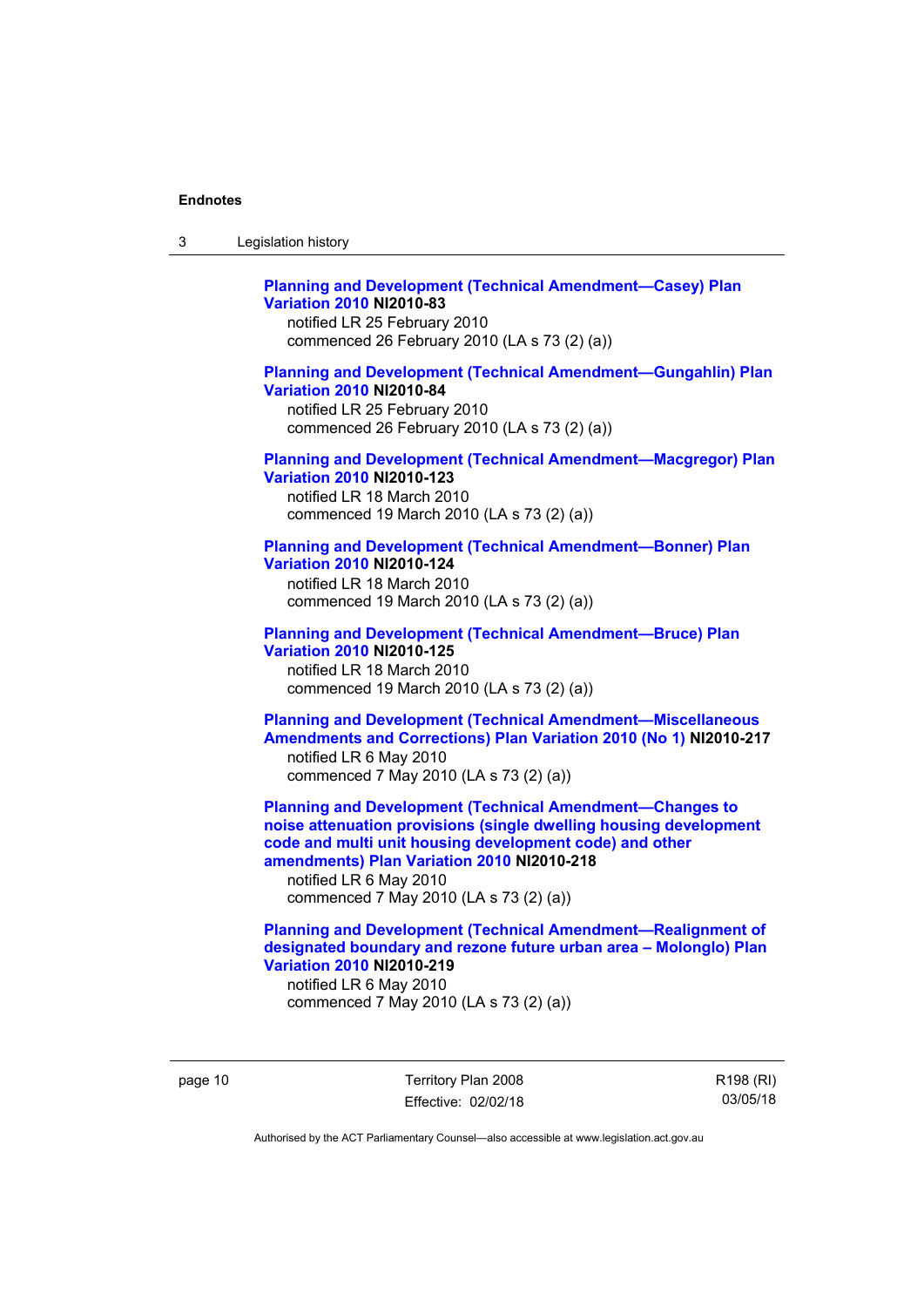**Planning and Development (Technical Amendment—Casey) Plan Variation 2010 NI2010-83**
notified LR 25 February 2010
commenced 26 February 2010 (LA s 73 (2) (a))

**Planning and Development (Technical Amendment—Gungahlin) Plan Variation 2010 NI2010-84**
notified LR 25 February 2010
commenced 26 February 2010 (LA s 73 (2) (a))

**Planning and Development (Technical Amendment—Macgregor) Plan Variation 2010 NI2010-123**
notified LR 18 March 2010
commenced 19 March 2010 (LA s 73 (2) (a))

**Planning and Development (Technical Amendment—Bonner) Plan Variation 2010 NI2010-124**
notified LR 18 March 2010
commenced 19 March 2010 (LA s 73 (2) (a))

**Planning and Development (Technical Amendment—Bruce) Plan Variation 2010 NI2010-125**
notified LR 18 March 2010
commenced 19 March 2010 (LA s 73 (2) (a))

**Planning and Development (Technical Amendment—Miscellaneous Amendments and Corrections) Plan Variation 2010 (No 1) NI2010-217**
notified LR 6 May 2010
commenced 7 May 2010 (LA s 73 (2) (a))

**Planning and Development (Technical Amendment—Changes to noise attenuation provisions (single dwelling housing development code and multi unit housing development code) and other amendments) Plan Variation 2010 NI2010-218**
notified LR 6 May 2010
commenced 7 May 2010 (LA s 73 (2) (a))

**Planning and Development (Technical Amendment—Realignment of designated boundary and rezone future urban area – Molonglo) Plan Variation 2010 NI2010-219**
notified LR 6 May 2010
commenced 7 May 2010 (LA s 73 (2) (a))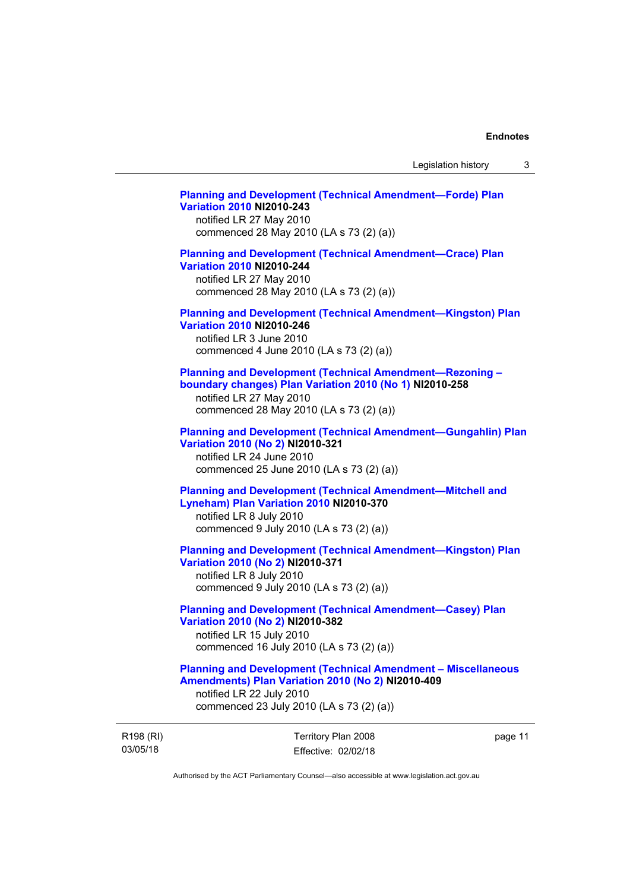**Planning and Development (Technical Amendment—Forde) Plan Variation 2010 NI2010-243**
notified LR 27 May 2010
commenced 28 May 2010 (LA s 73 (2) (a))

**Planning and Development (Technical Amendment—Crace) Plan Variation 2010 NI2010-244**
notified LR 27 May 2010
commenced 28 May 2010 (LA s 73 (2) (a))

**Planning and Development (Technical Amendment—Kingston) Plan Variation 2010 NI2010-246**
notified LR 3 June 2010
commenced 4 June 2010 (LA s 73 (2) (a))

**Planning and Development (Technical Amendment—Rezoning – boundary changes) Plan Variation 2010 (No 1) NI2010-258**
notified LR 27 May 2010
commenced 28 May 2010 (LA s 73 (2) (a))

**Planning and Development (Technical Amendment—Gungahlin) Plan Variation 2010 (No 2) NI2010-321**
notified LR 24 June 2010
commenced 25 June 2010 (LA s 73 (2) (a))

**Planning and Development (Technical Amendment—Mitchell and Lyneham) Plan Variation 2010 NI2010-370**
notified LR 8 July 2010
commenced 9 July 2010 (LA s 73 (2) (a))

**Planning and Development (Technical Amendment—Kingston) Plan Variation 2010 (No 2) NI2010-371**
notified LR 8 July 2010
commenced 9 July 2010 (LA s 73 (2) (a))

**Planning and Development (Technical Amendment—Casey) Plan Variation 2010 (No 2) NI2010-382**
notified LR 15 July 2010
commenced 16 July 2010 (LA s 73 (2) (a))

**Planning and Development (Technical Amendment – Miscellaneous Amendments) Plan Variation 2010 (No 2) NI2010-409**
notified LR 22 July 2010
commenced 23 July 2010 (LA s 73 (2) (a))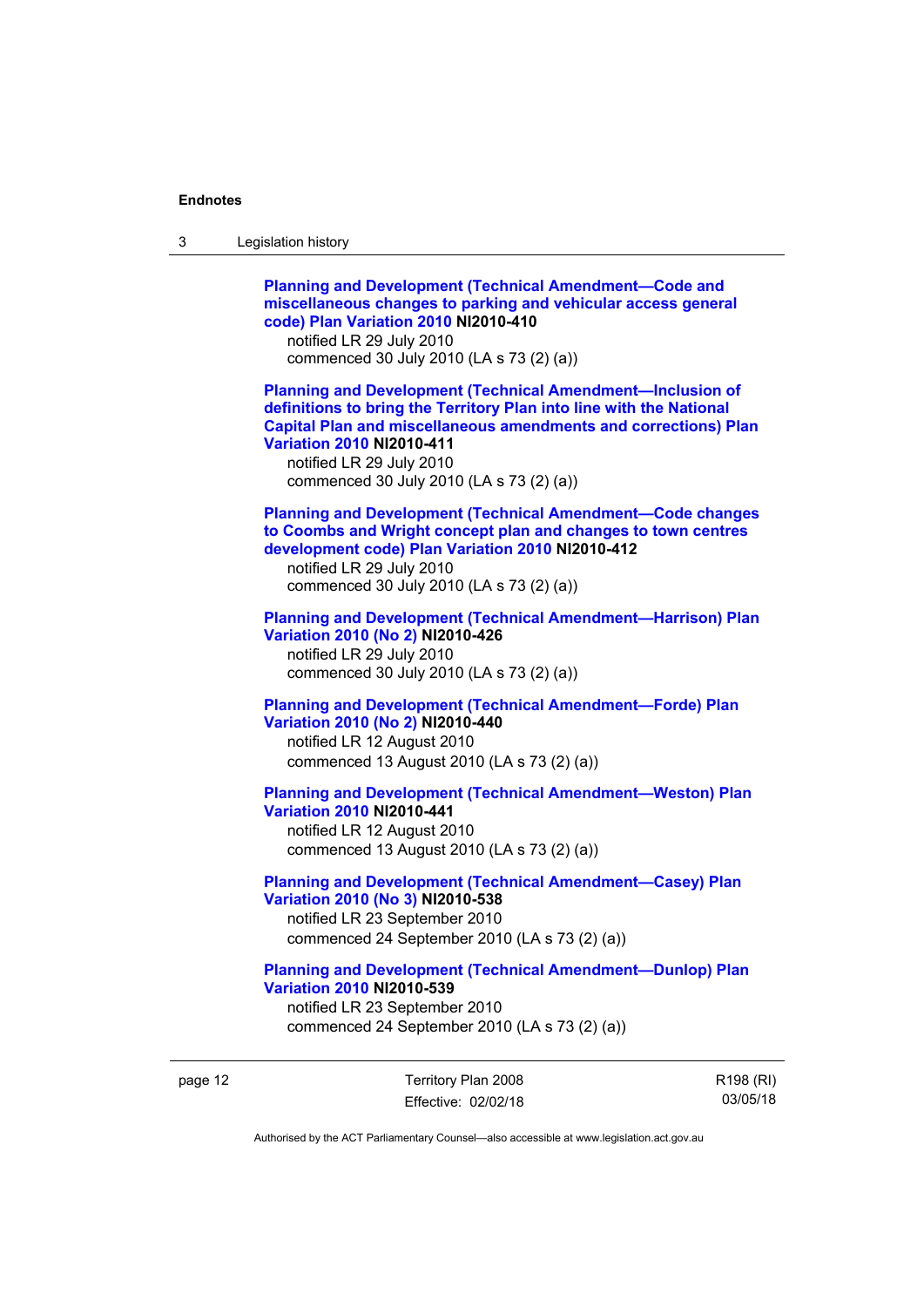**Planning and Development (Technical Amendment—Code and miscellaneous changes to parking and vehicular access general code) Plan Variation 2010 NI2010-410**
notified LR 29 July 2010
commenced 30 July 2010 (LA s 73 (2) (a))

**Planning and Development (Technical Amendment—Inclusion of definitions to bring the Territory Plan into line with the National Capital Plan and miscellaneous amendments and corrections) Plan Variation 2010 NI2010-411**
notified LR 29 July 2010
commenced 30 July 2010 (LA s 73 (2) (a))

**Planning and Development (Technical Amendment—Code changes to Coombs and Wright concept plan and changes to town centres development code) Plan Variation 2010 NI2010-412**
notified LR 29 July 2010
commenced 30 July 2010 (LA s 73 (2) (a))

**Planning and Development (Technical Amendment—Harrison) Plan Variation 2010 (No 2) NI2010-426**
notified LR 29 July 2010
commenced 30 July 2010 (LA s 73 (2) (a))

**Planning and Development (Technical Amendment—Forde) Plan Variation 2010 (No 2) NI2010-440**
notified LR 12 August 2010
commenced 13 August 2010 (LA s 73 (2) (a))

**Planning and Development (Technical Amendment—Weston) Plan Variation 2010 NI2010-441**
notified LR 12 August 2010
commenced 13 August 2010 (LA s 73 (2) (a))

**Planning and Development (Technical Amendment—Casey) Plan Variation 2010 (No 3) NI2010-538**
notified LR 23 September 2010
commenced 24 September 2010 (LA s 73 (2) (a))

**Planning and Development (Technical Amendment—Dunlop) Plan Variation 2010 NI2010-539**
notified LR 23 September 2010
commenced 24 September 2010 (LA s 73 (2) (a))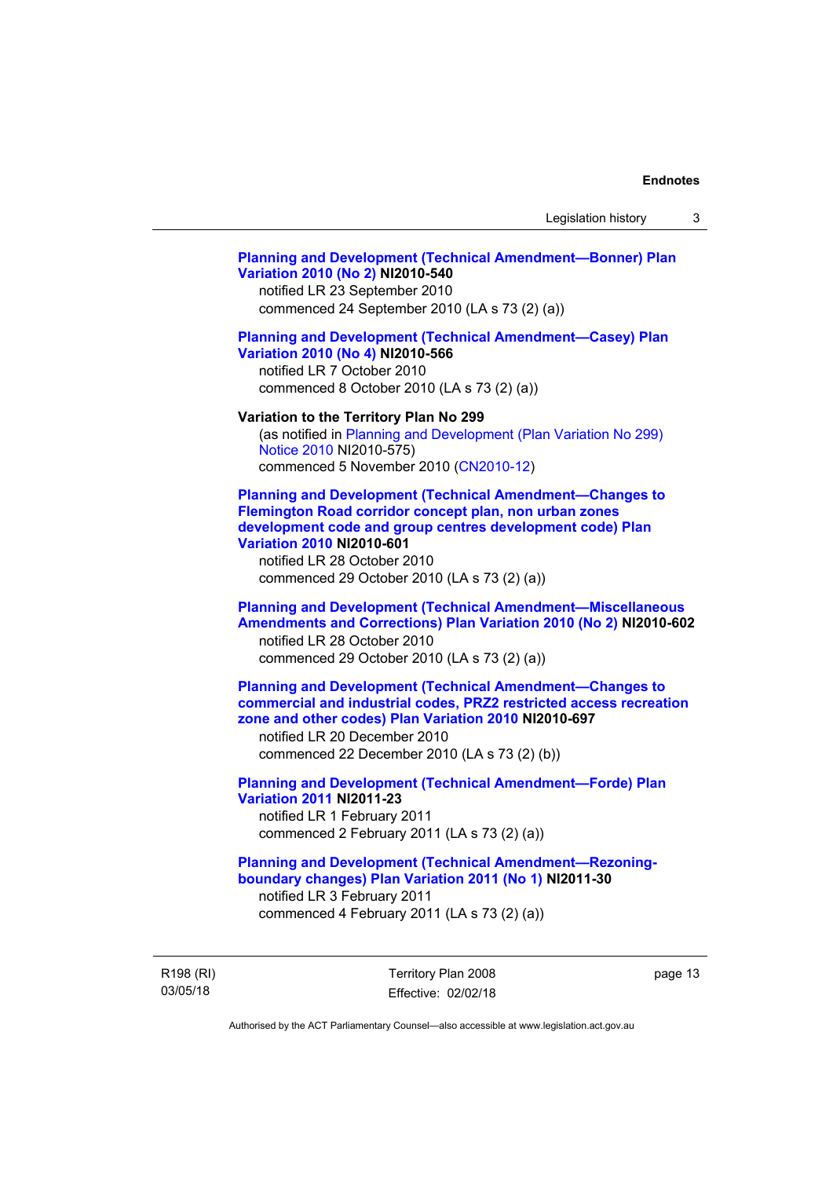**Planning and Development (Technical Amendment—Bonner) Plan Variation 2010 (No 2) NI2010-540**
notified LR 23 September 2010
commenced 24 September 2010 (LA s 73 (2) (a))

**Planning and Development (Technical Amendment—Casey) Plan Variation 2010 (No 4) NI2010-566**
notified LR 7 October 2010
commenced 8 October 2010 (LA s 73 (2) (a))

**Variation to the Territory Plan No 299**
(as notified in Planning and Development (Plan Variation No 299) Notice 2010 NI2010-575)
commenced 5 November 2010 (CN2010-12)

**Planning and Development (Technical Amendment—Changes to Flemington Road corridor concept plan, non urban zones development code and group centres development code) Plan Variation 2010 NI2010-601**
notified LR 28 October 2010
commenced 29 October 2010 (LA s 73 (2) (a))

**Planning and Development (Technical Amendment—Miscellaneous Amendments and Corrections) Plan Variation 2010 (No 2) NI2010-602**
notified LR 28 October 2010
commenced 29 October 2010 (LA s 73 (2) (a))

**Planning and Development (Technical Amendment—Changes to commercial and industrial codes, PRZ2 restricted access recreation zone and other codes) Plan Variation 2010 NI2010-697**
notified LR 20 December 2010
commenced 22 December 2010 (LA s 73 (2) (b))

**Planning and Development (Technical Amendment—Forde) Plan Variation 2011 NI2011-23**
notified LR 1 February 2011
commenced 2 February 2011 (LA s 73 (2) (a))

**Planning and Development (Technical Amendment—Rezoning-boundary changes) Plan Variation 2011 (No 1) NI2011-30**
notified LR 3 February 2011
commenced 4 February 2011 (LA s 73 (2) (a))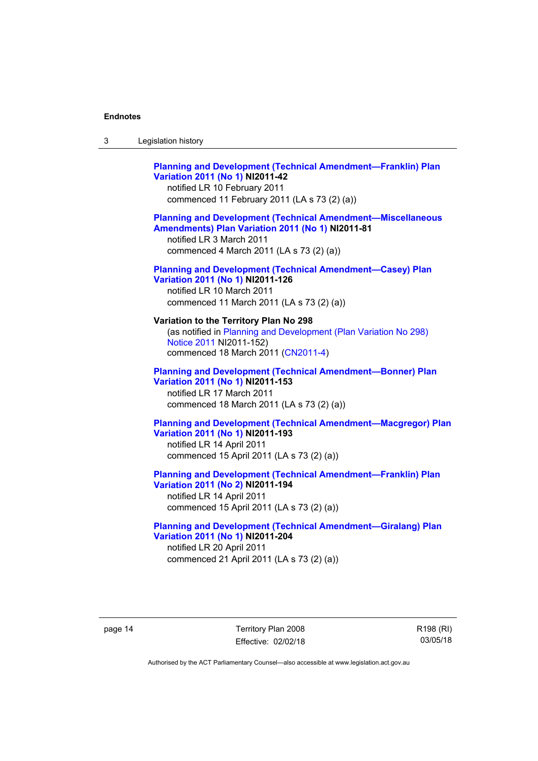**Planning and Development (Technical Amendment—Franklin) Plan Variation 2011 (No 1) NI2011-42**
notified LR 10 February 2011
commenced 11 February 2011 (LA s 73 (2) (a))

**Planning and Development (Technical Amendment—Miscellaneous Amendments) Plan Variation 2011 (No 1) NI2011-81**
notified LR 3 March 2011
commenced 4 March 2011 (LA s 73 (2) (a))

**Planning and Development (Technical Amendment—Casey) Plan Variation 2011 (No 1) NI2011-126**
notified LR 10 March 2011
commenced 11 March 2011 (LA s 73 (2) (a))

**Variation to the Territory Plan No 298**
(as notified in Planning and Development (Plan Variation No 298) Notice 2011 NI2011-152)
commenced 18 March 2011 (CN2011-4)

**Planning and Development (Technical Amendment—Bonner) Plan Variation 2011 (No 1) NI2011-153**
notified LR 17 March 2011
commenced 18 March 2011 (LA s 73 (2) (a))

**Planning and Development (Technical Amendment—Macgregor) Plan Variation 2011 (No 1) NI2011-193**
notified LR 14 April 2011
commenced 15 April 2011 (LA s 73 (2) (a))

**Planning and Development (Technical Amendment—Franklin) Plan Variation 2011 (No 2) NI2011-194**
notified LR 14 April 2011
commenced 15 April 2011 (LA s 73 (2) (a))

**Planning and Development (Technical Amendment—Giralang) Plan Variation 2011 (No 1) NI2011-204**
notified LR 20 April 2011
commenced 21 April 2011 (LA s 73 (2) (a))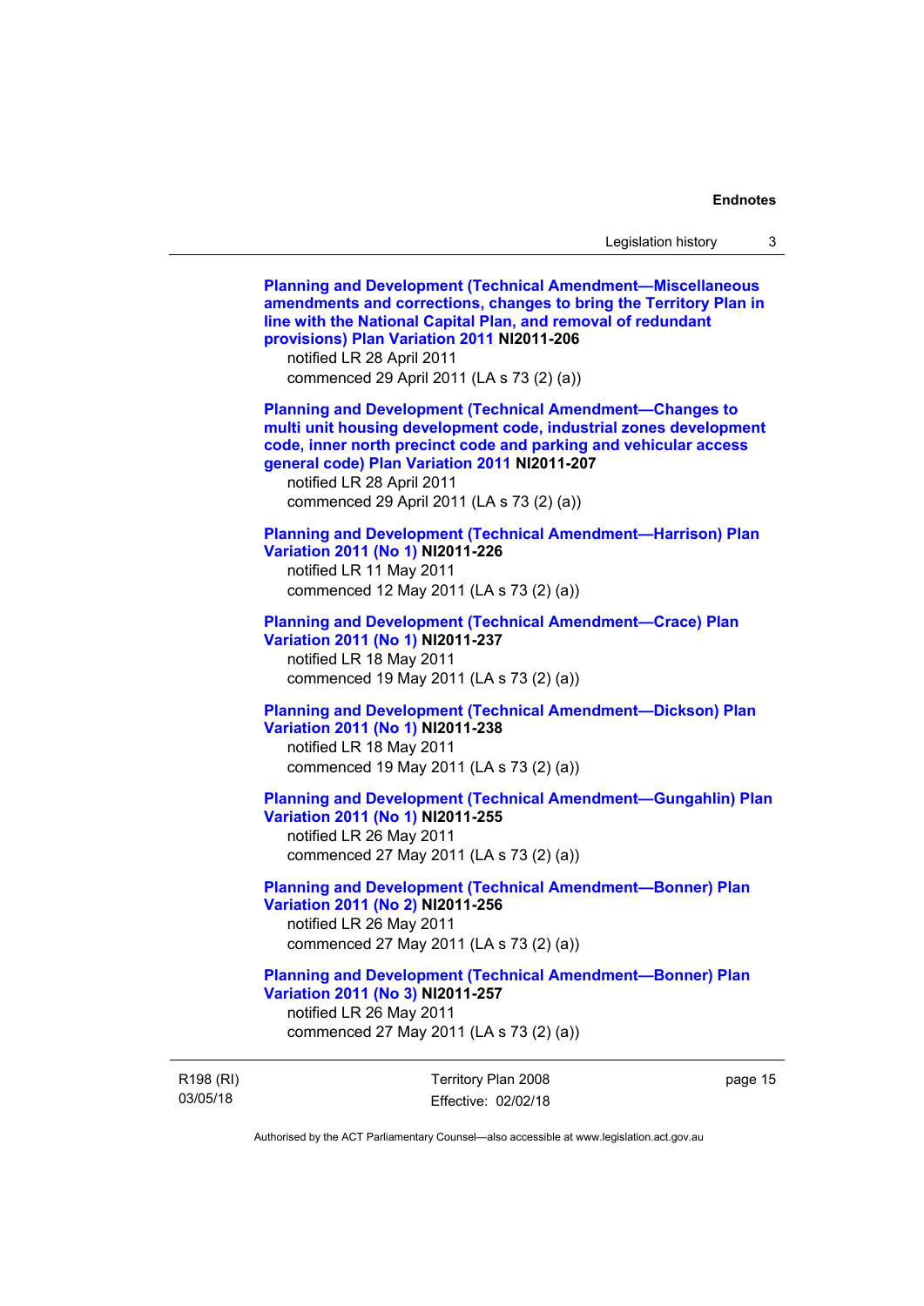**Planning and Development (Technical Amendment—Miscellaneous amendments and corrections, changes to bring the Territory Plan in line with the National Capital Plan, and removal of redundant provisions) Plan Variation 2011 NI2011-206**
notified LR 28 April 2011
commenced 29 April 2011 (LA s 73 (2) (a))

**Planning and Development (Technical Amendment—Changes to multi unit housing development code, industrial zones development code, inner north precinct code and parking and vehicular access general code) Plan Variation 2011 NI2011-207**
notified LR 28 April 2011
commenced 29 April 2011 (LA s 73 (2) (a))

**Planning and Development (Technical Amendment—Harrison) Plan Variation 2011 (No 1) NI2011-226**
notified LR 11 May 2011
commenced 12 May 2011 (LA s 73 (2) (a))

**Planning and Development (Technical Amendment—Crace) Plan Variation 2011 (No 1) NI2011-237**
notified LR 18 May 2011
commenced 19 May 2011 (LA s 73 (2) (a))

**Planning and Development (Technical Amendment—Dickson) Plan Variation 2011 (No 1) NI2011-238**
notified LR 18 May 2011
commenced 19 May 2011 (LA s 73 (2) (a))

**Planning and Development (Technical Amendment—Gungahlin) Plan Variation 2011 (No 1) NI2011-255**
notified LR 26 May 2011
commenced 27 May 2011 (LA s 73 (2) (a))

**Planning and Development (Technical Amendment—Bonner) Plan Variation 2011 (No 2) NI2011-256**
notified LR 26 May 2011
commenced 27 May 2011 (LA s 73 (2) (a))

**Planning and Development (Technical Amendment—Bonner) Plan Variation 2011 (No 3) NI2011-257**
notified LR 26 May 2011
commenced 27 May 2011 (LA s 73 (2) (a))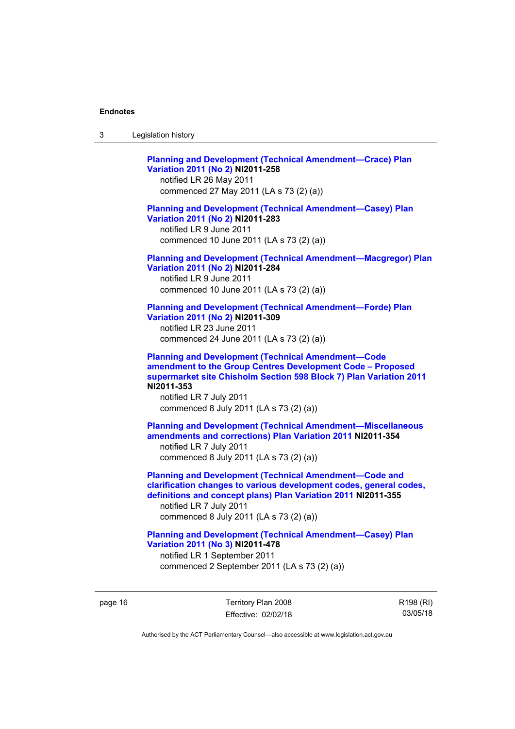**Planning and Development (Technical Amendment—Crace) Plan Variation 2011 (No 2) NI2011-258**
notified LR 26 May 2011
commenced 27 May 2011 (LA s 73 (2) (a))

**Planning and Development (Technical Amendment—Casey) Plan Variation 2011 (No 2) NI2011-283**
notified LR 9 June 2011
commenced 10 June 2011 (LA s 73 (2) (a))

**Planning and Development (Technical Amendment—Macgregor) Plan Variation 2011 (No 2) NI2011-284**
notified LR 9 June 2011
commenced 10 June 2011 (LA s 73 (2) (a))

**Planning and Development (Technical Amendment—Forde) Plan Variation 2011 (No 2) NI2011-309**
notified LR 23 June 2011
commenced 24 June 2011 (LA s 73 (2) (a))

**Planning and Development (Technical Amendment—Code amendment to the Group Centres Development Code – Proposed supermarket site Chisholm Section 598 Block 7) Plan Variation 2011 NI2011-353**
notified LR 7 July 2011
commenced 8 July 2011 (LA s 73 (2) (a))

**Planning and Development (Technical Amendment—Miscellaneous amendments and corrections) Plan Variation 2011 NI2011-354**
notified LR 7 July 2011
commenced 8 July 2011 (LA s 73 (2) (a))

**Planning and Development (Technical Amendment—Code and clarification changes to various development codes, general codes, definitions and concept plans) Plan Variation 2011 NI2011-355**
notified LR 7 July 2011
commenced 8 July 2011 (LA s 73 (2) (a))

**Planning and Development (Technical Amendment—Casey) Plan Variation 2011 (No 3) NI2011-478**
notified LR 1 September 2011
commenced 2 September 2011 (LA s 73 (2) (a))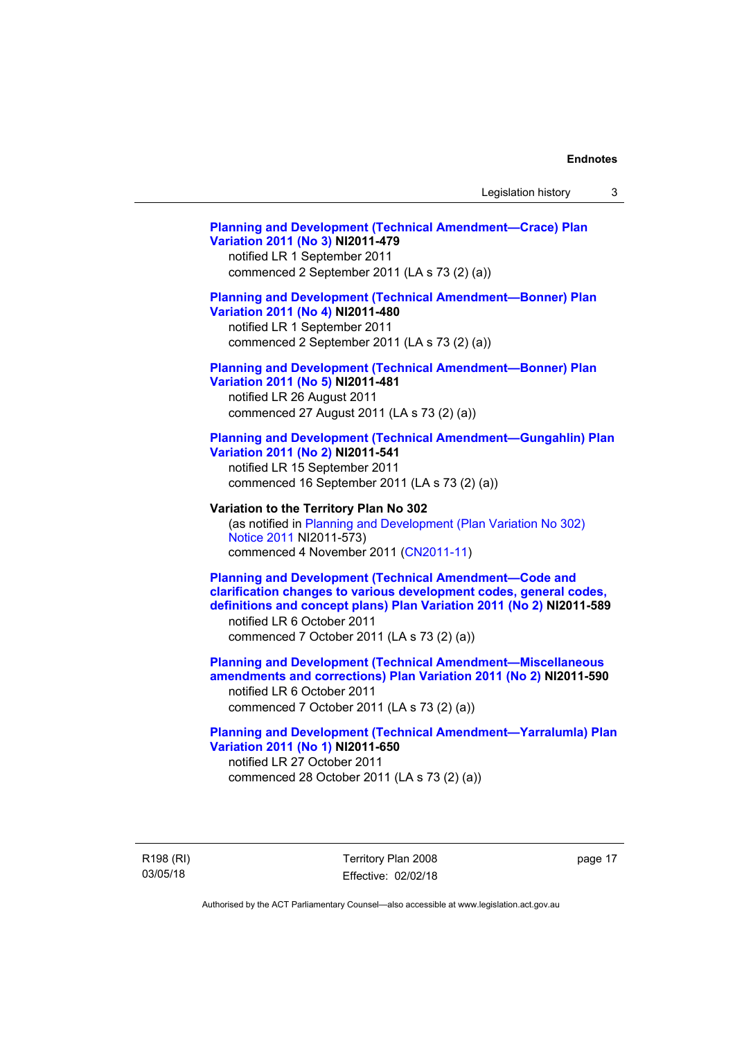**Planning and Development (Technical Amendment—Crace) Plan Variation 2011 (No 3) NI2011-479**

notified LR 1 September 2011

commenced 2 September 2011 (LA s 73 (2) (a))

**Planning and Development (Technical Amendment—Bonner) Plan Variation 2011 (No 4) NI2011-480**

notified LR 1 September 2011

commenced 2 September 2011 (LA s 73 (2) (a))

**Planning and Development (Technical Amendment—Bonner) Plan Variation 2011 (No 5) NI2011-481**

notified LR 26 August 2011

commenced 27 August 2011 (LA s 73 (2) (a))

**Planning and Development (Technical Amendment—Gungahlin) Plan Variation 2011 (No 2) NI2011-541**

notified LR 15 September 2011

commenced 16 September 2011 (LA s 73 (2) (a))

**Variation to the Territory Plan No 302**

(as notified in Planning and Development (Plan Variation No 302) Notice 2011 NI2011-573)

commenced 4 November 2011 (CN2011-11)

**Planning and Development (Technical Amendment—Code and clarification changes to various development codes, general codes, definitions and concept plans) Plan Variation 2011 (No 2) NI2011-589**

notified LR 6 October 2011

commenced 7 October 2011 (LA s 73 (2) (a))

**Planning and Development (Technical Amendment—Miscellaneous amendments and corrections) Plan Variation 2011 (No 2) NI2011-590**

notified LR 6 October 2011

commenced 7 October 2011 (LA s 73 (2) (a))

**Planning and Development (Technical Amendment—Yarralumla) Plan Variation 2011 (No 1) NI2011-650**

notified LR 27 October 2011

commenced 28 October 2011 (LA s 73 (2) (a))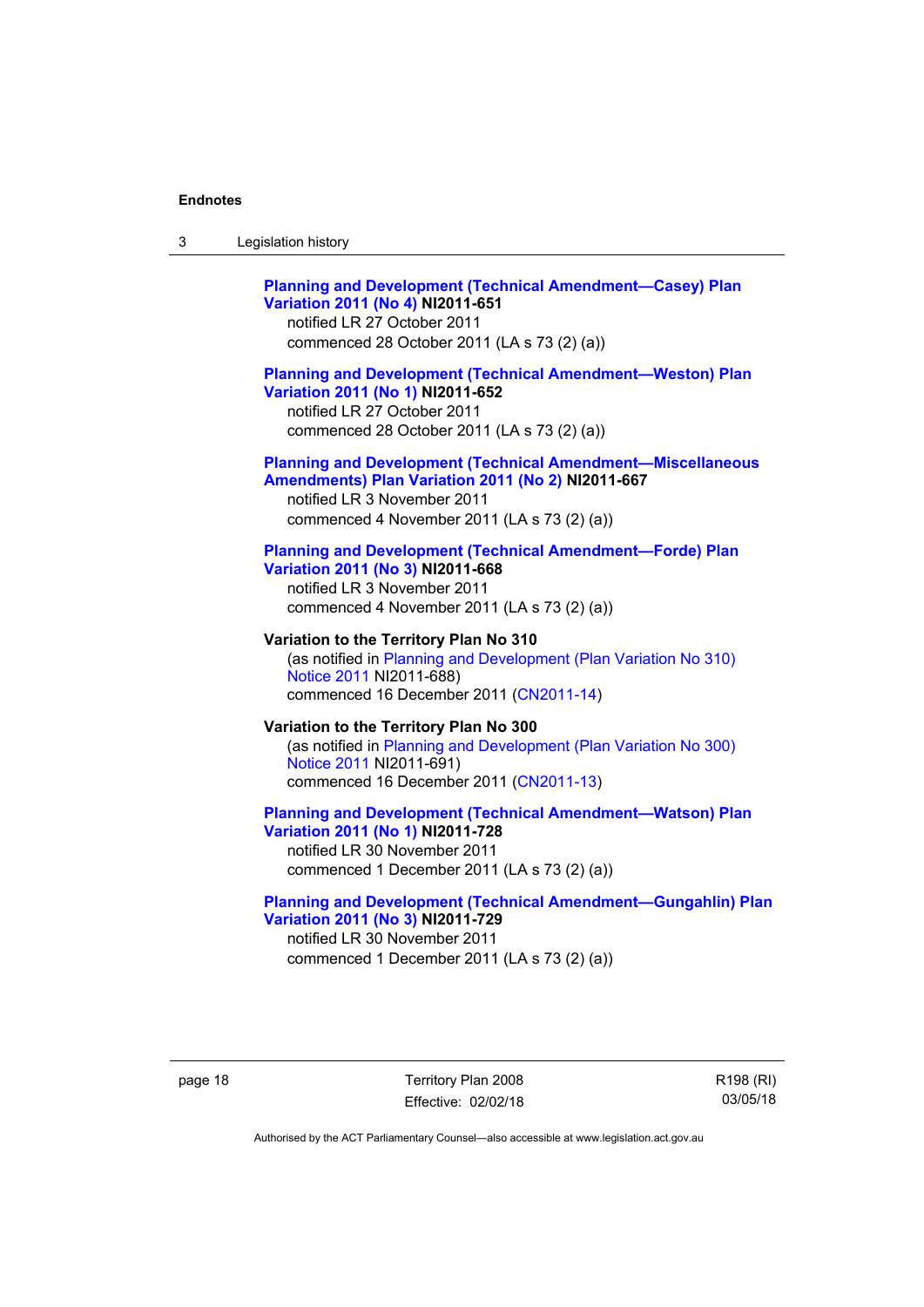**Planning and Development (Technical Amendment—Casey) Plan Variation 2011 (No 4) NI2011-651**
notified LR 27 October 2011
commenced 28 October 2011 (LA s 73 (2) (a))

**Planning and Development (Technical Amendment—Weston) Plan Variation 2011 (No 1) NI2011-652**
notified LR 27 October 2011
commenced 28 October 2011 (LA s 73 (2) (a))

**Planning and Development (Technical Amendment—Miscellaneous Amendments) Plan Variation 2011 (No 2) NI2011-667**
notified LR 3 November 2011
commenced 4 November 2011 (LA s 73 (2) (a))

**Planning and Development (Technical Amendment—Forde) Plan Variation 2011 (No 3) NI2011-668**
notified LR 3 November 2011
commenced 4 November 2011 (LA s 73 (2) (a))

**Variation to the Territory Plan No 310**
(as notified in Planning and Development (Plan Variation No 310) Notice 2011 NI2011-688)
commenced 16 December 2011 (CN2011-14)

**Variation to the Territory Plan No 300**
(as notified in Planning and Development (Plan Variation No 300) Notice 2011 NI2011-691)
commenced 16 December 2011 (CN2011-13)

**Planning and Development (Technical Amendment—Watson) Plan Variation 2011 (No 1) NI2011-728**
notified LR 30 November 2011
commenced 1 December 2011 (LA s 73 (2) (a))

**Planning and Development (Technical Amendment—Gungahlin) Plan Variation 2011 (No 3) NI2011-729**
notified LR 30 November 2011
commenced 1 December 2011 (LA s 73 (2) (a))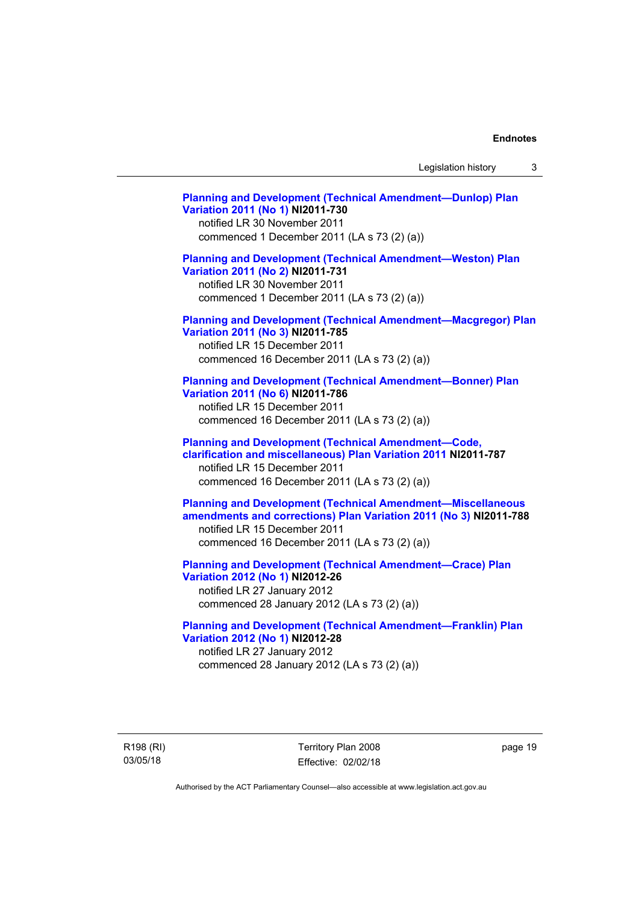**Planning and Development (Technical Amendment—Dunlop) Plan Variation 2011 (No 1) NI2011-730**
notified LR 30 November 2011
commenced 1 December 2011 (LA s 73 (2) (a))

**Planning and Development (Technical Amendment—Weston) Plan Variation 2011 (No 2) NI2011-731**
notified LR 30 November 2011
commenced 1 December 2011 (LA s 73 (2) (a))

**Planning and Development (Technical Amendment—Macgregor) Plan Variation 2011 (No 3) NI2011-785**
notified LR 15 December 2011
commenced 16 December 2011 (LA s 73 (2) (a))

**Planning and Development (Technical Amendment—Bonner) Plan Variation 2011 (No 6) NI2011-786**
notified LR 15 December 2011
commenced 16 December 2011 (LA s 73 (2) (a))

**Planning and Development (Technical Amendment—Code, clarification and miscellaneous) Plan Variation 2011 NI2011-787**
notified LR 15 December 2011
commenced 16 December 2011 (LA s 73 (2) (a))

**Planning and Development (Technical Amendment—Miscellaneous amendments and corrections) Plan Variation 2011 (No 3) NI2011-788**
notified LR 15 December 2011
commenced 16 December 2011 (LA s 73 (2) (a))

**Planning and Development (Technical Amendment—Crace) Plan Variation 2012 (No 1) NI2012-26**
notified LR 27 January 2012
commenced 28 January 2012 (LA s 73 (2) (a))

**Planning and Development (Technical Amendment—Franklin) Plan Variation 2012 (No 1) NI2012-28**
notified LR 27 January 2012
commenced 28 January 2012 (LA s 73 (2) (a))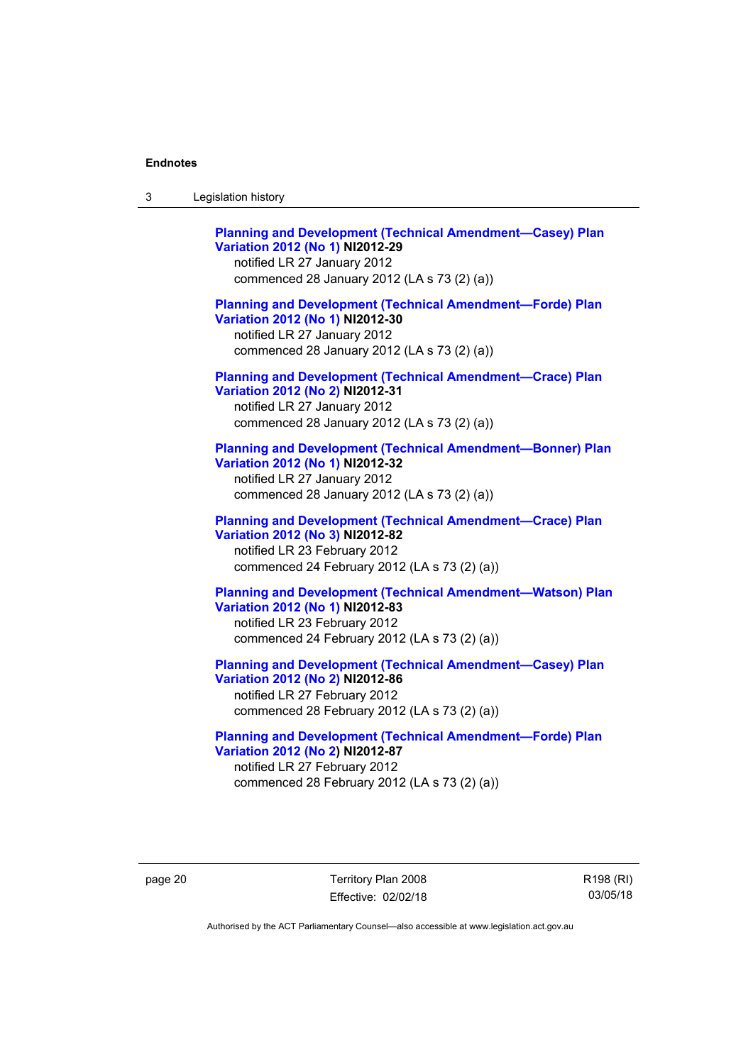**Planning and Development (Technical Amendment—Casey) Plan Variation 2012 (No 1) NI2012-29**
notified LR 27 January 2012
commenced 28 January 2012 (LA s 73 (2) (a))

**Planning and Development (Technical Amendment—Forde) Plan Variation 2012 (No 1) NI2012-30**
notified LR 27 January 2012
commenced 28 January 2012 (LA s 73 (2) (a))

**Planning and Development (Technical Amendment—Crace) Plan Variation 2012 (No 2) NI2012-31**
notified LR 27 January 2012
commenced 28 January 2012 (LA s 73 (2) (a))

**Planning and Development (Technical Amendment—Bonner) Plan Variation 2012 (No 1) NI2012-32**
notified LR 27 January 2012
commenced 28 January 2012 (LA s 73 (2) (a))

**Planning and Development (Technical Amendment—Crace) Plan Variation 2012 (No 3) NI2012-82**
notified LR 23 February 2012
commenced 24 February 2012 (LA s 73 (2) (a))

**Planning and Development (Technical Amendment—Watson) Plan Variation 2012 (No 1) NI2012-83**
notified LR 23 February 2012
commenced 24 February 2012 (LA s 73 (2) (a))

**Planning and Development (Technical Amendment—Casey) Plan Variation 2012 (No 2) NI2012-86**
notified LR 27 February 2012
commenced 28 February 2012 (LA s 73 (2) (a))

**Planning and Development (Technical Amendment—Forde) Plan Variation 2012 (No 2) NI2012-87**
notified LR 27 February 2012
commenced 28 February 2012 (LA s 73 (2) (a))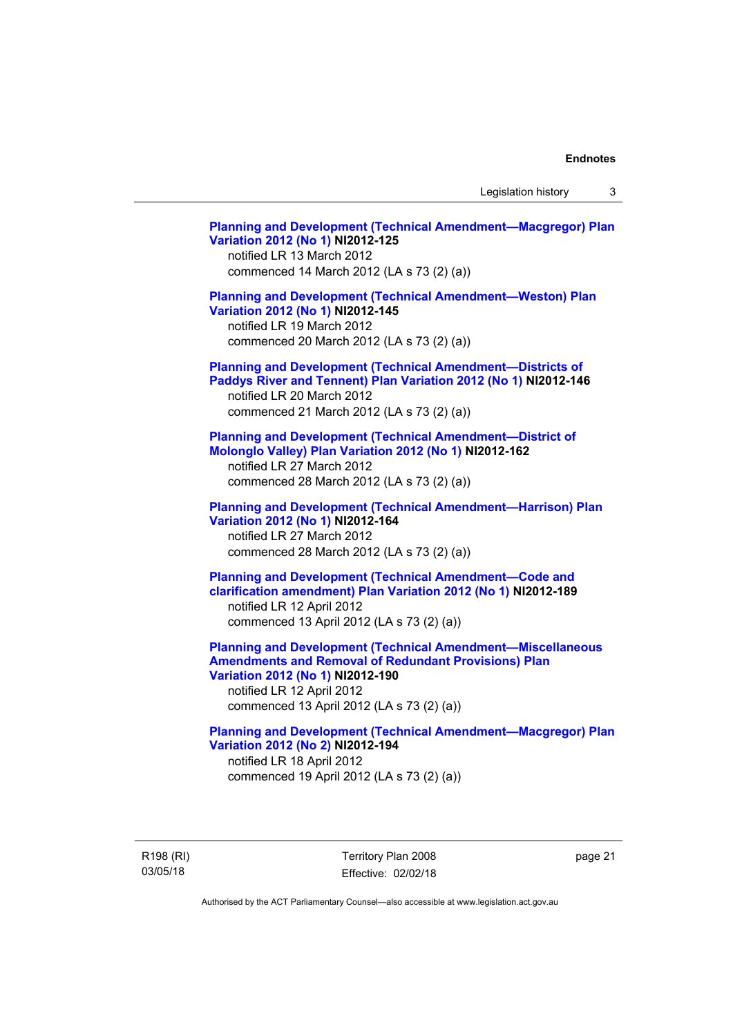**Planning and Development (Technical Amendment—Macgregor) Plan Variation 2012 (No 1) NI2012-125**
notified LR 13 March 2012
commenced 14 March 2012 (LA s 73 (2) (a))

**Planning and Development (Technical Amendment—Weston) Plan Variation 2012 (No 1) NI2012-145**
notified LR 19 March 2012
commenced 20 March 2012 (LA s 73 (2) (a))

**Planning and Development (Technical Amendment—Districts of Paddys River and Tennent) Plan Variation 2012 (No 1) NI2012-146**
notified LR 20 March 2012
commenced 21 March 2012 (LA s 73 (2) (a))

**Planning and Development (Technical Amendment—District of Molonglo Valley) Plan Variation 2012 (No 1) NI2012-162**
notified LR 27 March 2012
commenced 28 March 2012 (LA s 73 (2) (a))

**Planning and Development (Technical Amendment—Harrison) Plan Variation 2012 (No 1) NI2012-164**
notified LR 27 March 2012
commenced 28 March 2012 (LA s 73 (2) (a))

**Planning and Development (Technical Amendment—Code and clarification amendment) Plan Variation 2012 (No 1) NI2012-189**
notified LR 12 April 2012
commenced 13 April 2012 (LA s 73 (2) (a))

**Planning and Development (Technical Amendment—Miscellaneous Amendments and Removal of Redundant Provisions) Plan Variation 2012 (No 1) NI2012-190**
notified LR 12 April 2012
commenced 13 April 2012 (LA s 73 (2) (a))

**Planning and Development (Technical Amendment—Macgregor) Plan Variation 2012 (No 2) NI2012-194**
notified LR 18 April 2012
commenced 19 April 2012 (LA s 73 (2) (a))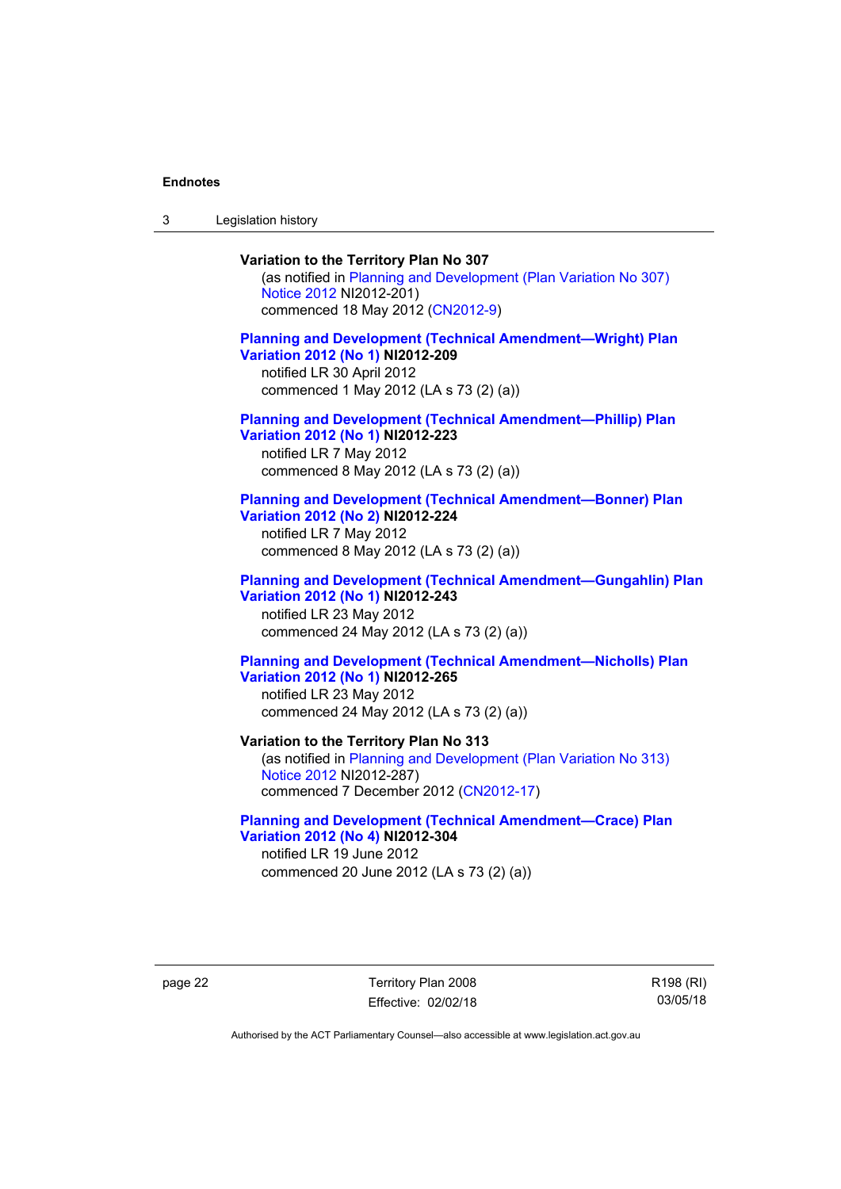**Variation to the Territory Plan No 307**

(as notified in Planning and Development (Plan Variation No 307) Notice 2012 NI2012-201)
commenced 18 May 2012 (CN2012-9)

**Planning and Development (Technical Amendment—Wright) Plan Variation 2012 (No 1) NI2012-209**

notified LR 30 April 2012
commenced 1 May 2012 (LA s 73 (2) (a))

**Planning and Development (Technical Amendment—Phillip) Plan Variation 2012 (No 1) NI2012-223**

notified LR 7 May 2012
commenced 8 May 2012 (LA s 73 (2) (a))

**Planning and Development (Technical Amendment—Bonner) Plan Variation 2012 (No 2) NI2012-224**

notified LR 7 May 2012
commenced 8 May 2012 (LA s 73 (2) (a))

**Planning and Development (Technical Amendment—Gungahlin) Plan Variation 2012 (No 1) NI2012-243**

notified LR 23 May 2012
commenced 24 May 2012 (LA s 73 (2) (a))

**Planning and Development (Technical Amendment—Nicholls) Plan Variation 2012 (No 1) NI2012-265**

notified LR 23 May 2012
commenced 24 May 2012 (LA s 73 (2) (a))

**Variation to the Territory Plan No 313**

(as notified in Planning and Development (Plan Variation No 313) Notice 2012 NI2012-287)
commenced 7 December 2012 (CN2012-17)

**Planning and Development (Technical Amendment—Crace) Plan Variation 2012 (No 4) NI2012-304**

notified LR 19 June 2012
commenced 20 June 2012 (LA s 73 (2) (a))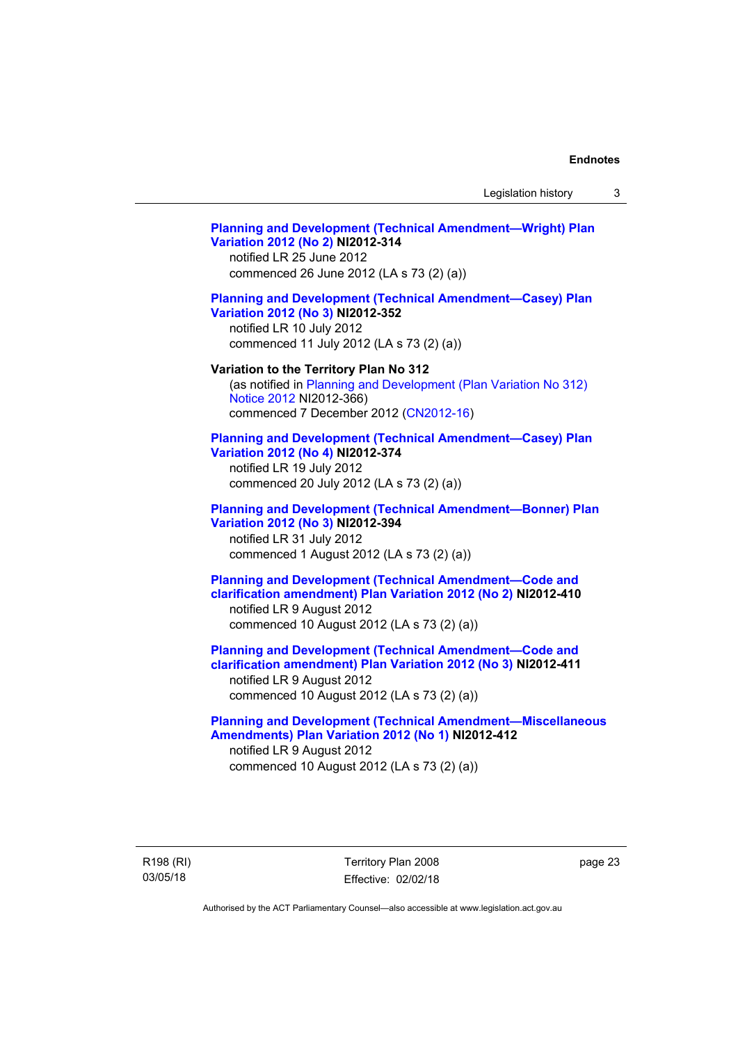**Planning and Development (Technical Amendment—Wright) Plan Variation 2012 (No 2) NI2012-314**
notified LR 25 June 2012
commenced 26 June 2012 (LA s 73 (2) (a))

**Planning and Development (Technical Amendment—Casey) Plan Variation 2012 (No 3) NI2012-352**
notified LR 10 July 2012
commenced 11 July 2012 (LA s 73 (2) (a))

**Variation to the Territory Plan No 312**
(as notified in Planning and Development (Plan Variation No 312) Notice 2012 NI2012-366)
commenced 7 December 2012 (CN2012-16)

**Planning and Development (Technical Amendment—Casey) Plan Variation 2012 (No 4) NI2012-374**
notified LR 19 July 2012
commenced 20 July 2012 (LA s 73 (2) (a))

**Planning and Development (Technical Amendment—Bonner) Plan Variation 2012 (No 3) NI2012-394**
notified LR 31 July 2012
commenced 1 August 2012 (LA s 73 (2) (a))

**Planning and Development (Technical Amendment—Code and clarification amendment) Plan Variation 2012 (No 2) NI2012-410**
notified LR 9 August 2012
commenced 10 August 2012 (LA s 73 (2) (a))

**Planning and Development (Technical Amendment—Code and clarification amendment) Plan Variation 2012 (No 3) NI2012-411**
notified LR 9 August 2012
commenced 10 August 2012 (LA s 73 (2) (a))

**Planning and Development (Technical Amendment—Miscellaneous Amendments) Plan Variation 2012 (No 1) NI2012-412**
notified LR 9 August 2012
commenced 10 August 2012 (LA s 73 (2) (a))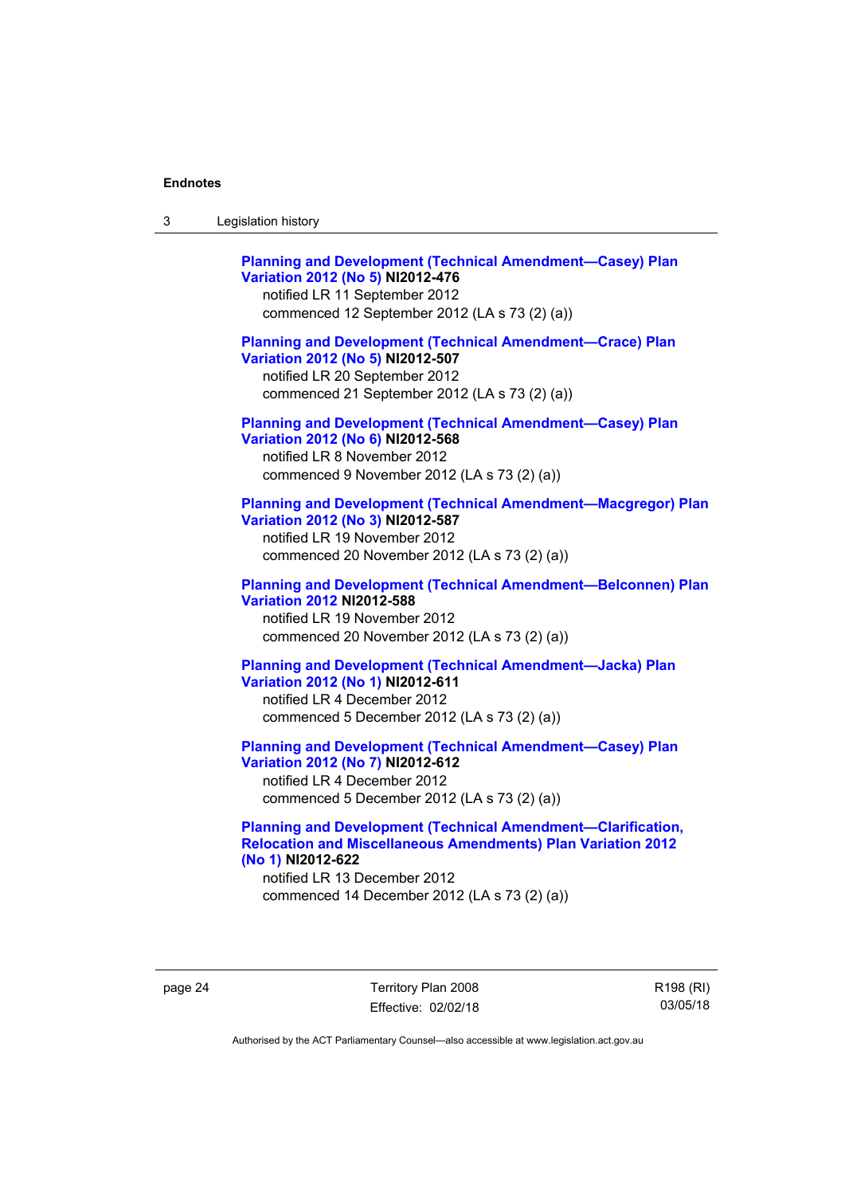**Planning and Development (Technical Amendment—Casey) Plan Variation 2012 (No 5) NI2012-476**
notified LR 11 September 2012
commenced 12 September 2012 (LA s 73 (2) (a))

**Planning and Development (Technical Amendment—Crace) Plan Variation 2012 (No 5) NI2012-507**
notified LR 20 September 2012
commenced 21 September 2012 (LA s 73 (2) (a))

**Planning and Development (Technical Amendment—Casey) Plan Variation 2012 (No 6) NI2012-568**
notified LR 8 November 2012
commenced 9 November 2012 (LA s 73 (2) (a))

**Planning and Development (Technical Amendment—Macgregor) Plan Variation 2012 (No 3) NI2012-587**
notified LR 19 November 2012
commenced 20 November 2012 (LA s 73 (2) (a))

**Planning and Development (Technical Amendment—Belconnen) Plan Variation 2012 NI2012-588**
notified LR 19 November 2012
commenced 20 November 2012 (LA s 73 (2) (a))

**Planning and Development (Technical Amendment—Jacka) Plan Variation 2012 (No 1) NI2012-611**
notified LR 4 December 2012
commenced 5 December 2012 (LA s 73 (2) (a))

**Planning and Development (Technical Amendment—Casey) Plan Variation 2012 (No 7) NI2012-612**
notified LR 4 December 2012
commenced 5 December 2012 (LA s 73 (2) (a))

**Planning and Development (Technical Amendment—Clarification, Relocation and Miscellaneous Amendments) Plan Variation 2012 (No 1) NI2012-622**
notified LR 13 December 2012
commenced 14 December 2012 (LA s 73 (2) (a))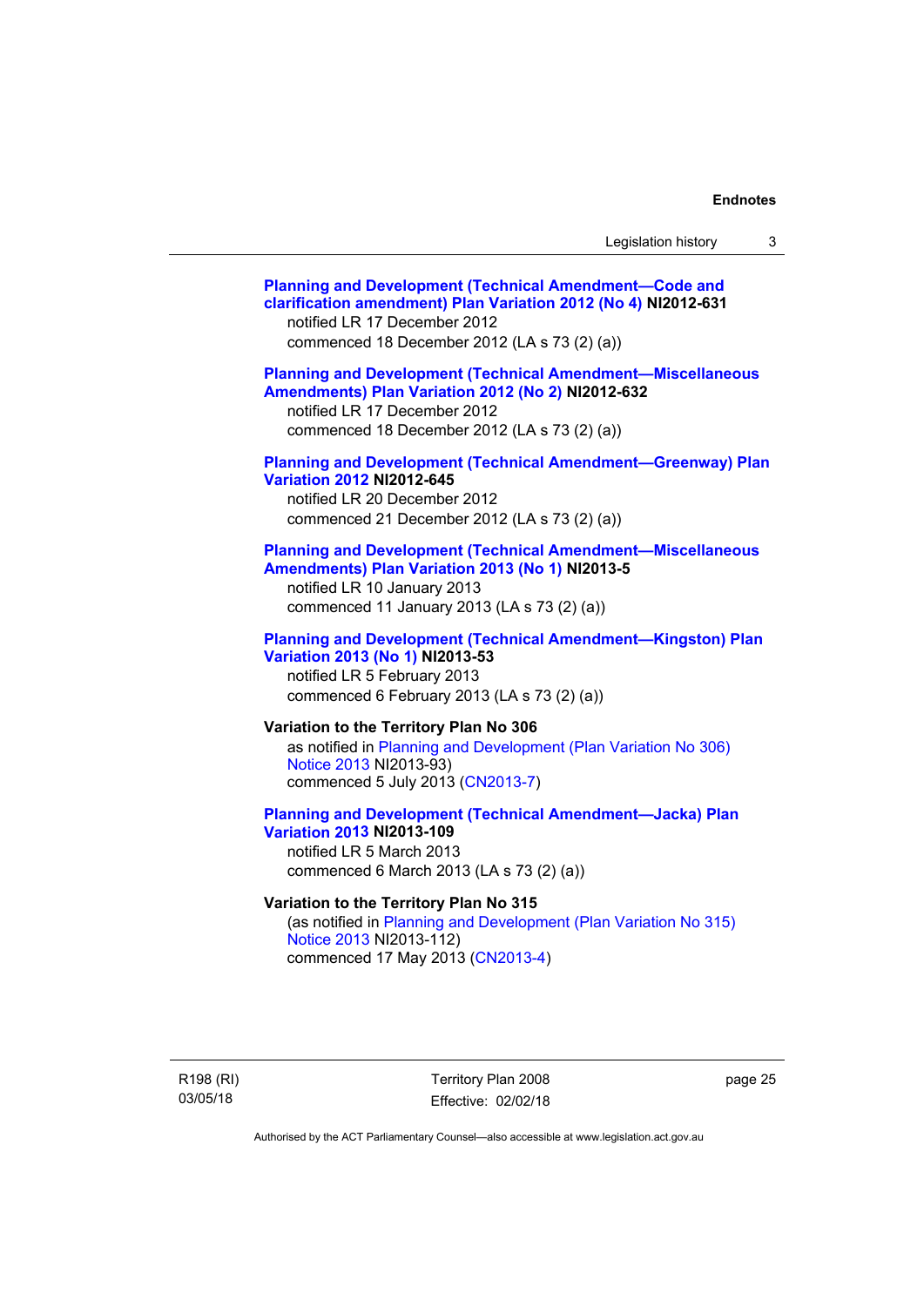**Planning and Development (Technical Amendment—Code and clarification amendment) Plan Variation 2012 (No 4) NI2012-631**
notified LR 17 December 2012
commenced 18 December 2012 (LA s 73 (2) (a))

**Planning and Development (Technical Amendment—Miscellaneous Amendments) Plan Variation 2012 (No 2) NI2012-632**
notified LR 17 December 2012
commenced 18 December 2012 (LA s 73 (2) (a))

**Planning and Development (Technical Amendment—Greenway) Plan Variation 2012 NI2012-645**
notified LR 20 December 2012
commenced 21 December 2012 (LA s 73 (2) (a))

**Planning and Development (Technical Amendment—Miscellaneous Amendments) Plan Variation 2013 (No 1) NI2013-5**
notified LR 10 January 2013
commenced 11 January 2013 (LA s 73 (2) (a))

**Planning and Development (Technical Amendment—Kingston) Plan Variation 2013 (No 1) NI2013-53**
notified LR 5 February 2013
commenced 6 February 2013 (LA s 73 (2) (a))

**Variation to the Territory Plan No 306**
as notified in Planning and Development (Plan Variation No 306) Notice 2013 NI2013-93)
commenced 5 July 2013 (CN2013-7)

**Planning and Development (Technical Amendment—Jacka) Plan Variation 2013 NI2013-109**
notified LR 5 March 2013
commenced 6 March 2013 (LA s 73 (2) (a))

**Variation to the Territory Plan No 315**
(as notified in Planning and Development (Plan Variation No 315) Notice 2013 NI2013-112)
commenced 17 May 2013 (CN2013-4)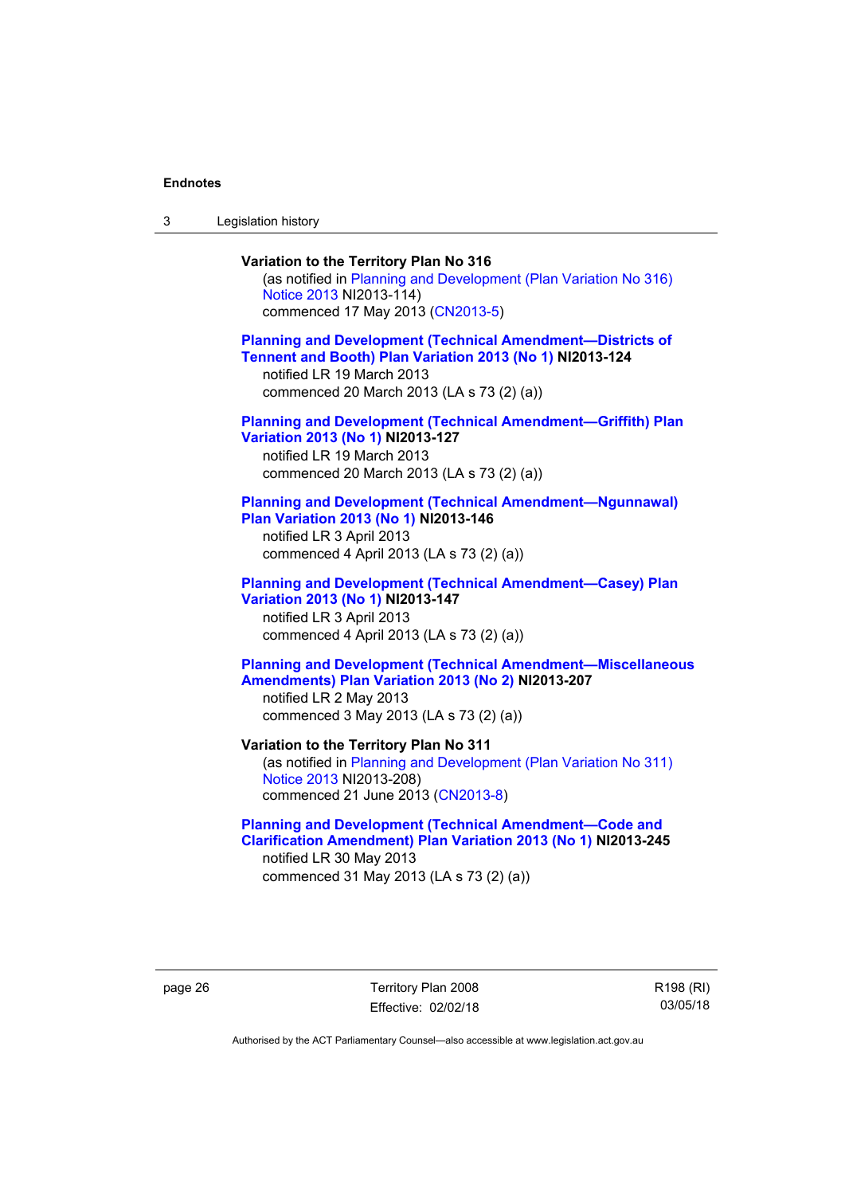**Variation to the Territory Plan No 316**

(as notified in Planning and Development (Plan Variation No 316) Notice 2013 NI2013-114)
commenced 17 May 2013 (CN2013-5)

**Planning and Development (Technical Amendment—Districts of Tennent and Booth) Plan Variation 2013 (No 1) NI2013-124**

notified LR 19 March 2013
commenced 20 March 2013 (LA s 73 (2) (a))

**Planning and Development (Technical Amendment—Griffith) Plan Variation 2013 (No 1) NI2013-127**

notified LR 19 March 2013
commenced 20 March 2013 (LA s 73 (2) (a))

**Planning and Development (Technical Amendment—Ngunnawal) Plan Variation 2013 (No 1) NI2013-146**

notified LR 3 April 2013
commenced 4 April 2013 (LA s 73 (2) (a))

**Planning and Development (Technical Amendment—Casey) Plan Variation 2013 (No 1) NI2013-147**

notified LR 3 April 2013
commenced 4 April 2013 (LA s 73 (2) (a))

**Planning and Development (Technical Amendment—Miscellaneous Amendments) Plan Variation 2013 (No 2) NI2013-207**

notified LR 2 May 2013
commenced 3 May 2013 (LA s 73 (2) (a))

**Variation to the Territory Plan No 311**

(as notified in Planning and Development (Plan Variation No 311) Notice 2013 NI2013-208)
commenced 21 June 2013 (CN2013-8)

**Planning and Development (Technical Amendment—Code and Clarification Amendment) Plan Variation 2013 (No 1) NI2013-245**

notified LR 30 May 2013
commenced 31 May 2013 (LA s 73 (2) (a))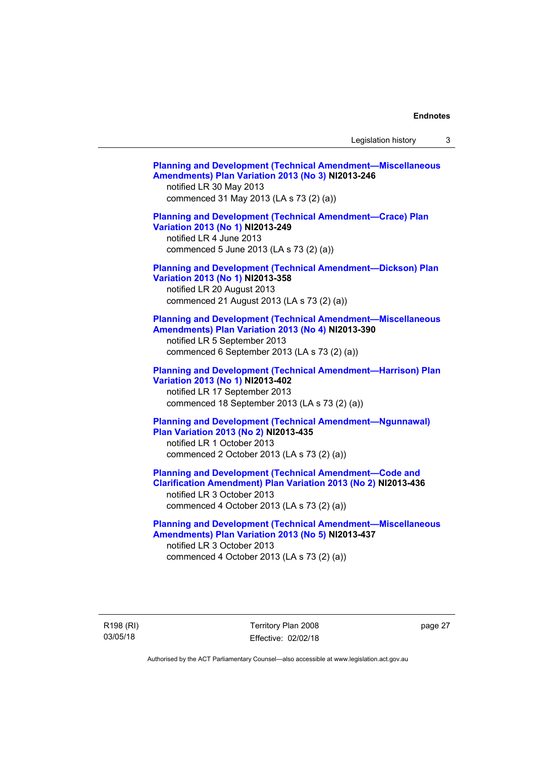**Planning and Development (Technical Amendment—Miscellaneous Amendments) Plan Variation 2013 (No 3) NI2013-246**
notified LR 30 May 2013
commenced 31 May 2013 (LA s 73 (2) (a))

**Planning and Development (Technical Amendment—Crace) Plan Variation 2013 (No 1) NI2013-249**
notified LR 4 June 2013
commenced 5 June 2013 (LA s 73 (2) (a))

**Planning and Development (Technical Amendment—Dickson) Plan Variation 2013 (No 1) NI2013-358**
notified LR 20 August 2013
commenced 21 August 2013 (LA s 73 (2) (a))

**Planning and Development (Technical Amendment—Miscellaneous Amendments) Plan Variation 2013 (No 4) NI2013-390**
notified LR 5 September 2013
commenced 6 September 2013 (LA s 73 (2) (a))

**Planning and Development (Technical Amendment—Harrison) Plan Variation 2013 (No 1) NI2013-402**
notified LR 17 September 2013
commenced 18 September 2013 (LA s 73 (2) (a))

**Planning and Development (Technical Amendment—Ngunnawal) Plan Variation 2013 (No 2) NI2013-435**
notified LR 1 October 2013
commenced 2 October 2013 (LA s 73 (2) (a))

**Planning and Development (Technical Amendment—Code and Clarification Amendment) Plan Variation 2013 (No 2) NI2013-436**
notified LR 3 October 2013
commenced 4 October 2013 (LA s 73 (2) (a))

**Planning and Development (Technical Amendment—Miscellaneous Amendments) Plan Variation 2013 (No 5) NI2013-437**
notified LR 3 October 2013
commenced 4 October 2013 (LA s 73 (2) (a))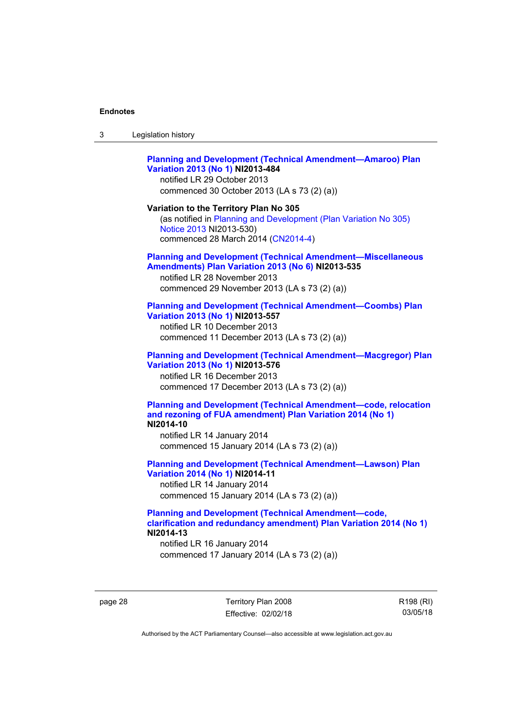**Planning and Development (Technical Amendment—Amaroo) Plan Variation 2013 (No 1) NI2013-484**
notified LR 29 October 2013
commenced 30 October 2013 (LA s 73 (2) (a))

**Variation to the Territory Plan No 305**
(as notified in Planning and Development (Plan Variation No 305) Notice 2013 NI2013-530)
commenced 28 March 2014 (CN2014-4)

**Planning and Development (Technical Amendment—Miscellaneous Amendments) Plan Variation 2013 (No 6) NI2013-535**
notified LR 28 November 2013
commenced 29 November 2013 (LA s 73 (2) (a))

**Planning and Development (Technical Amendment—Coombs) Plan Variation 2013 (No 1) NI2013-557**
notified LR 10 December 2013
commenced 11 December 2013 (LA s 73 (2) (a))

**Planning and Development (Technical Amendment—Macgregor) Plan Variation 2013 (No 1) NI2013-576**
notified LR 16 December 2013
commenced 17 December 2013 (LA s 73 (2) (a))

**Planning and Development (Technical Amendment—code, relocation and rezoning of FUA amendment) Plan Variation 2014 (No 1) NI2014-10**
notified LR 14 January 2014
commenced 15 January 2014 (LA s 73 (2) (a))

**Planning and Development (Technical Amendment—Lawson) Plan Variation 2014 (No 1) NI2014-11**
notified LR 14 January 2014
commenced 15 January 2014 (LA s 73 (2) (a))

**Planning and Development (Technical Amendment—code, clarification and redundancy amendment) Plan Variation 2014 (No 1) NI2014-13**
notified LR 16 January 2014
commenced 17 January 2014 (LA s 73 (2) (a))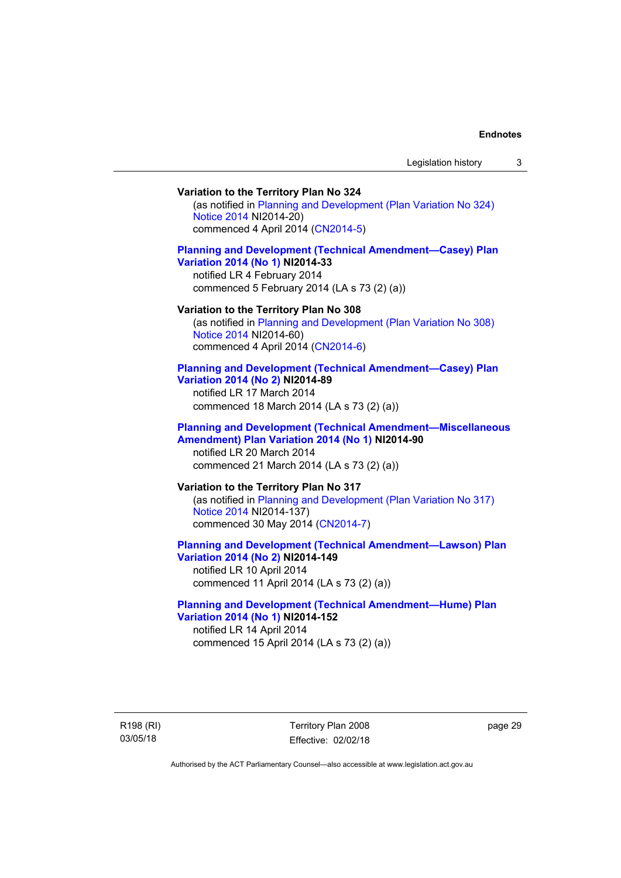**Variation to the Territory Plan No 324**

(as notified in Planning and Development (Plan Variation No 324) Notice 2014 NI2014-20)
commenced 4 April 2014 (CN2014-5)

**Planning and Development (Technical Amendment—Casey) Plan Variation 2014 (No 1) NI2014-33**

notified LR 4 February 2014
commenced 5 February 2014 (LA s 73 (2) (a))

**Variation to the Territory Plan No 308**

(as notified in Planning and Development (Plan Variation No 308) Notice 2014 NI2014-60)
commenced 4 April 2014 (CN2014-6)

**Planning and Development (Technical Amendment—Casey) Plan Variation 2014 (No 2) NI2014-89**

notified LR 17 March 2014
commenced 18 March 2014 (LA s 73 (2) (a))

**Planning and Development (Technical Amendment—Miscellaneous Amendment) Plan Variation 2014 (No 1) NI2014-90**

notified LR 20 March 2014
commenced 21 March 2014 (LA s 73 (2) (a))

**Variation to the Territory Plan No 317**

(as notified in Planning and Development (Plan Variation No 317) Notice 2014 NI2014-137)
commenced 30 May 2014 (CN2014-7)

**Planning and Development (Technical Amendment—Lawson) Plan Variation 2014 (No 2) NI2014-149**

notified LR 10 April 2014
commenced 11 April 2014 (LA s 73 (2) (a))

**Planning and Development (Technical Amendment—Hume) Plan Variation 2014 (No 1) NI2014-152**

notified LR 14 April 2014
commenced 15 April 2014 (LA s 73 (2) (a))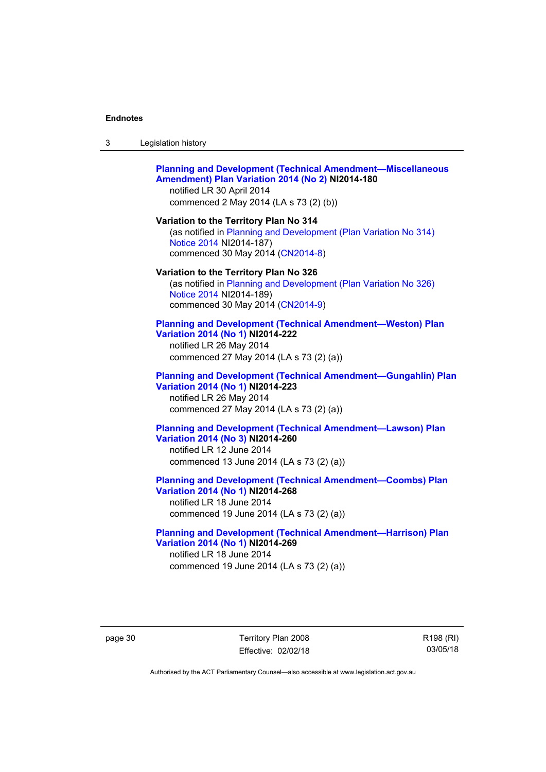**Planning and Development (Technical Amendment—Miscellaneous Amendment) Plan Variation 2014 (No 2) NI2014-180**
notified LR 30 April 2014
commenced 2 May 2014 (LA s 73 (2) (b))

**Variation to the Territory Plan No 314**
(as notified in Planning and Development (Plan Variation No 314) Notice 2014 NI2014-187)
commenced 30 May 2014 (CN2014-8)

**Variation to the Territory Plan No 326**
(as notified in Planning and Development (Plan Variation No 326) Notice 2014 NI2014-189)
commenced 30 May 2014 (CN2014-9)

**Planning and Development (Technical Amendment—Weston) Plan Variation 2014 (No 1) NI2014-222**
notified LR 26 May 2014
commenced 27 May 2014 (LA s 73 (2) (a))

**Planning and Development (Technical Amendment—Gungahlin) Plan Variation 2014 (No 1) NI2014-223**
notified LR 26 May 2014
commenced 27 May 2014 (LA s 73 (2) (a))

**Planning and Development (Technical Amendment—Lawson) Plan Variation 2014 (No 3) NI2014-260**
notified LR 12 June 2014
commenced 13 June 2014 (LA s 73 (2) (a))

**Planning and Development (Technical Amendment—Coombs) Plan Variation 2014 (No 1) NI2014-268**
notified LR 18 June 2014
commenced 19 June 2014 (LA s 73 (2) (a))

**Planning and Development (Technical Amendment—Harrison) Plan Variation 2014 (No 1) NI2014-269**
notified LR 18 June 2014
commenced 19 June 2014 (LA s 73 (2) (a))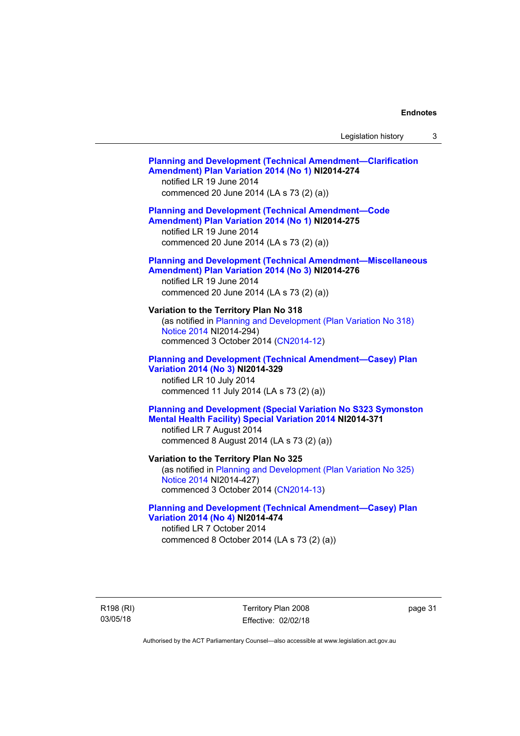**Planning and Development (Technical Amendment—Clarification Amendment) Plan Variation 2014 (No 1) NI2014-274**
notified LR 19 June 2014
commenced 20 June 2014 (LA s 73 (2) (a))

**Planning and Development (Technical Amendment—Code Amendment) Plan Variation 2014 (No 1) NI2014-275**
notified LR 19 June 2014
commenced 20 June 2014 (LA s 73 (2) (a))

**Planning and Development (Technical Amendment—Miscellaneous Amendment) Plan Variation 2014 (No 3) NI2014-276**
notified LR 19 June 2014
commenced 20 June 2014 (LA s 73 (2) (a))

**Variation to the Territory Plan No 318**
(as notified in Planning and Development (Plan Variation No 318) Notice 2014 NI2014-294)
commenced 3 October 2014 (CN2014-12)

**Planning and Development (Technical Amendment—Casey) Plan Variation 2014 (No 3) NI2014-329**
notified LR 10 July 2014
commenced 11 July 2014 (LA s 73 (2) (a))

**Planning and Development (Special Variation No S323 Symonston Mental Health Facility) Special Variation 2014 NI2014-371**
notified LR 7 August 2014
commenced 8 August 2014 (LA s 73 (2) (a))

**Variation to the Territory Plan No 325**
(as notified in Planning and Development (Plan Variation No 325) Notice 2014 NI2014-427)
commenced 3 October 2014 (CN2014-13)

**Planning and Development (Technical Amendment—Casey) Plan Variation 2014 (No 4) NI2014-474**
notified LR 7 October 2014
commenced 8 October 2014 (LA s 73 (2) (a))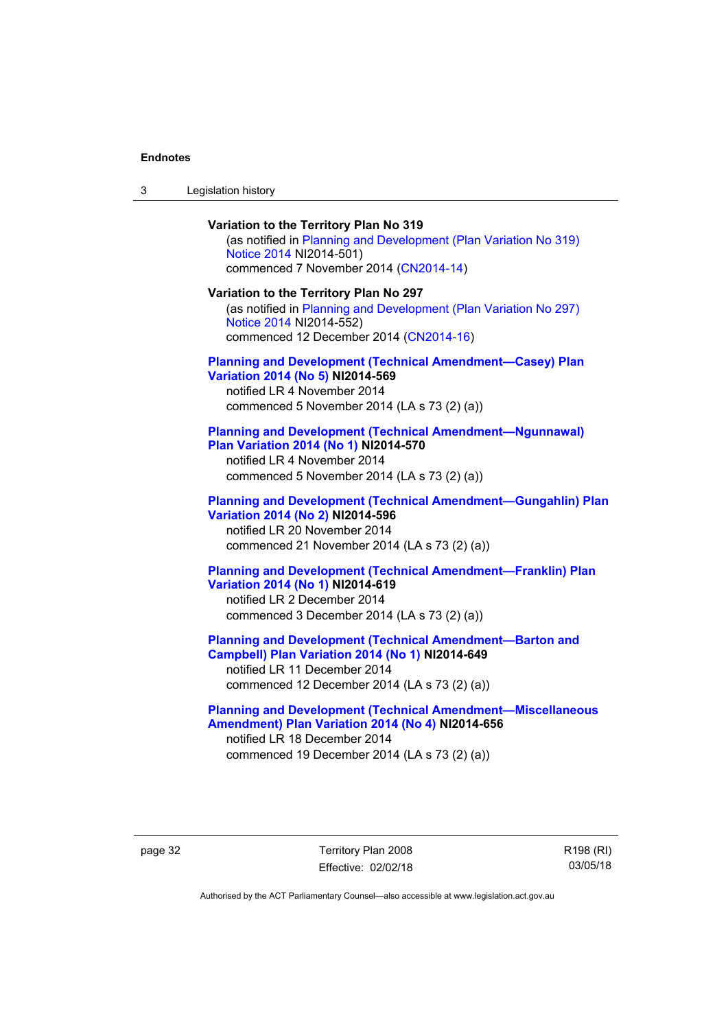**Variation to the Territory Plan No 319**

(as notified in Planning and Development (Plan Variation No 319) Notice 2014 NI2014-501)
commenced 7 November 2014 (CN2014-14)

**Variation to the Territory Plan No 297**

(as notified in Planning and Development (Plan Variation No 297) Notice 2014 NI2014-552)
commenced 12 December 2014 (CN2014-16)

**Planning and Development (Technical Amendment—Casey) Plan Variation 2014 (No 5) NI2014-569**

notified LR 4 November 2014
commenced 5 November 2014 (LA s 73 (2) (a))

**Planning and Development (Technical Amendment—Ngunnawal) Plan Variation 2014 (No 1) NI2014-570**

notified LR 4 November 2014
commenced 5 November 2014 (LA s 73 (2) (a))

**Planning and Development (Technical Amendment—Gungahlin) Plan Variation 2014 (No 2) NI2014-596**

notified LR 20 November 2014
commenced 21 November 2014 (LA s 73 (2) (a))

**Planning and Development (Technical Amendment—Franklin) Plan Variation 2014 (No 1) NI2014-619**

notified LR 2 December 2014
commenced 3 December 2014 (LA s 73 (2) (a))

**Planning and Development (Technical Amendment—Barton and Campbell) Plan Variation 2014 (No 1) NI2014-649**

notified LR 11 December 2014
commenced 12 December 2014 (LA s 73 (2) (a))

**Planning and Development (Technical Amendment—Miscellaneous Amendment) Plan Variation 2014 (No 4) NI2014-656**

notified LR 18 December 2014
commenced 19 December 2014 (LA s 73 (2) (a))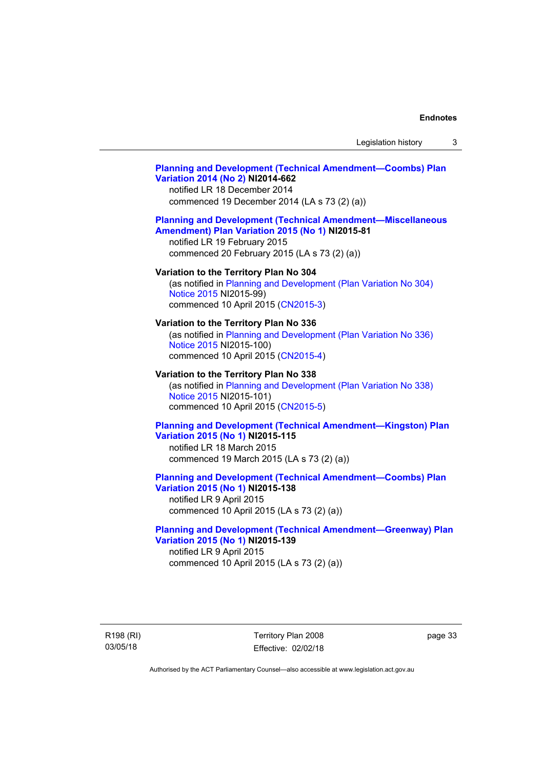**Planning and Development (Technical Amendment—Coombs) Plan Variation 2014 (No 2) NI2014-662**
notified LR 18 December 2014
commenced 19 December 2014 (LA s 73 (2) (a))

**Planning and Development (Technical Amendment—Miscellaneous Amendment) Plan Variation 2015 (No 1) NI2015-81**
notified LR 19 February 2015
commenced 20 February 2015 (LA s 73 (2) (a))

**Variation to the Territory Plan No 304**
(as notified in Planning and Development (Plan Variation No 304) Notice 2015 NI2015-99)
commenced 10 April 2015 (CN2015-3)

**Variation to the Territory Plan No 336**
(as notified in Planning and Development (Plan Variation No 336) Notice 2015 NI2015-100)
commenced 10 April 2015 (CN2015-4)

**Variation to the Territory Plan No 338**
(as notified in Planning and Development (Plan Variation No 338) Notice 2015 NI2015-101)
commenced 10 April 2015 (CN2015-5)

**Planning and Development (Technical Amendment—Kingston) Plan Variation 2015 (No 1) NI2015-115**
notified LR 18 March 2015
commenced 19 March 2015 (LA s 73 (2) (a))

**Planning and Development (Technical Amendment—Coombs) Plan Variation 2015 (No 1) NI2015-138**
notified LR 9 April 2015
commenced 10 April 2015 (LA s 73 (2) (a))

**Planning and Development (Technical Amendment—Greenway) Plan Variation 2015 (No 1) NI2015-139**
notified LR 9 April 2015
commenced 10 April 2015 (LA s 73 (2) (a))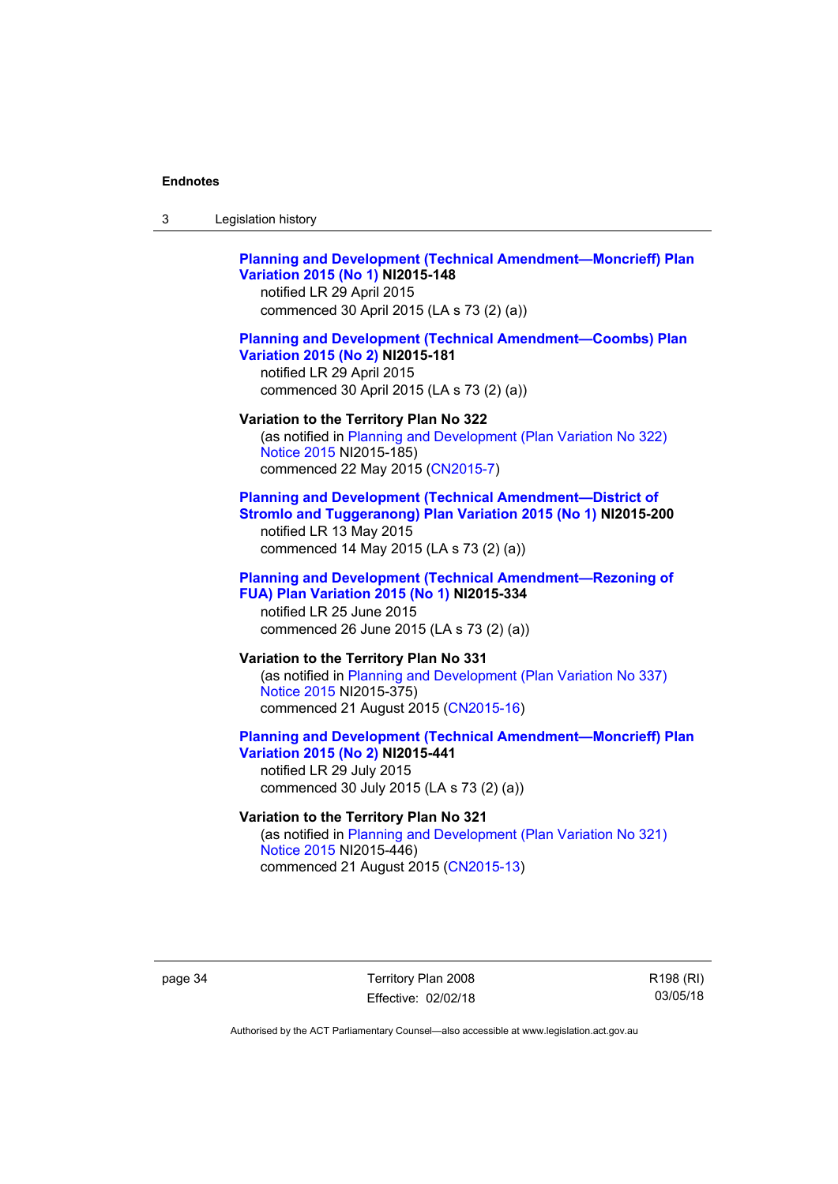**Planning and Development (Technical Amendment—Moncrieff) Plan Variation 2015 (No 1) NI2015-148**
notified LR 29 April 2015
commenced 30 April 2015 (LA s 73 (2) (a))

**Planning and Development (Technical Amendment—Coombs) Plan Variation 2015 (No 2) NI2015-181**
notified LR 29 April 2015
commenced 30 April 2015 (LA s 73 (2) (a))

**Variation to the Territory Plan No 322**
(as notified in Planning and Development (Plan Variation No 322) Notice 2015 NI2015-185)
commenced 22 May 2015 (CN2015-7)

**Planning and Development (Technical Amendment—District of Stromlo and Tuggeranong) Plan Variation 2015 (No 1) NI2015-200**
notified LR 13 May 2015
commenced 14 May 2015 (LA s 73 (2) (a))

**Planning and Development (Technical Amendment—Rezoning of FUA) Plan Variation 2015 (No 1) NI2015-334**
notified LR 25 June 2015
commenced 26 June 2015 (LA s 73 (2) (a))

**Variation to the Territory Plan No 331**
(as notified in Planning and Development (Plan Variation No 337) Notice 2015 NI2015-375)
commenced 21 August 2015 (CN2015-16)

**Planning and Development (Technical Amendment—Moncrieff) Plan Variation 2015 (No 2) NI2015-441**
notified LR 29 July 2015
commenced 30 July 2015 (LA s 73 (2) (a))

**Variation to the Territory Plan No 321**
(as notified in Planning and Development (Plan Variation No 321) Notice 2015 NI2015-446)
commenced 21 August 2015 (CN2015-13)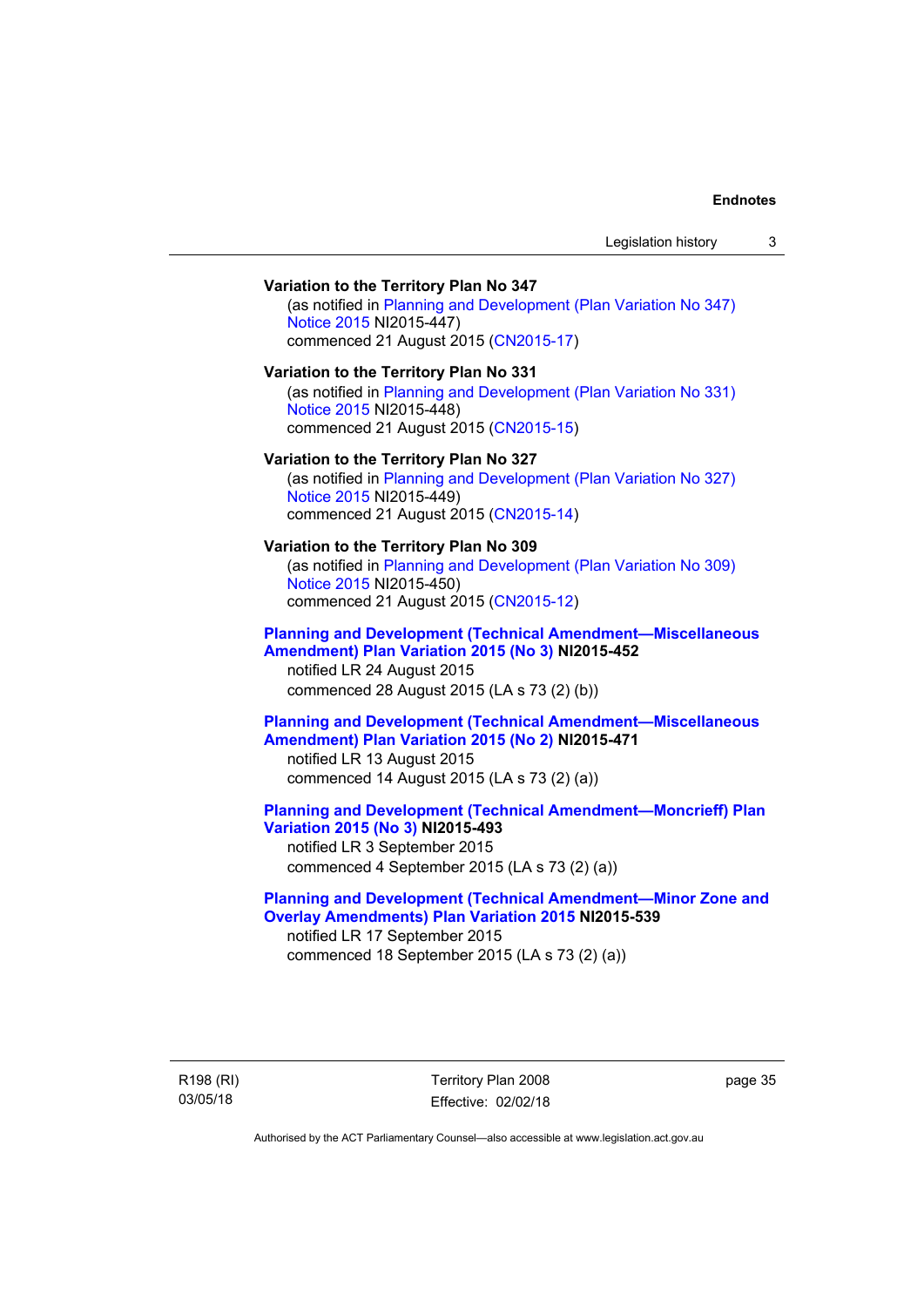**Variation to the Territory Plan No 347**

(as notified in Planning and Development (Plan Variation No 347) Notice 2015 NI2015-447)
commenced 21 August 2015 (CN2015-17)

**Variation to the Territory Plan No 331**

(as notified in Planning and Development (Plan Variation No 331) Notice 2015 NI2015-448)
commenced 21 August 2015 (CN2015-15)

**Variation to the Territory Plan No 327**

(as notified in Planning and Development (Plan Variation No 327) Notice 2015 NI2015-449)
commenced 21 August 2015 (CN2015-14)

**Variation to the Territory Plan No 309**

(as notified in Planning and Development (Plan Variation No 309) Notice 2015 NI2015-450)
commenced 21 August 2015 (CN2015-12)

**Planning and Development (Technical Amendment—Miscellaneous Amendment) Plan Variation 2015 (No 3) NI2015-452**

notified LR 24 August 2015
commenced 28 August 2015 (LA s 73 (2) (b))

**Planning and Development (Technical Amendment—Miscellaneous Amendment) Plan Variation 2015 (No 2) NI2015-471**

notified LR 13 August 2015
commenced 14 August 2015 (LA s 73 (2) (a))

**Planning and Development (Technical Amendment—Moncrieff) Plan Variation 2015 (No 3) NI2015-493**

notified LR 3 September 2015
commenced 4 September 2015 (LA s 73 (2) (a))

**Planning and Development (Technical Amendment—Minor Zone and Overlay Amendments) Plan Variation 2015 NI2015-539**

notified LR 17 September 2015
commenced 18 September 2015 (LA s 73 (2) (a))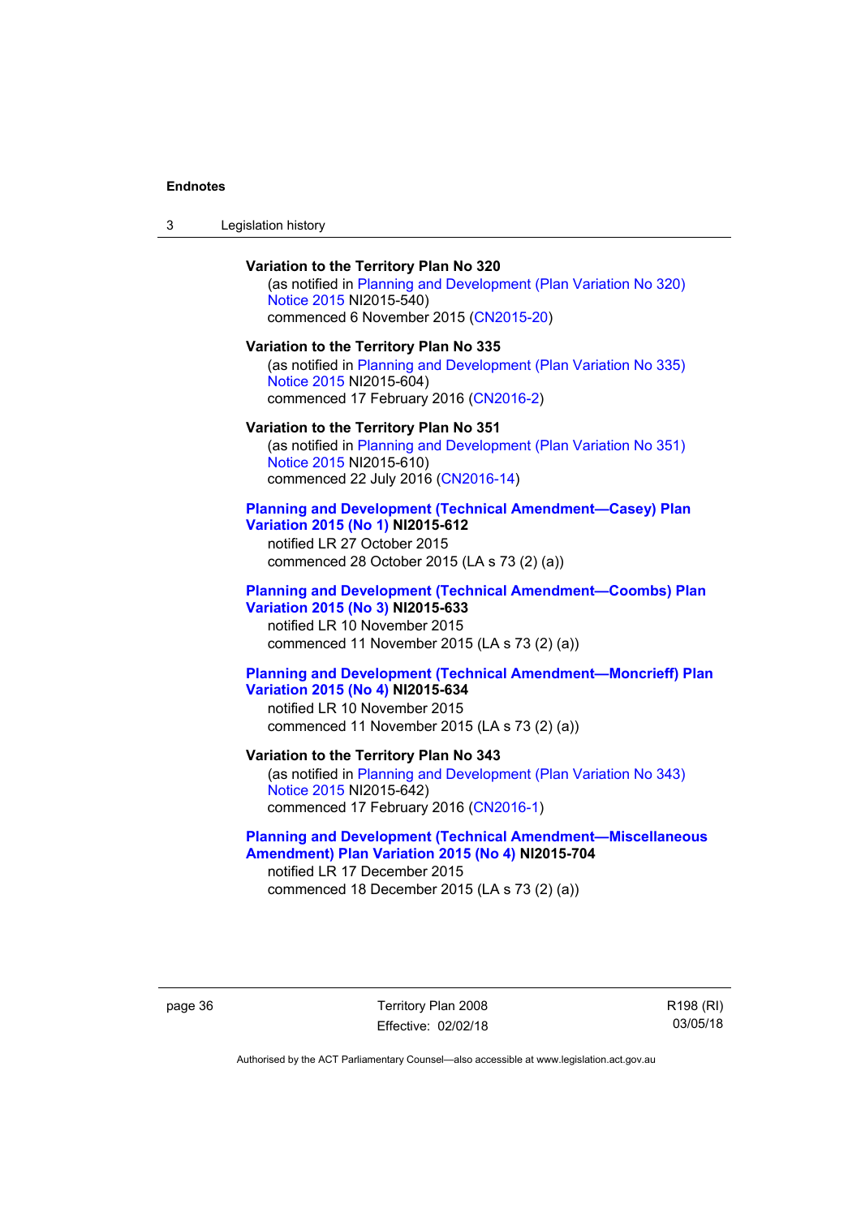**Variation to the Territory Plan No 320**

(as notified in Planning and Development (Plan Variation No 320) Notice 2015 NI2015-540)
commenced 6 November 2015 (CN2015-20)

**Variation to the Territory Plan No 335**

(as notified in Planning and Development (Plan Variation No 335) Notice 2015 NI2015-604)
commenced 17 February 2016 (CN2016-2)

**Variation to the Territory Plan No 351**

(as notified in Planning and Development (Plan Variation No 351) Notice 2015 NI2015-610)
commenced 22 July 2016 (CN2016-14)

**Planning and Development (Technical Amendment—Casey) Plan Variation 2015 (No 1) NI2015-612**

notified LR 27 October 2015
commenced 28 October 2015 (LA s 73 (2) (a))

**Planning and Development (Technical Amendment—Coombs) Plan Variation 2015 (No 3) NI2015-633**

notified LR 10 November 2015
commenced 11 November 2015 (LA s 73 (2) (a))

**Planning and Development (Technical Amendment—Moncrieff) Plan Variation 2015 (No 4) NI2015-634**

notified LR 10 November 2015
commenced 11 November 2015 (LA s 73 (2) (a))

**Variation to the Territory Plan No 343**

(as notified in Planning and Development (Plan Variation No 343) Notice 2015 NI2015-642)
commenced 17 February 2016 (CN2016-1)

**Planning and Development (Technical Amendment—Miscellaneous Amendment) Plan Variation 2015 (No 4) NI2015-704**

notified LR 17 December 2015
commenced 18 December 2015 (LA s 73 (2) (a))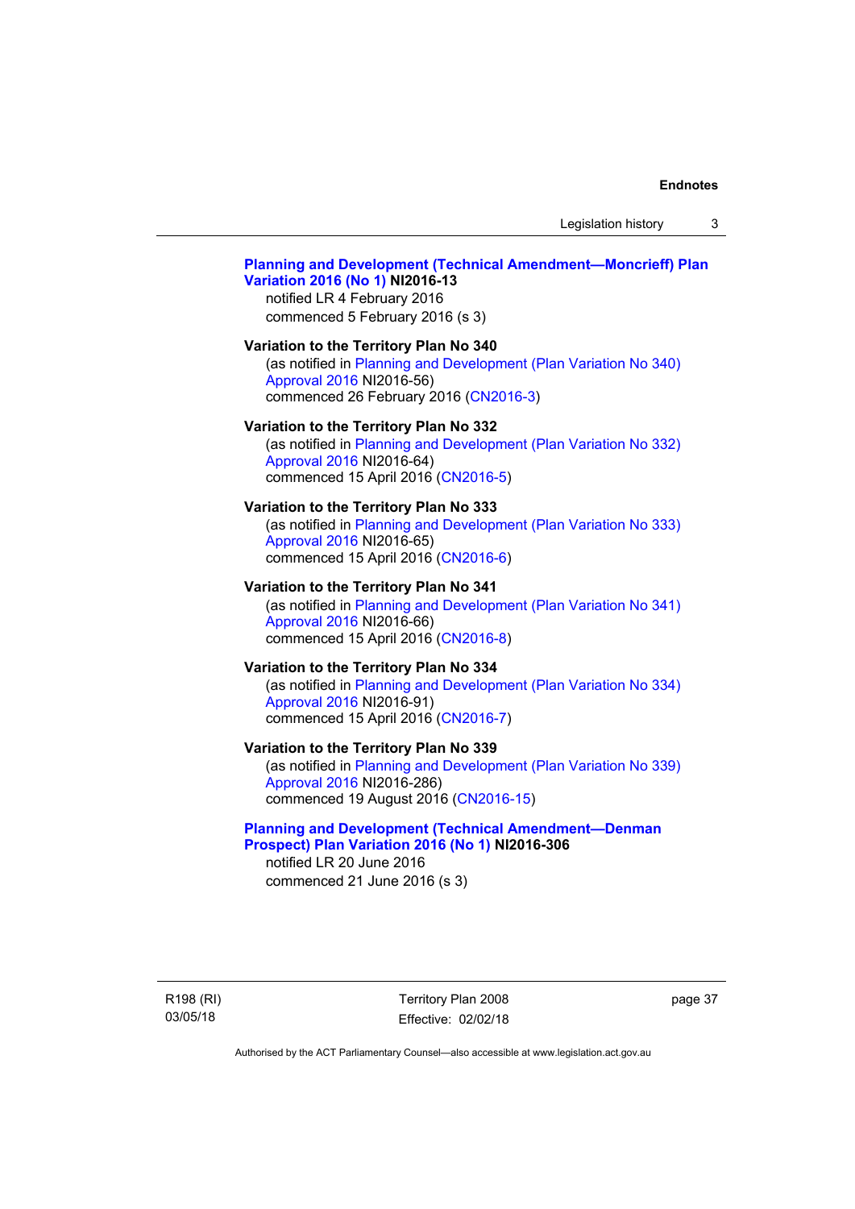**Planning and Development (Technical Amendment—Moncrieff) Plan Variation 2016 (No 1) NI2016-13**
notified LR 4 February 2016
commenced 5 February 2016 (s 3)

**Variation to the Territory Plan No 340**
(as notified in Planning and Development (Plan Variation No 340) Approval 2016 NI2016-56)
commenced 26 February 2016 (CN2016-3)

**Variation to the Territory Plan No 332**
(as notified in Planning and Development (Plan Variation No 332) Approval 2016 NI2016-64)
commenced 15 April 2016 (CN2016-5)

**Variation to the Territory Plan No 333**
(as notified in Planning and Development (Plan Variation No 333) Approval 2016 NI2016-65)
commenced 15 April 2016 (CN2016-6)

**Variation to the Territory Plan No 341**
(as notified in Planning and Development (Plan Variation No 341) Approval 2016 NI2016-66)
commenced 15 April 2016 (CN2016-8)

**Variation to the Territory Plan No 334**
(as notified in Planning and Development (Plan Variation No 334) Approval 2016 NI2016-91)
commenced 15 April 2016 (CN2016-7)

**Variation to the Territory Plan No 339**
(as notified in Planning and Development (Plan Variation No 339) Approval 2016 NI2016-286)
commenced 19 August 2016 (CN2016-15)

**Planning and Development (Technical Amendment—Denman Prospect) Plan Variation 2016 (No 1) NI2016-306**
notified LR 20 June 2016
commenced 21 June 2016 (s 3)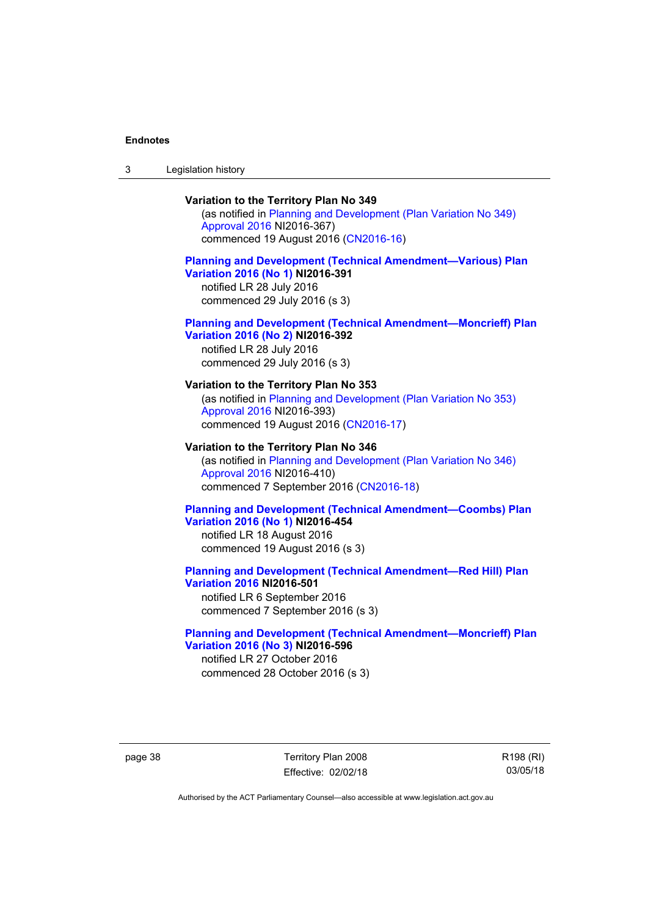**Variation to the Territory Plan No 349**

(as notified in Planning and Development (Plan Variation No 349) Approval 2016 NI2016-367)

commenced 19 August 2016 (CN2016-16)

**Planning and Development (Technical Amendment—Various) Plan Variation 2016 (No 1) NI2016-391**

notified LR 28 July 2016

commenced 29 July 2016 (s 3)

**Planning and Development (Technical Amendment—Moncrieff) Plan Variation 2016 (No 2) NI2016-392**

notified LR 28 July 2016

commenced 29 July 2016 (s 3)

**Variation to the Territory Plan No 353**

(as notified in Planning and Development (Plan Variation No 353) Approval 2016 NI2016-393)

commenced 19 August 2016 (CN2016-17)

**Variation to the Territory Plan No 346**

(as notified in Planning and Development (Plan Variation No 346) Approval 2016 NI2016-410)

commenced 7 September 2016 (CN2016-18)

**Planning and Development (Technical Amendment—Coombs) Plan Variation 2016 (No 1) NI2016-454**

notified LR 18 August 2016

commenced 19 August 2016 (s 3)

**Planning and Development (Technical Amendment—Red Hill) Plan Variation 2016 NI2016-501**

notified LR 6 September 2016

commenced 7 September 2016 (s 3)

**Planning and Development (Technical Amendment—Moncrieff) Plan Variation 2016 (No 3) NI2016-596**

notified LR 27 October 2016

commenced 28 October 2016 (s 3)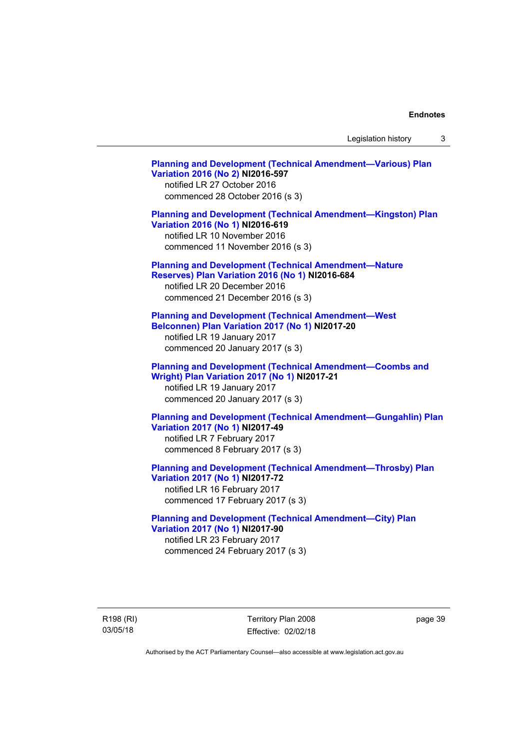**Planning and Development (Technical Amendment—Various) Plan Variation 2016 (No 2) NI2016-597**
notified LR 27 October 2016
commenced 28 October 2016 (s 3)

**Planning and Development (Technical Amendment—Kingston) Plan Variation 2016 (No 1) NI2016-619**
notified LR 10 November 2016
commenced 11 November 2016 (s 3)

**Planning and Development (Technical Amendment—Nature Reserves) Plan Variation 2016 (No 1) NI2016-684**
notified LR 20 December 2016
commenced 21 December 2016 (s 3)

**Planning and Development (Technical Amendment—West Belconnen) Plan Variation 2017 (No 1) NI2017-20**
notified LR 19 January 2017
commenced 20 January 2017 (s 3)

**Planning and Development (Technical Amendment—Coombs and Wright) Plan Variation 2017 (No 1) NI2017-21**
notified LR 19 January 2017
commenced 20 January 2017 (s 3)

**Planning and Development (Technical Amendment—Gungahlin) Plan Variation 2017 (No 1) NI2017-49**
notified LR 7 February 2017
commenced 8 February 2017 (s 3)

**Planning and Development (Technical Amendment—Throsby) Plan Variation 2017 (No 1) NI2017-72**
notified LR 16 February 2017
commenced 17 February 2017 (s 3)

**Planning and Development (Technical Amendment—City) Plan Variation 2017 (No 1) NI2017-90**
notified LR 23 February 2017
commenced 24 February 2017 (s 3)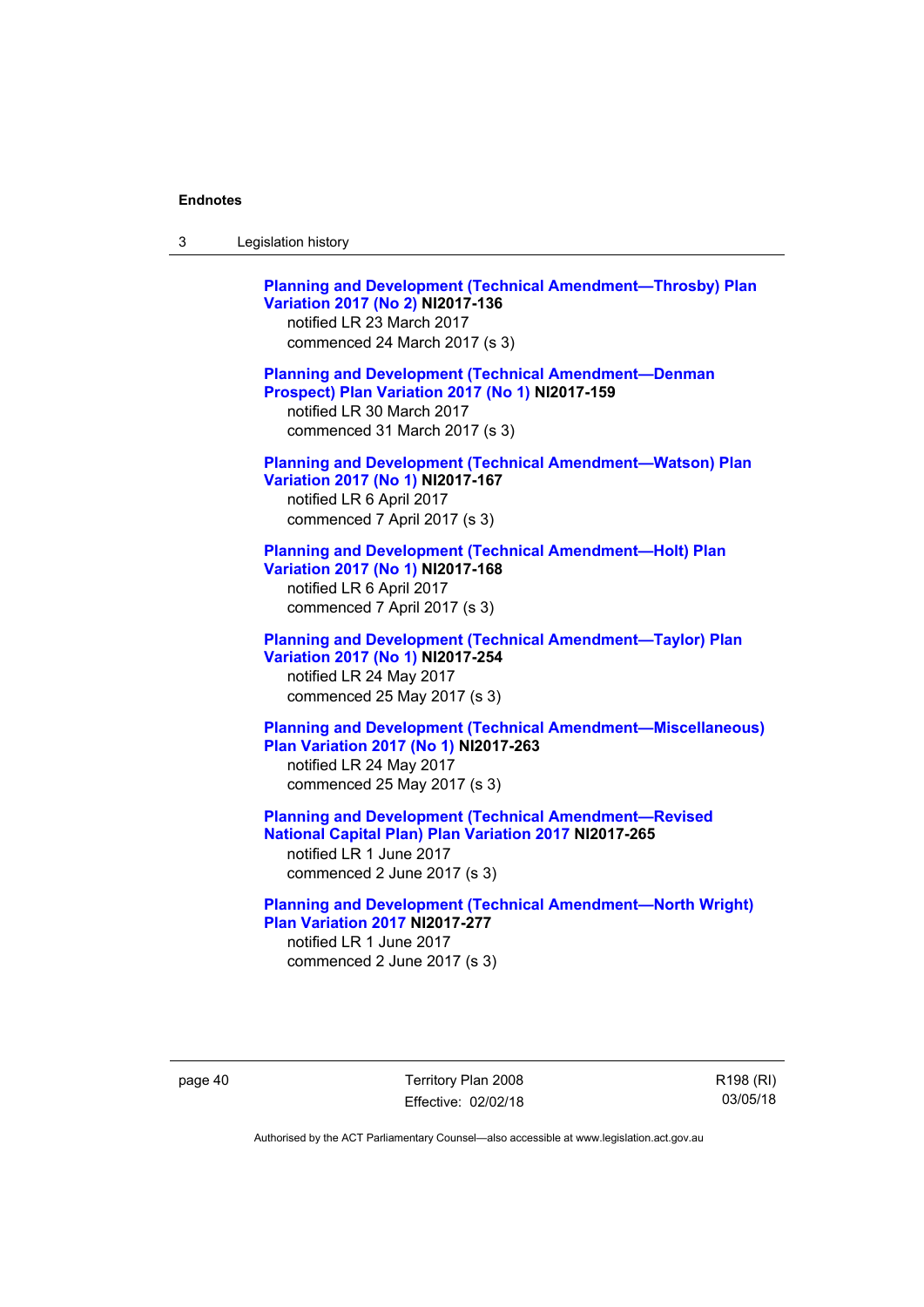**Planning and Development (Technical Amendment—Throsby) Plan Variation 2017 (No 2) NI2017-136**
notified LR 23 March 2017
commenced 24 March 2017 (s 3)

**Planning and Development (Technical Amendment—Denman Prospect) Plan Variation 2017 (No 1) NI2017-159**
notified LR 30 March 2017
commenced 31 March 2017 (s 3)

**Planning and Development (Technical Amendment—Watson) Plan Variation 2017 (No 1) NI2017-167**
notified LR 6 April 2017
commenced 7 April 2017 (s 3)

**Planning and Development (Technical Amendment—Holt) Plan Variation 2017 (No 1) NI2017-168**
notified LR 6 April 2017
commenced 7 April 2017 (s 3)

**Planning and Development (Technical Amendment—Taylor) Plan Variation 2017 (No 1) NI2017-254**
notified LR 24 May 2017
commenced 25 May 2017 (s 3)

**Planning and Development (Technical Amendment—Miscellaneous) Plan Variation 2017 (No 1) NI2017-263**
notified LR 24 May 2017
commenced 25 May 2017 (s 3)

**Planning and Development (Technical Amendment—Revised National Capital Plan) Plan Variation 2017 NI2017-265**
notified LR 1 June 2017
commenced 2 June 2017 (s 3)

**Planning and Development (Technical Amendment—North Wright) Plan Variation 2017 NI2017-277**
notified LR 1 June 2017
commenced 2 June 2017 (s 3)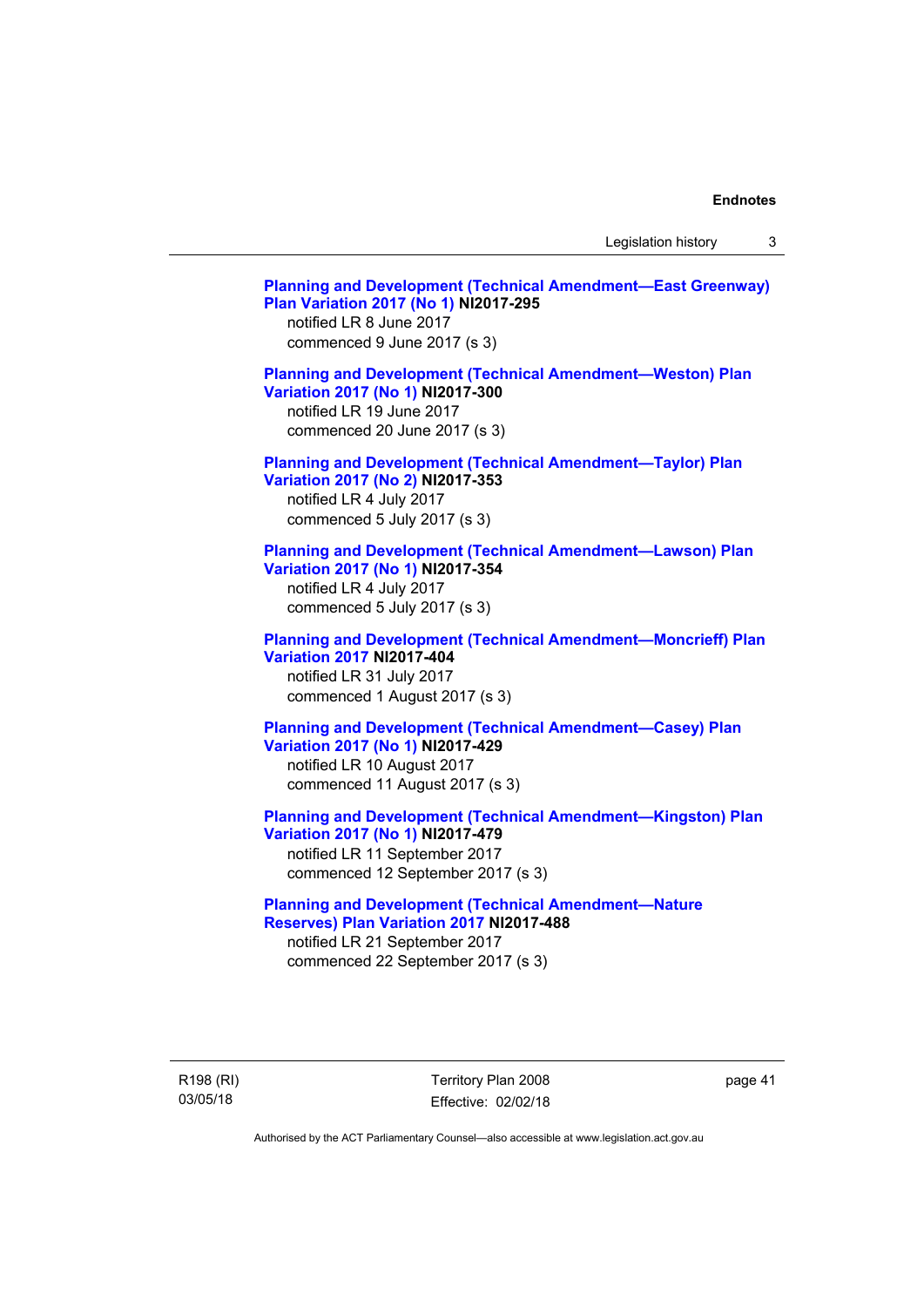**Planning and Development (Technical Amendment—East Greenway) Plan Variation 2017 (No 1) NI2017-295**
notified LR 8 June 2017
commenced 9 June 2017 (s 3)

**Planning and Development (Technical Amendment—Weston) Plan Variation 2017 (No 1) NI2017-300**
notified LR 19 June 2017
commenced 20 June 2017 (s 3)

**Planning and Development (Technical Amendment—Taylor) Plan Variation 2017 (No 2) NI2017-353**
notified LR 4 July 2017
commenced 5 July 2017 (s 3)

**Planning and Development (Technical Amendment—Lawson) Plan Variation 2017 (No 1) NI2017-354**
notified LR 4 July 2017
commenced 5 July 2017 (s 3)

**Planning and Development (Technical Amendment—Moncrieff) Plan Variation 2017 NI2017-404**
notified LR 31 July 2017
commenced 1 August 2017 (s 3)

**Planning and Development (Technical Amendment—Casey) Plan Variation 2017 (No 1) NI2017-429**
notified LR 10 August 2017
commenced 11 August 2017 (s 3)

**Planning and Development (Technical Amendment—Kingston) Plan Variation 2017 (No 1) NI2017-479**
notified LR 11 September 2017
commenced 12 September 2017 (s 3)

**Planning and Development (Technical Amendment—Nature Reserves) Plan Variation 2017 NI2017-488**
notified LR 21 September 2017
commenced 22 September 2017 (s 3)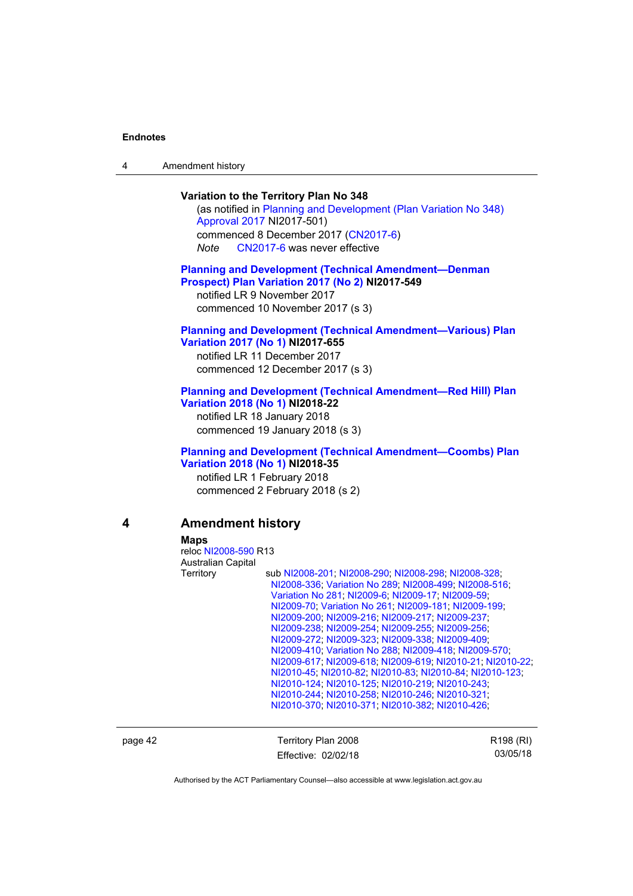**Variation to the Territory Plan No 348**

(as notified in Planning and Development (Plan Variation No 348) Approval 2017 NI2017-501)
commenced 8 December 2017 (CN2017-6)
*Note* CN2017-6 was never effective

**Planning and Development (Technical Amendment—Denman Prospect) Plan Variation 2017 (No 2) NI2017-549**

notified LR 9 November 2017
commenced 10 November 2017 (s 3)

**Planning and Development (Technical Amendment—Various) Plan Variation 2017 (No 1) NI2017-655**

notified LR 11 December 2017
commenced 12 December 2017 (s 3)

**Planning and Development (Technical Amendment—Red Hill) Plan Variation 2018 (No 1) NI2018-22**

notified LR 18 January 2018
commenced 19 January 2018 (s 3)

**Planning and Development (Technical Amendment—Coombs) Plan Variation 2018 (No 1) NI2018-35**

notified LR 1 February 2018
commenced 2 February 2018 (s 2)

## 4 Amendment history

**Maps**

reloc NI2008-590 R13

Australian Capital Territory — sub NI2008-201; NI2008-290; NI2008-298; NI2008-328; NI2008-336; Variation No 289; NI2008-499; NI2008-516; Variation No 281; NI2009-6; NI2009-17; NI2009-59; NI2009-70; Variation No 261; NI2009-181; NI2009-199; NI2009-200; NI2009-216; NI2009-217; NI2009-237; NI2009-238; NI2009-254; NI2009-255; NI2009-256; NI2009-272; NI2009-323; NI2009-338; NI2009-409; NI2009-410; Variation No 288; NI2009-418; NI2009-570; NI2009-617; NI2009-618; NI2009-619; NI2010-21; NI2010-22; NI2010-45; NI2010-82; NI2010-83; NI2010-84; NI2010-123; NI2010-124; NI2010-125; NI2010-219; NI2010-243; NI2010-244; NI2010-258; NI2010-246; NI2010-321; NI2010-370; NI2010-371; NI2010-382; NI2010-426;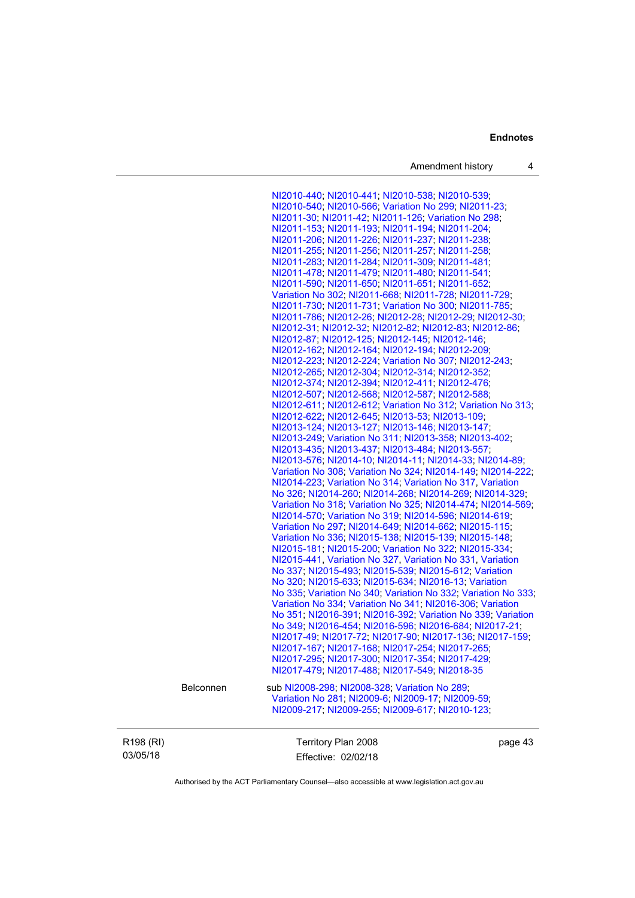NI2010-440; NI2010-441; NI2010-538; NI2010-539; NI2010-540; NI2010-566; Variation No 299; NI2011-23; NI2011-30; NI2011-42; NI2011-126; Variation No 298; NI2011-153; NI2011-193; NI2011-194; NI2011-204; NI2011-206; NI2011-226; NI2011-237; NI2011-238; NI2011-255; NI2011-256; NI2011-257; NI2011-258; NI2011-283; NI2011-284; NI2011-309; NI2011-481; NI2011-478; NI2011-479; NI2011-480; NI2011-541; NI2011-590; NI2011-650; NI2011-651; NI2011-652; Variation No 302; NI2011-668; NI2011-728; NI2011-729; NI2011-730; NI2011-731; Variation No 300; NI2011-785; NI2011-786; NI2012-26; NI2012-28; NI2012-29; NI2012-30; NI2012-31; NI2012-32; NI2012-82; NI2012-83; NI2012-86; NI2012-87; NI2012-125; NI2012-145; NI2012-146; NI2012-162; NI2012-164; NI2012-194; NI2012-209; NI2012-223; NI2012-224; Variation No 307; NI2012-243; NI2012-265; NI2012-304; NI2012-314; NI2012-352; NI2012-374; NI2012-394; NI2012-411; NI2012-476; NI2012-507; NI2012-568; NI2012-587; NI2012-588; NI2012-611; NI2012-612; Variation No 312; Variation No 313; NI2012-622; NI2012-645; NI2013-53; NI2013-109; NI2013-124; NI2013-127; NI2013-146; NI2013-147; NI2013-249; Variation No 311; NI2013-358; NI2013-402; NI2013-435; NI2013-437; NI2013-484; NI2013-557; NI2013-576; NI2014-10; NI2014-11; NI2014-33; NI2014-89; Variation No 308; Variation No 324; NI2014-149; NI2014-222; NI2014-223; Variation No 314; Variation No 317, Variation No 326; NI2014-260; NI2014-268; NI2014-269; NI2014-329; Variation No 318; Variation No 325; NI2014-474; NI2014-569; NI2014-570; Variation No 319; NI2014-596; NI2014-619; Variation No 297; NI2014-649; NI2014-662; NI2015-115; Variation No 336; NI2015-138; NI2015-139; NI2015-148; NI2015-181; NI2015-200; Variation No 322; NI2015-334; NI2015-441, Variation No 327, Variation No 331, Variation No 337; NI2015-493; NI2015-539; NI2015-612; Variation No 320; NI2015-633; NI2015-634; NI2016-13; Variation No 335; Variation No 340; Variation No 332; Variation No 333; Variation No 334; Variation No 341; NI2016-306; Variation No 351; NI2016-391; NI2016-392; Variation No 339; Variation No 349; NI2016-454; NI2016-596; NI2016-684; NI2017-21; NI2017-49; NI2017-72; NI2017-90; NI2017-136; NI2017-159; NI2017-167; NI2017-168; NI2017-254; NI2017-265; NI2017-295; NI2017-300; NI2017-354; NI2017-429; NI2017-479; NI2017-488; NI2017-549; NI2018-35

Belconnen — sub NI2008-298; NI2008-328; Variation No 289; Variation No 281; NI2009-6; NI2009-17; NI2009-59; NI2009-217; NI2009-255; NI2009-617; NI2010-123;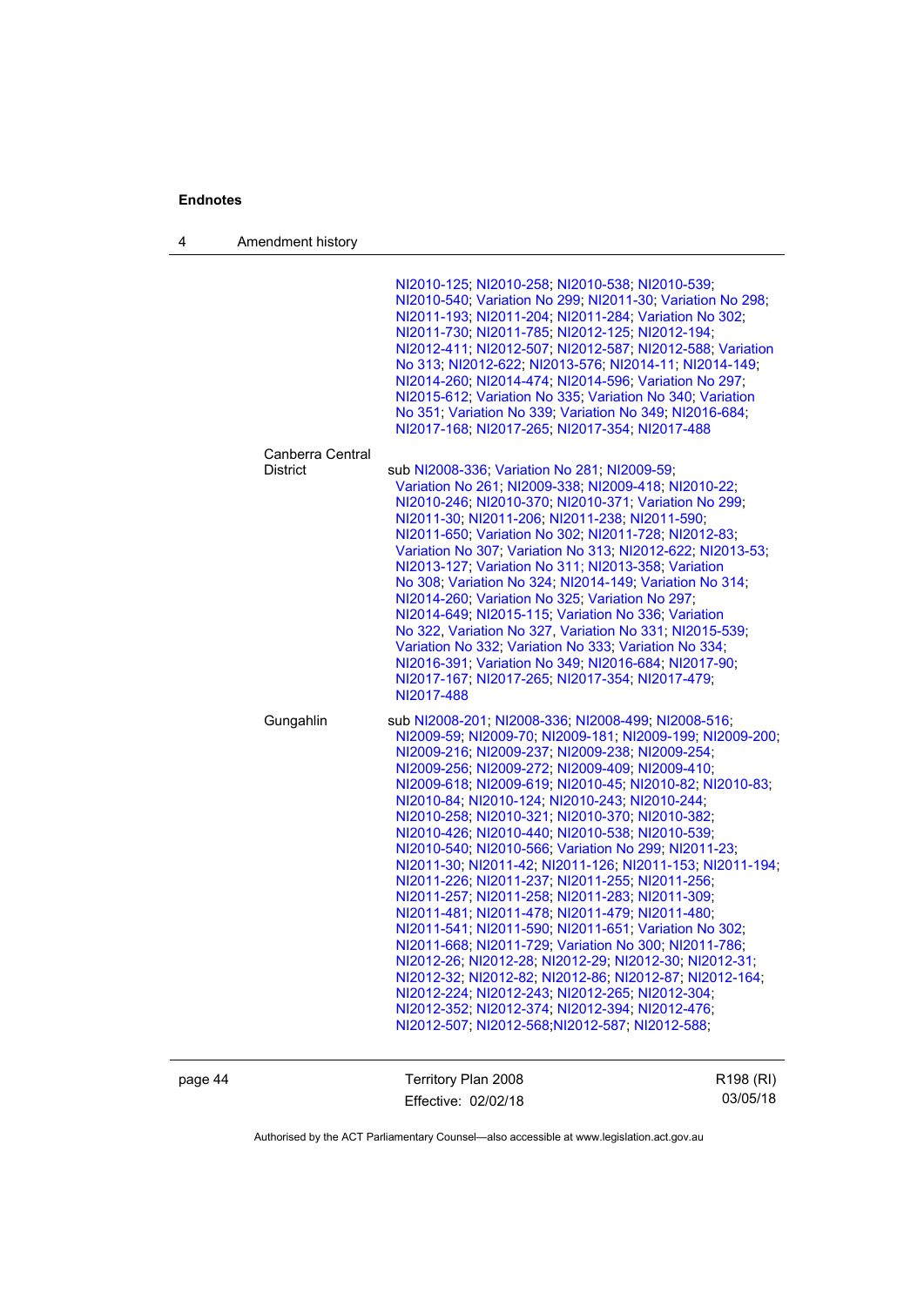| | |
|---|---|
| | NI2010-125; NI2010-258; NI2010-538; NI2010-539; NI2010-540; Variation No 299; NI2011-30; Variation No 298; NI2011-193; NI2011-204; NI2011-284; Variation No 302; NI2011-730; NI2011-785; NI2012-125; NI2012-194; NI2012-411; NI2012-507; NI2012-587; NI2012-588; Variation No 313; NI2012-622; NI2013-576; NI2014-11; NI2014-149; NI2014-260; NI2014-474; NI2014-596; Variation No 297; NI2015-612; Variation No 335; Variation No 340; Variation No 351; Variation No 339; Variation No 349; NI2016-684; NI2017-168; NI2017-265; NI2017-354; NI2017-488 |
| Canberra Central District | sub NI2008-336; Variation No 281; NI2009-59; Variation No 261; NI2009-338; NI2009-418; NI2010-22; NI2010-246; NI2010-370; NI2010-371; Variation No 299; NI2011-30; NI2011-206; NI2011-238; NI2011-590; NI2011-650; Variation No 302; NI2011-728; NI2012-83; Variation No 307; Variation No 313; NI2012-622; NI2013-53; NI2013-127; Variation No 311; NI2013-358; Variation No 308; Variation No 324; NI2014-149; Variation No 314; NI2014-260; Variation No 325; Variation No 297; NI2014-649; NI2015-115; Variation No 336; Variation No 322, Variation No 327, Variation No 331; NI2015-539; Variation No 332; Variation No 333; Variation No 334; NI2016-391; Variation No 349; NI2016-684; NI2017-90; NI2017-167; NI2017-265; NI2017-354; NI2017-479; NI2017-488 |
| Gungahlin | sub NI2008-201; NI2008-336; NI2008-499; NI2008-516; NI2009-59; NI2009-70; NI2009-181; NI2009-199; NI2009-200; NI2009-216; NI2009-237; NI2009-238; NI2009-254; NI2009-256; NI2009-272; NI2009-409; NI2009-410; NI2009-618; NI2009-619; NI2010-45; NI2010-82; NI2010-83; NI2010-84; NI2010-124; NI2010-243; NI2010-244; NI2010-258; NI2010-321; NI2010-370; NI2010-382; NI2010-426; NI2010-440; NI2010-538; NI2010-539; NI2010-540; NI2010-566; Variation No 299; NI2011-23; NI2011-30; NI2011-42; NI2011-126; NI2011-153; NI2011-194; NI2011-226; NI2011-237; NI2011-255; NI2011-256; NI2011-257; NI2011-258; NI2011-283; NI2011-309; NI2011-481; NI2011-478; NI2011-479; NI2011-480; NI2011-541; NI2011-590; NI2011-651; Variation No 302; NI2011-668; NI2011-729; Variation No 300; NI2011-786; NI2012-26; NI2012-28; NI2012-29; NI2012-30; NI2012-31; NI2012-32; NI2012-82; NI2012-86; NI2012-87; NI2012-164; NI2012-224; NI2012-243; NI2012-265; NI2012-304; NI2012-352; NI2012-374; NI2012-394; NI2012-476; NI2012-507; NI2012-568;NI2012-587; NI2012-588; |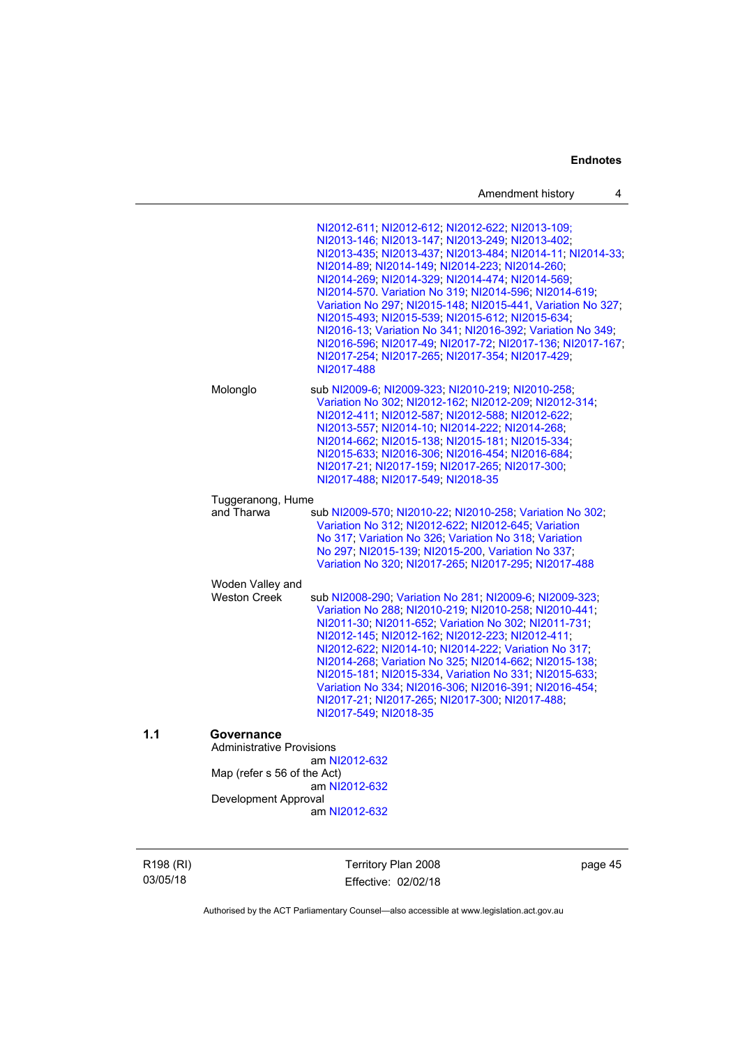NI2012-611; NI2012-612; NI2012-622; NI2013-109; NI2013-146; NI2013-147; NI2013-249; NI2013-402; NI2013-435; NI2013-437; NI2013-484; NI2014-11; NI2014-33; NI2014-89; NI2014-149; NI2014-223; NI2014-260; NI2014-269; NI2014-329; NI2014-474; NI2014-569; NI2014-570. Variation No 319; NI2014-596; NI2014-619; Variation No 297; NI2015-148; NI2015-441, Variation No 327; NI2015-493; NI2015-539; NI2015-612; NI2015-634; NI2016-13; Variation No 341; NI2016-392; Variation No 349; NI2016-596; NI2017-49; NI2017-72; NI2017-136; NI2017-167; NI2017-254; NI2017-265; NI2017-354; NI2017-429; NI2017-488

Molonglo — sub NI2009-6; NI2009-323; NI2010-219; NI2010-258; Variation No 302; NI2012-162; NI2012-209; NI2012-314; NI2012-411; NI2012-587; NI2012-588; NI2012-622; NI2013-557; NI2014-10; NI2014-222; NI2014-268; NI2014-662; NI2015-138; NI2015-181; NI2015-334; NI2015-633; NI2016-306; NI2016-454; NI2016-684; NI2017-21; NI2017-159; NI2017-265; NI2017-300; NI2017-488; NI2017-549; NI2018-35

Tuggeranong, Hume and Tharwa — sub NI2009-570; NI2010-22; NI2010-258; Variation No 302; Variation No 312; NI2012-622; NI2012-645; Variation No 317; Variation No 326; Variation No 318; Variation No 297; NI2015-139; NI2015-200, Variation No 337; Variation No 320; NI2017-265; NI2017-295; NI2017-488

Woden Valley and Weston Creek — sub NI2008-290; Variation No 281; NI2009-6; NI2009-323; Variation No 288; NI2010-219; NI2010-258; NI2010-441; NI2011-30; NI2011-652; Variation No 302; NI2011-731; NI2012-145; NI2012-162; NI2012-223; NI2012-411; NI2012-622; NI2014-10; NI2014-222; Variation No 317; NI2014-268; Variation No 325; NI2014-662; NI2015-138; NI2015-181; NI2015-334, Variation No 331; NI2015-633; Variation No 334; NI2016-306; NI2016-391; NI2016-454; NI2017-21; NI2017-265; NI2017-300; NI2017-488; NI2017-549; NI2018-35

## 1.1 Governance

Administrative Provisions
am NI2012-632

Map (refer s 56 of the Act)
am NI2012-632

Development Approval
am NI2012-632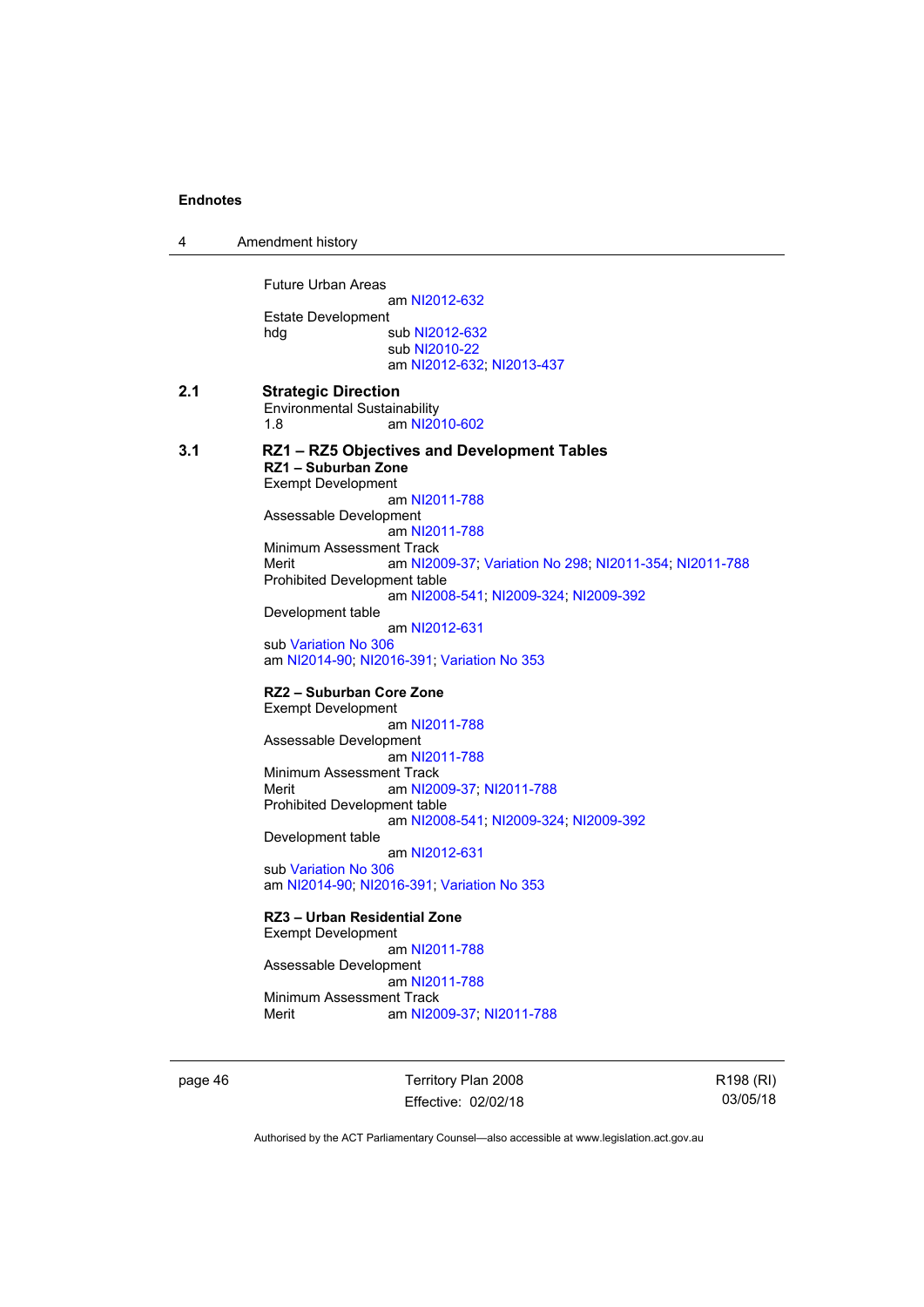Future Urban Areas
am NI2012-632

Estate Development

hdg sub NI2012-632
sub NI2010-22
am NI2012-632; NI2013-437

**2.1 Strategic Direction**

Environmental Sustainability

1.8 am NI2010-602

**3.1 RZ1 – RZ5 Objectives and Development Tables**

**RZ1 – Suburban Zone**

Exempt Development
am NI2011-788

Assessable Development
am NI2011-788

Minimum Assessment Track

Merit am NI2009-37; Variation No 298; NI2011-354; NI2011-788

Prohibited Development table
am NI2008-541; NI2009-324; NI2009-392

Development table
am NI2012-631

sub Variation No 306
am NI2014-90; NI2016-391; Variation No 353

**RZ2 – Suburban Core Zone**

Exempt Development
am NI2011-788

Assessable Development
am NI2011-788

Minimum Assessment Track

Merit am NI2009-37; NI2011-788

Prohibited Development table
am NI2008-541; NI2009-324; NI2009-392

Development table
am NI2012-631

sub Variation No 306
am NI2014-90; NI2016-391; Variation No 353

**RZ3 – Urban Residential Zone**

Exempt Development
am NI2011-788

Assessable Development
am NI2011-788

Minimum Assessment Track

Merit am NI2009-37; NI2011-788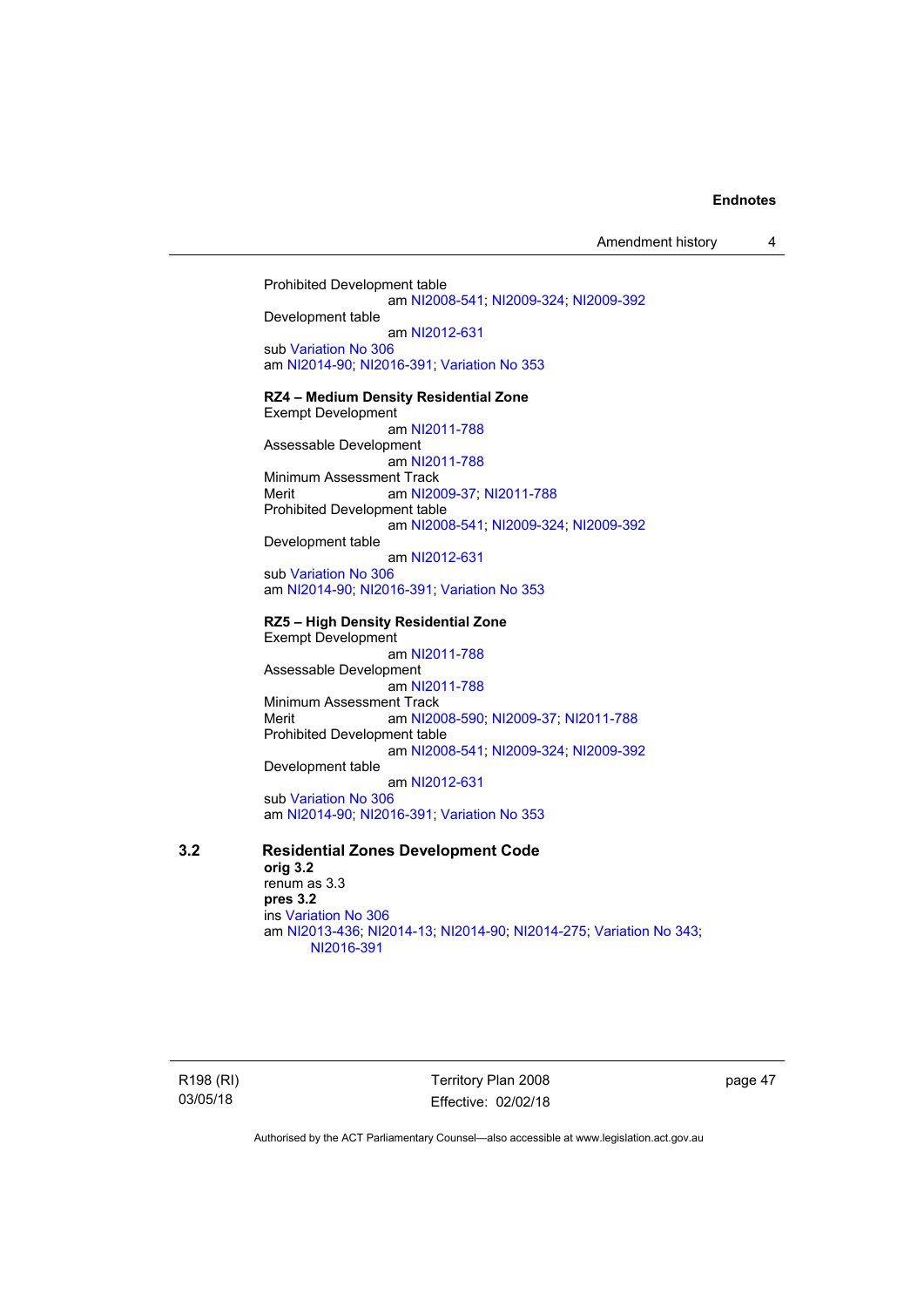Prohibited Development table
am NI2008-541; NI2009-324; NI2009-392
Development table
am NI2012-631
sub Variation No 306
am NI2014-90; NI2016-391; Variation No 353

**RZ4 – Medium Density Residential Zone**
Exempt Development
am NI2011-788
Assessable Development
am NI2011-788
Minimum Assessment Track
Merit am NI2009-37; NI2011-788
Prohibited Development table
am NI2008-541; NI2009-324; NI2009-392
Development table
am NI2012-631
sub Variation No 306
am NI2014-90; NI2016-391; Variation No 353

**RZ5 – High Density Residential Zone**
Exempt Development
am NI2011-788
Assessable Development
am NI2011-788
Minimum Assessment Track
Merit am NI2008-590; NI2009-37; NI2011-788
Prohibited Development table
am NI2008-541; NI2009-324; NI2009-392
Development table
am NI2012-631
sub Variation No 306
am NI2014-90; NI2016-391; Variation No 353

## 3.2 Residential Zones Development Code

**orig 3.2**
renum as 3.3
**pres 3.2**
ins Variation No 306
am NI2013-436; NI2014-13; NI2014-90; NI2014-275; Variation No 343; NI2016-391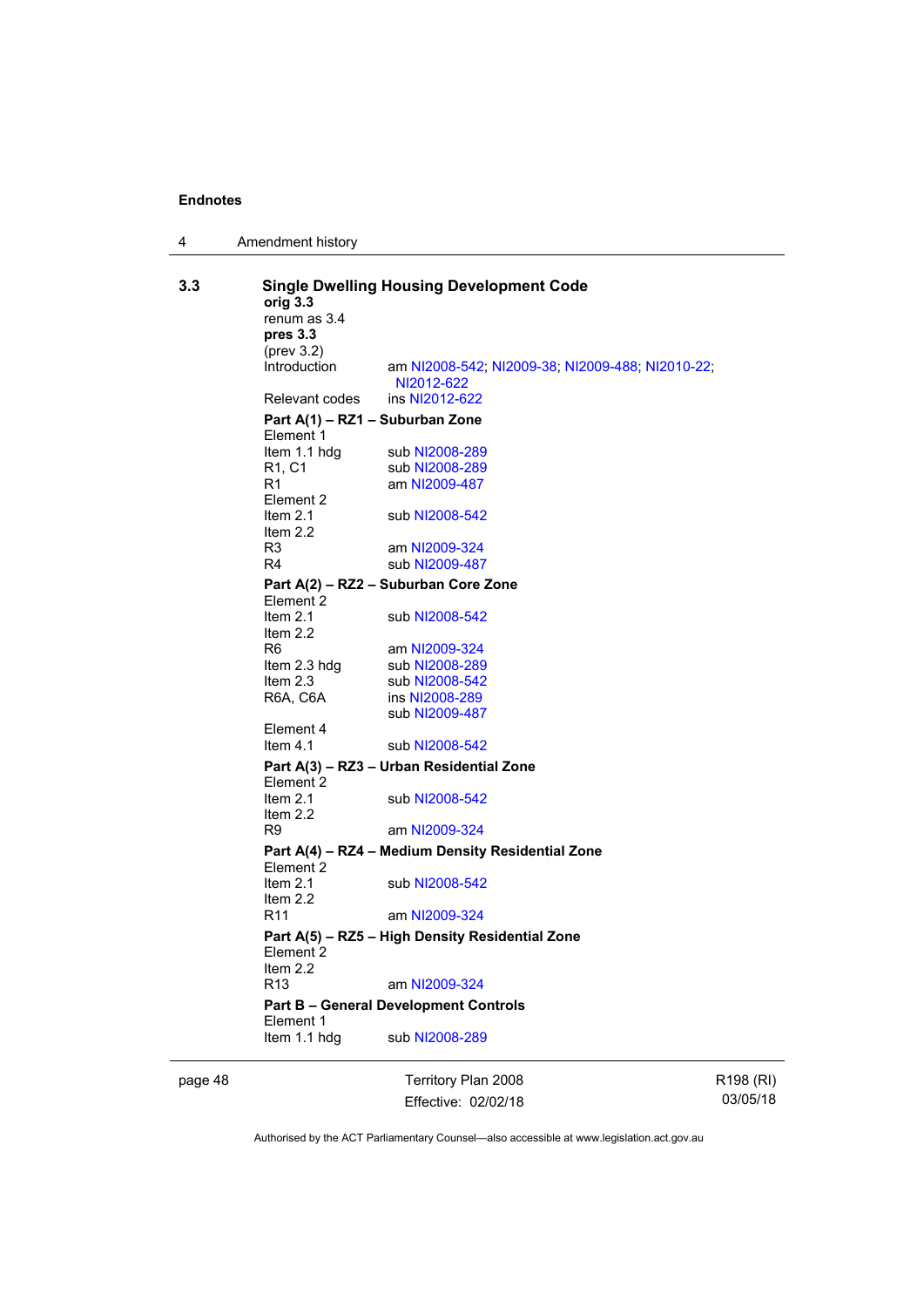## 3.3 Single Dwelling Housing Development Code

**orig 3.3**
renum as 3.4
**pres 3.3**
(prev 3.2)

Introduction — am NI2008-542; NI2009-38; NI2009-488; NI2010-22; NI2012-622
Relevant codes — ins NI2012-622

**Part A(1) – RZ1 – Suburban Zone**

Element 1
Item 1.1 hdg — sub NI2008-289
R1, C1 — sub NI2008-289
R1 — am NI2009-487
Element 2
Item 2.1 — sub NI2008-542
Item 2.2
R3 — am NI2009-324
R4 — sub NI2009-487

**Part A(2) – RZ2 – Suburban Core Zone**

Element 2
Item 2.1 — sub NI2008-542
Item 2.2
R6 — am NI2009-324
Item 2.3 hdg — sub NI2008-289
Item 2.3 — sub NI2008-542
R6A, C6A — ins NI2008-289
sub NI2009-487
Element 4
Item 4.1 — sub NI2008-542

**Part A(3) – RZ3 – Urban Residential Zone**

Element 2
Item 2.1 — sub NI2008-542
Item 2.2
R9 — am NI2009-324

**Part A(4) – RZ4 – Medium Density Residential Zone**

Element 2
Item 2.1 — sub NI2008-542
Item 2.2
R11 — am NI2009-324

**Part A(5) – RZ5 – High Density Residential Zone**

Element 2
Item 2.2
R13 — am NI2009-324

**Part B – General Development Controls**

Element 1
Item 1.1 hdg — sub NI2008-289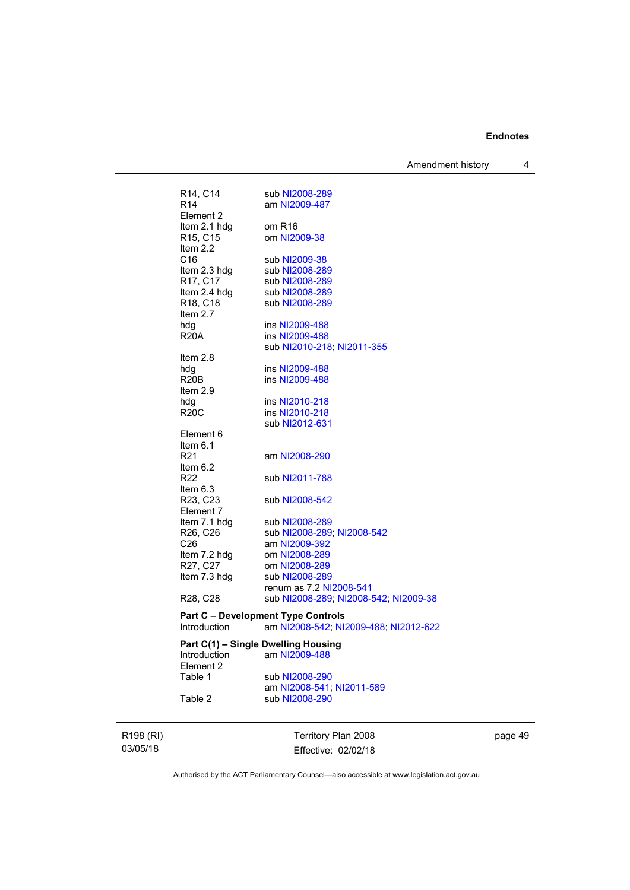| | |
|---|---|
| R14, C14 | sub NI2008-289 |
| R14 | am NI2009-487 |
| Element 2 | |
| Item 2.1 hdg | om R16 |
| R15, C15 | om NI2009-38 |
| Item 2.2 | |
| C16 | sub NI2009-38 |
| Item 2.3 hdg | sub NI2008-289 |
| R17, C17 | sub NI2008-289 |
| Item 2.4 hdg | sub NI2008-289 |
| R18, C18 | sub NI2008-289 |
| Item 2.7 | |
| hdg | ins NI2009-488 |
| R20A | ins NI2009-488 |
| | sub NI2010-218; NI2011-355 |
| Item 2.8 | |
| hdg | ins NI2009-488 |
| R20B | ins NI2009-488 |
| Item 2.9 | |
| hdg | ins NI2010-218 |
| R20C | ins NI2010-218 |
| | sub NI2012-631 |
| Element 6 | |
| Item 6.1 | |
| R21 | am NI2008-290 |
| Item 6.2 | |
| R22 | sub NI2011-788 |
| Item 6.3 | |
| R23, C23 | sub NI2008-542 |
| Element 7 | |
| Item 7.1 hdg | sub NI2008-289 |
| R26, C26 | sub NI2008-289; NI2008-542 |
| C26 | am NI2009-392 |
| Item 7.2 hdg | om NI2008-289 |
| R27, C27 | om NI2008-289 |
| Item 7.3 hdg | sub NI2008-289 |
| | renum as 7.2 NI2008-541 |
| R28, C28 | sub NI2008-289; NI2008-542; NI2009-38 |

**Part C – Development Type Controls**

| | |
|---|---|
| Introduction | am NI2008-542; NI2009-488; NI2012-622 |

**Part C(1) – Single Dwelling Housing**

| | |
|---|---|
| Introduction | am NI2009-488 |
| Element 2 | |
| Table 1 | sub NI2008-290 |
| | am NI2008-541; NI2011-589 |
| Table 2 | sub NI2008-290 |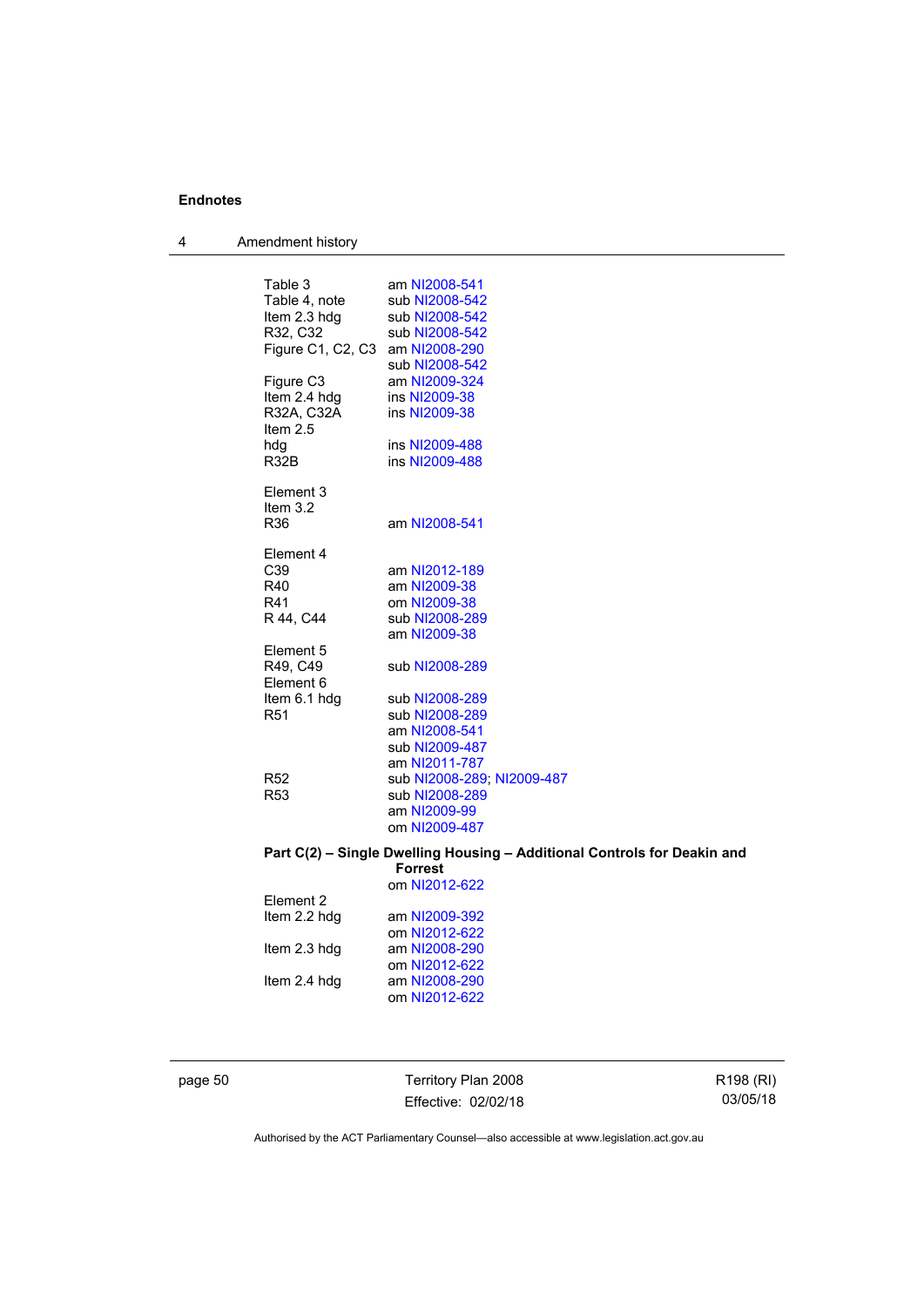Table 3 am NI2008-541
Table 4, note sub NI2008-542
Item 2.3 hdg sub NI2008-542
R32, C32 sub NI2008-542
Figure C1, C2, C3 am NI2008-290
sub NI2008-542
Figure C3 am NI2009-324
Item 2.4 hdg ins NI2009-38
R32A, C32A ins NI2009-38
Item 2.5
hdg ins NI2009-488
R32B ins NI2009-488

Element 3
Item 3.2
R36 am NI2008-541

Element 4
C39 am NI2012-189
R40 am NI2009-38
R41 om NI2009-38
R 44, C44 sub NI2008-289
am NI2009-38
Element 5
R49, C49 sub NI2008-289
Element 6
Item 6.1 hdg sub NI2008-289
R51 sub NI2008-289
am NI2008-541
sub NI2009-487
am NI2011-787
R52 sub NI2008-289; NI2009-487
R53 sub NI2008-289
am NI2009-99
om NI2009-487

**Part C(2) – Single Dwelling Housing – Additional Controls for Deakin and Forrest**
om NI2012-622
Element 2
Item 2.2 hdg am NI2009-392
om NI2012-622
Item 2.3 hdg am NI2008-290
om NI2012-622
Item 2.4 hdg am NI2008-290
om NI2012-622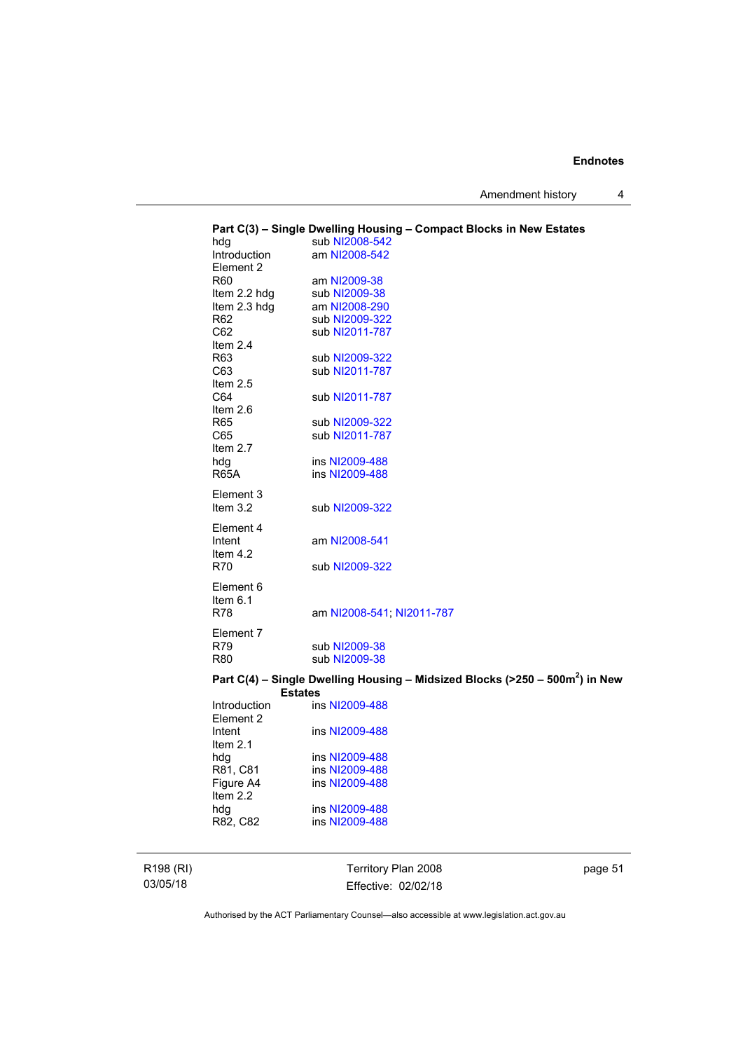**Part C(3) – Single Dwelling Housing – Compact Blocks in New Estates**

hdg sub NI2008-542
Introduction am NI2008-542
Element 2
R60 am NI2009-38
Item 2.2 hdg sub NI2009-38
Item 2.3 hdg am NI2008-290
R62 sub NI2009-322
C62 sub NI2011-787
Item 2.4
R63 sub NI2009-322
C63 sub NI2011-787
Item 2.5
C64 sub NI2011-787
Item 2.6
R65 sub NI2009-322
C65 sub NI2011-787
Item 2.7
hdg ins NI2009-488
R65A ins NI2009-488

Element 3
Item 3.2 sub NI2009-322

Element 4
Intent am NI2008-541
Item 4.2
R70 sub NI2009-322

Element 6
Item 6.1
R78 am NI2008-541; NI2011-787

Element 7
R79 sub NI2009-38
R80 sub NI2009-38

**Part C(4) – Single Dwelling Housing – Midsized Blocks (>250 – 500m$^2$) in New Estates**

Introduction ins NI2009-488
Element 2
Intent ins NI2009-488
Item 2.1
hdg ins NI2009-488
R81, C81 ins NI2009-488
Figure A4 ins NI2009-488
Item 2.2
hdg ins NI2009-488
R82, C82 ins NI2009-488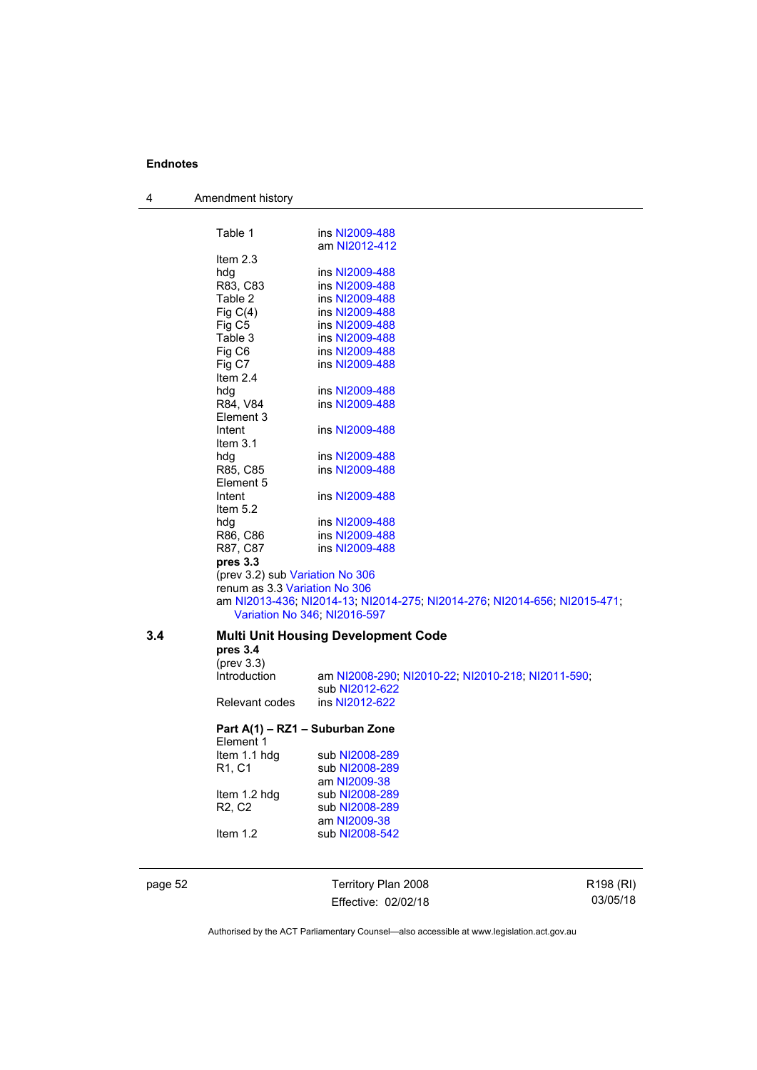| | |
|---|---|
| Table 1 | ins NI2009-488 |
| | am NI2012-412 |
| Item 2.3 | |
| hdg | ins NI2009-488 |
| R83, C83 | ins NI2009-488 |
| Table 2 | ins NI2009-488 |
| Fig C(4) | ins NI2009-488 |
| Fig C5 | ins NI2009-488 |
| Table 3 | ins NI2009-488 |
| Fig C6 | ins NI2009-488 |
| Fig C7 | ins NI2009-488 |
| Item 2.4 | |
| hdg | ins NI2009-488 |
| R84, V84 | ins NI2009-488 |
| Element 3 | |
| Intent | ins NI2009-488 |
| Item 3.1 | |
| hdg | ins NI2009-488 |
| R85, C85 | ins NI2009-488 |
| Element 5 | |
| Intent | ins NI2009-488 |
| Item 5.2 | |
| hdg | ins NI2009-488 |
| R86, C86 | ins NI2009-488 |
| R87, C87 | ins NI2009-488 |

**pres 3.3**

(prev 3.2) sub Variation No 306

renum as 3.3 Variation No 306

am NI2013-436; NI2014-13; NI2014-275; NI2014-276; NI2014-656; NI2015-471; Variation No 346; NI2016-597

### 3.4 Multi Unit Housing Development Code

**pres 3.4**

(prev 3.3)

| | |
|---|---|
| Introduction | am NI2008-290; NI2010-22; NI2010-218; NI2011-590; |
| | sub NI2012-622 |
| Relevant codes | ins NI2012-622 |

**Part A(1) – RZ1 – Suburban Zone**

| | |
|---|---|
| Element 1 | |
| Item 1.1 hdg | sub NI2008-289 |
| R1, C1 | sub NI2008-289 |
| | am NI2009-38 |
| Item 1.2 hdg | sub NI2008-289 |
| R2, C2 | sub NI2008-289 |
| | am NI2009-38 |
| Item 1.2 | sub NI2008-542 |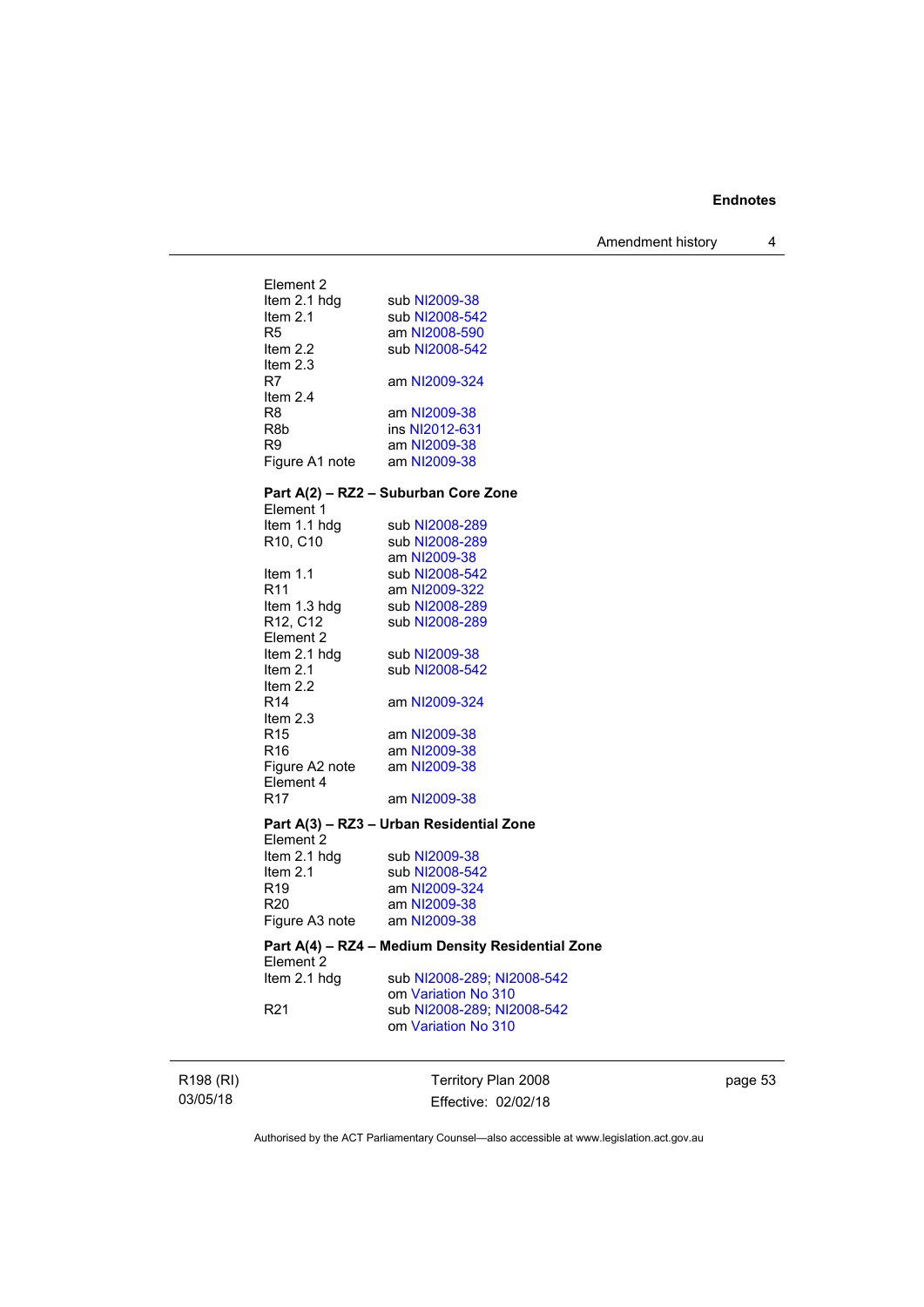| | |
|---|---|
| Element 2 | |
| Item 2.1 hdg | sub NI2009-38 |
| Item 2.1 | sub NI2008-542 |
| R5 | am NI2008-590 |
| Item 2.2 | sub NI2008-542 |
| Item 2.3 | |
| R7 | am NI2009-324 |
| Item 2.4 | |
| R8 | am NI2009-38 |
| R8b | ins NI2012-631 |
| R9 | am NI2009-38 |
| Figure A1 note | am NI2009-38 |

**Part A(2) – RZ2 – Suburban Core Zone**

| | |
|---|---|
| Element 1 | |
| Item 1.1 hdg | sub NI2008-289 |
| R10, C10 | sub NI2008-289 |
| | am NI2009-38 |
| Item 1.1 | sub NI2008-542 |
| R11 | am NI2009-322 |
| Item 1.3 hdg | sub NI2008-289 |
| R12, C12 | sub NI2008-289 |
| Element 2 | |
| Item 2.1 hdg | sub NI2009-38 |
| Item 2.1 | sub NI2008-542 |
| Item 2.2 | |
| R14 | am NI2009-324 |
| Item 2.3 | |
| R15 | am NI2009-38 |
| R16 | am NI2009-38 |
| Figure A2 note | am NI2009-38 |
| Element 4 | |
| R17 | am NI2009-38 |

**Part A(3) – RZ3 – Urban Residential Zone**

| | |
|---|---|
| Element 2 | |
| Item 2.1 hdg | sub NI2009-38 |
| Item 2.1 | sub NI2008-542 |
| R19 | am NI2009-324 |
| R20 | am NI2009-38 |
| Figure A3 note | am NI2009-38 |

**Part A(4) – RZ4 – Medium Density Residential Zone**

| | |
|---|---|
| Element 2 | |
| Item 2.1 hdg | sub NI2008-289; NI2008-542 |
| | om Variation No 310 |
| R21 | sub NI2008-289; NI2008-542 |
| | om Variation No 310 |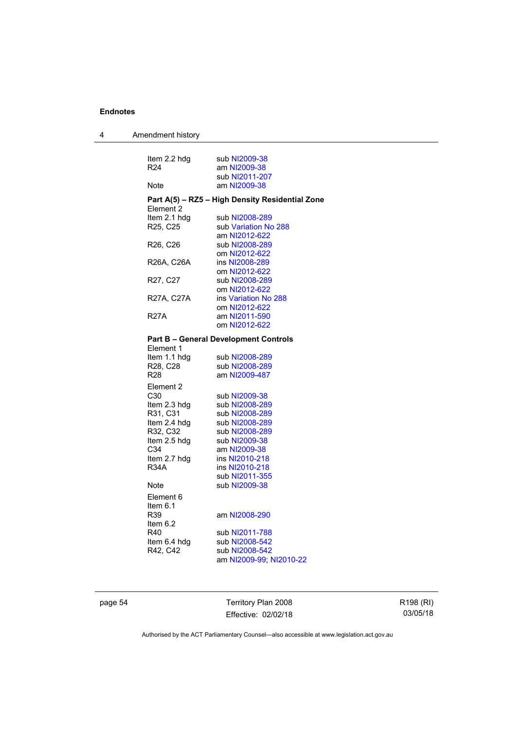| | |
|---|---|
| Item 2.2 hdg | sub NI2009-38 |
| R24 | am NI2009-38 |
| | sub NI2011-207 |
| Note | am NI2009-38 |

**Part A(5) – RZ5 – High Density Residential Zone**

| | |
|---|---|
| Element 2 | |
| Item 2.1 hdg | sub NI2008-289 |
| R25, C25 | sub Variation No 288 |
| | am NI2012-622 |
| R26, C26 | sub NI2008-289 |
| | om NI2012-622 |
| R26A, C26A | ins NI2008-289 |
| | om NI2012-622 |
| R27, C27 | sub NI2008-289 |
| | om NI2012-622 |
| R27A, C27A | ins Variation No 288 |
| | om NI2012-622 |
| R27A | am NI2011-590 |
| | om NI2012-622 |

**Part B – General Development Controls**

| | |
|---|---|
| Element 1 | |
| Item 1.1 hdg | sub NI2008-289 |
| R28, C28 | sub NI2008-289 |
| R28 | am NI2009-487 |
| Element 2 | |
| C30 | sub NI2009-38 |
| Item 2.3 hdg | sub NI2008-289 |
| R31, C31 | sub NI2008-289 |
| Item 2.4 hdg | sub NI2008-289 |
| R32, C32 | sub NI2008-289 |
| Item 2.5 hdg | sub NI2009-38 |
| C34 | am NI2009-38 |
| Item 2.7 hdg | ins NI2010-218 |
| R34A | ins NI2010-218 |
| | sub NI2011-355 |
| Note | sub NI2009-38 |
| Element 6 | |
| Item 6.1 | |
| R39 | am NI2008-290 |
| Item 6.2 | |
| R40 | sub NI2011-788 |
| Item 6.4 hdg | sub NI2008-542 |
| R42, C42 | sub NI2008-542 |
| | am NI2009-99; NI2010-22 |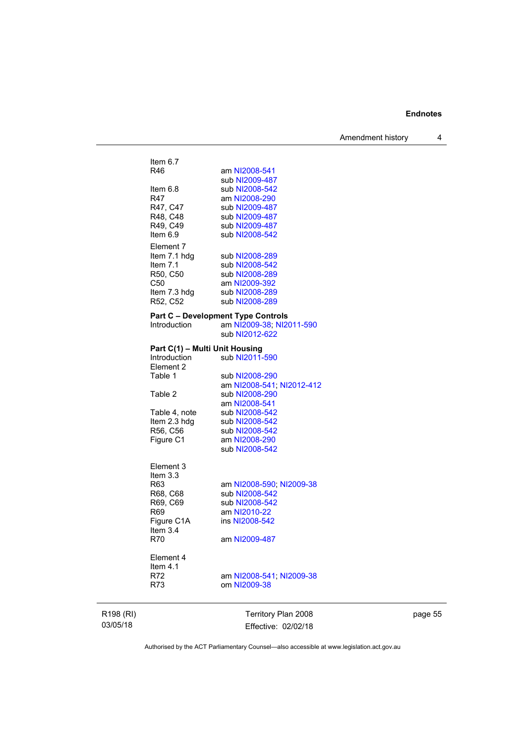Item 6.7

| | |
|---|---|
| R46 | am NI2008-541 |
| | sub NI2009-487 |
| Item 6.8 | sub NI2008-542 |
| R47 | am NI2008-290 |
| R47, C47 | sub NI2009-487 |
| R48, C48 | sub NI2009-487 |
| R49, C49 | sub NI2009-487 |
| Item 6.9 | sub NI2008-542 |

Element 7

| | |
|---|---|
| Item 7.1 hdg | sub NI2008-289 |
| Item 7.1 | sub NI2008-542 |
| R50, C50 | sub NI2008-289 |
| C50 | am NI2009-392 |
| Item 7.3 hdg | sub NI2008-289 |
| R52, C52 | sub NI2008-289 |

**Part C – Development Type Controls**

| | |
|---|---|
| Introduction | am NI2009-38; NI2011-590 |
| | sub NI2012-622 |

**Part C(1) – Multi Unit Housing**

| | |
|---|---|
| Introduction | sub NI2011-590 |

Element 2

| | |
|---|---|
| Table 1 | sub NI2008-290 |
| | am NI2008-541; NI2012-412 |
| Table 2 | sub NI2008-290 |
| | am NI2008-541 |
| Table 4, note | sub NI2008-542 |
| Item 2.3 hdg | sub NI2008-542 |
| R56, C56 | sub NI2008-542 |
| Figure C1 | am NI2008-290 |
| | sub NI2008-542 |

Element 3

Item 3.3

| | |
|---|---|
| R63 | am NI2008-590; NI2009-38 |
| R68, C68 | sub NI2008-542 |
| R69, C69 | sub NI2008-542 |
| R69 | am NI2010-22 |
| Figure C1A | ins NI2008-542 |

Item 3.4

| | |
|---|---|
| R70 | am NI2009-487 |

Element 4

Item 4.1

| | |
|---|---|
| R72 | am NI2008-541; NI2009-38 |
| R73 | om NI2009-38 |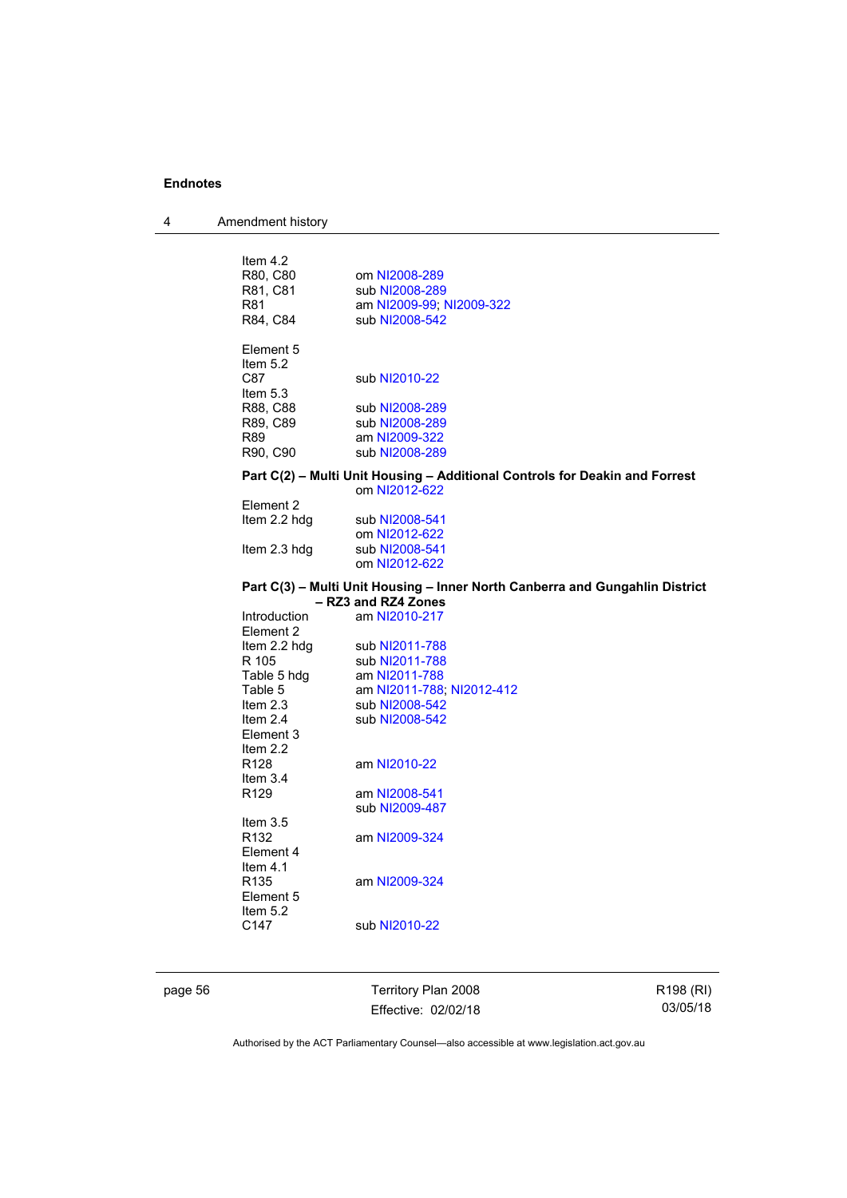Item 4.2

| | |
|---|---|
| R80, C80 | om NI2008-289 |
| R81, C81 | sub NI2008-289 |
| R81 | am NI2009-99; NI2009-322 |
| R84, C84 | sub NI2008-542 |

Element 5
Item 5.2

| | |
|---|---|
| C87 | sub NI2010-22 |

Item 5.3

| | |
|---|---|
| R88, C88 | sub NI2008-289 |
| R89, C89 | sub NI2008-289 |
| R89 | am NI2009-322 |
| R90, C90 | sub NI2008-289 |

**Part C(2) – Multi Unit Housing – Additional Controls for Deakin and Forrest**
om NI2012-622

Element 2

| | |
|---|---|
| Item 2.2 hdg | sub NI2008-541 |
| | om NI2012-622 |
| Item 2.3 hdg | sub NI2008-541 |
| | om NI2012-622 |

**Part C(3) – Multi Unit Housing – Inner North Canberra and Gungahlin District – RZ3 and RZ4 Zones**

| | |
|---|---|
| Introduction | am NI2010-217 |

Element 2

| | |
|---|---|
| Item 2.2 hdg | sub NI2011-788 |
| R 105 | sub NI2011-788 |
| Table 5 hdg | am NI2011-788 |
| Table 5 | am NI2011-788; NI2012-412 |
| Item 2.3 | sub NI2008-542 |
| Item 2.4 | sub NI2008-542 |

Element 3
Item 2.2

| | |
|---|---|
| R128 | am NI2010-22 |

Item 3.4

| | |
|---|---|
| R129 | am NI2008-541 |
| | sub NI2009-487 |

Item 3.5

| | |
|---|---|
| R132 | am NI2009-324 |

Element 4
Item 4.1

| | |
|---|---|
| R135 | am NI2009-324 |

Element 5
Item 5.2

| | |
|---|---|
| C147 | sub NI2010-22 |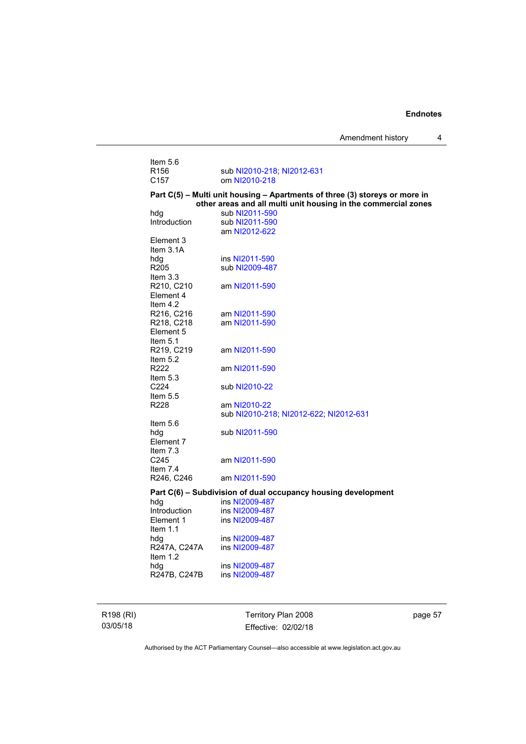Item 5.6
R156 sub NI2010-218; NI2012-631
C157 om NI2010-218

**Part C(5) – Multi unit housing – Apartments of three (3) storeys or more in other areas and all multi unit housing in the commercial zones**

hdg sub NI2011-590
Introduction sub NI2011-590
am NI2012-622
Element 3
Item 3.1A
hdg ins NI2011-590
R205 sub NI2009-487
Item 3.3
R210, C210 am NI2011-590
Element 4
Item 4.2
R216, C216 am NI2011-590
R218, C218 am NI2011-590
Element 5
Item 5.1
R219, C219 am NI2011-590
Item 5.2
R222 am NI2011-590
Item 5.3
C224 sub NI2010-22
Item 5.5
R228 am NI2010-22
sub NI2010-218; NI2012-622; NI2012-631
Item 5.6
hdg sub NI2011-590
Element 7
Item 7.3
C245 am NI2011-590
Item 7.4
R246, C246 am NI2011-590

**Part C(6) – Subdivision of dual occupancy housing development**

hdg ins NI2009-487
Introduction ins NI2009-487
Element 1 ins NI2009-487
Item 1.1
hdg ins NI2009-487
R247A, C247A ins NI2009-487
Item 1.2
hdg ins NI2009-487
R247B, C247B ins NI2009-487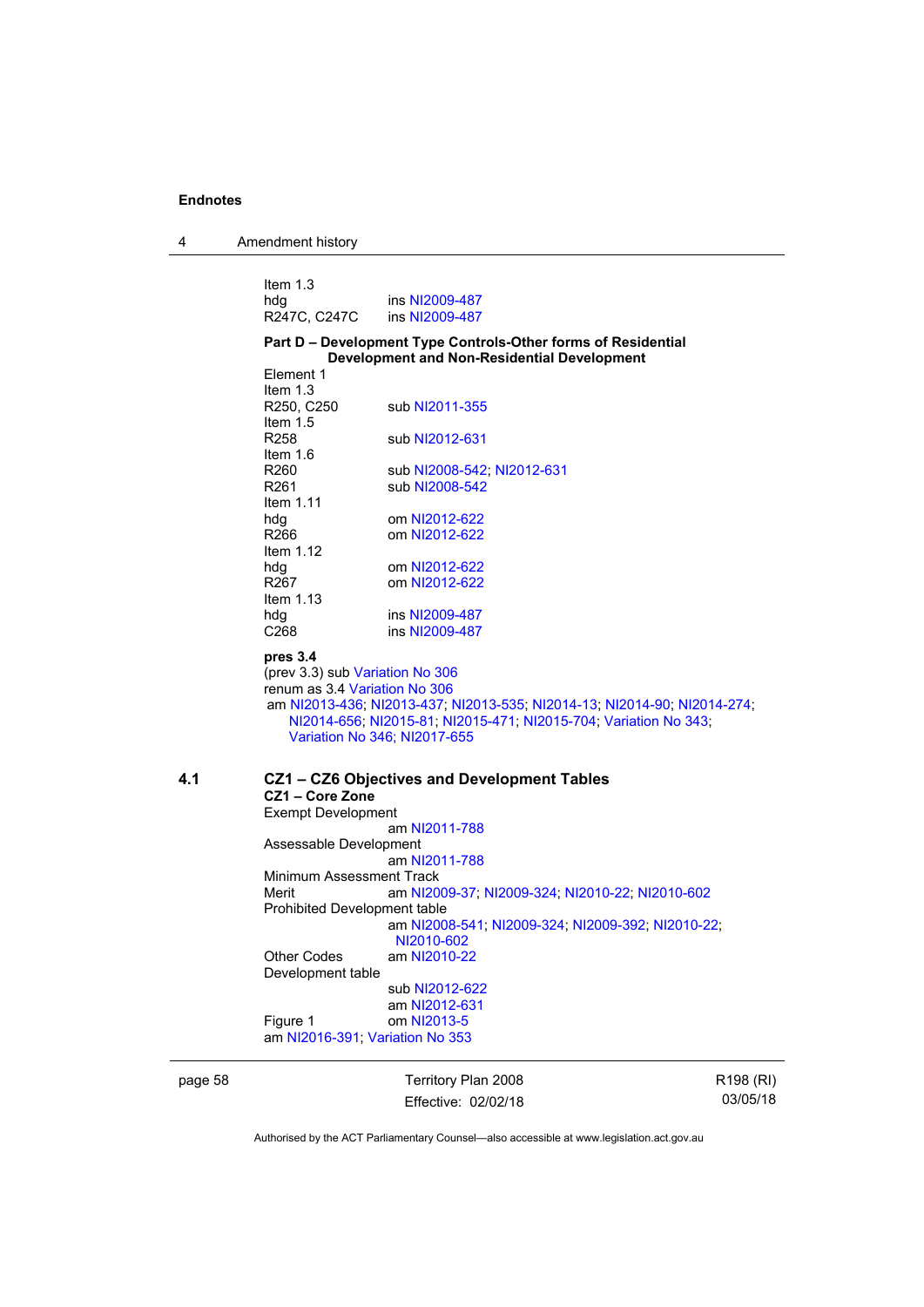Item 1.3
hdg ins NI2009-487
R247C, C247C ins NI2009-487

**Part D – Development Type Controls-Other forms of Residential Development and Non-Residential Development**

Element 1
Item 1.3
R250, C250 sub NI2011-355
Item 1.5
R258 sub NI2012-631
Item 1.6
R260 sub NI2008-542; NI2012-631
R261 sub NI2008-542
Item 1.11
hdg om NI2012-622
R266 om NI2012-622
Item 1.12
hdg om NI2012-622
R267 om NI2012-622
Item 1.13
hdg ins NI2009-487
C268 ins NI2009-487

**pres 3.4**
(prev 3.3) sub Variation No 306
renum as 3.4 Variation No 306
am NI2013-436; NI2013-437; NI2013-535; NI2014-13; NI2014-90; NI2014-274; NI2014-656; NI2015-81; NI2015-471; NI2015-704; Variation No 343; Variation No 346; NI2017-655

## 4.1 CZ1 – CZ6 Objectives and Development Tables

**CZ1 – Core Zone**

Exempt Development
am NI2011-788
Assessable Development
am NI2011-788
Minimum Assessment Track
Merit am NI2009-37; NI2009-324; NI2010-22; NI2010-602
Prohibited Development table
am NI2008-541; NI2009-324; NI2009-392; NI2010-22; NI2010-602
Other Codes am NI2010-22
Development table
sub NI2012-622
am NI2012-631
Figure 1 om NI2013-5
am NI2016-391; Variation No 353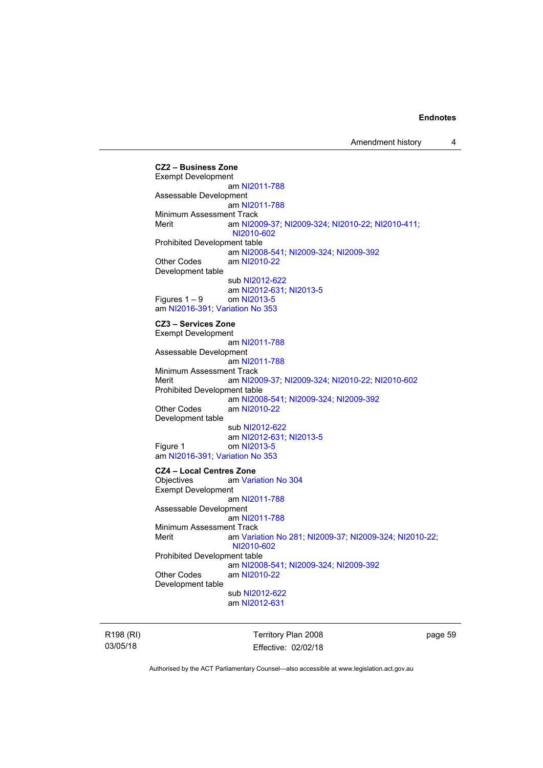**CZ2 – Business Zone**
Exempt Development
am NI2011-788
Assessable Development
am NI2011-788
Minimum Assessment Track
Merit am NI2009-37; NI2009-324; NI2010-22; NI2010-411; NI2010-602
Prohibited Development table
am NI2008-541; NI2009-324; NI2009-392
Other Codes am NI2010-22
Development table
sub NI2012-622
am NI2012-631; NI2013-5
Figures 1 – 9 om NI2013-5
am NI2016-391; Variation No 353

**CZ3 – Services Zone**
Exempt Development
am NI2011-788
Assessable Development
am NI2011-788
Minimum Assessment Track
Merit am NI2009-37; NI2009-324; NI2010-22; NI2010-602
Prohibited Development table
am NI2008-541; NI2009-324; NI2009-392
Other Codes am NI2010-22
Development table
sub NI2012-622
am NI2012-631; NI2013-5
Figure 1 om NI2013-5
am NI2016-391; Variation No 353

**CZ4 – Local Centres Zone**
Objectives am Variation No 304
Exempt Development
am NI2011-788
Assessable Development
am NI2011-788
Minimum Assessment Track
Merit am Variation No 281; NI2009-37; NI2009-324; NI2010-22; NI2010-602
Prohibited Development table
am NI2008-541; NI2009-324; NI2009-392
Other Codes am NI2010-22
Development table
sub NI2012-622
am NI2012-631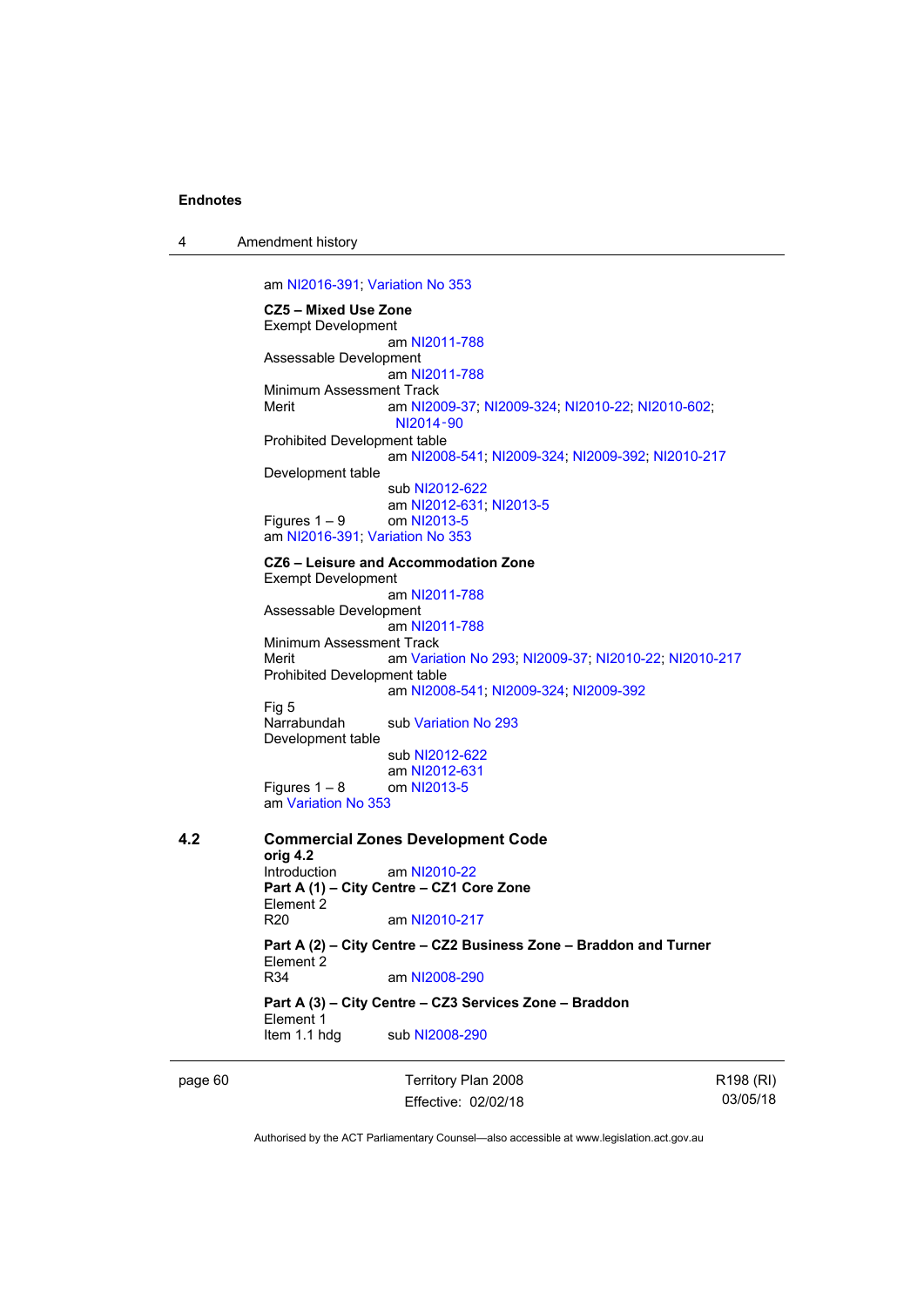am NI2016-391; Variation No 353

**CZ5 – Mixed Use Zone**
Exempt Development
am NI2011-788
Assessable Development
am NI2011-788
Minimum Assessment Track
Merit am NI2009-37; NI2009-324; NI2010-22; NI2010-602; NI2014-90
Prohibited Development table
am NI2008-541; NI2009-324; NI2009-392; NI2010-217
Development table
sub NI2012-622
am NI2012-631; NI2013-5
Figures 1 – 9 om NI2013-5
am NI2016-391; Variation No 353

**CZ6 – Leisure and Accommodation Zone**
Exempt Development
am NI2011-788
Assessable Development
am NI2011-788
Minimum Assessment Track
Merit am Variation No 293; NI2009-37; NI2010-22; NI2010-217
Prohibited Development table
am NI2008-541; NI2009-324; NI2009-392
Fig 5
Narrabundah sub Variation No 293
Development table
sub NI2012-622
am NI2012-631
Figures 1 – 8 om NI2013-5
am Variation No 353

## 4.2 Commercial Zones Development Code

**orig 4.2**
Introduction am NI2010-22
**Part A (1) – City Centre – CZ1 Core Zone**
Element 2
R20 am NI2010-217

**Part A (2) – City Centre – CZ2 Business Zone – Braddon and Turner**
Element 2
R34 am NI2008-290

**Part A (3) – City Centre – CZ3 Services Zone – Braddon**
Element 1
Item 1.1 hdg sub NI2008-290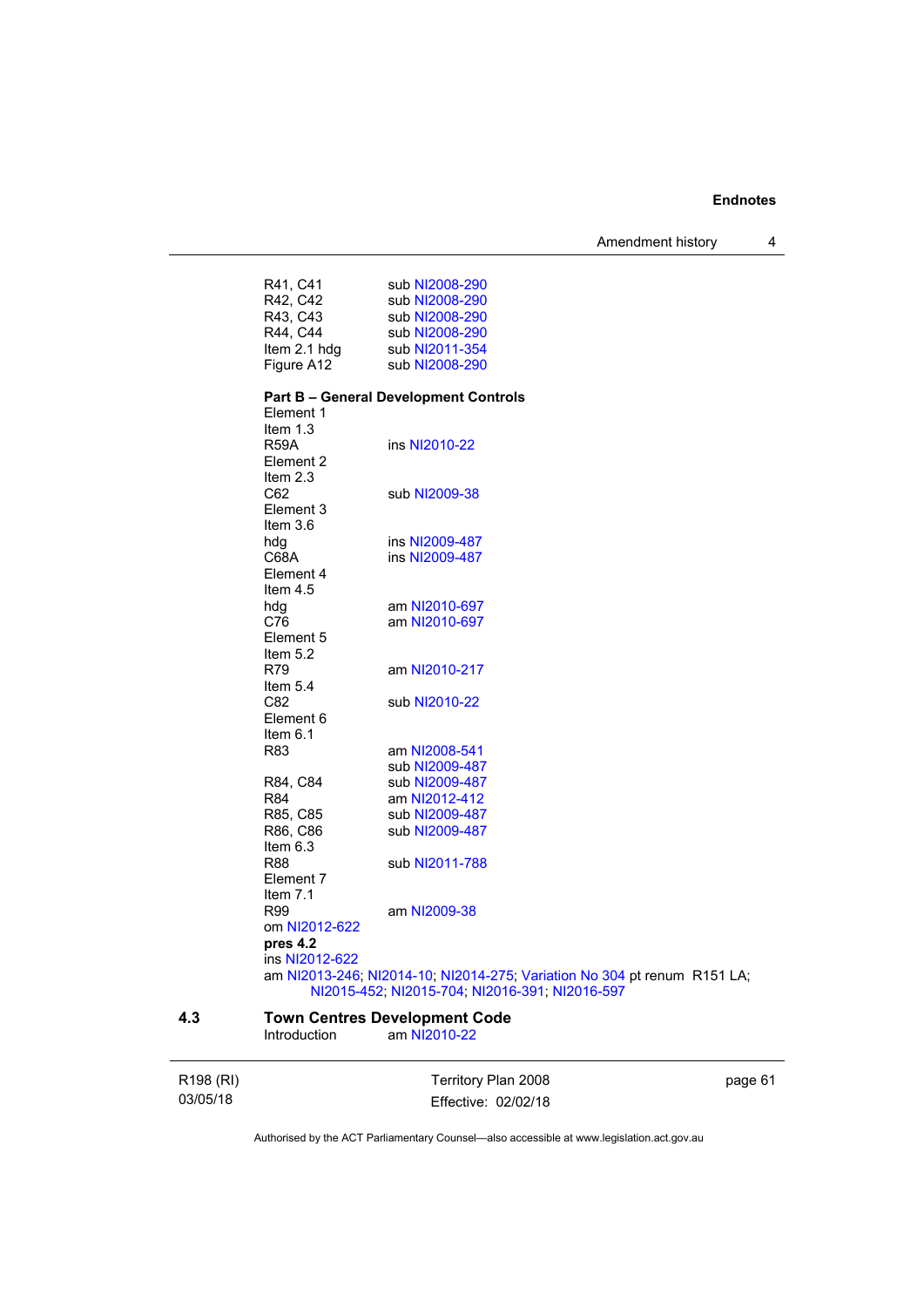R41, C41 sub NI2008-290
R42, C42 sub NI2008-290
R43, C43 sub NI2008-290
R44, C44 sub NI2008-290
Item 2.1 hdg sub NI2011-354
Figure A12 sub NI2008-290

**Part B – General Development Controls**

Element 1
Item 1.3
R59A ins NI2010-22
Element 2
Item 2.3
C62 sub NI2009-38
Element 3
Item 3.6
hdg ins NI2009-487
C68A ins NI2009-487
Element 4
Item 4.5
hdg am NI2010-697
C76 am NI2010-697
Element 5
Item 5.2
R79 am NI2010-217
Item 5.4
C82 sub NI2010-22
Element 6
Item 6.1
R83 am NI2008-541
sub NI2009-487
R84, C84 sub NI2009-487
R84 am NI2012-412
R85, C85 sub NI2009-487
R86, C86 sub NI2009-487
Item 6.3
R88 sub NI2011-788
Element 7
Item 7.1
R99 am NI2009-38
om NI2012-622

**pres 4.2**

ins NI2012-622
am NI2013-246; NI2014-10; NI2014-275; Variation No 304 pt renum R151 LA; NI2015-452; NI2015-704; NI2016-391; NI2016-597

## 4.3 Town Centres Development Code

Introduction am NI2010-22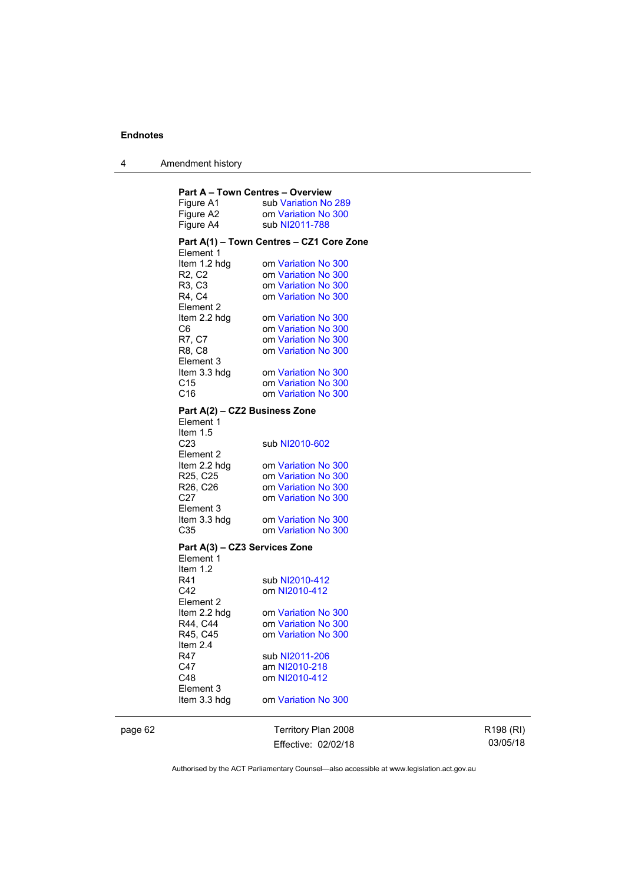**Part A – Town Centres – Overview**

Figure A1 sub Variation No 289
Figure A2 om Variation No 300
Figure A4 sub NI2011-788

**Part A(1) – Town Centres – CZ1 Core Zone**

Element 1
Item 1.2 hdg om Variation No 300
R2, C2 om Variation No 300
R3, C3 om Variation No 300
R4, C4 om Variation No 300
Element 2
Item 2.2 hdg om Variation No 300
C6 om Variation No 300
R7, C7 om Variation No 300
R8, C8 om Variation No 300
Element 3
Item 3.3 hdg om Variation No 300
C15 om Variation No 300
C16 om Variation No 300

**Part A(2) – CZ2 Business Zone**

Element 1
Item 1.5
C23 sub NI2010-602
Element 2
Item 2.2 hdg om Variation No 300
R25, C25 om Variation No 300
R26, C26 om Variation No 300
C27 om Variation No 300
Element 3
Item 3.3 hdg om Variation No 300
C35 om Variation No 300

**Part A(3) – CZ3 Services Zone**

Element 1
Item 1.2
R41 sub NI2010-412
C42 om NI2010-412
Element 2
Item 2.2 hdg om Variation No 300
R44, C44 om Variation No 300
R45, C45 om Variation No 300
Item 2.4
R47 sub NI2011-206
C47 am NI2010-218
C48 om NI2010-412
Element 3
Item 3.3 hdg om Variation No 300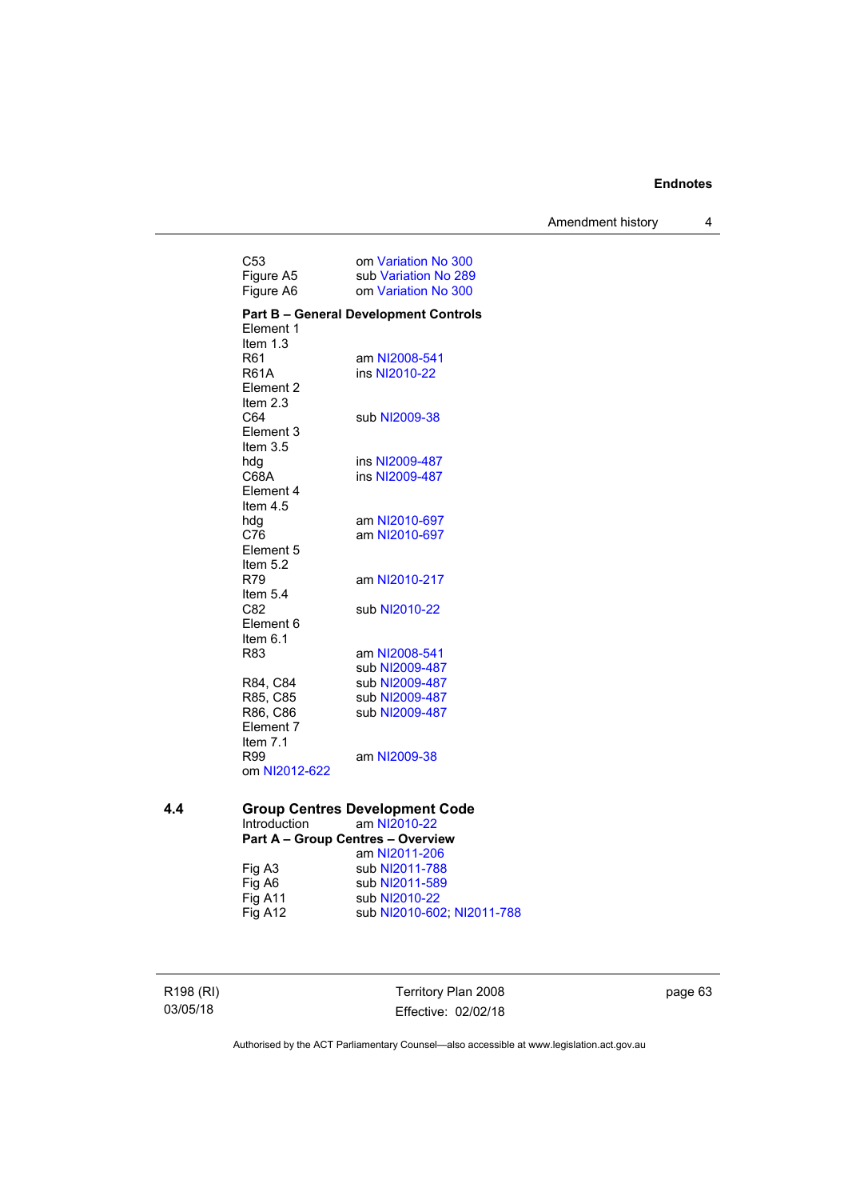C53 om Variation No 300
Figure A5 sub Variation No 289
Figure A6 om Variation No 300

**Part B – General Development Controls**

Element 1
Item 1.3
R61 am NI2008-541
R61A ins NI2010-22
Element 2
Item 2.3
C64 sub NI2009-38
Element 3
Item 3.5
hdg ins NI2009-487
C68A ins NI2009-487
Element 4
Item 4.5
hdg am NI2010-697
C76 am NI2010-697
Element 5
Item 5.2
R79 am NI2010-217
Item 5.4
C82 sub NI2010-22
Element 6
Item 6.1
R83 am NI2008-541
sub NI2009-487
R84, C84 sub NI2009-487
R85, C85 sub NI2009-487
R86, C86 sub NI2009-487
Element 7
Item 7.1
R99 am NI2009-38
om NI2012-622

## 4.4 Group Centres Development Code

Introduction am NI2010-22

**Part A – Group Centres – Overview**

am NI2011-206
Fig A3 sub NI2011-788
Fig A6 sub NI2011-589
Fig A11 sub NI2010-22
Fig A12 sub NI2010-602; NI2011-788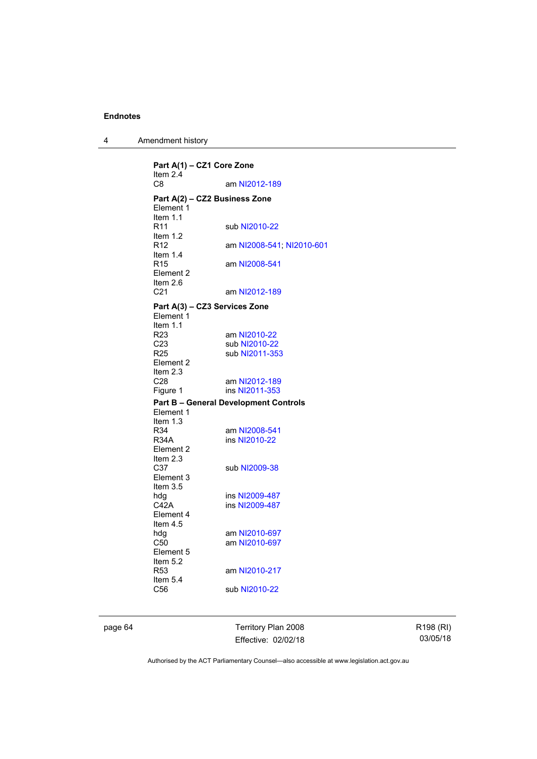**Part A(1) – CZ1 Core Zone**

Item 2.4
C8 am NI2012-189

**Part A(2) – CZ2 Business Zone**

Element 1
Item 1.1
R11 sub NI2010-22
Item 1.2
R12 am NI2008-541; NI2010-601
Item 1.4
R15 am NI2008-541
Element 2
Item 2.6
C21 am NI2012-189

**Part A(3) – CZ3 Services Zone**

Element 1
Item 1.1
R23 am NI2010-22
C23 sub NI2010-22
R25 sub NI2011-353
Element 2
Item 2.3
C28 am NI2012-189
Figure 1 ins NI2011-353

**Part B – General Development Controls**

Element 1
Item 1.3
R34 am NI2008-541
R34A ins NI2010-22
Element 2
Item 2.3
C37 sub NI2009-38
Element 3
Item 3.5
hdg ins NI2009-487
C42A ins NI2009-487
Element 4
Item 4.5
hdg am NI2010-697
C50 am NI2010-697
Element 5
Item 5.2
R53 am NI2010-217
Item 5.4
C56 sub NI2010-22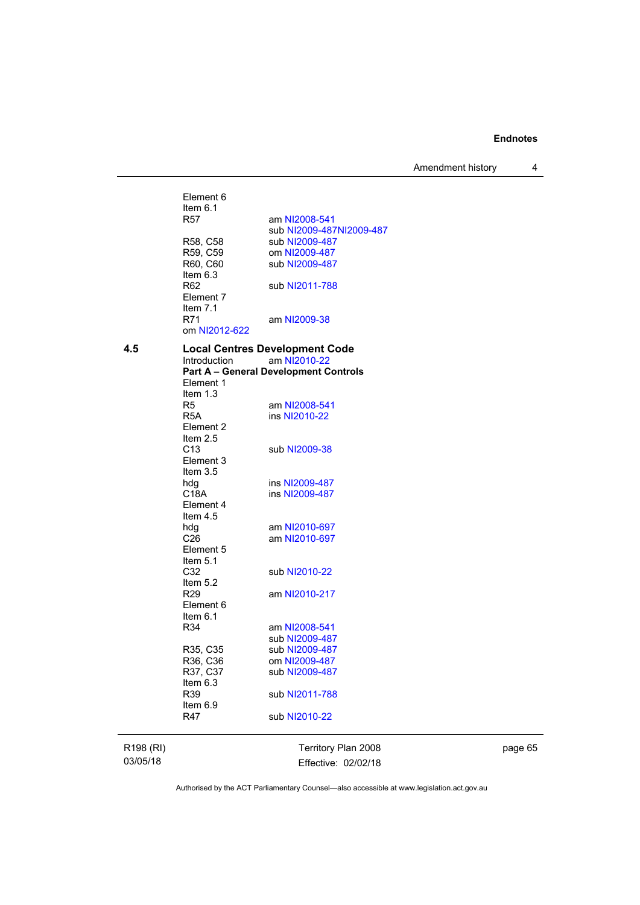Element 6
Item 6.1

| | |
|---|---|
| R57 | am NI2008-541 |
| | sub NI2009-487NI2009-487 |
| R58, C58 | sub NI2009-487 |
| R59, C59 | om NI2009-487 |
| R60, C60 | sub NI2009-487 |

Item 6.3

| | |
|---|---|
| R62 | sub NI2011-788 |

Element 7
Item 7.1

| | |
|---|---|
| R71 | am NI2009-38 |

om NI2012-622

## 4.5 Local Centres Development Code

| | |
|---|---|
| Introduction | am NI2010-22 |

**Part A – General Development Controls**

Element 1
Item 1.3

| | |
|---|---|
| R5 | am NI2008-541 |
| R5A | ins NI2010-22 |

Element 2
Item 2.5

| | |
|---|---|
| C13 | sub NI2009-38 |

Element 3
Item 3.5

| | |
|---|---|
| hdg | ins NI2009-487 |
| C18A | ins NI2009-487 |

Element 4
Item 4.5

| | |
|---|---|
| hdg | am NI2010-697 |
| C26 | am NI2010-697 |

Element 5
Item 5.1

| | |
|---|---|
| C32 | sub NI2010-22 |

Item 5.2

| | |
|---|---|
| R29 | am NI2010-217 |

Element 6
Item 6.1

| | |
|---|---|
| R34 | am NI2008-541 |
| | sub NI2009-487 |
| R35, C35 | sub NI2009-487 |
| R36, C36 | om NI2009-487 |
| R37, C37 | sub NI2009-487 |

Item 6.3

| | |
|---|---|
| R39 | sub NI2011-788 |

Item 6.9

| | |
|---|---|
| R47 | sub NI2010-22 |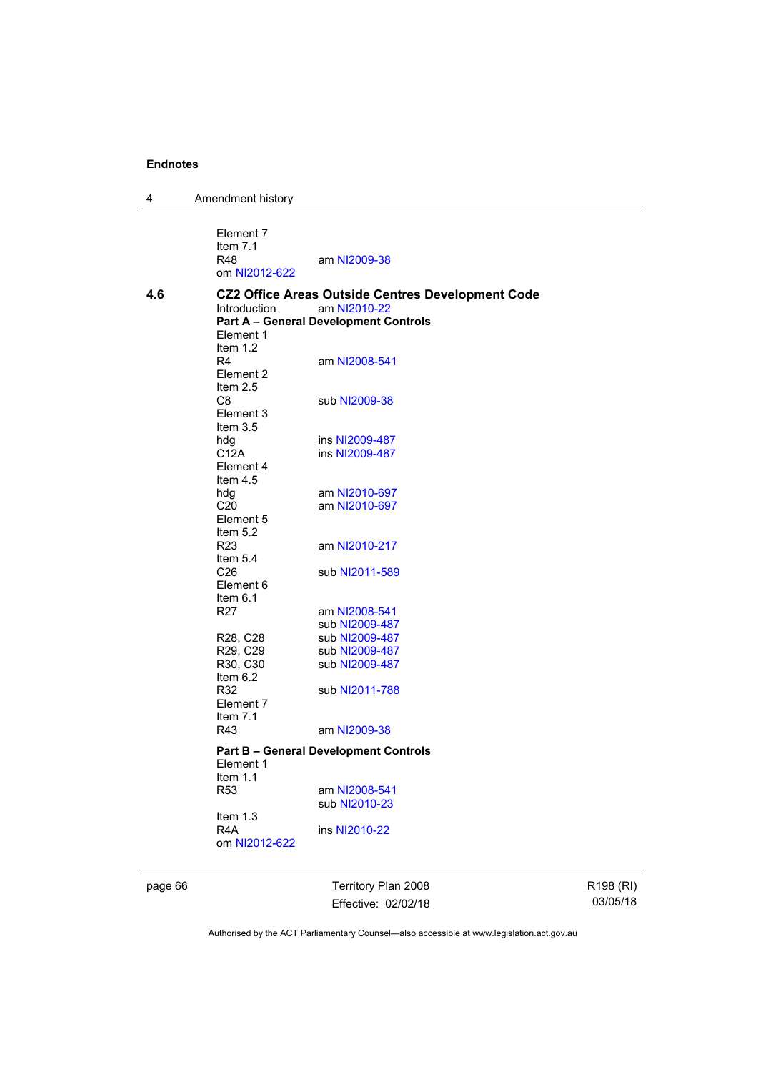Element 7
Item 7.1
R48 am NI2009-38
om NI2012-622

**4.6 CZ2 Office Areas Outside Centres Development Code**

Introduction am NI2010-22

**Part A – General Development Controls**

Element 1
Item 1.2
R4 am NI2008-541
Element 2
Item 2.5
C8 sub NI2009-38
Element 3
Item 3.5
hdg ins NI2009-487
C12A ins NI2009-487
Element 4
Item 4.5
hdg am NI2010-697
C20 am NI2010-697
Element 5
Item 5.2
R23 am NI2010-217
Item 5.4
C26 sub NI2011-589
Element 6
Item 6.1
R27 am NI2008-541
sub NI2009-487
R28, C28 sub NI2009-487
R29, C29 sub NI2009-487
R30, C30 sub NI2009-487
Item 6.2
R32 sub NI2011-788
Element 7
Item 7.1
R43 am NI2009-38

**Part B – General Development Controls**

Element 1
Item 1.1
R53 am NI2008-541
sub NI2010-23
Item 1.3
R4A ins NI2010-22
om NI2012-622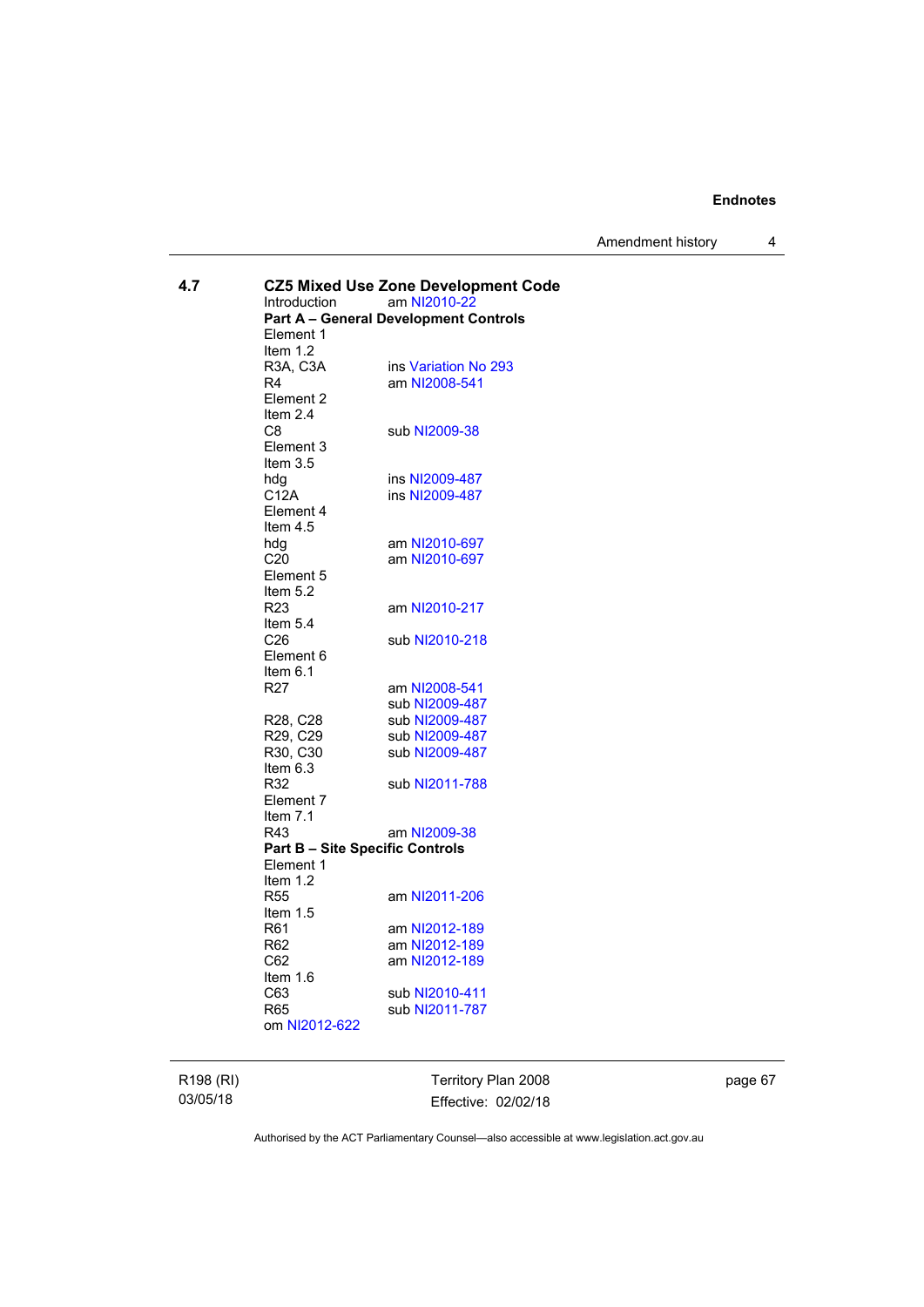## 4.7 CZ5 Mixed Use Zone Development Code

Introduction am NI2010-22

**Part A – General Development Controls**

Element 1
Item 1.2
R3A, C3A ins Variation No 293
R4 am NI2008-541
Element 2
Item 2.4
C8 sub NI2009-38
Element 3
Item 3.5
hdg ins NI2009-487
C12A ins NI2009-487
Element 4
Item 4.5
hdg am NI2010-697
C20 am NI2010-697
Element 5
Item 5.2
R23 am NI2010-217
Item 5.4
C26 sub NI2010-218
Element 6
Item 6.1
R27 am NI2008-541
sub NI2009-487
R28, C28 sub NI2009-487
R29, C29 sub NI2009-487
R30, C30 sub NI2009-487
Item 6.3
R32 sub NI2011-788
Element 7
Item 7.1
R43 am NI2009-38

**Part B – Site Specific Controls**

Element 1
Item 1.2
R55 am NI2011-206
Item 1.5
R61 am NI2012-189
R62 am NI2012-189
C62 am NI2012-189
Item 1.6
C63 sub NI2010-411
R65 sub NI2011-787
om NI2012-622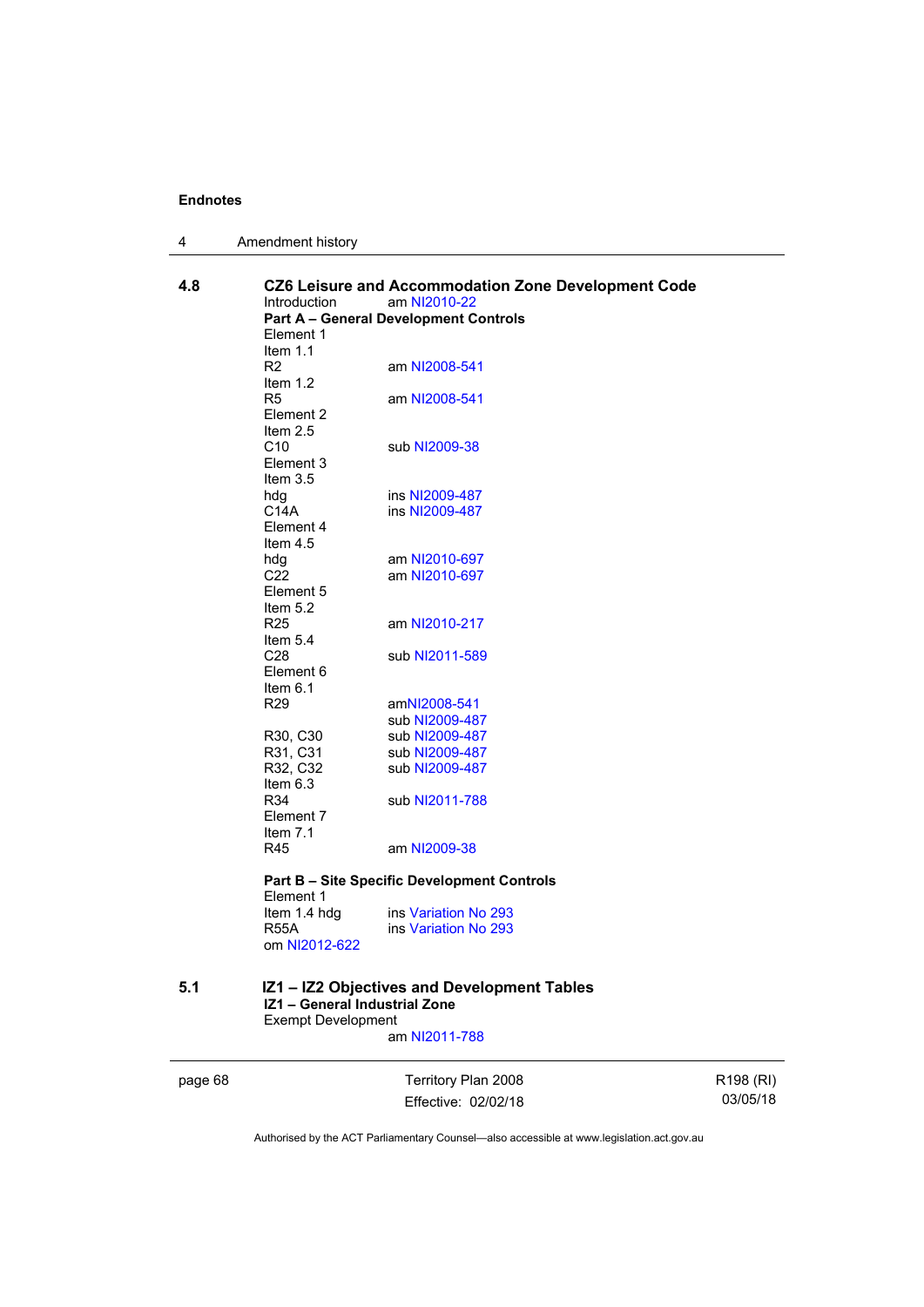### 4.8 CZ6 Leisure and Accommodation Zone Development Code

Introduction am NI2010-22

**Part A – General Development Controls**

Element 1
Item 1.1
R2 am NI2008-541
Item 1.2
R5 am NI2008-541
Element 2
Item 2.5
C10 sub NI2009-38
Element 3
Item 3.5
hdg ins NI2009-487
C14A ins NI2009-487
Element 4
Item 4.5
hdg am NI2010-697
C22 am NI2010-697
Element 5
Item 5.2
R25 am NI2010-217
Item 5.4
C28 sub NI2011-589
Element 6
Item 6.1
R29 amNI2008-541
sub NI2009-487
R30, C30 sub NI2009-487
R31, C31 sub NI2009-487
R32, C32 sub NI2009-487
Item 6.3
R34 sub NI2011-788
Element 7
Item 7.1
R45 am NI2009-38

**Part B – Site Specific Development Controls**

Element 1
Item 1.4 hdg ins Variation No 293
R55A ins Variation No 293
om NI2012-622

### 5.1 IZ1 – IZ2 Objectives and Development Tables

**IZ1 – General Industrial Zone**

Exempt Development
am NI2011-788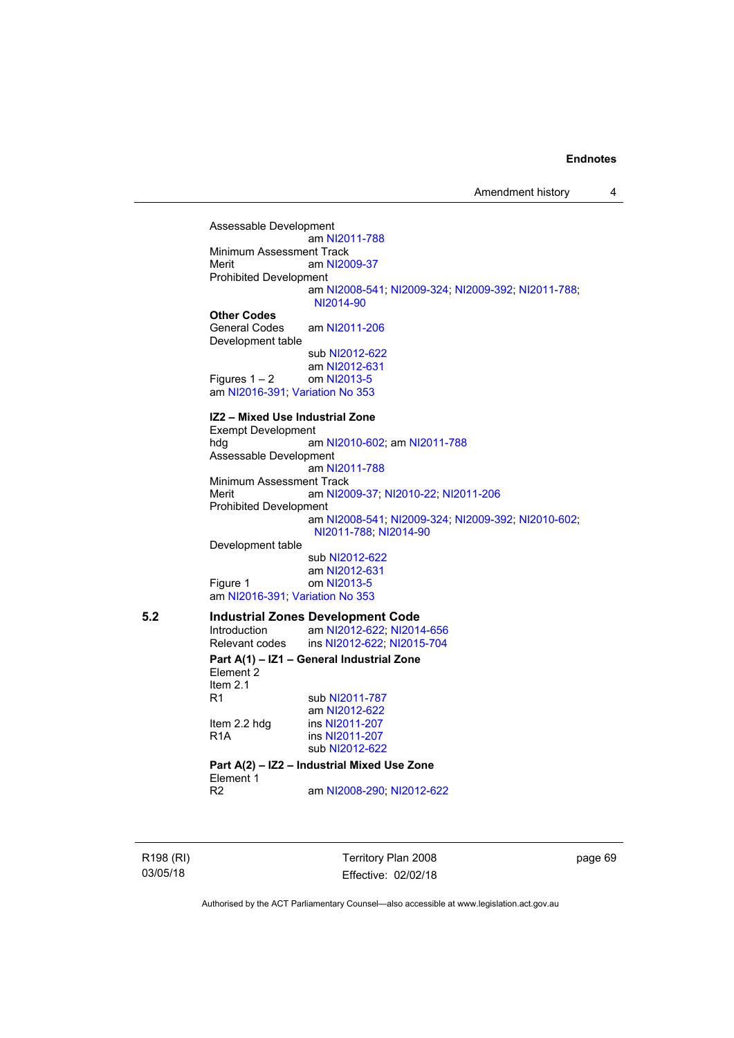Assessable Development
am NI2011-788

Minimum Assessment Track

Merit am NI2009-37

Prohibited Development
am NI2008-541; NI2009-324; NI2009-392; NI2011-788; NI2014-90

**Other Codes**

General Codes am NI2011-206

Development table
sub NI2012-622
am NI2012-631

Figures 1 – 2 om NI2013-5

am NI2016-391; Variation No 353

**IZ2 – Mixed Use Industrial Zone**

Exempt Development

hdg am NI2010-602; am NI2011-788

Assessable Development
am NI2011-788

Minimum Assessment Track

Merit am NI2009-37; NI2010-22; NI2011-206

Prohibited Development
am NI2008-541; NI2009-324; NI2009-392; NI2010-602; NI2011-788; NI2014-90

Development table
sub NI2012-622
am NI2012-631

Figure 1 om NI2013-5

am NI2016-391; Variation No 353

## 5.2 Industrial Zones Development Code

Introduction am NI2012-622; NI2014-656

Relevant codes ins NI2012-622; NI2015-704

**Part A(1) – IZ1 – General Industrial Zone**

Element 2

Item 2.1

R1 sub NI2011-787
am NI2012-622

Item 2.2 hdg ins NI2011-207

R1A ins NI2011-207
sub NI2012-622

**Part A(2) – IZ2 – Industrial Mixed Use Zone**

Element 1

R2 am NI2008-290; NI2012-622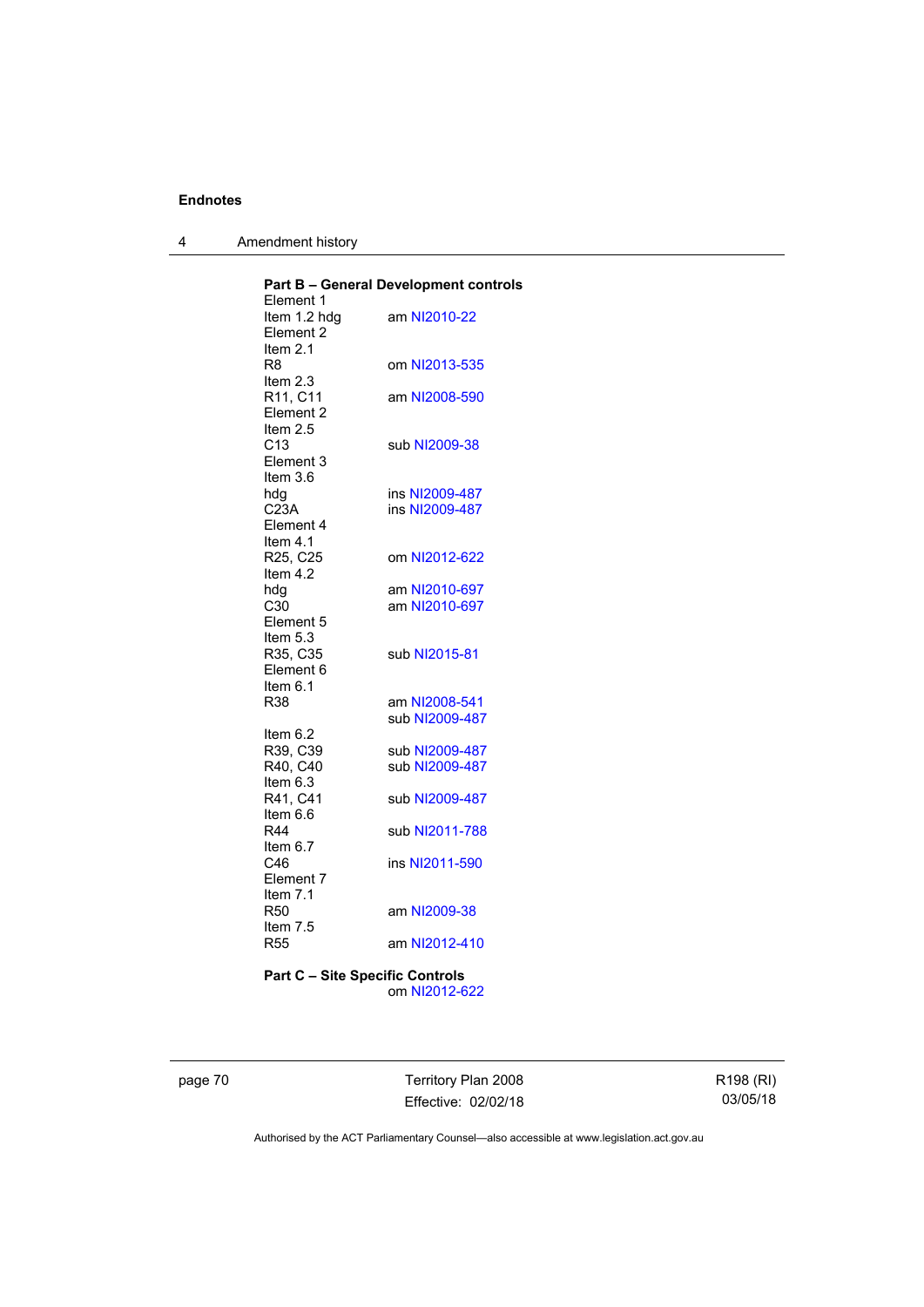**Part B – General Development controls**

Element 1
Item 1.2 hdg — am NI2010-22
Element 2
Item 2.1
R8 — om NI2013-535
Item 2.3
R11, C11 — am NI2008-590
Element 2
Item 2.5
C13 — sub NI2009-38
Element 3
Item 3.6
hdg — ins NI2009-487
C23A — ins NI2009-487
Element 4
Item 4.1
R25, C25 — om NI2012-622
Item 4.2
hdg — am NI2010-697
C30 — am NI2010-697
Element 5
Item 5.3
R35, C35 — sub NI2015-81
Element 6
Item 6.1
R38 — am NI2008-541
sub NI2009-487
Item 6.2
R39, C39 — sub NI2009-487
R40, C40 — sub NI2009-487
Item 6.3
R41, C41 — sub NI2009-487
Item 6.6
R44 — sub NI2011-788
Item 6.7
C46 — ins NI2011-590
Element 7
Item 7.1
R50 — am NI2009-38
Item 7.5
R55 — am NI2012-410

**Part C – Site Specific Controls**
om NI2012-622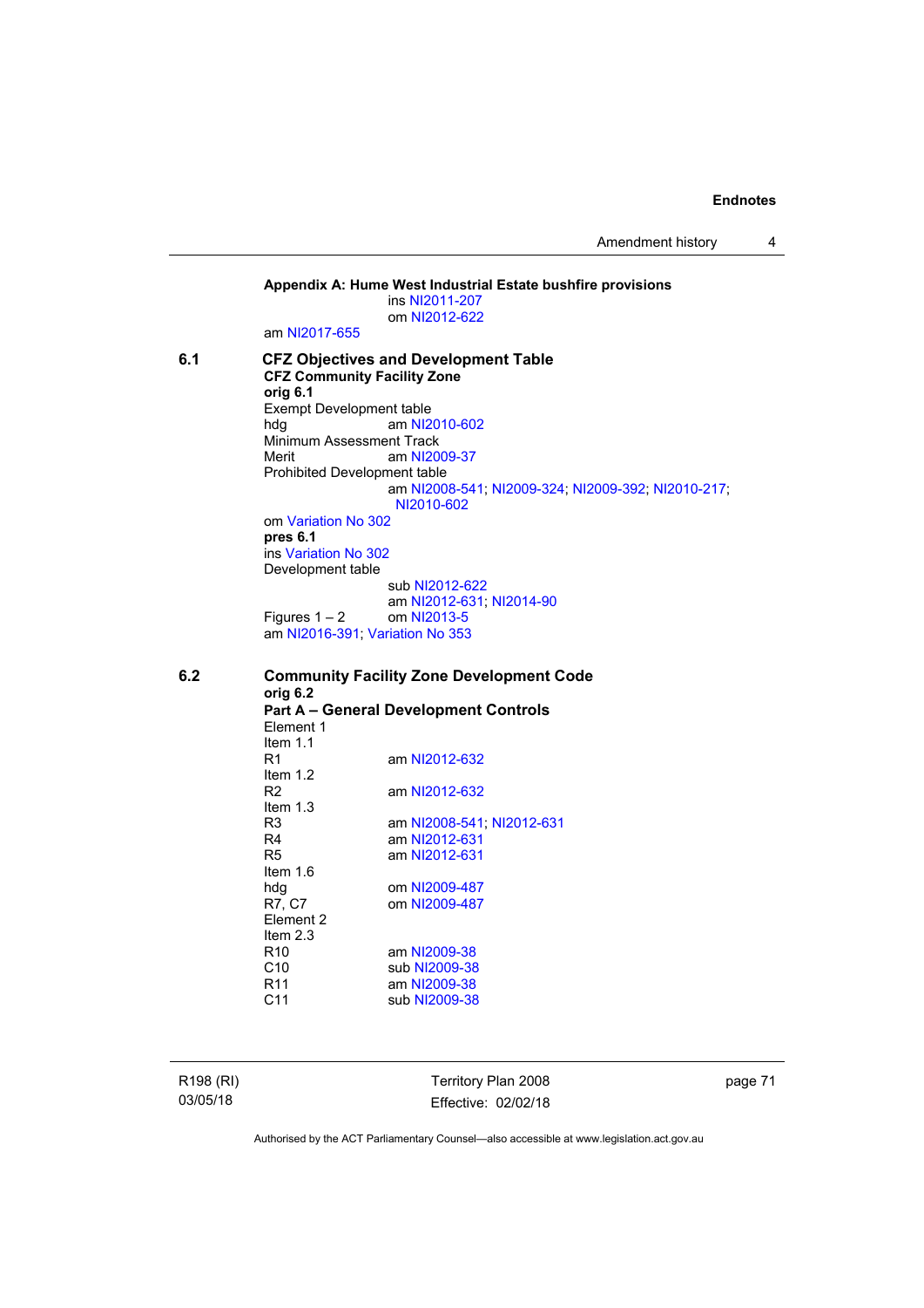**Appendix A: Hume West Industrial Estate bushfire provisions**
ins NI2011-207
om NI2012-622

am NI2017-655

**6.1 CFZ Objectives and Development Table**

**CFZ Community Facility Zone**

**orig 6.1**

Exempt Development table

| | |
|---|---|
| hdg | am NI2010-602 |

Minimum Assessment Track

| | |
|---|---|
| Merit | am NI2009-37 |

Prohibited Development table
am NI2008-541; NI2009-324; NI2009-392; NI2010-217; NI2010-602

om Variation No 302

**pres 6.1**

ins Variation No 302

Development table
sub NI2012-622
am NI2012-631; NI2014-90

| | |
|---|---|
| Figures 1 – 2 | om NI2013-5 |

am NI2016-391; Variation No 353

**6.2 Community Facility Zone Development Code**

**orig 6.2**

**Part A – General Development Controls**

Element 1

| | |
|---|---|
| Item 1.1 | |
| R1 | am NI2012-632 |
| Item 1.2 | |
| R2 | am NI2012-632 |
| Item 1.3 | |
| R3 | am NI2008-541; NI2012-631 |
| R4 | am NI2012-631 |
| R5 | am NI2012-631 |
| Item 1.6 | |
| hdg | om NI2009-487 |
| R7, C7 | om NI2009-487 |

Element 2

| | |
|---|---|
| Item 2.3 | |
| R10 | am NI2009-38 |
| C10 | sub NI2009-38 |
| R11 | am NI2009-38 |
| C11 | sub NI2009-38 |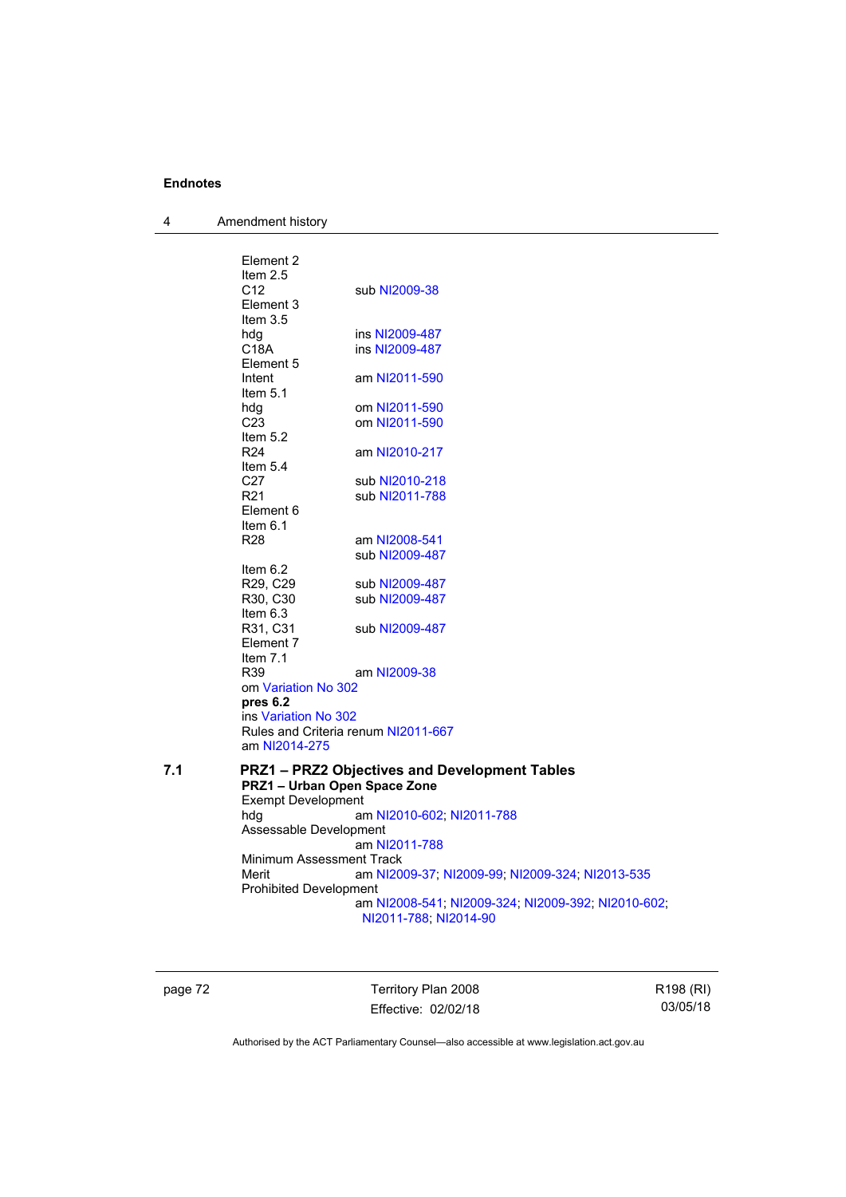Element 2
Item 2.5
C12 sub NI2009-38
Element 3
Item 3.5
hdg ins NI2009-487
C18A ins NI2009-487
Element 5
Intent am NI2011-590
Item 5.1
hdg om NI2011-590
C23 om NI2011-590
Item 5.2
R24 am NI2010-217
Item 5.4
C27 sub NI2010-218
R21 sub NI2011-788
Element 6
Item 6.1
R28 am NI2008-541
sub NI2009-487
Item 6.2
R29, C29 sub NI2009-487
R30, C30 sub NI2009-487
Item 6.3
R31, C31 sub NI2009-487
Element 7
Item 7.1
R39 am NI2009-38
om Variation No 302

**pres 6.2**

ins Variation No 302
Rules and Criteria renum NI2011-667
am NI2014-275

## 7.1 PRZ1 – PRZ2 Objectives and Development Tables

**PRZ1 – Urban Open Space Zone**

Exempt Development
hdg am NI2010-602; NI2011-788
Assessable Development
am NI2011-788
Minimum Assessment Track
Merit am NI2009-37; NI2009-99; NI2009-324; NI2013-535
Prohibited Development
am NI2008-541; NI2009-324; NI2009-392; NI2010-602; NI2011-788; NI2014-90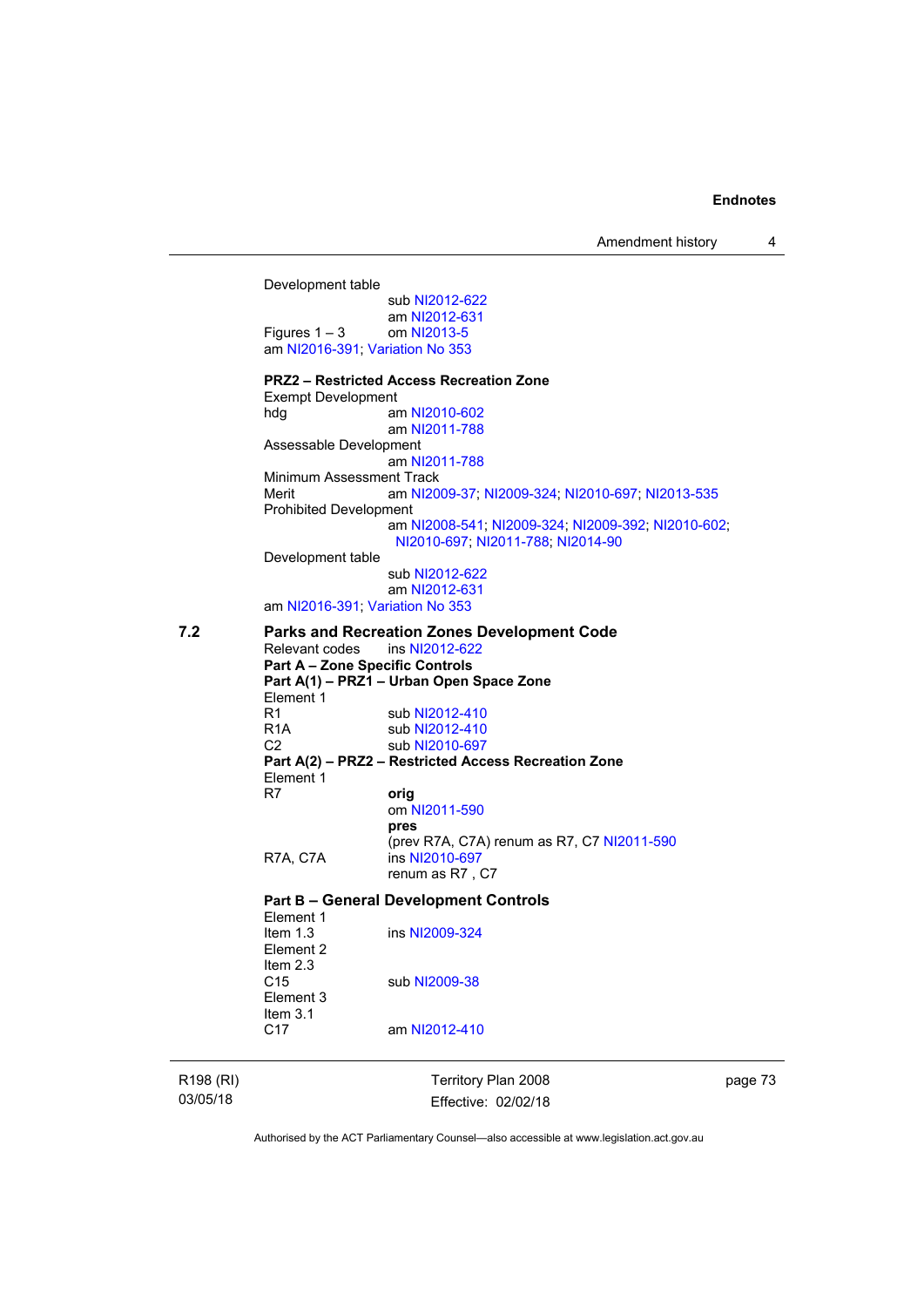Development table
sub NI2012-622
am NI2012-631

Figures 1 – 3 om NI2013-5

am NI2016-391; Variation No 353

**PRZ2 – Restricted Access Recreation Zone**

Exempt Development

hdg am NI2010-602
am NI2011-788

Assessable Development
am NI2011-788

Minimum Assessment Track

Merit am NI2009-37; NI2009-324; NI2010-697; NI2013-535

Prohibited Development
am NI2008-541; NI2009-324; NI2009-392; NI2010-602; NI2010-697; NI2011-788; NI2014-90

Development table
sub NI2012-622
am NI2012-631

am NI2016-391; Variation No 353

## 7.2 Parks and Recreation Zones Development Code

Relevant codes ins NI2012-622

**Part A – Zone Specific Controls**

**Part A(1) – PRZ1 – Urban Open Space Zone**

Element 1

R1 sub NI2012-410

R1A sub NI2012-410

C2 sub NI2010-697

**Part A(2) – PRZ2 – Restricted Access Recreation Zone**

Element 1

R7 **orig**
om NI2011-590
**pres**
(prev R7A, C7A) renum as R7, C7 NI2011-590

R7A, C7A ins NI2010-697
renum as R7 , C7

**Part B – General Development Controls**

Element 1

Item 1.3 ins NI2009-324

Element 2

Item 2.3

C15 sub NI2009-38

Element 3

Item 3.1

C17 am NI2012-410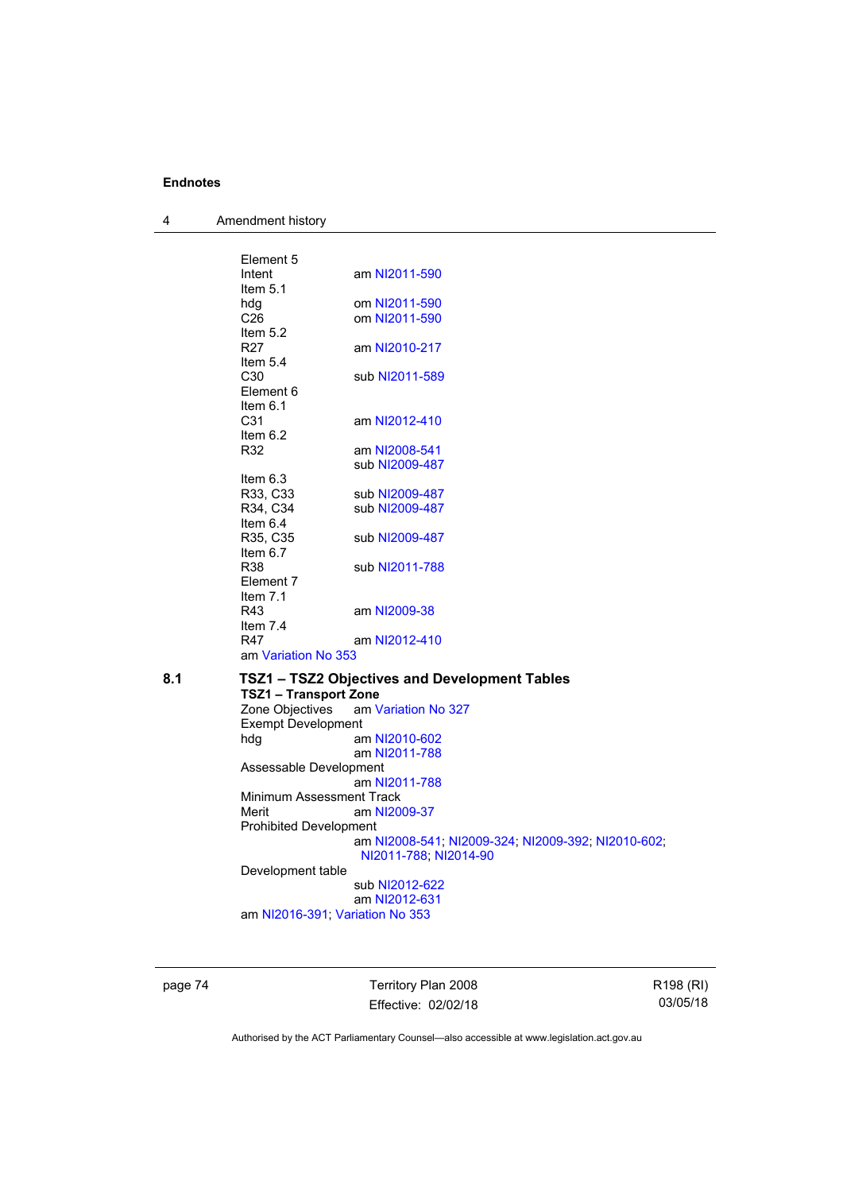Element 5

Intent am NI2011-590

Item 5.1

hdg om NI2011-590

C26 om NI2011-590

Item 5.2

R27 am NI2010-217

Item 5.4

C30 sub NI2011-589

Element 6

Item 6.1

C31 am NI2012-410

Item 6.2

R32 am NI2008-541
sub NI2009-487

Item 6.3

R33, C33 sub NI2009-487

R34, C34 sub NI2009-487

Item 6.4

R35, C35 sub NI2009-487

Item 6.7

R38 sub NI2011-788

Element 7

Item 7.1

R43 am NI2009-38

Item 7.4

R47 am NI2012-410

am Variation No 353

**8.1 TSZ1 – TSZ2 Objectives and Development Tables**

**TSZ1 – Transport Zone**

Zone Objectives am Variation No 327

Exempt Development

hdg am NI2010-602
am NI2011-788

Assessable Development
am NI2011-788

Minimum Assessment Track

Merit am NI2009-37

Prohibited Development
am NI2008-541; NI2009-324; NI2009-392; NI2010-602; NI2011-788; NI2014-90

Development table
sub NI2012-622
am NI2012-631

am NI2016-391; Variation No 353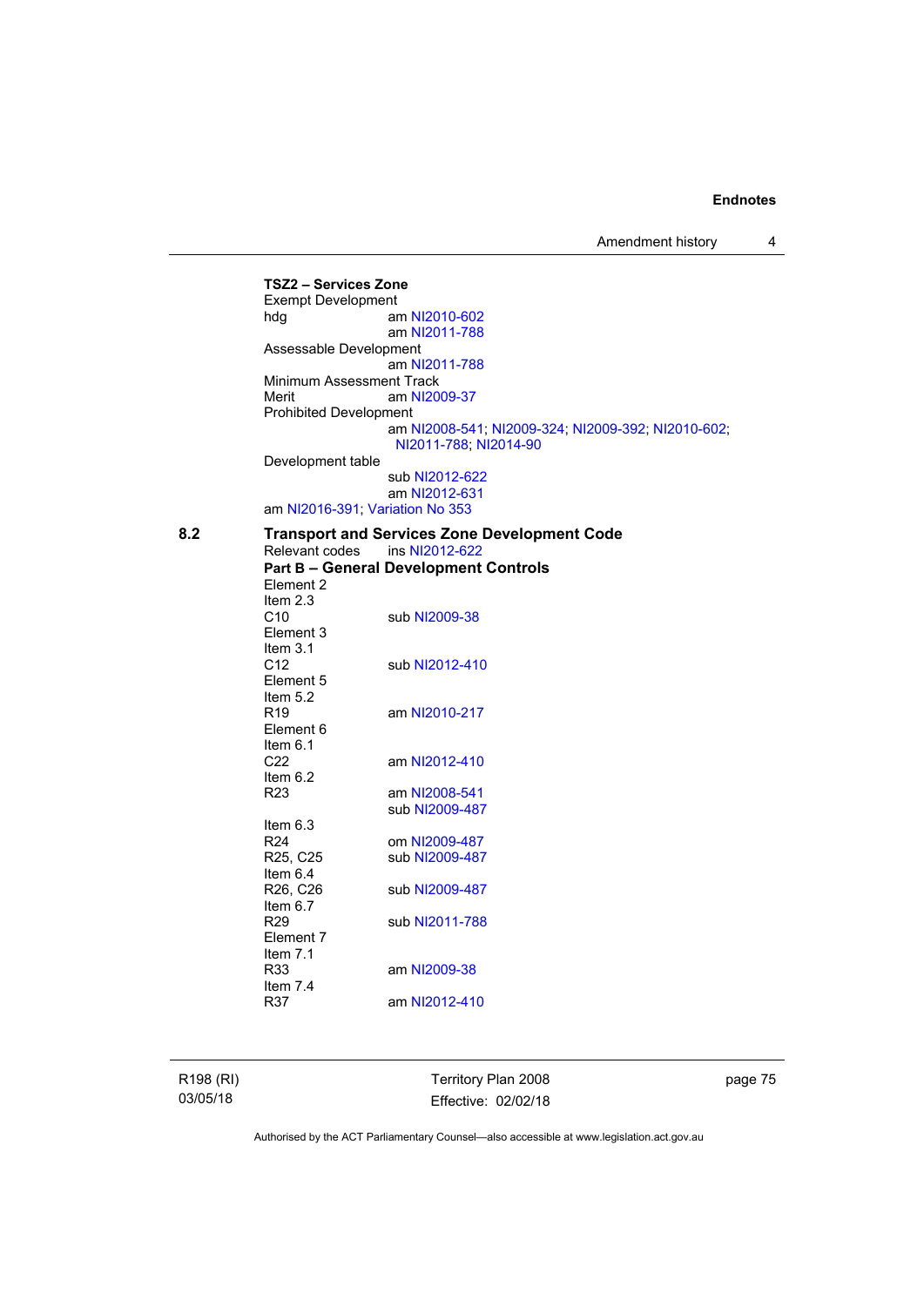**TSZ2 – Services Zone**

Exempt Development

hdg am NI2010-602
am NI2011-788

Assessable Development
am NI2011-788

Minimum Assessment Track

Merit am NI2009-37

Prohibited Development
am NI2008-541; NI2009-324; NI2009-392; NI2010-602; NI2011-788; NI2014-90

Development table
sub NI2012-622
am NI2012-631

am NI2016-391; Variation No 353

## 8.2 Transport and Services Zone Development Code

Relevant codes ins NI2012-622

**Part B – General Development Controls**

Element 2

Item 2.3

C10 sub NI2009-38

Element 3

Item 3.1

C12 sub NI2012-410

Element 5

Item 5.2

R19 am NI2010-217

Element 6

Item 6.1

C22 am NI2012-410

Item 6.2

R23 am NI2008-541
sub NI2009-487

Item 6.3

R24 om NI2009-487

R25, C25 sub NI2009-487

Item 6.4

R26, C26 sub NI2009-487

Item 6.7

R29 sub NI2011-788

Element 7

Item 7.1

R33 am NI2009-38

Item 7.4

R37 am NI2012-410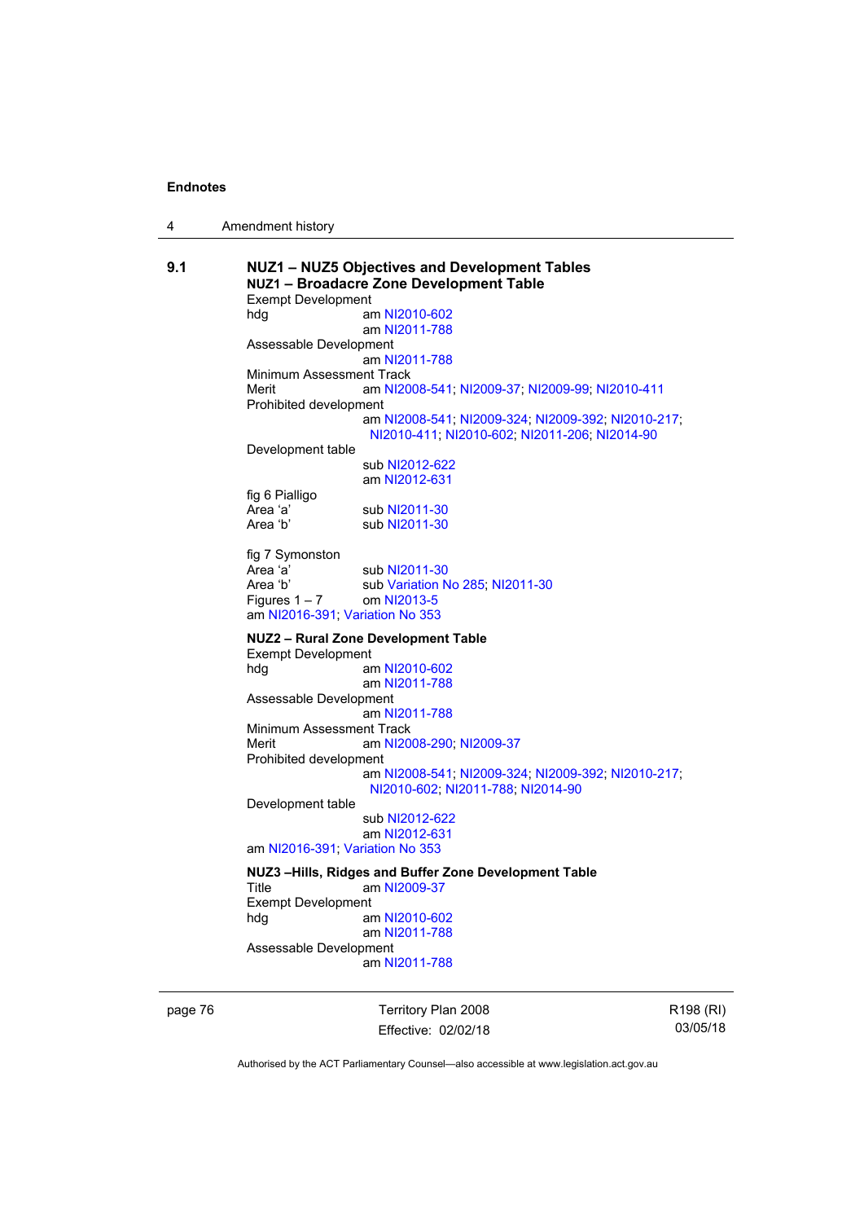## 9.1 NUZ1 – NUZ5 Objectives and Development Tables

### NUZ1 – Broadacre Zone Development Table

Exempt Development
hdg am NI2010-602
am NI2011-788
Assessable Development
am NI2011-788
Minimum Assessment Track
Merit am NI2008-541; NI2009-37; NI2009-99; NI2010-411
Prohibited development
am NI2008-541; NI2009-324; NI2009-392; NI2010-217; NI2010-411; NI2010-602; NI2011-206; NI2014-90
Development table
sub NI2012-622
am NI2012-631
fig 6 Pialligo
Area 'a' sub NI2011-30
Area 'b' sub NI2011-30

fig 7 Symonston
Area 'a' sub NI2011-30
Area 'b' sub Variation No 285; NI2011-30
Figures 1 – 7 om NI2013-5
am NI2016-391; Variation No 353

### NUZ2 – Rural Zone Development Table

Exempt Development
hdg am NI2010-602
am NI2011-788
Assessable Development
am NI2011-788
Minimum Assessment Track
Merit am NI2008-290; NI2009-37
Prohibited development
am NI2008-541; NI2009-324; NI2009-392; NI2010-217; NI2010-602; NI2011-788; NI2014-90
Development table
sub NI2012-622
am NI2012-631
am NI2016-391; Variation No 353

### NUZ3 –Hills, Ridges and Buffer Zone Development Table

Title am NI2009-37
Exempt Development
hdg am NI2010-602
am NI2011-788
Assessable Development
am NI2011-788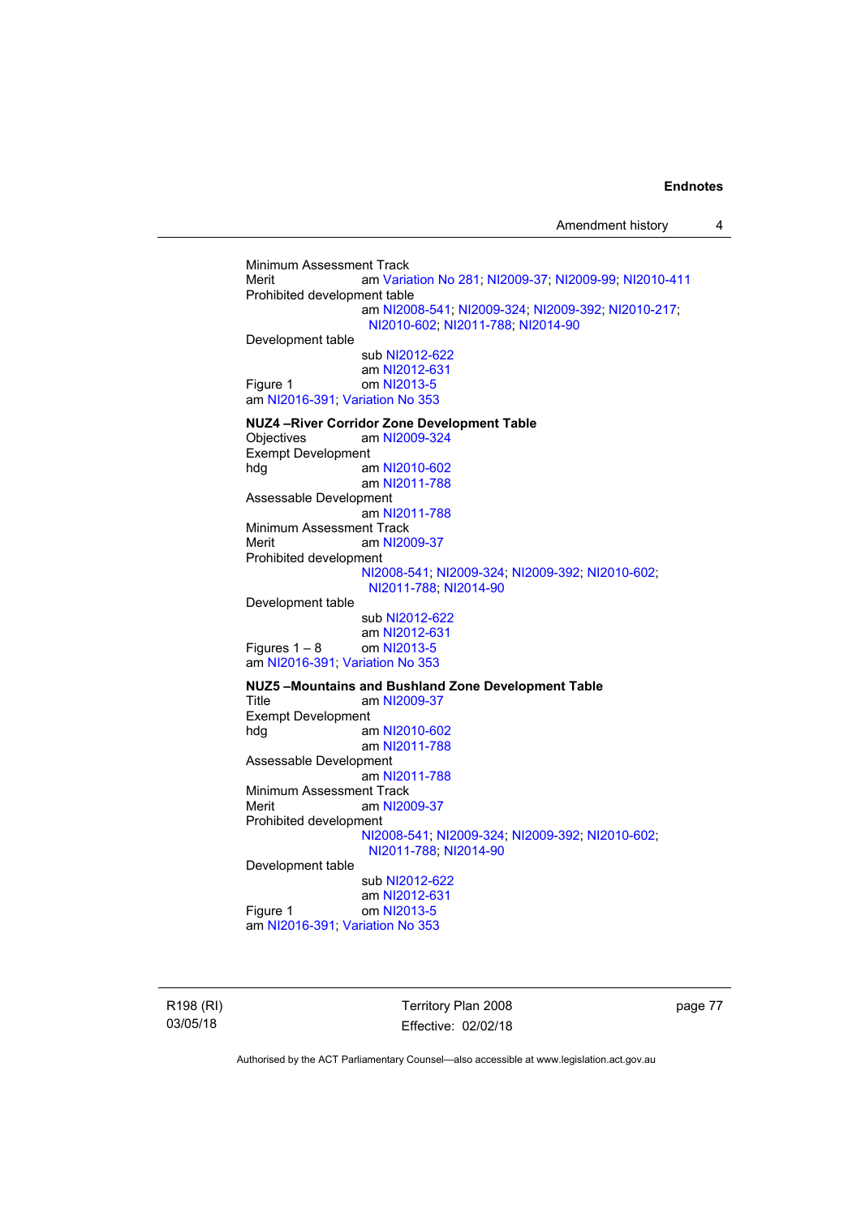Minimum Assessment Track
Merit am Variation No 281; NI2009-37; NI2009-99; NI2010-411
Prohibited development table
am NI2008-541; NI2009-324; NI2009-392; NI2010-217; NI2010-602; NI2011-788; NI2014-90
Development table
sub NI2012-622
am NI2012-631
Figure 1 om NI2013-5
am NI2016-391; Variation No 353

**NUZ4 –River Corridor Zone Development Table**
Objectives am NI2009-324
Exempt Development
hdg am NI2010-602
am NI2011-788
Assessable Development
am NI2011-788
Minimum Assessment Track
Merit am NI2009-37
Prohibited development
NI2008-541; NI2009-324; NI2009-392; NI2010-602; NI2011-788; NI2014-90
Development table
sub NI2012-622
am NI2012-631
Figures 1 – 8 om NI2013-5
am NI2016-391; Variation No 353

**NUZ5 –Mountains and Bushland Zone Development Table**
Title am NI2009-37
Exempt Development
hdg am NI2010-602
am NI2011-788
Assessable Development
am NI2011-788
Minimum Assessment Track
Merit am NI2009-37
Prohibited development
NI2008-541; NI2009-324; NI2009-392; NI2010-602; NI2011-788; NI2014-90
Development table
sub NI2012-622
am NI2012-631
Figure 1 om NI2013-5
am NI2016-391; Variation No 353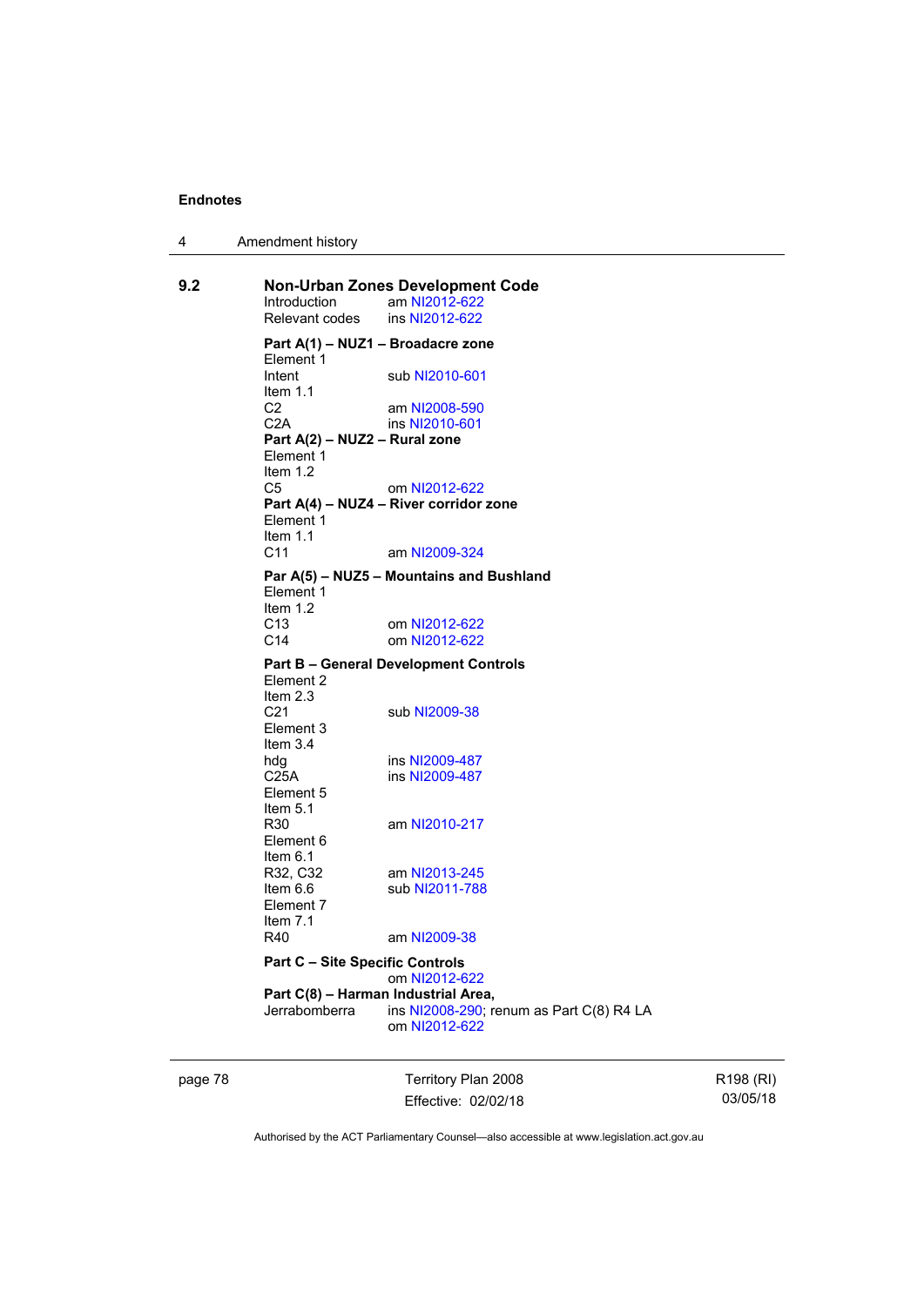### 9.2 Non-Urban Zones Development Code

Introduction am NI2012-622
Relevant codes ins NI2012-622

**Part A(1) – NUZ1 – Broadacre zone**
Element 1
Intent sub NI2010-601
Item 1.1
C2 am NI2008-590
C2A ins NI2010-601

**Part A(2) – NUZ2 – Rural zone**
Element 1
Item 1.2
C5 om NI2012-622

**Part A(4) – NUZ4 – River corridor zone**
Element 1
Item 1.1
C11 am NI2009-324

**Par A(5) – NUZ5 – Mountains and Bushland**
Element 1
Item 1.2
C13 om NI2012-622
C14 om NI2012-622

**Part B – General Development Controls**
Element 2
Item 2.3
C21 sub NI2009-38
Element 3
Item 3.4
hdg ins NI2009-487
C25A ins NI2009-487
Element 5
Item 5.1
R30 am NI2010-217
Element 6
Item 6.1
R32, C32 am NI2013-245
Item 6.6 sub NI2011-788
Element 7
Item 7.1
R40 am NI2009-38

**Part C – Site Specific Controls**
om NI2012-622

**Part C(8) – Harman Industrial Area,**
Jerrabomberra ins NI2008-290; renum as Part C(8) R4 LA
om NI2012-622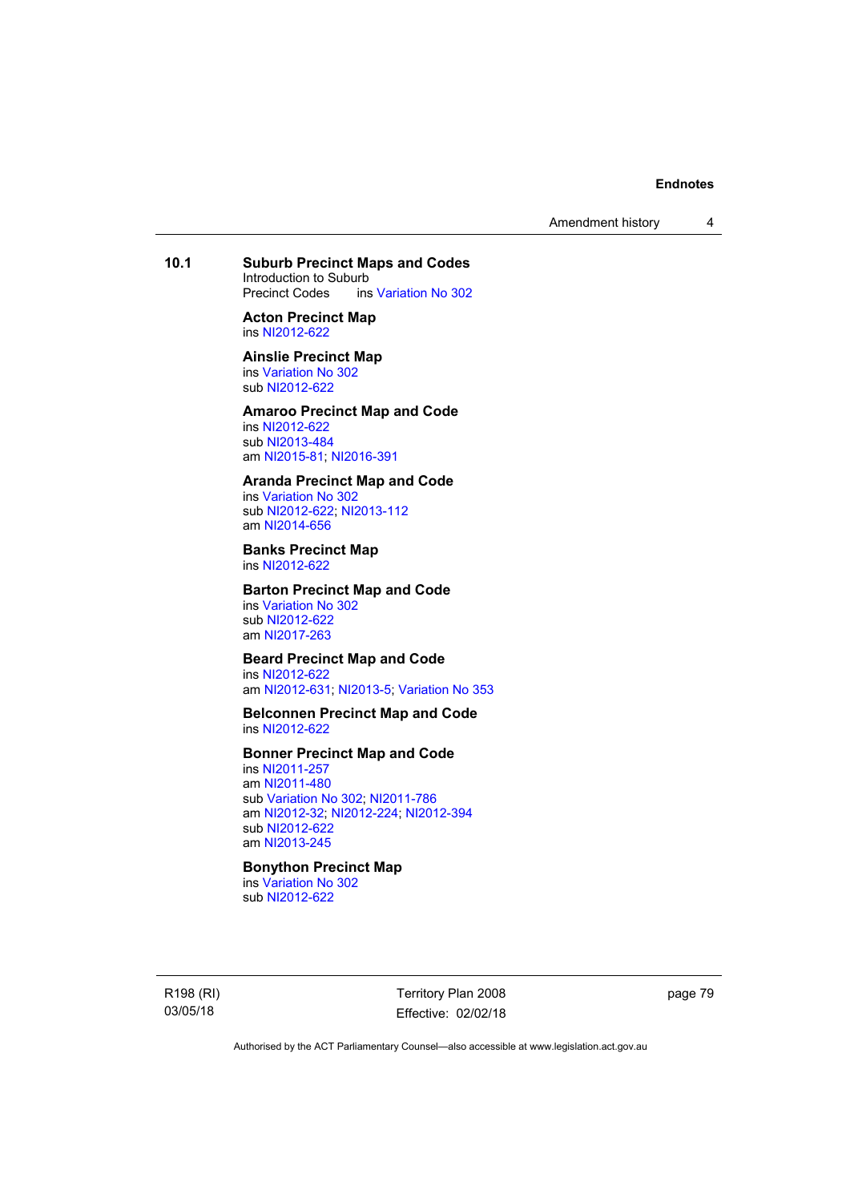**10.1 Suburb Precinct Maps and Codes**

Introduction to Suburb Precinct Codes ins Variation No 302

**Acton Precinct Map**
ins NI2012-622

**Ainslie Precinct Map**
ins Variation No 302
sub NI2012-622

**Amaroo Precinct Map and Code**
ins NI2012-622
sub NI2013-484
am NI2015-81; NI2016-391

**Aranda Precinct Map and Code**
ins Variation No 302
sub NI2012-622; NI2013-112
am NI2014-656

**Banks Precinct Map**
ins NI2012-622

**Barton Precinct Map and Code**
ins Variation No 302
sub NI2012-622
am NI2017-263

**Beard Precinct Map and Code**
ins NI2012-622
am NI2012-631; NI2013-5; Variation No 353

**Belconnen Precinct Map and Code**
ins NI2012-622

**Bonner Precinct Map and Code**
ins NI2011-257
am NI2011-480
sub Variation No 302; NI2011-786
am NI2012-32; NI2012-224; NI2012-394
sub NI2012-622
am NI2013-245

**Bonython Precinct Map**
ins Variation No 302
sub NI2012-622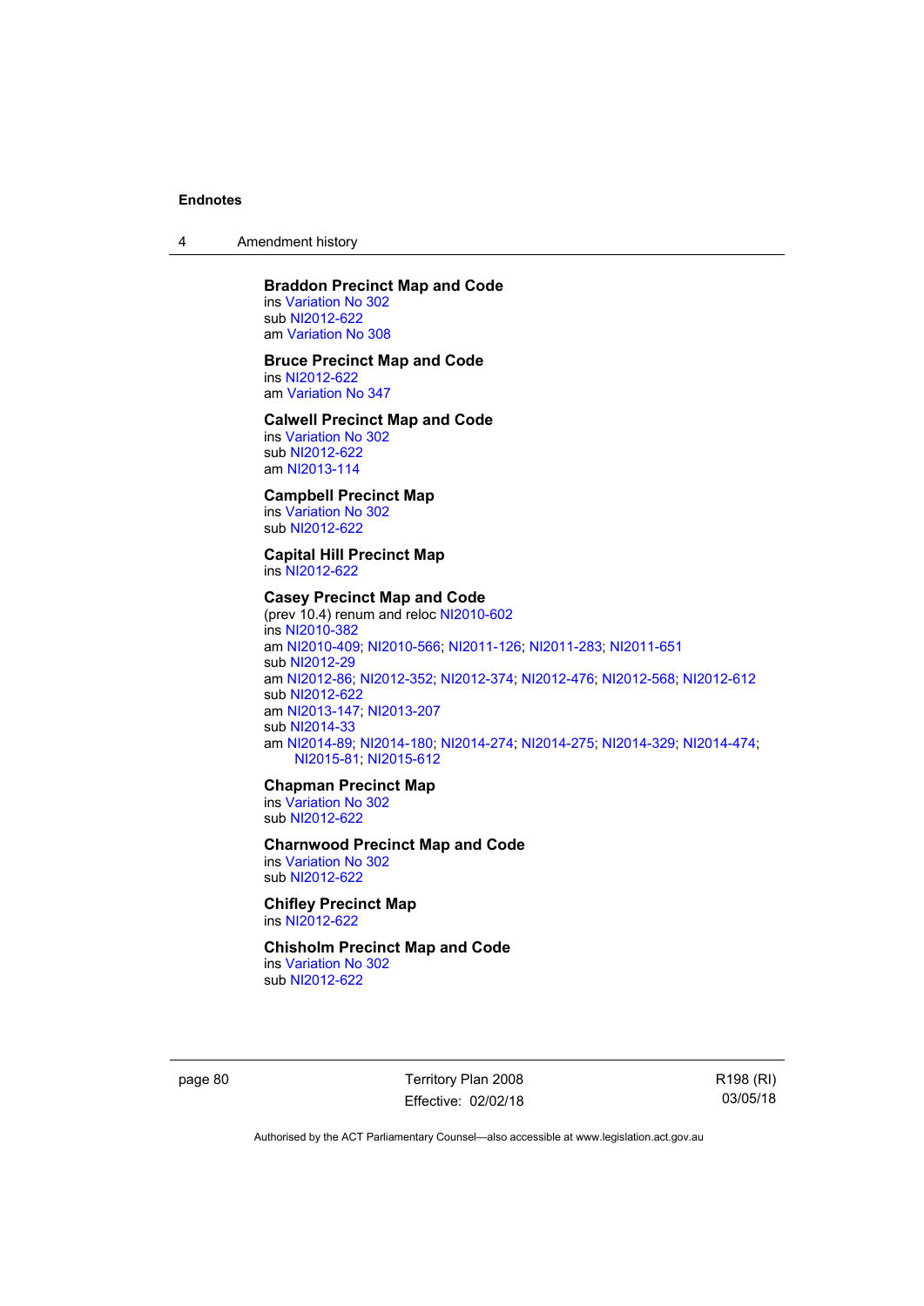**Braddon Precinct Map and Code**
ins Variation No 302
sub NI2012-622
am Variation No 308

**Bruce Precinct Map and Code**
ins NI2012-622
am Variation No 347

**Calwell Precinct Map and Code**
ins Variation No 302
sub NI2012-622
am NI2013-114

**Campbell Precinct Map**
ins Variation No 302
sub NI2012-622

**Capital Hill Precinct Map**
ins NI2012-622

**Casey Precinct Map and Code**
(prev 10.4) renum and reloc NI2010-602
ins NI2010-382
am NI2010-409; NI2010-566; NI2011-126; NI2011-283; NI2011-651
sub NI2012-29
am NI2012-86; NI2012-352; NI2012-374; NI2012-476; NI2012-568; NI2012-612
sub NI2012-622
am NI2013-147; NI2013-207
sub NI2014-33
am NI2014-89; NI2014-180; NI2014-274; NI2014-275; NI2014-329; NI2014-474; NI2015-81; NI2015-612

**Chapman Precinct Map**
ins Variation No 302
sub NI2012-622

**Charnwood Precinct Map and Code**
ins Variation No 302
sub NI2012-622

**Chifley Precinct Map**
ins NI2012-622

**Chisholm Precinct Map and Code**
ins Variation No 302
sub NI2012-622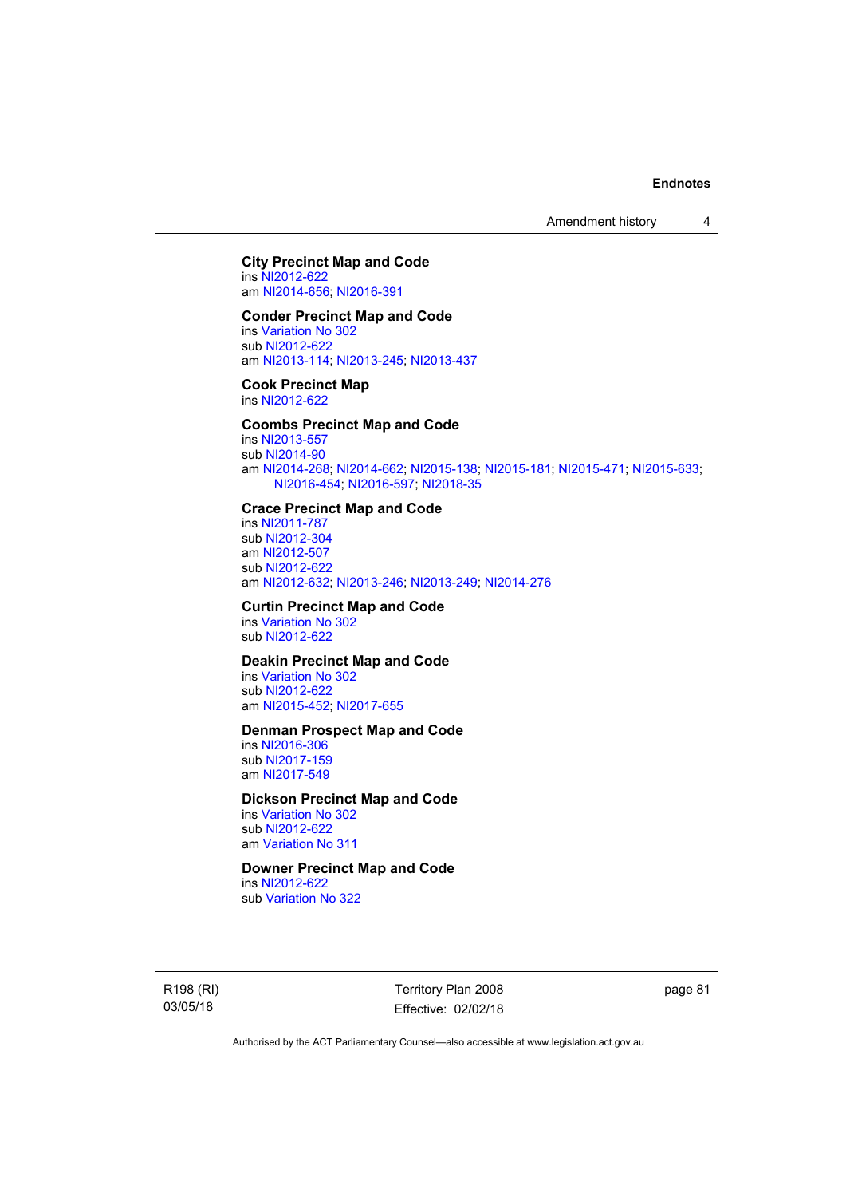**City Precinct Map and Code**
ins NI2012-622
am NI2014-656; NI2016-391

**Conder Precinct Map and Code**
ins Variation No 302
sub NI2012-622
am NI2013-114; NI2013-245; NI2013-437

**Cook Precinct Map**
ins NI2012-622

**Coombs Precinct Map and Code**
ins NI2013-557
sub NI2014-90
am NI2014-268; NI2014-662; NI2015-138; NI2015-181; NI2015-471; NI2015-633; NI2016-454; NI2016-597; NI2018-35

**Crace Precinct Map and Code**
ins NI2011-787
sub NI2012-304
am NI2012-507
sub NI2012-622
am NI2012-632; NI2013-246; NI2013-249; NI2014-276

**Curtin Precinct Map and Code**
ins Variation No 302
sub NI2012-622

**Deakin Precinct Map and Code**
ins Variation No 302
sub NI2012-622
am NI2015-452; NI2017-655

**Denman Prospect Map and Code**
ins NI2016-306
sub NI2017-159
am NI2017-549

**Dickson Precinct Map and Code**
ins Variation No 302
sub NI2012-622
am Variation No 311

**Downer Precinct Map and Code**
ins NI2012-622
sub Variation No 322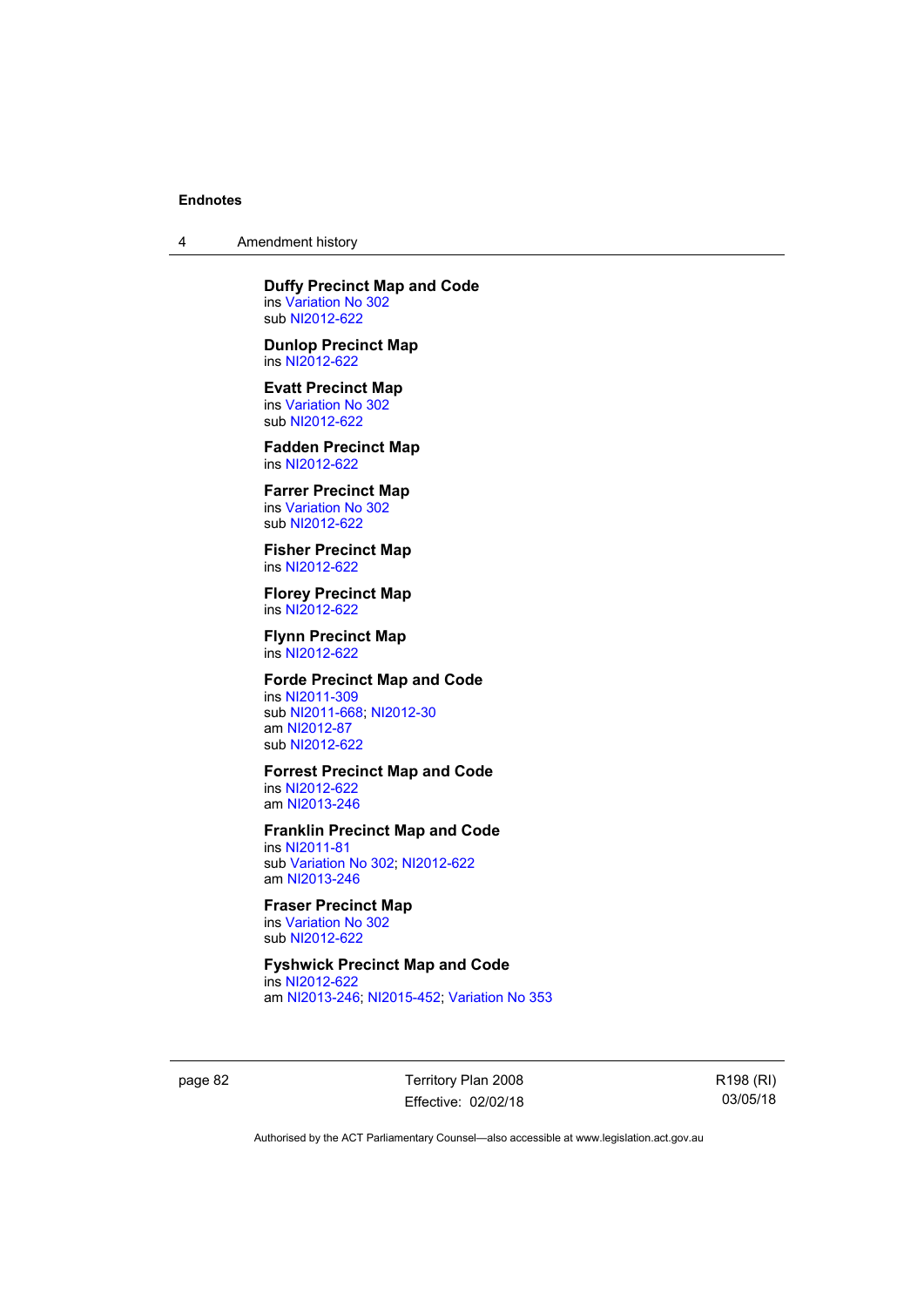**Duffy Precinct Map and Code**
ins Variation No 302
sub NI2012-622

**Dunlop Precinct Map**
ins NI2012-622

**Evatt Precinct Map**
ins Variation No 302
sub NI2012-622

**Fadden Precinct Map**
ins NI2012-622

**Farrer Precinct Map**
ins Variation No 302
sub NI2012-622

**Fisher Precinct Map**
ins NI2012-622

**Florey Precinct Map**
ins NI2012-622

**Flynn Precinct Map**
ins NI2012-622

**Forde Precinct Map and Code**
ins NI2011-309
sub NI2011-668; NI2012-30
am NI2012-87
sub NI2012-622

**Forrest Precinct Map and Code**
ins NI2012-622
am NI2013-246

**Franklin Precinct Map and Code**
ins NI2011-81
sub Variation No 302; NI2012-622
am NI2013-246

**Fraser Precinct Map**
ins Variation No 302
sub NI2012-622

**Fyshwick Precinct Map and Code**
ins NI2012-622
am NI2013-246; NI2015-452; Variation No 353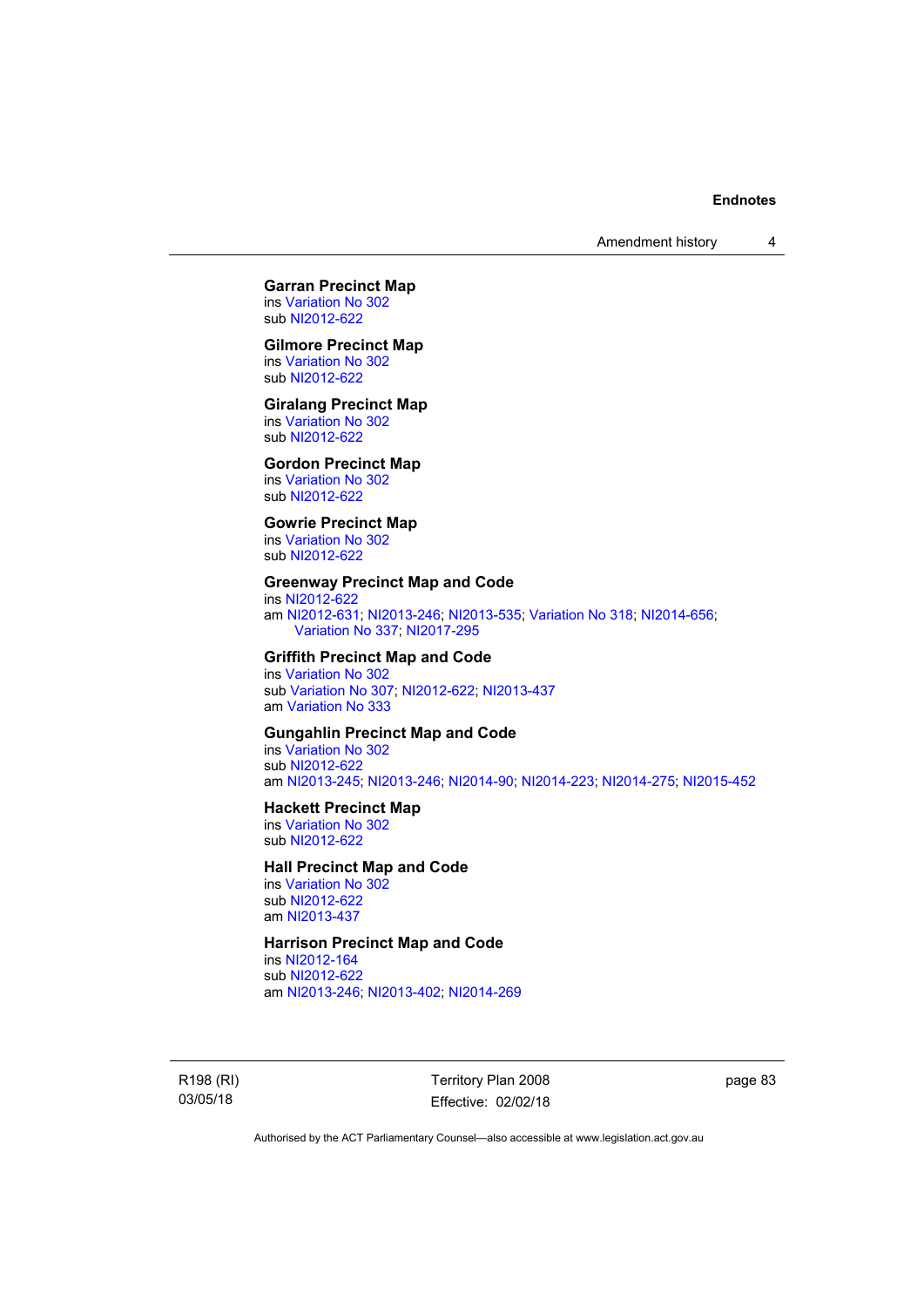**Garran Precinct Map**
ins Variation No 302
sub NI2012-622

**Gilmore Precinct Map**
ins Variation No 302
sub NI2012-622

**Giralang Precinct Map**
ins Variation No 302
sub NI2012-622

**Gordon Precinct Map**
ins Variation No 302
sub NI2012-622

**Gowrie Precinct Map**
ins Variation No 302
sub NI2012-622

**Greenway Precinct Map and Code**
ins NI2012-622
am NI2012-631; NI2013-246; NI2013-535; Variation No 318; NI2014-656; Variation No 337; NI2017-295

**Griffith Precinct Map and Code**
ins Variation No 302
sub Variation No 307; NI2012-622; NI2013-437
am Variation No 333

**Gungahlin Precinct Map and Code**
ins Variation No 302
sub NI2012-622
am NI2013-245; NI2013-246; NI2014-90; NI2014-223; NI2014-275; NI2015-452

**Hackett Precinct Map**
ins Variation No 302
sub NI2012-622

**Hall Precinct Map and Code**
ins Variation No 302
sub NI2012-622
am NI2013-437

**Harrison Precinct Map and Code**
ins NI2012-164
sub NI2012-622
am NI2013-246; NI2013-402; NI2014-269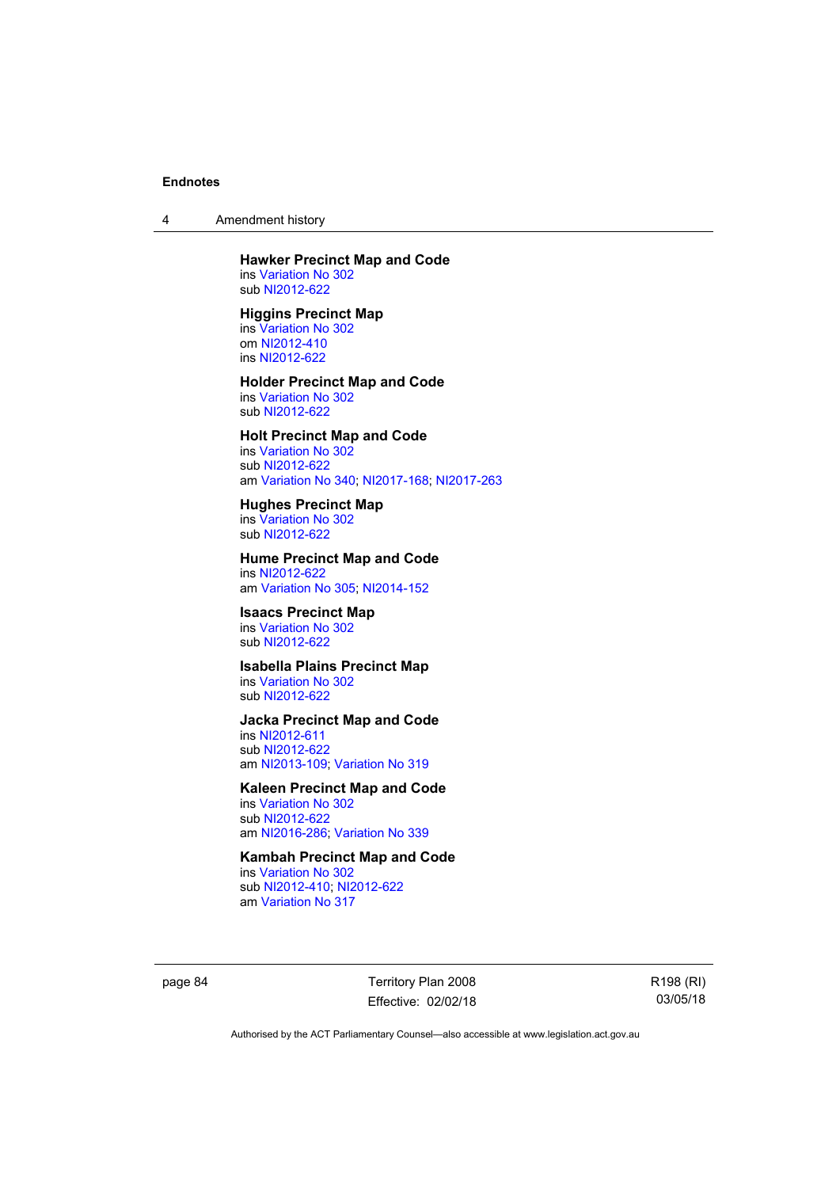**Hawker Precinct Map and Code**
ins Variation No 302
sub NI2012-622

**Higgins Precinct Map**
ins Variation No 302
om NI2012-410
ins NI2012-622

**Holder Precinct Map and Code**
ins Variation No 302
sub NI2012-622

**Holt Precinct Map and Code**
ins Variation No 302
sub NI2012-622
am Variation No 340; NI2017-168; NI2017-263

**Hughes Precinct Map**
ins Variation No 302
sub NI2012-622

**Hume Precinct Map and Code**
ins NI2012-622
am Variation No 305; NI2014-152

**Isaacs Precinct Map**
ins Variation No 302
sub NI2012-622

**Isabella Plains Precinct Map**
ins Variation No 302
sub NI2012-622

**Jacka Precinct Map and Code**
ins NI2012-611
sub NI2012-622
am NI2013-109; Variation No 319

**Kaleen Precinct Map and Code**
ins Variation No 302
sub NI2012-622
am NI2016-286; Variation No 339

**Kambah Precinct Map and Code**
ins Variation No 302
sub NI2012-410; NI2012-622
am Variation No 317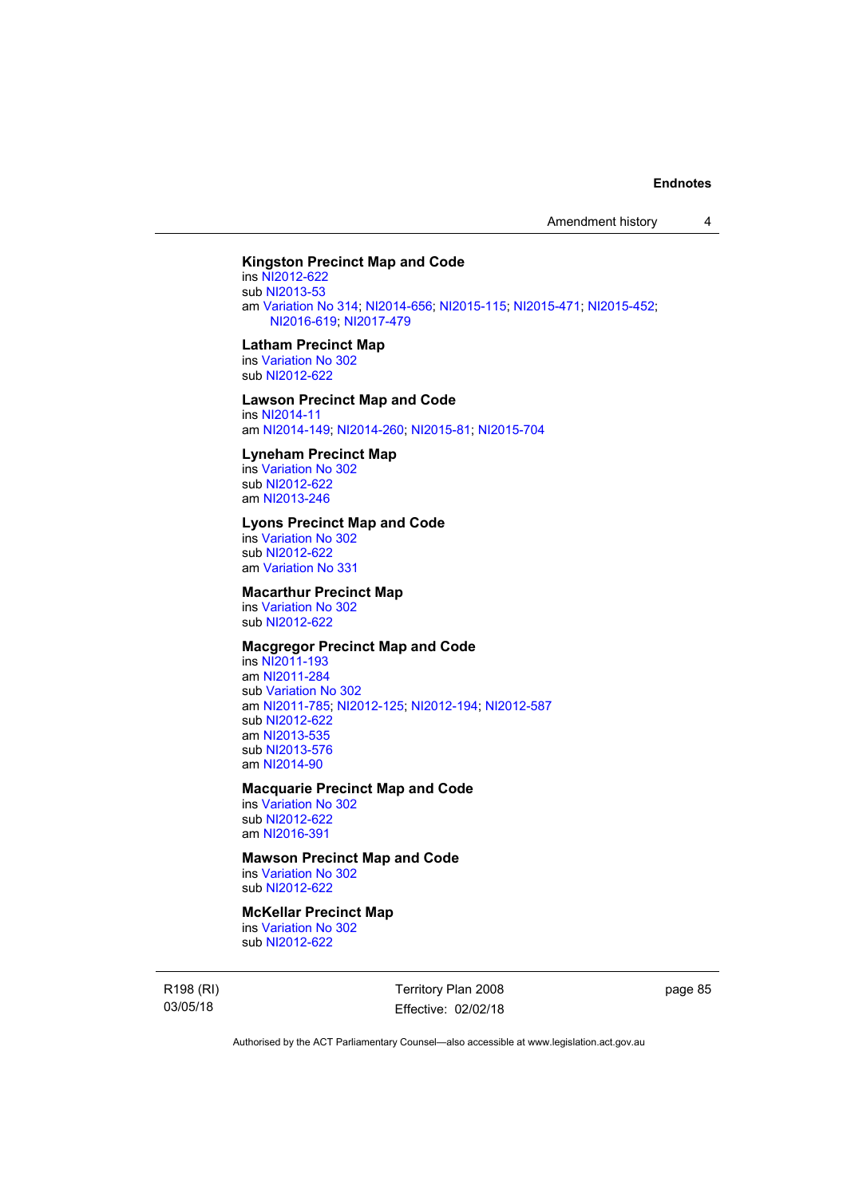**Kingston Precinct Map and Code**

ins NI2012-622
sub NI2013-53
am Variation No 314; NI2014-656; NI2015-115; NI2015-471; NI2015-452; NI2016-619; NI2017-479

**Latham Precinct Map**

ins Variation No 302
sub NI2012-622

**Lawson Precinct Map and Code**

ins NI2014-11
am NI2014-149; NI2014-260; NI2015-81; NI2015-704

**Lyneham Precinct Map**

ins Variation No 302
sub NI2012-622
am NI2013-246

**Lyons Precinct Map and Code**

ins Variation No 302
sub NI2012-622
am Variation No 331

**Macarthur Precinct Map**

ins Variation No 302
sub NI2012-622

**Macgregor Precinct Map and Code**

ins NI2011-193
am NI2011-284
sub Variation No 302
am NI2011-785; NI2012-125; NI2012-194; NI2012-587
sub NI2012-622
am NI2013-535
sub NI2013-576
am NI2014-90

**Macquarie Precinct Map and Code**

ins Variation No 302
sub NI2012-622
am NI2016-391

**Mawson Precinct Map and Code**

ins Variation No 302
sub NI2012-622

**McKellar Precinct Map**

ins Variation No 302
sub NI2012-622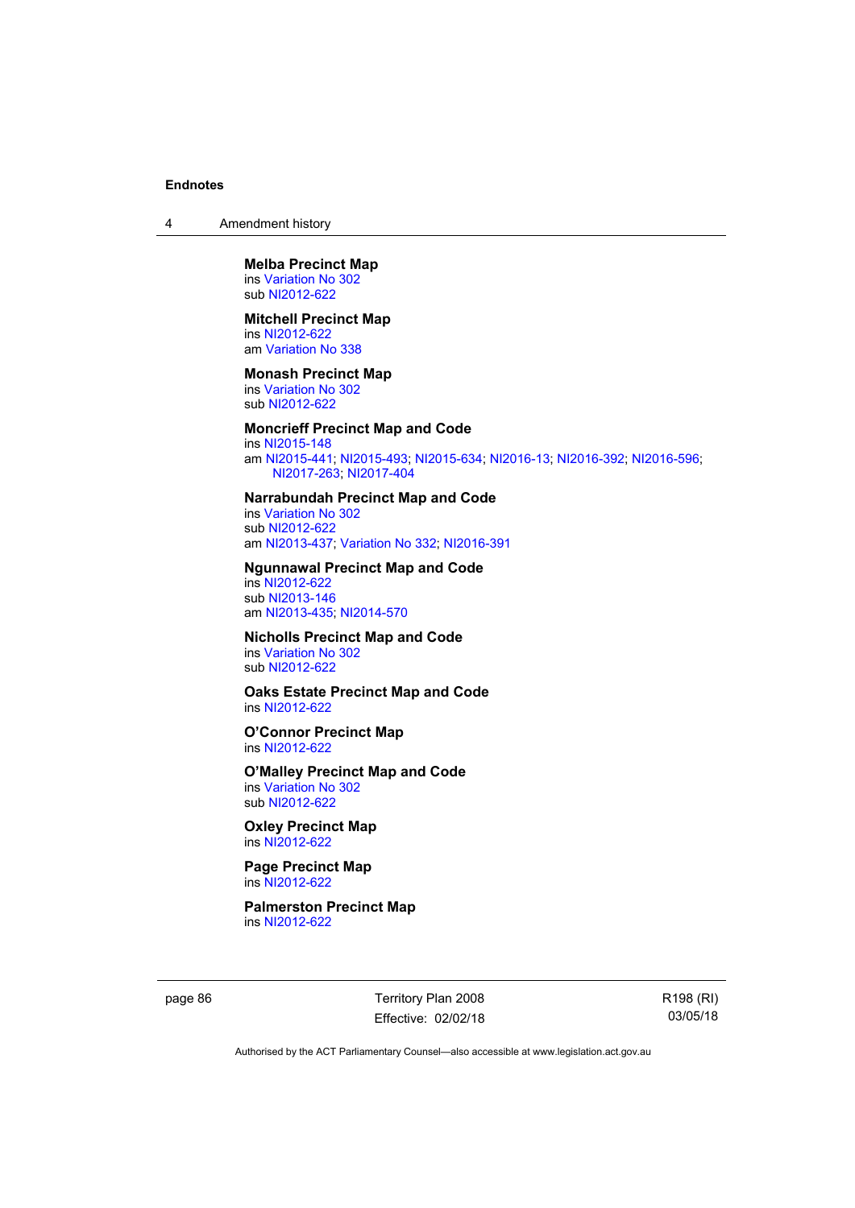**Melba Precinct Map**
ins Variation No 302
sub NI2012-622

**Mitchell Precinct Map**
ins NI2012-622
am Variation No 338

**Monash Precinct Map**
ins Variation No 302
sub NI2012-622

**Moncrieff Precinct Map and Code**
ins NI2015-148
am NI2015-441; NI2015-493; NI2015-634; NI2016-13; NI2016-392; NI2016-596; NI2017-263; NI2017-404

**Narrabundah Precinct Map and Code**
ins Variation No 302
sub NI2012-622
am NI2013-437; Variation No 332; NI2016-391

**Ngunnawal Precinct Map and Code**
ins NI2012-622
sub NI2013-146
am NI2013-435; NI2014-570

**Nicholls Precinct Map and Code**
ins Variation No 302
sub NI2012-622

**Oaks Estate Precinct Map and Code**
ins NI2012-622

**O'Connor Precinct Map**
ins NI2012-622

**O'Malley Precinct Map and Code**
ins Variation No 302
sub NI2012-622

**Oxley Precinct Map**
ins NI2012-622

**Page Precinct Map**
ins NI2012-622

**Palmerston Precinct Map**
ins NI2012-622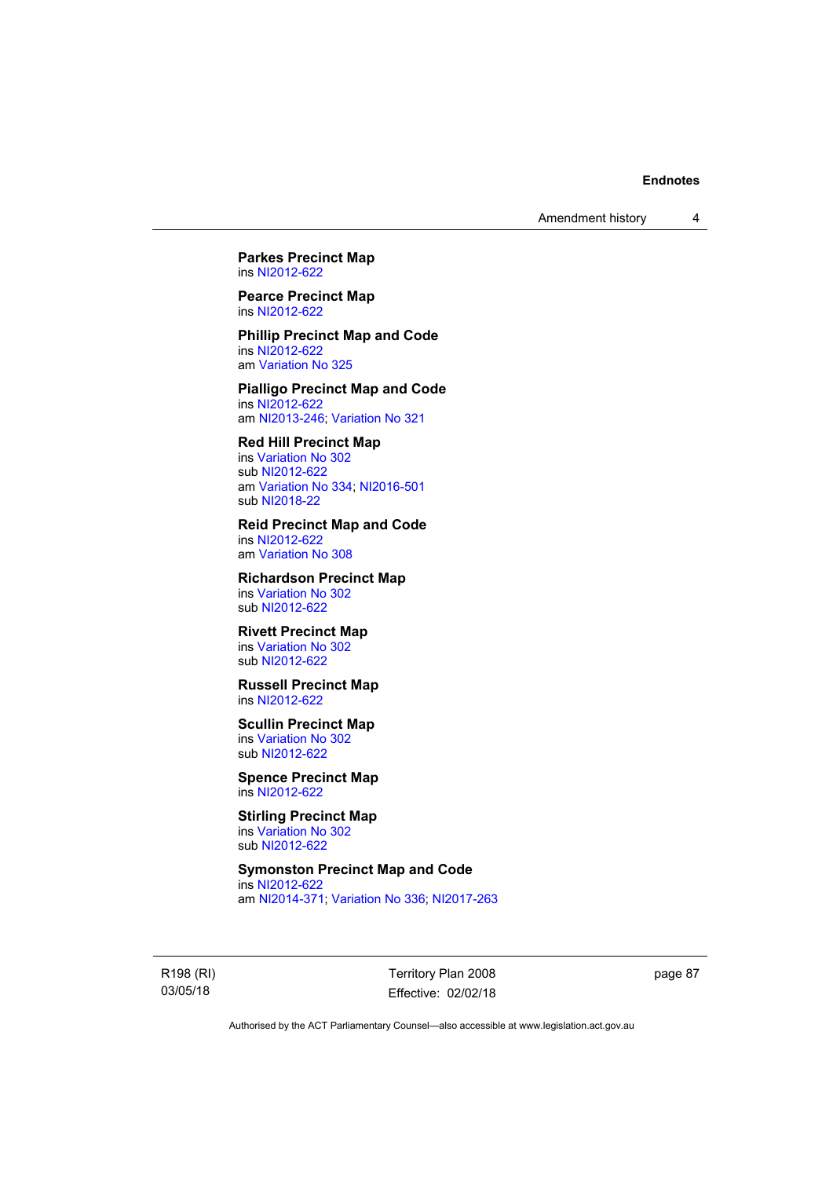**Parkes Precinct Map**
ins NI2012-622

**Pearce Precinct Map**
ins NI2012-622

**Phillip Precinct Map and Code**
ins NI2012-622
am Variation No 325

**Pialligo Precinct Map and Code**
ins NI2012-622
am NI2013-246; Variation No 321

**Red Hill Precinct Map**
ins Variation No 302
sub NI2012-622
am Variation No 334; NI2016-501
sub NI2018-22

**Reid Precinct Map and Code**
ins NI2012-622
am Variation No 308

**Richardson Precinct Map**
ins Variation No 302
sub NI2012-622

**Rivett Precinct Map**
ins Variation No 302
sub NI2012-622

**Russell Precinct Map**
ins NI2012-622

**Scullin Precinct Map**
ins Variation No 302
sub NI2012-622

**Spence Precinct Map**
ins NI2012-622

**Stirling Precinct Map**
ins Variation No 302
sub NI2012-622

**Symonston Precinct Map and Code**
ins NI2012-622
am NI2014-371; Variation No 336; NI2017-263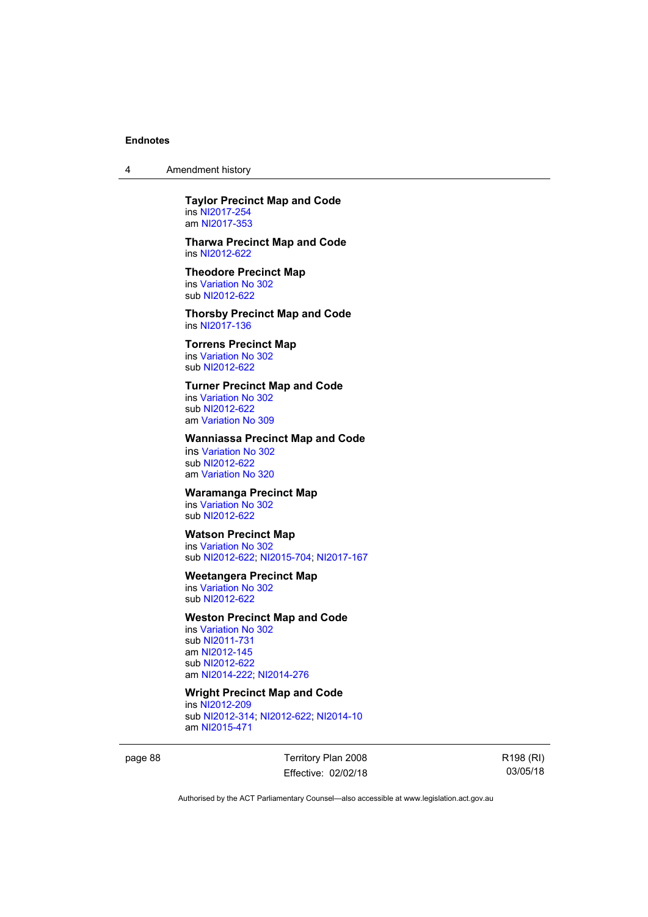**Taylor Precinct Map and Code**
ins NI2017-254
am NI2017-353

**Tharwa Precinct Map and Code**
ins NI2012-622

**Theodore Precinct Map**
ins Variation No 302
sub NI2012-622

**Thorsby Precinct Map and Code**
ins NI2017-136

**Torrens Precinct Map**
ins Variation No 302
sub NI2012-622

**Turner Precinct Map and Code**
ins Variation No 302
sub NI2012-622
am Variation No 309

**Wanniassa Precinct Map and Code**
ins Variation No 302
sub NI2012-622
am Variation No 320

**Waramanga Precinct Map**
ins Variation No 302
sub NI2012-622

**Watson Precinct Map**
ins Variation No 302
sub NI2012-622; NI2015-704; NI2017-167

**Weetangera Precinct Map**
ins Variation No 302
sub NI2012-622

**Weston Precinct Map and Code**
ins Variation No 302
sub NI2011-731
am NI2012-145
sub NI2012-622
am NI2014-222; NI2014-276

**Wright Precinct Map and Code**
ins NI2012-209
sub NI2012-314; NI2012-622; NI2014-10
am NI2015-471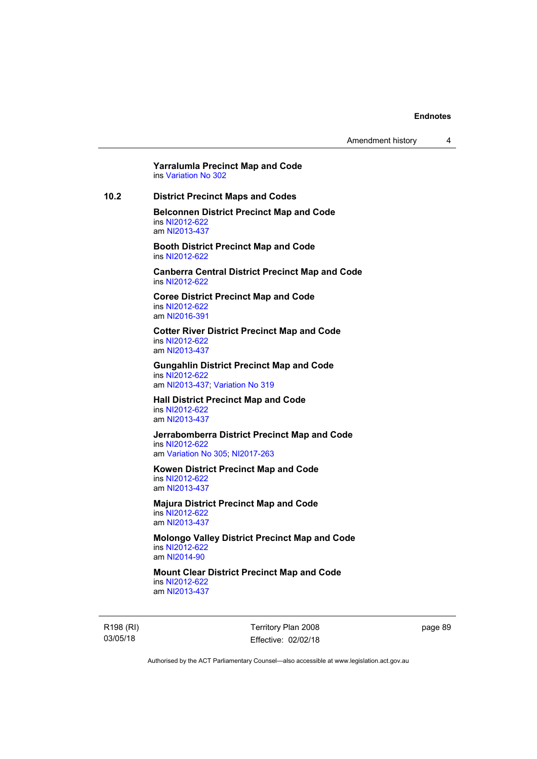**Yarralumla Precinct Map and Code**
ins Variation No 302

**10.2 District Precinct Maps and Codes**

**Belconnen District Precinct Map and Code**
ins NI2012-622
am NI2013-437

**Booth District Precinct Map and Code**
ins NI2012-622

**Canberra Central District Precinct Map and Code**
ins NI2012-622

**Coree District Precinct Map and Code**
ins NI2012-622
am NI2016-391

**Cotter River District Precinct Map and Code**
ins NI2012-622
am NI2013-437

**Gungahlin District Precinct Map and Code**
ins NI2012-622
am NI2013-437; Variation No 319

**Hall District Precinct Map and Code**
ins NI2012-622
am NI2013-437

**Jerrabomberra District Precinct Map and Code**
ins NI2012-622
am Variation No 305; NI2017-263

**Kowen District Precinct Map and Code**
ins NI2012-622
am NI2013-437

**Majura District Precinct Map and Code**
ins NI2012-622
am NI2013-437

**Molongo Valley District Precinct Map and Code**
ins NI2012-622
am NI2014-90

**Mount Clear District Precinct Map and Code**
ins NI2012-622
am NI2013-437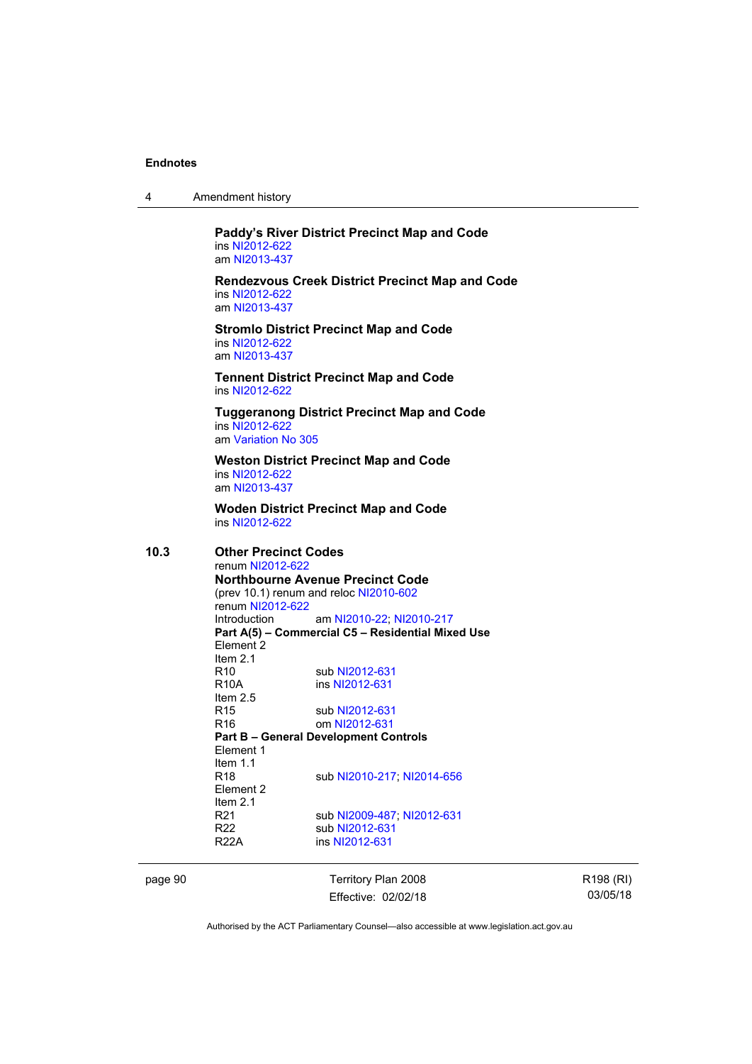**Paddy's River District Precinct Map and Code**
ins NI2012-622
am NI2013-437

**Rendezvous Creek District Precinct Map and Code**
ins NI2012-622
am NI2013-437

**Stromlo District Precinct Map and Code**
ins NI2012-622
am NI2013-437

**Tennent District Precinct Map and Code**
ins NI2012-622

**Tuggeranong District Precinct Map and Code**
ins NI2012-622
am Variation No 305

**Weston District Precinct Map and Code**
ins NI2012-622
am NI2013-437

**Woden District Precinct Map and Code**
ins NI2012-622

**10.3 Other Precinct Codes**
renum NI2012-622

**Northbourne Avenue Precinct Code**
(prev 10.1) renum and reloc NI2010-602
renum NI2012-622

| | |
|---|---|
| Introduction | am NI2010-22; NI2010-217 |
| **Part A(5) – Commercial C5 – Residential Mixed Use** | |
| Element 2 | |
| Item 2.1 | |
| R10 | sub NI2012-631 |
| R10A | ins NI2012-631 |
| Item 2.5 | |
| R15 | sub NI2012-631 |
| R16 | om NI2012-631 |
| **Part B – General Development Controls** | |
| Element 1 | |
| Item 1.1 | |
| R18 | sub NI2010-217; NI2014-656 |
| Element 2 | |
| Item 2.1 | |
| R21 | sub NI2009-487; NI2012-631 |
| R22 | sub NI2012-631 |
| R22A | ins NI2012-631 |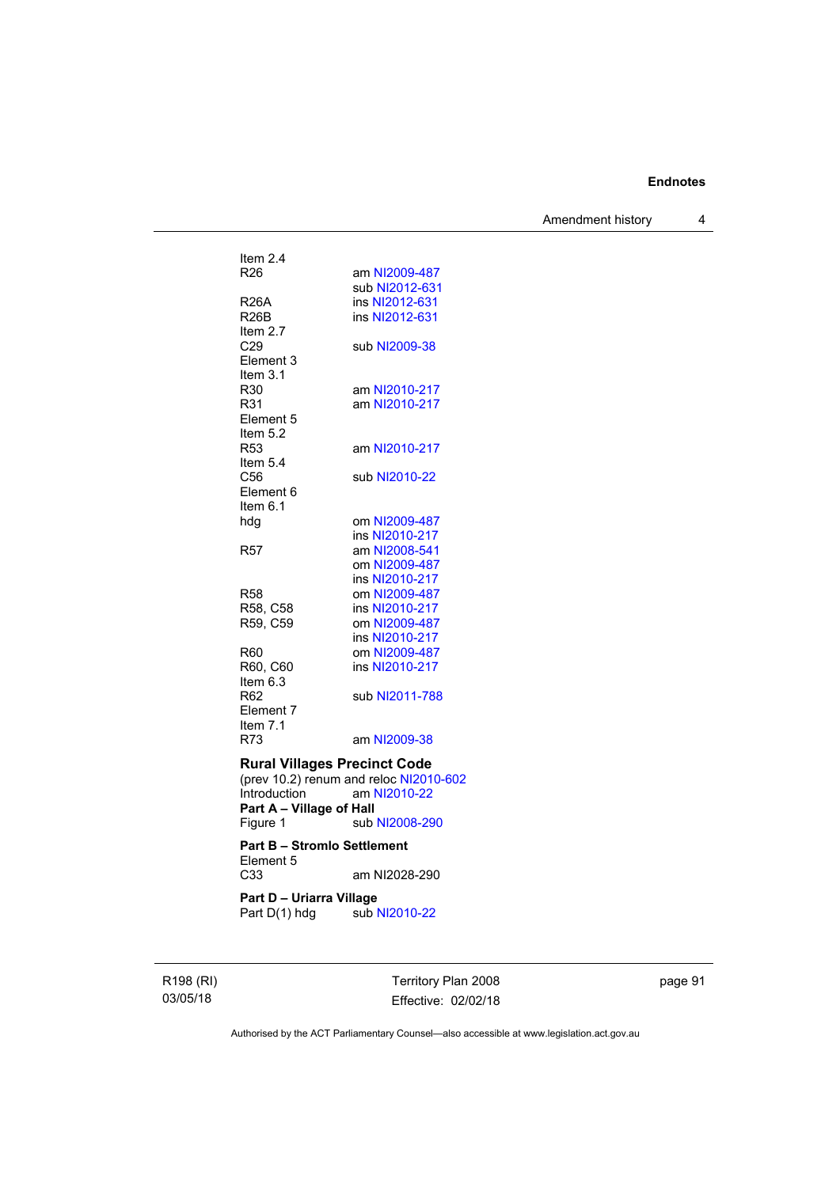Item 2.4

R26 am NI2009-487
 sub NI2012-631

R26A ins NI2012-631

R26B ins NI2012-631

Item 2.7

C29 sub NI2009-38

Element 3

Item 3.1

R30 am NI2010-217

R31 am NI2010-217

Element 5

Item 5.2

R53 am NI2010-217

Item 5.4

C56 sub NI2010-22

Element 6

Item 6.1

hdg om NI2009-487
 ins NI2010-217

R57 am NI2008-541
 om NI2009-487
 ins NI2010-217

R58 om NI2009-487

R58, C58 ins NI2010-217

R59, C59 om NI2009-487
 ins NI2010-217

R60 om NI2009-487

R60, C60 ins NI2010-217

Item 6.3

R62 sub NI2011-788

Element 7

Item 7.1

R73 am NI2009-38

**Rural Villages Precinct Code**

(prev 10.2) renum and reloc NI2010-602

Introduction am NI2010-22

**Part A – Village of Hall**

Figure 1 sub NI2008-290

**Part B – Stromlo Settlement**

Element 5

C33 am NI2028-290

**Part D – Uriarra Village**

Part D(1) hdg sub NI2010-22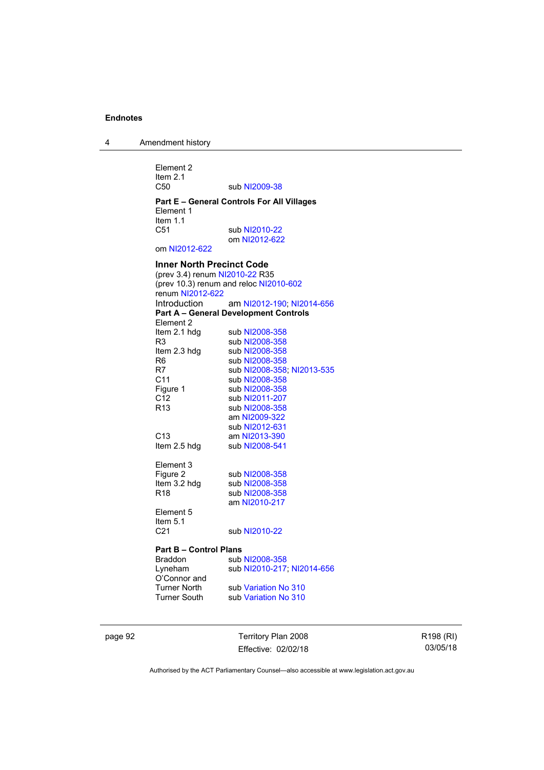Element 2
Item 2.1
C50 sub NI2009-38

**Part E – General Controls For All Villages**
Element 1
Item 1.1
C51 sub NI2010-22
om NI2012-622
om NI2012-622

**Inner North Precinct Code**
(prev 3.4) renum NI2010-22 R35
(prev 10.3) renum and reloc NI2010-602
renum NI2012-622

| | |
|---|---|
| Introduction | am NI2012-190; NI2014-656 |
| **Part A – General Development Controls** | |
| Element 2 | |
| Item 2.1 hdg | sub NI2008-358 |
| R3 | sub NI2008-358 |
| Item 2.3 hdg | sub NI2008-358 |
| R6 | sub NI2008-358 |
| R7 | sub NI2008-358; NI2013-535 |
| C11 | sub NI2008-358 |
| Figure 1 | sub NI2008-358 |
| C12 | sub NI2011-207 |
| R13 | sub NI2008-358<br>am NI2009-322<br>sub NI2012-631 |
| C13 | am NI2013-390 |
| Item 2.5 hdg | sub NI2008-541 |
| Element 3 | |
| Figure 2 | sub NI2008-358 |
| Item 3.2 hdg | sub NI2008-358 |
| R18 | sub NI2008-358<br>am NI2010-217 |
| Element 5 | |
| Item 5.1 | |
| C21 | sub NI2010-22 |
| **Part B – Control Plans** | |
| Braddon | sub NI2008-358 |
| Lyneham | sub NI2010-217; NI2014-656 |
| O'Connor and Turner North | sub Variation No 310 |
| Turner South | sub Variation No 310 |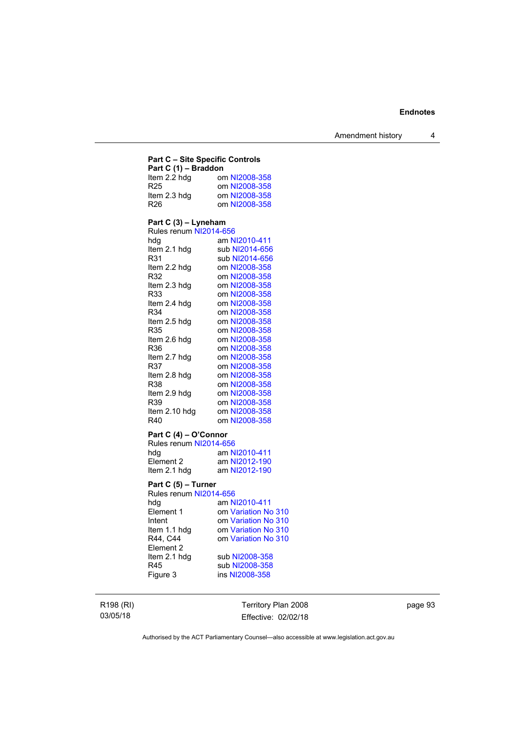**Part C – Site Specific Controls**

**Part C (1) – Braddon**

Item 2.2 hdg om NI2008-358
R25 om NI2008-358
Item 2.3 hdg om NI2008-358
R26 om NI2008-358

**Part C (3) – Lyneham**

Rules renum NI2014-656
hdg am NI2010-411
Item 2.1 hdg sub NI2014-656
R31 sub NI2014-656
Item 2.2 hdg om NI2008-358
R32 om NI2008-358
Item 2.3 hdg om NI2008-358
R33 om NI2008-358
Item 2.4 hdg om NI2008-358
R34 om NI2008-358
Item 2.5 hdg om NI2008-358
R35 om NI2008-358
Item 2.6 hdg om NI2008-358
R36 om NI2008-358
Item 2.7 hdg om NI2008-358
R37 om NI2008-358
Item 2.8 hdg om NI2008-358
R38 om NI2008-358
Item 2.9 hdg om NI2008-358
R39 om NI2008-358
Item 2.10 hdg om NI2008-358
R40 om NI2008-358

**Part C (4) – O'Connor**

Rules renum NI2014-656
hdg am NI2010-411
Element 2 am NI2012-190
Item 2.1 hdg am NI2012-190

**Part C (5) – Turner**

Rules renum NI2014-656
hdg am NI2010-411
Element 1 om Variation No 310
Intent om Variation No 310
Item 1.1 hdg om Variation No 310
R44, C44 om Variation No 310
Element 2
Item 2.1 hdg sub NI2008-358
R45 sub NI2008-358
Figure 3 ins NI2008-358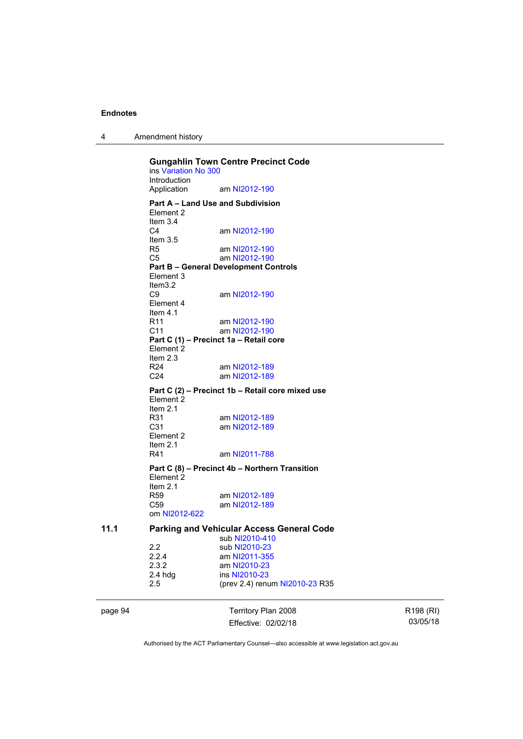**Gungahlin Town Centre Precinct Code**
ins Variation No 300
Introduction
Application am NI2012-190

**Part A – Land Use and Subdivision**
Element 2
Item 3.4
C4 am NI2012-190
Item 3.5
R5 am NI2012-190
C5 am NI2012-190
**Part B – General Development Controls**
Element 3
Item3.2
C9 am NI2012-190
Element 4
Item 4.1
R11 am NI2012-190
C11 am NI2012-190
**Part C (1) – Precinct 1a – Retail core**
Element 2
Item 2.3
R24 am NI2012-189
C24 am NI2012-189

**Part C (2) – Precinct 1b – Retail core mixed use**
Element 2
Item 2.1
R31 am NI2012-189
C31 am NI2012-189
Element 2
Item 2.1
R41 am NI2011-788

**Part C (8) – Precinct 4b – Northern Transition**
Element 2
Item 2.1
R59 am NI2012-189
C59 am NI2012-189
om NI2012-622

**11.1 Parking and Vehicular Access General Code**
sub NI2010-410
2.2 sub NI2010-23
2.2.4 am NI2011-355
2.3.2 am NI2010-23
2.4 hdg ins NI2010-23
2.5 (prev 2.4) renum NI2010-23 R35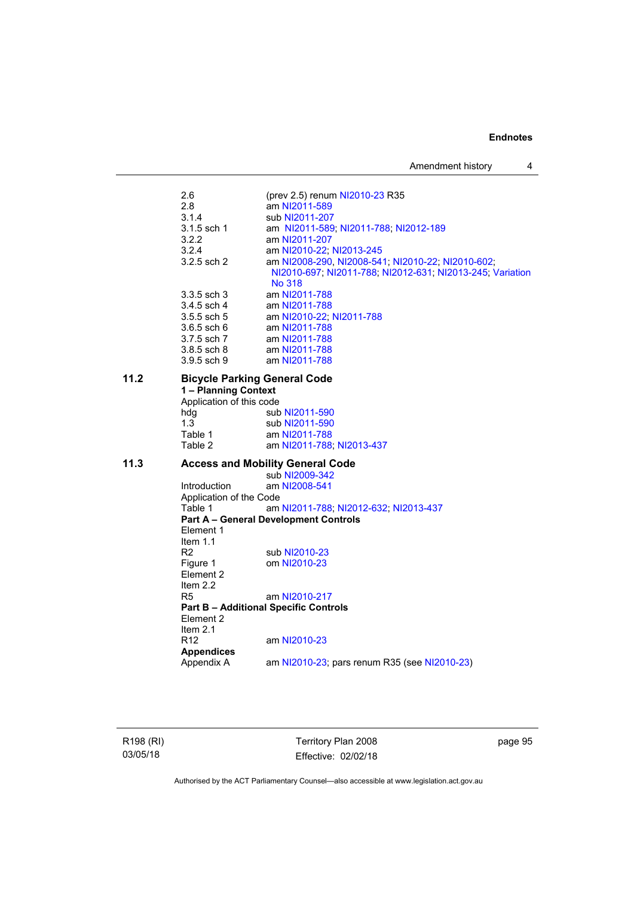| | | |
|---|---|---|
| | 2.6 | (prev 2.5) renum NI2010-23 R35 |
| | 2.8 | am NI2011-589 |
| | 3.1.4 | sub NI2011-207 |
| | 3.1.5 sch 1 | am NI2011-589; NI2011-788; NI2012-189 |
| | 3.2.2 | am NI2011-207 |
| | 3.2.4 | am NI2010-22; NI2013-245 |
| | 3.2.5 sch 2 | am NI2008-290, NI2008-541; NI2010-22; NI2010-602; NI2010-697; NI2011-788; NI2012-631; NI2013-245; Variation No 318 |
| | 3.3.5 sch 3 | am NI2011-788 |
| | 3.4.5 sch 4 | am NI2011-788 |
| | 3.5.5 sch 5 | am NI2010-22; NI2011-788 |
| | 3.6.5 sch 6 | am NI2011-788 |
| | 3.7.5 sch 7 | am NI2011-788 |
| | 3.8.5 sch 8 | am NI2011-788 |
| | 3.9.5 sch 9 | am NI2011-788 |

**11.2 Bicycle Parking General Code**

**1 – Planning Context**

Application of this code

| | |
|---|---|
| hdg | sub NI2011-590 |
| 1.3 | sub NI2011-590 |
| Table 1 | am NI2011-788 |
| Table 2 | am NI2011-788; NI2013-437 |

**11.3 Access and Mobility General Code**

sub NI2009-342

| | |
|---|---|
| Introduction | am NI2008-541 |

Application of the Code

| | |
|---|---|
| Table 1 | am NI2011-788; NI2012-632; NI2013-437 |

**Part A – General Development Controls**

Element 1

Item 1.1

| | |
|---|---|
| R2 | sub NI2010-23 |
| Figure 1 | om NI2010-23 |

Element 2

Item 2.2

| | |
|---|---|
| R5 | am NI2010-217 |

**Part B – Additional Specific Controls**

Element 2

Item 2.1

| | |
|---|---|
| R12 | am NI2010-23 |

**Appendices**

| | |
|---|---|
| Appendix A | am NI2010-23; pars renum R35 (see NI2010-23) |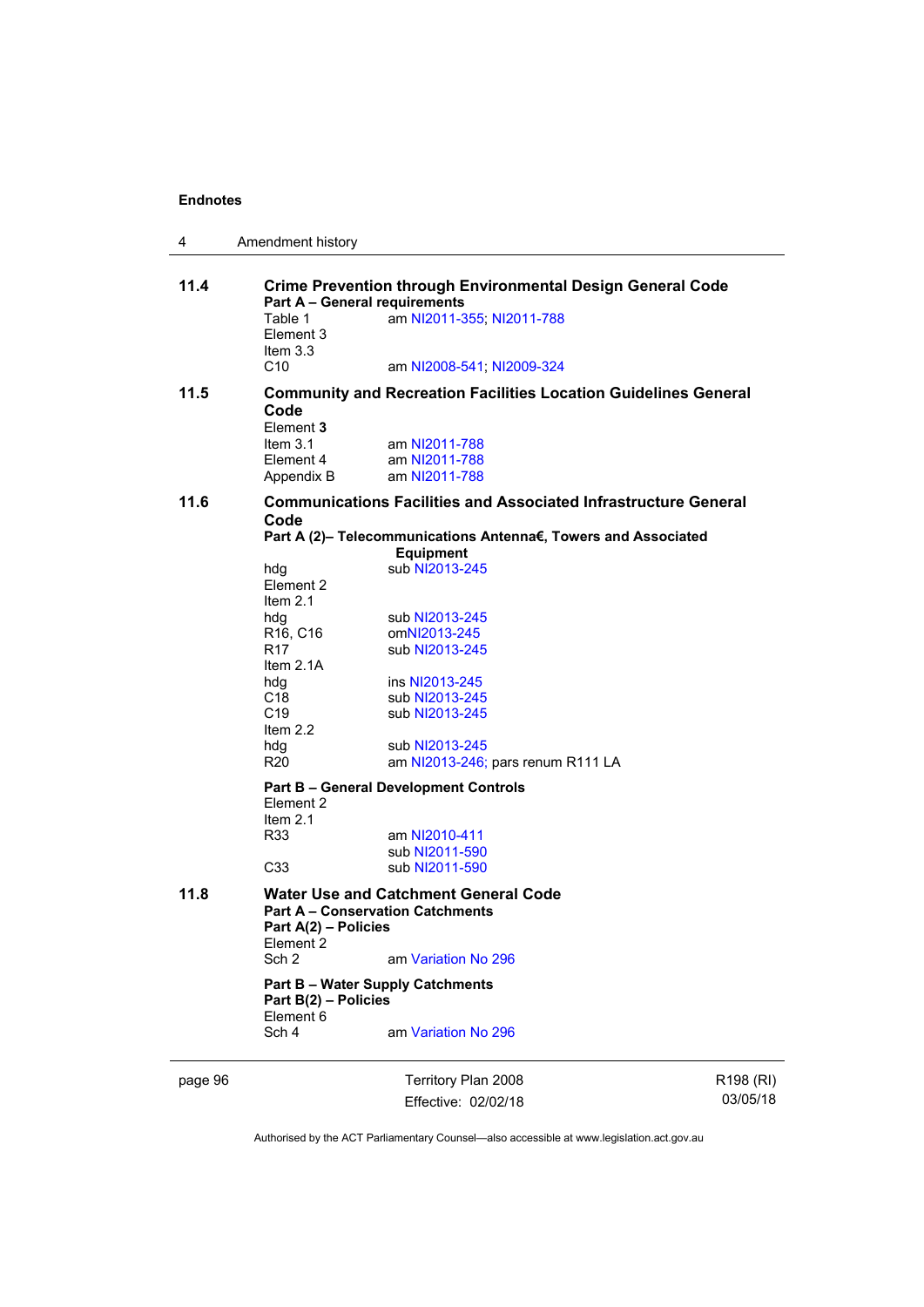**11.4 Crime Prevention through Environmental Design General Code**

**Part A – General requirements**

Table 1 am NI2011-355; NI2011-788
Element 3
Item 3.3
C10 am NI2008-541; NI2009-324

**11.5 Community and Recreation Facilities Location Guidelines General Code**

Element **3**
Item 3.1 am NI2011-788
Element 4 am NI2011-788
Appendix B am NI2011-788

**11.6 Communications Facilities and Associated Infrastructure General Code**

**Part A (2)– Telecommunications Antenna€, Towers and Associated Equipment**

hdg sub NI2013-245
Element 2
Item 2.1
hdg sub NI2013-245
R16, C16 omNI2013-245
R17 sub NI2013-245
Item 2.1A
hdg ins NI2013-245
C18 sub NI2013-245
C19 sub NI2013-245
Item 2.2
hdg sub NI2013-245
R20 am NI2013-246; pars renum R111 LA

**Part B – General Development Controls**

Element 2
Item 2.1
R33 am NI2010-411
sub NI2011-590
C33 sub NI2011-590

**11.8 Water Use and Catchment General Code**

**Part A – Conservation Catchments**

**Part A(2) – Policies**

Element 2
Sch 2 am Variation No 296

**Part B – Water Supply Catchments**

**Part B(2) – Policies**

Element 6
Sch 4 am Variation No 296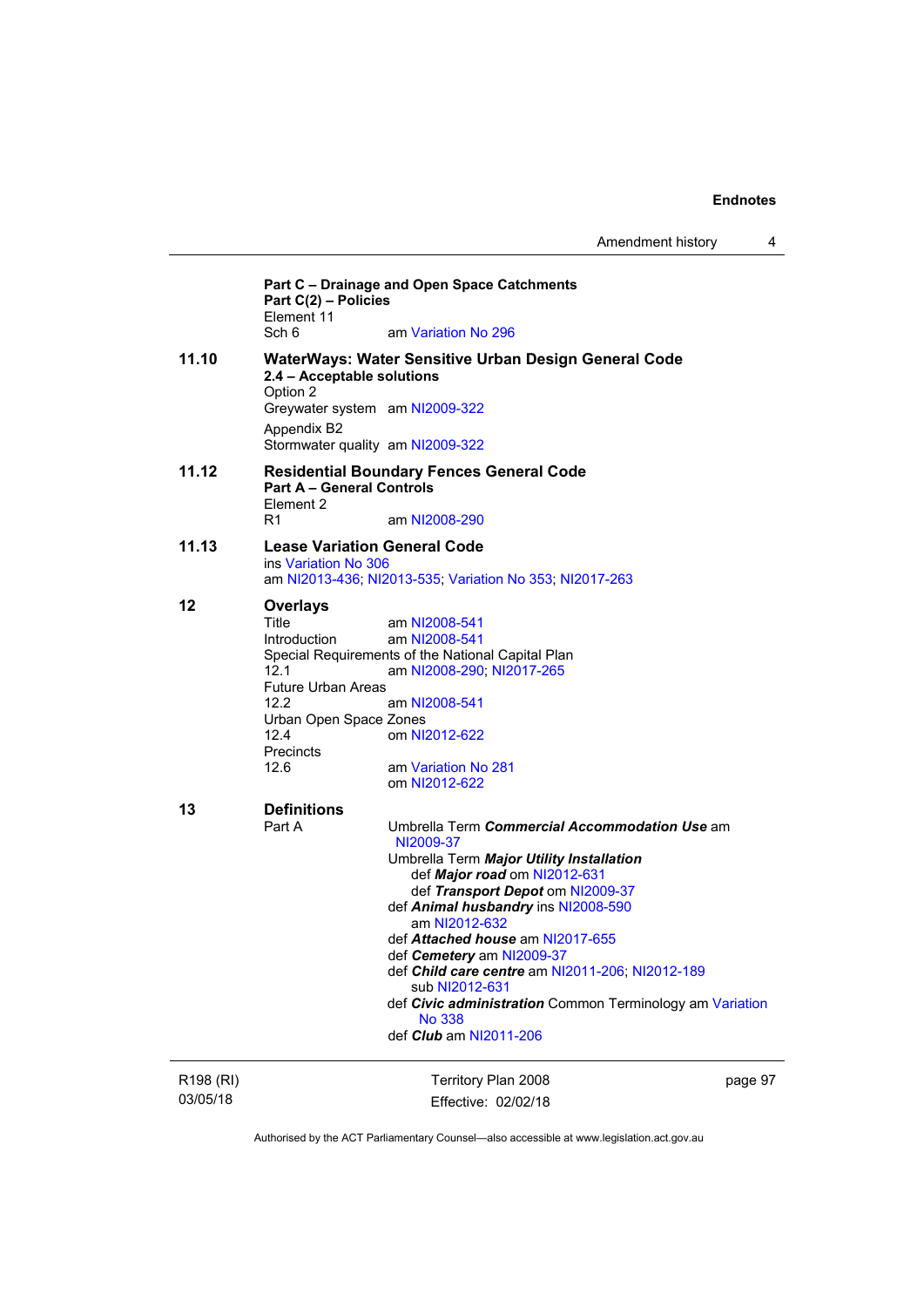**Part C – Drainage and Open Space Catchments**
**Part C(2) – Policies**
Element 11
Sch 6 am Variation No 296

**11.10 WaterWays: Water Sensitive Urban Design General Code**
**2.4 – Acceptable solutions**
Option 2
Greywater system am NI2009-322
Appendix B2
Stormwater quality am NI2009-322

**11.12 Residential Boundary Fences General Code**
**Part A – General Controls**
Element 2
R1 am NI2008-290

**11.13 Lease Variation General Code**
ins Variation No 306
am NI2013-436; NI2013-535; Variation No 353; NI2017-263

**12 Overlays**
Title am NI2008-541
Introduction am NI2008-541
Special Requirements of the National Capital Plan
12.1 am NI2008-290; NI2017-265
Future Urban Areas
12.2 am NI2008-541
Urban Open Space Zones
12.4 om NI2012-622
Precincts
12.6 am Variation No 281
om NI2012-622

**13 Definitions**
Part A
Umbrella Term ***Commercial Accommodation Use*** am NI2009-37
Umbrella Term ***Major Utility Installation***
def ***Major road*** om NI2012-631
def ***Transport Depot*** om NI2009-37
def ***Animal husbandry*** ins NI2008-590
am NI2012-632
def ***Attached house*** am NI2017-655
def ***Cemetery*** am NI2009-37
def ***Child care centre*** am NI2011-206; NI2012-189
sub NI2012-631
def ***Civic administration*** Common Terminology am Variation No 338
def ***Club*** am NI2011-206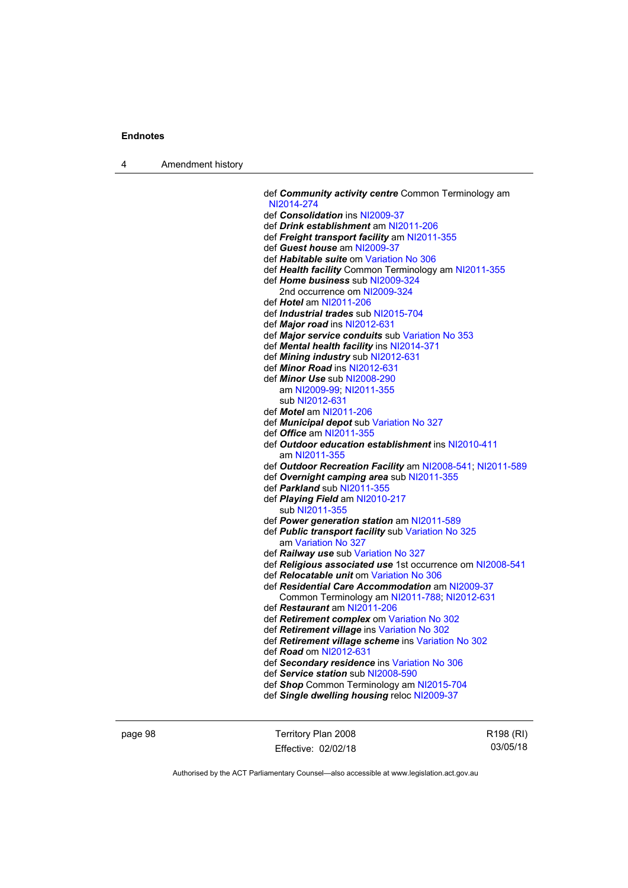def ***Community activity centre*** Common Terminology am NI2014-274
def ***Consolidation*** ins NI2009-37
def ***Drink establishment*** am NI2011-206
def ***Freight transport facility*** am NI2011-355
def ***Guest house*** am NI2009-37
def ***Habitable suite*** om Variation No 306
def ***Health facility*** Common Terminology am NI2011-355
def ***Home business*** sub NI2009-324
  2nd occurrence om NI2009-324
def ***Hotel*** am NI2011-206
def ***Industrial trades*** sub NI2015-704
def ***Major road*** ins NI2012-631
def ***Major service conduits*** sub Variation No 353
def ***Mental health facility*** ins NI2014-371
def ***Mining industry*** sub NI2012-631
def ***Minor Road*** ins NI2012-631
def ***Minor Use*** sub NI2008-290
  am NI2009-99; NI2011-355
  sub NI2012-631
def ***Motel*** am NI2011-206
def ***Municipal depot*** sub Variation No 327
def ***Office*** am NI2011-355
def ***Outdoor education establishment*** ins NI2010-411
  am NI2011-355
def ***Outdoor Recreation Facility*** am NI2008-541; NI2011-589
def ***Overnight camping area*** sub NI2011-355
def ***Parkland*** sub NI2011-355
def ***Playing Field*** am NI2010-217
  sub NI2011-355
def ***Power generation station*** am NI2011-589
def ***Public transport facility*** sub Variation No 325
  am Variation No 327
def ***Railway use*** sub Variation No 327
def ***Religious associated use*** 1st occurrence om NI2008-541
def ***Relocatable unit*** om Variation No 306
def ***Residential Care Accommodation*** am NI2009-37
  Common Terminology am NI2011-788; NI2012-631
def ***Restaurant*** am NI2011-206
def ***Retirement complex*** om Variation No 302
def ***Retirement village*** ins Variation No 302
def ***Retirement village scheme*** ins Variation No 302
def ***Road*** om NI2012-631
def ***Secondary residence*** ins Variation No 306
def ***Service station*** sub NI2008-590
def ***Shop*** Common Terminology am NI2015-704
def ***Single dwelling housing*** reloc NI2009-37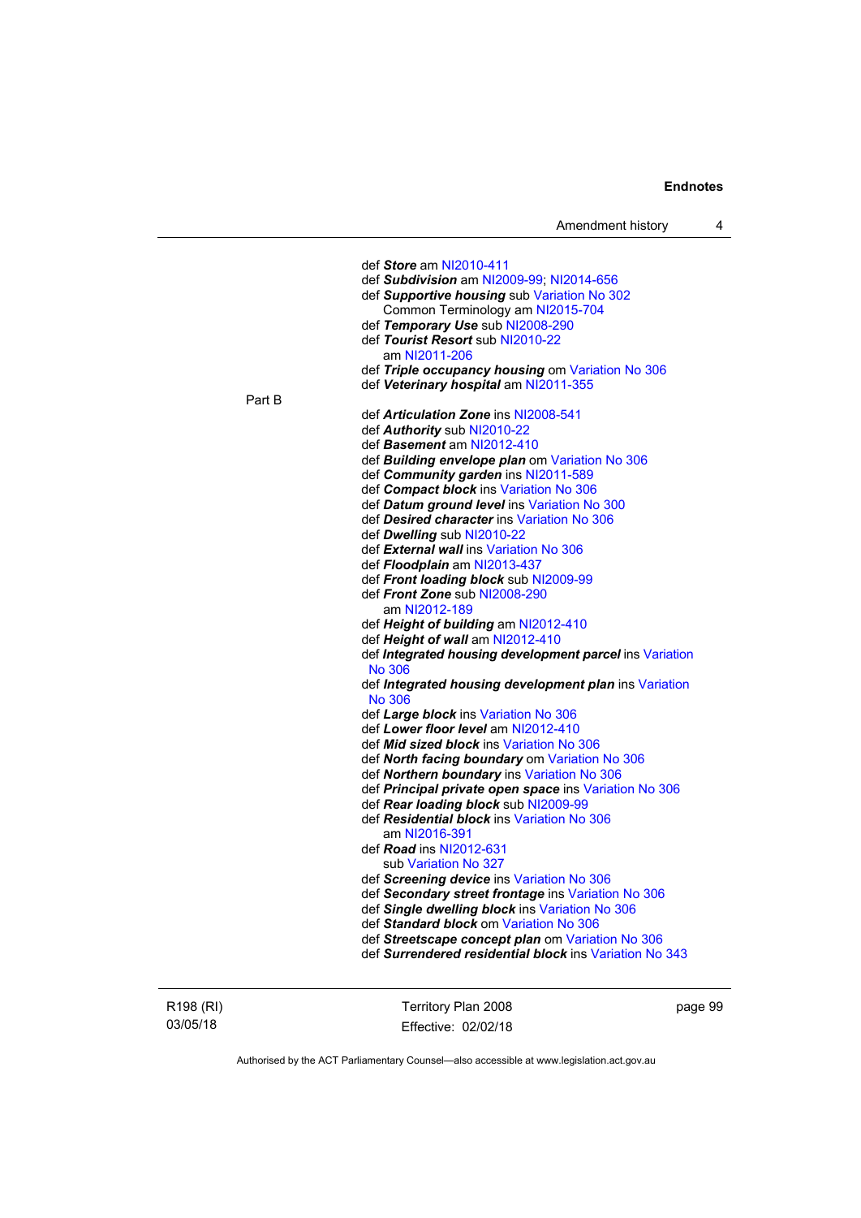def ***Store*** am NI2010-411
def ***Subdivision*** am NI2009-99; NI2014-656
def ***Supportive housing*** sub Variation No 302
  Common Terminology am NI2015-704
def ***Temporary Use*** sub NI2008-290
def ***Tourist Resort*** sub NI2010-22
  am NI2011-206
def ***Triple occupancy housing*** om Variation No 306
def ***Veterinary hospital*** am NI2011-355

Part B

def ***Articulation Zone*** ins NI2008-541
def ***Authority*** sub NI2010-22
def ***Basement*** am NI2012-410
def ***Building envelope plan*** om Variation No 306
def ***Community garden*** ins NI2011-589
def ***Compact block*** ins Variation No 306
def ***Datum ground level*** ins Variation No 300
def ***Desired character*** ins Variation No 306
def ***Dwelling*** sub NI2010-22
def ***External wall*** ins Variation No 306
def ***Floodplain*** am NI2013-437
def ***Front loading block*** sub NI2009-99
def ***Front Zone*** sub NI2008-290
  am NI2012-189
def ***Height of building*** am NI2012-410
def ***Height of wall*** am NI2012-410
def ***Integrated housing development parcel*** ins Variation No 306
def ***Integrated housing development plan*** ins Variation No 306
def ***Large block*** ins Variation No 306
def ***Lower floor level*** am NI2012-410
def ***Mid sized block*** ins Variation No 306
def ***North facing boundary*** om Variation No 306
def ***Northern boundary*** ins Variation No 306
def ***Principal private open space*** ins Variation No 306
def ***Rear loading block*** sub NI2009-99
def ***Residential block*** ins Variation No 306
  am NI2016-391
def ***Road*** ins NI2012-631
  sub Variation No 327
def ***Screening device*** ins Variation No 306
def ***Secondary street frontage*** ins Variation No 306
def ***Single dwelling block*** ins Variation No 306
def ***Standard block*** om Variation No 306
def ***Streetscape concept plan*** om Variation No 306
def ***Surrendered residential block*** ins Variation No 343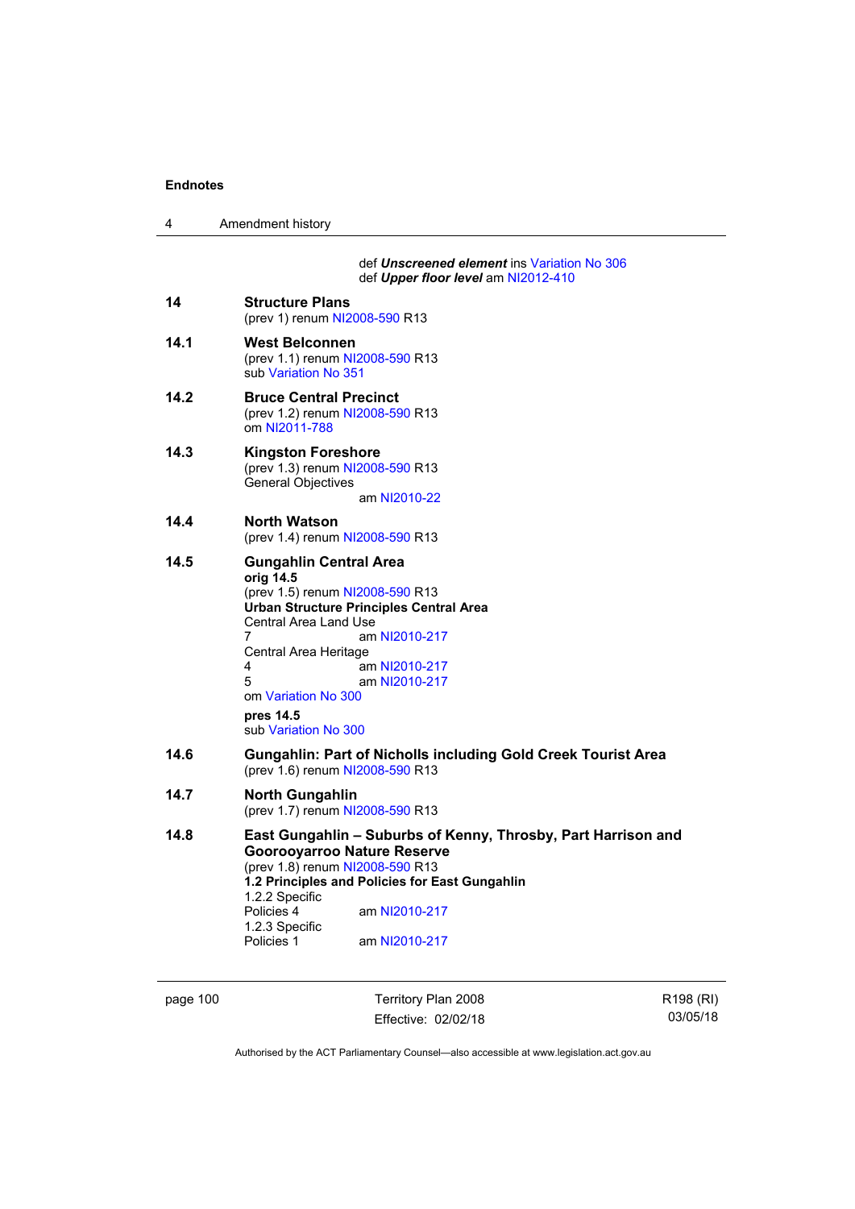def ***Unscreened element*** ins Variation No 306
def ***Upper floor level*** am NI2012-410

**14 Structure Plans**
(prev 1) renum NI2008-590 R13

**14.1 West Belconnen**
(prev 1.1) renum NI2008-590 R13
sub Variation No 351

**14.2 Bruce Central Precinct**
(prev 1.2) renum NI2008-590 R13
om NI2011-788

**14.3 Kingston Foreshore**
(prev 1.3) renum NI2008-590 R13
General Objectives
am NI2010-22

**14.4 North Watson**
(prev 1.4) renum NI2008-590 R13

**14.5 Gungahlin Central Area**
**orig 14.5**
(prev 1.5) renum NI2008-590 R13
**Urban Structure Principles Central Area**
Central Area Land Use
7 am NI2010-217
Central Area Heritage
4 am NI2010-217
5 am NI2010-217
om Variation No 300

**pres 14.5**
sub Variation No 300

**14.6 Gungahlin: Part of Nicholls including Gold Creek Tourist Area**
(prev 1.6) renum NI2008-590 R13

**14.7 North Gungahlin**
(prev 1.7) renum NI2008-590 R13

**14.8 East Gungahlin – Suburbs of Kenny, Throsby, Part Harrison and Goorooyarroo Nature Reserve**
(prev 1.8) renum NI2008-590 R13
**1.2 Principles and Policies for East Gungahlin**
1.2.2 Specific
Policies 4 am NI2010-217
1.2.3 Specific
Policies 1 am NI2010-217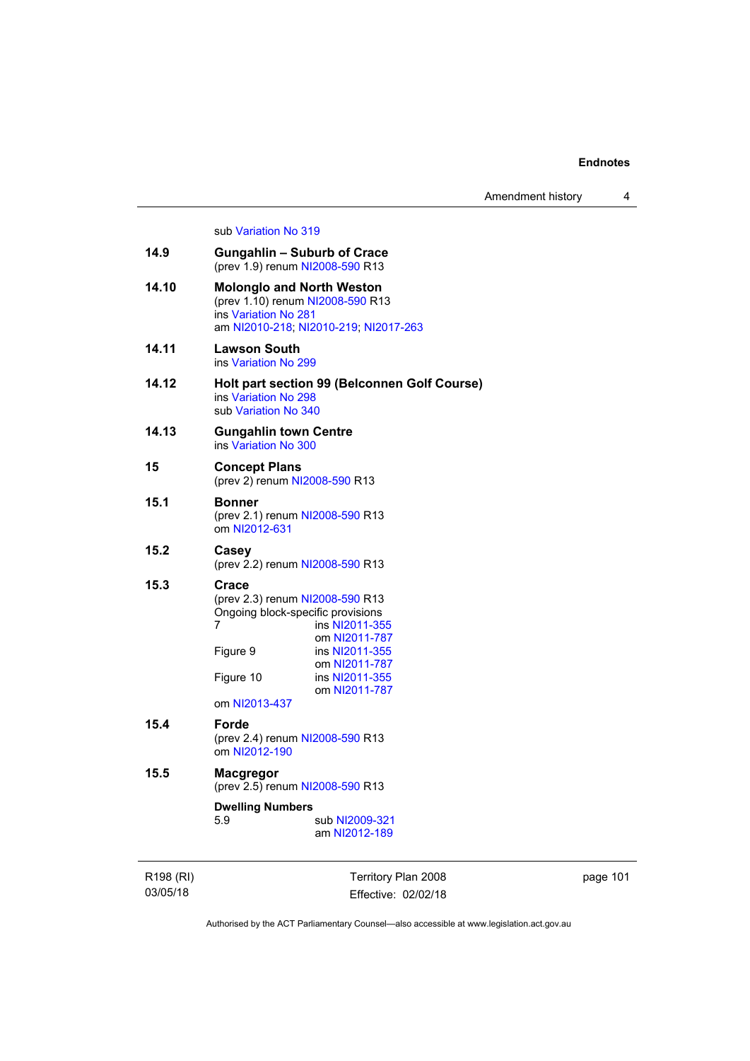sub Variation No 319

**14.9 Gungahlin – Suburb of Crace**
(prev 1.9) renum NI2008-590 R13

**14.10 Molonglo and North Weston**
(prev 1.10) renum NI2008-590 R13
ins Variation No 281
am NI2010-218; NI2010-219; NI2017-263

**14.11 Lawson South**
ins Variation No 299

**14.12 Holt part section 99 (Belconnen Golf Course)**
ins Variation No 298
sub Variation No 340

**14.13 Gungahlin town Centre**
ins Variation No 300

**15 Concept Plans**
(prev 2) renum NI2008-590 R13

**15.1 Bonner**
(prev 2.1) renum NI2008-590 R13
om NI2012-631

**15.2 Casey**
(prev 2.2) renum NI2008-590 R13

**15.3 Crace**
(prev 2.3) renum NI2008-590 R13
Ongoing block-specific provisions

| | |
|---|---|
| 7 | ins NI2011-355<br>om NI2011-787 |
| Figure 9 | ins NI2011-355<br>om NI2011-787 |
| Figure 10 | ins NI2011-355<br>om NI2011-787 |

om NI2013-437

**15.4 Forde**
(prev 2.4) renum NI2008-590 R13
om NI2012-190

**15.5 Macgregor**
(prev 2.5) renum NI2008-590 R13

**Dwelling Numbers**

| | |
|---|---|
| 5.9 | sub NI2009-321<br>am NI2012-189 |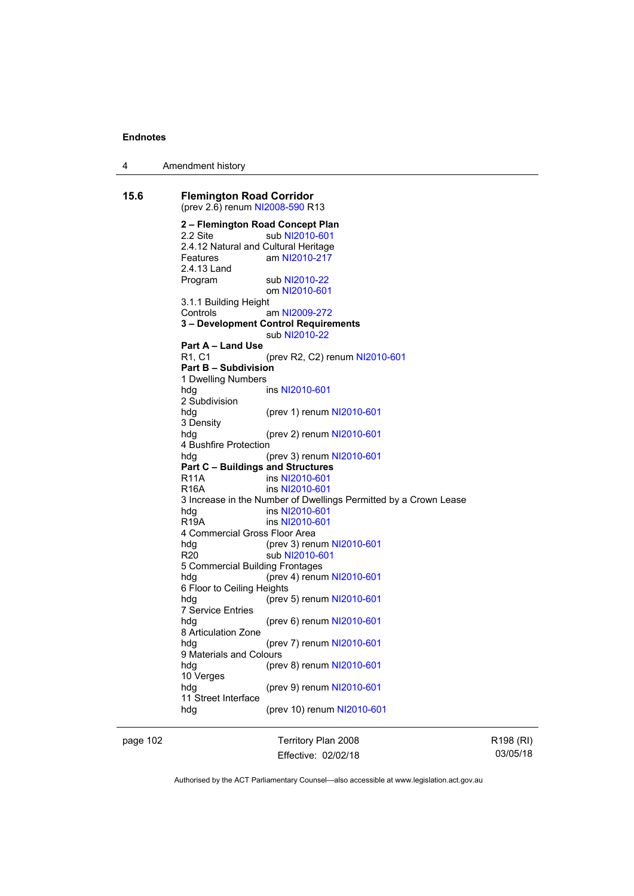## 15.6 Flemington Road Corridor

(prev 2.6) renum NI2008-590 R13

**2 – Flemington Road Concept Plan**

2.2 Site sub NI2010-601

2.4.12 Natural and Cultural Heritage Features am NI2010-217

2.4.13 Land Program sub NI2010-22
om NI2010-601

3.1.1 Building Height Controls am NI2009-272

**3 – Development Control Requirements**
sub NI2010-22

**Part A – Land Use**

R1, C1 (prev R2, C2) renum NI2010-601

**Part B – Subdivision**

1 Dwelling Numbers
hdg ins NI2010-601

2 Subdivision
hdg (prev 1) renum NI2010-601

3 Density
hdg (prev 2) renum NI2010-601

4 Bushfire Protection
hdg (prev 3) renum NI2010-601

**Part C – Buildings and Structures**

R11A ins NI2010-601

R16A ins NI2010-601

3 Increase in the Number of Dwellings Permitted by a Crown Lease
hdg ins NI2010-601

R19A ins NI2010-601

4 Commercial Gross Floor Area
hdg (prev 3) renum NI2010-601

R20 sub NI2010-601

5 Commercial Building Frontages
hdg (prev 4) renum NI2010-601

6 Floor to Ceiling Heights
hdg (prev 5) renum NI2010-601

7 Service Entries
hdg (prev 6) renum NI2010-601

8 Articulation Zone
hdg (prev 7) renum NI2010-601

9 Materials and Colours
hdg (prev 8) renum NI2010-601

10 Verges
hdg (prev 9) renum NI2010-601

11 Street Interface
hdg (prev 10) renum NI2010-601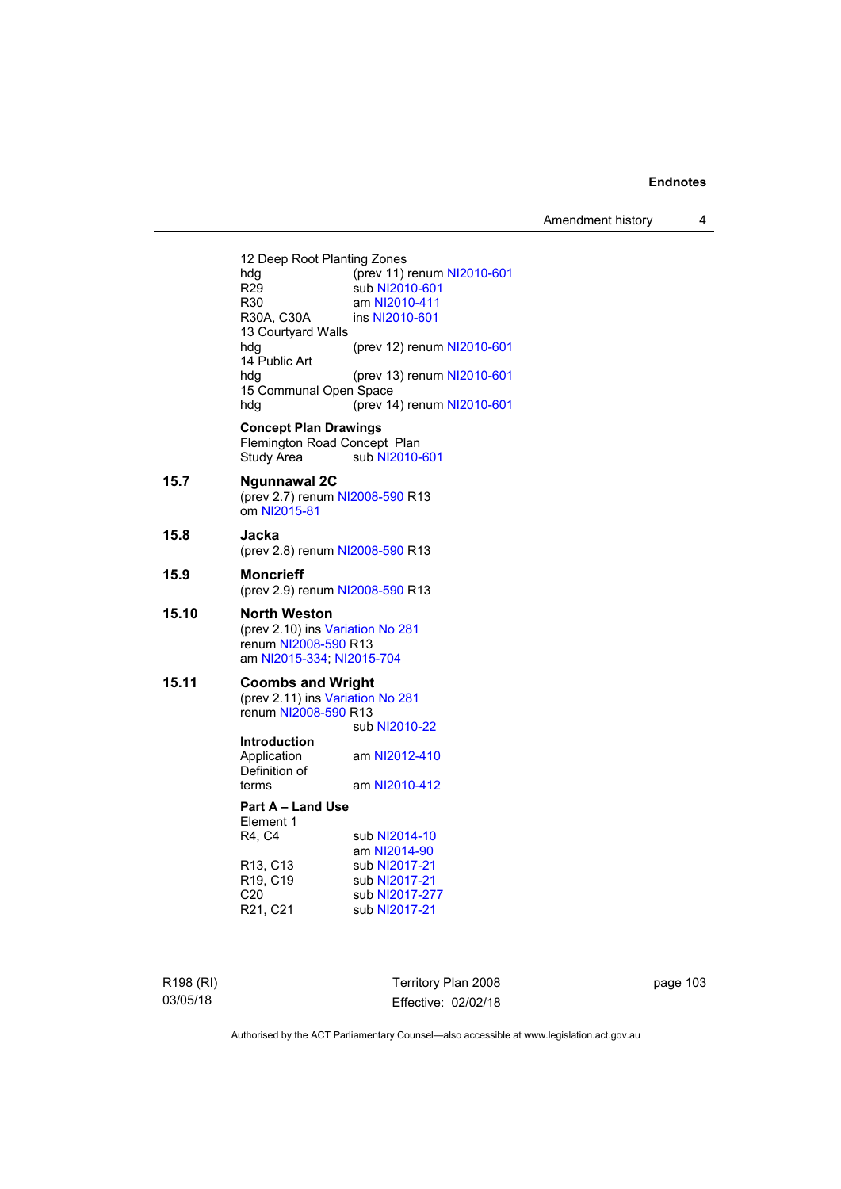12 Deep Root Planting Zones
hdg (prev 11) renum NI2010-601
R29 sub NI2010-601
R30 am NI2010-411
R30A, C30A ins NI2010-601
13 Courtyard Walls
hdg (prev 12) renum NI2010-601
14 Public Art
hdg (prev 13) renum NI2010-601
15 Communal Open Space
hdg (prev 14) renum NI2010-601

**Concept Plan Drawings**
Flemington Road Concept Plan
Study Area sub NI2010-601

**15.7 Ngunnawal 2C**
(prev 2.7) renum NI2008-590 R13
om NI2015-81

**15.8 Jacka**
(prev 2.8) renum NI2008-590 R13

**15.9 Moncrieff**
(prev 2.9) renum NI2008-590 R13

**15.10 North Weston**
(prev 2.10) ins Variation No 281
renum NI2008-590 R13
am NI2015-334; NI2015-704

**15.11 Coombs and Wright**
(prev 2.11) ins Variation No 281
renum NI2008-590 R13
sub NI2010-22

**Introduction**
Application am NI2012-410
Definition of terms am NI2010-412

**Part A – Land Use**
Element 1
R4, C4 sub NI2014-10
am NI2014-90
R13, C13 sub NI2017-21
R19, C19 sub NI2017-21
C20 sub NI2017-277
R21, C21 sub NI2017-21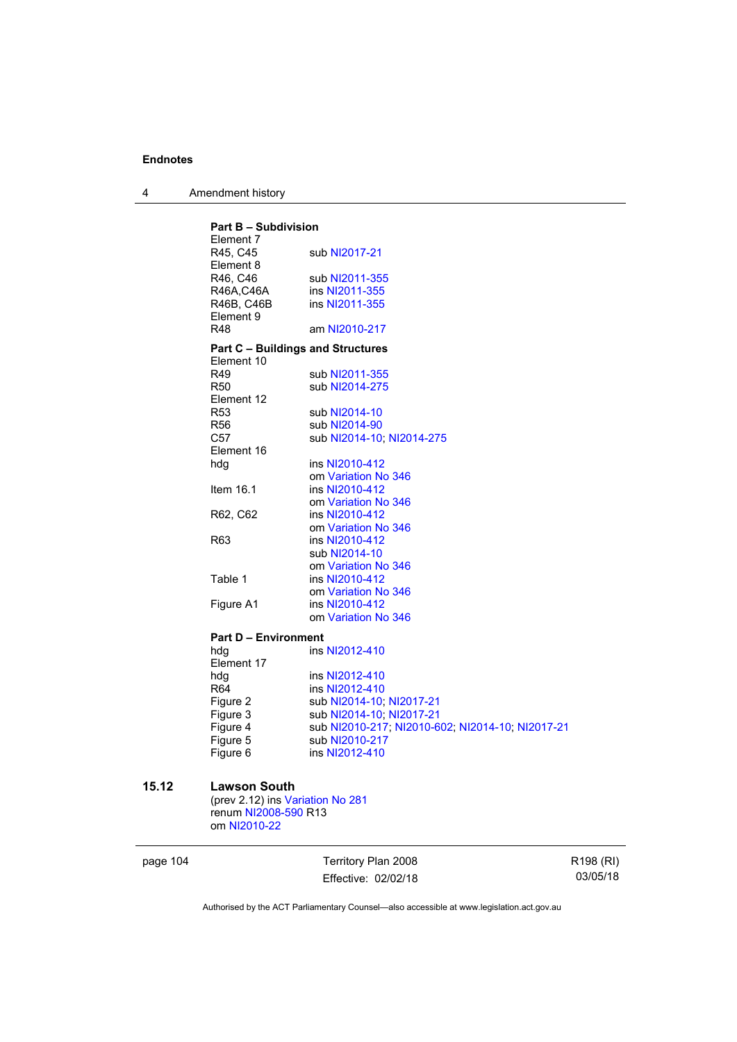**Part B – Subdivision**

Element 7

| | |
|---|---|
| R45, C45 | sub NI2017-21 |

Element 8

| | |
|---|---|
| R46, C46 | sub NI2011-355 |
| R46A,C46A | ins NI2011-355 |
| R46B, C46B | ins NI2011-355 |

Element 9

| | |
|---|---|
| R48 | am NI2010-217 |

**Part C – Buildings and Structures**

Element 10

| | |
|---|---|
| R49 | sub NI2011-355 |
| R50 | sub NI2014-275 |

Element 12

| | |
|---|---|
| R53 | sub NI2014-10 |
| R56 | sub NI2014-90 |
| C57 | sub NI2014-10; NI2014-275 |

Element 16

| | |
|---|---|
| hdg | ins NI2010-412<br>om Variation No 346 |
| Item 16.1 | ins NI2010-412<br>om Variation No 346 |
| R62, C62 | ins NI2010-412<br>om Variation No 346 |
| R63 | ins NI2010-412<br>sub NI2014-10<br>om Variation No 346 |
| Table 1 | ins NI2010-412<br>om Variation No 346 |
| Figure A1 | ins NI2010-412<br>om Variation No 346 |

**Part D – Environment**

| | |
|---|---|
| hdg | ins NI2012-410 |

Element 17

| | |
|---|---|
| hdg | ins NI2012-410 |
| R64 | ins NI2012-410 |
| Figure 2 | sub NI2014-10; NI2017-21 |
| Figure 3 | sub NI2014-10; NI2017-21 |
| Figure 4 | sub NI2010-217; NI2010-602; NI2014-10; NI2017-21 |
| Figure 5 | sub NI2010-217 |
| Figure 6 | ins NI2012-410 |

## 15.12 Lawson South

(prev 2.12) ins Variation No 281
renum NI2008-590 R13
om NI2010-22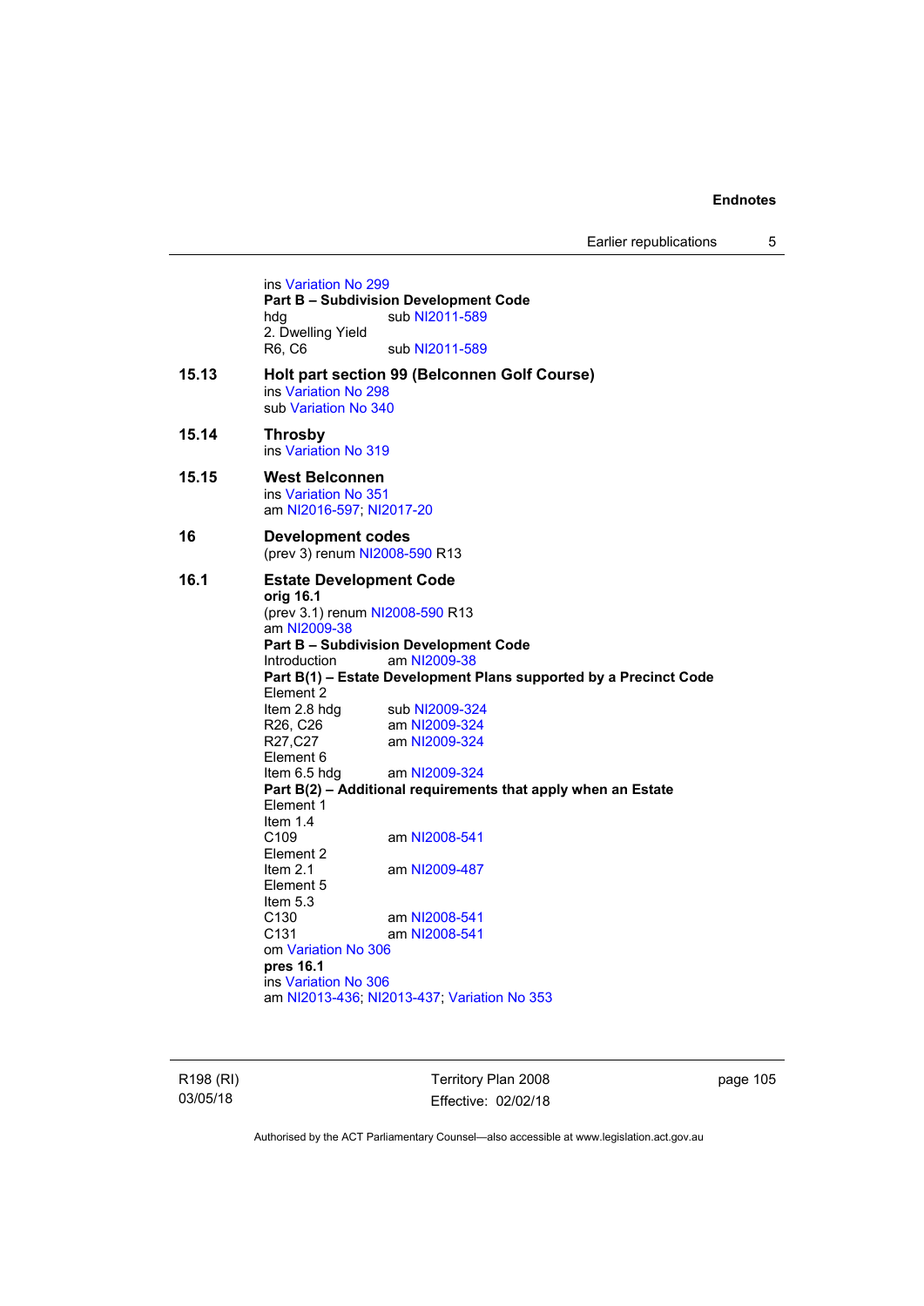ins Variation No 299
**Part B – Subdivision Development Code**
hdg sub NI2011-589
2. Dwelling Yield
R6, C6 sub NI2011-589

**15.13 Holt part section 99 (Belconnen Golf Course)**
ins Variation No 298
sub Variation No 340

**15.14 Throsby**
ins Variation No 319

**15.15 West Belconnen**
ins Variation No 351
am NI2016-597; NI2017-20

**16 Development codes**
(prev 3) renum NI2008-590 R13

**16.1 Estate Development Code**
**orig 16.1**
(prev 3.1) renum NI2008-590 R13
am NI2009-38
**Part B – Subdivision Development Code**
Introduction am NI2009-38
**Part B(1) – Estate Development Plans supported by a Precinct Code**
Element 2
Item 2.8 hdg sub NI2009-324
R26, C26 am NI2009-324
R27,C27 am NI2009-324
Element 6
Item 6.5 hdg am NI2009-324
**Part B(2) – Additional requirements that apply when an Estate**
Element 1
Item 1.4
C109 am NI2008-541
Element 2
Item 2.1 am NI2009-487
Element 5
Item 5.3
C130 am NI2008-541
C131 am NI2008-541
om Variation No 306
**pres 16.1**
ins Variation No 306
am NI2013-436; NI2013-437; Variation No 353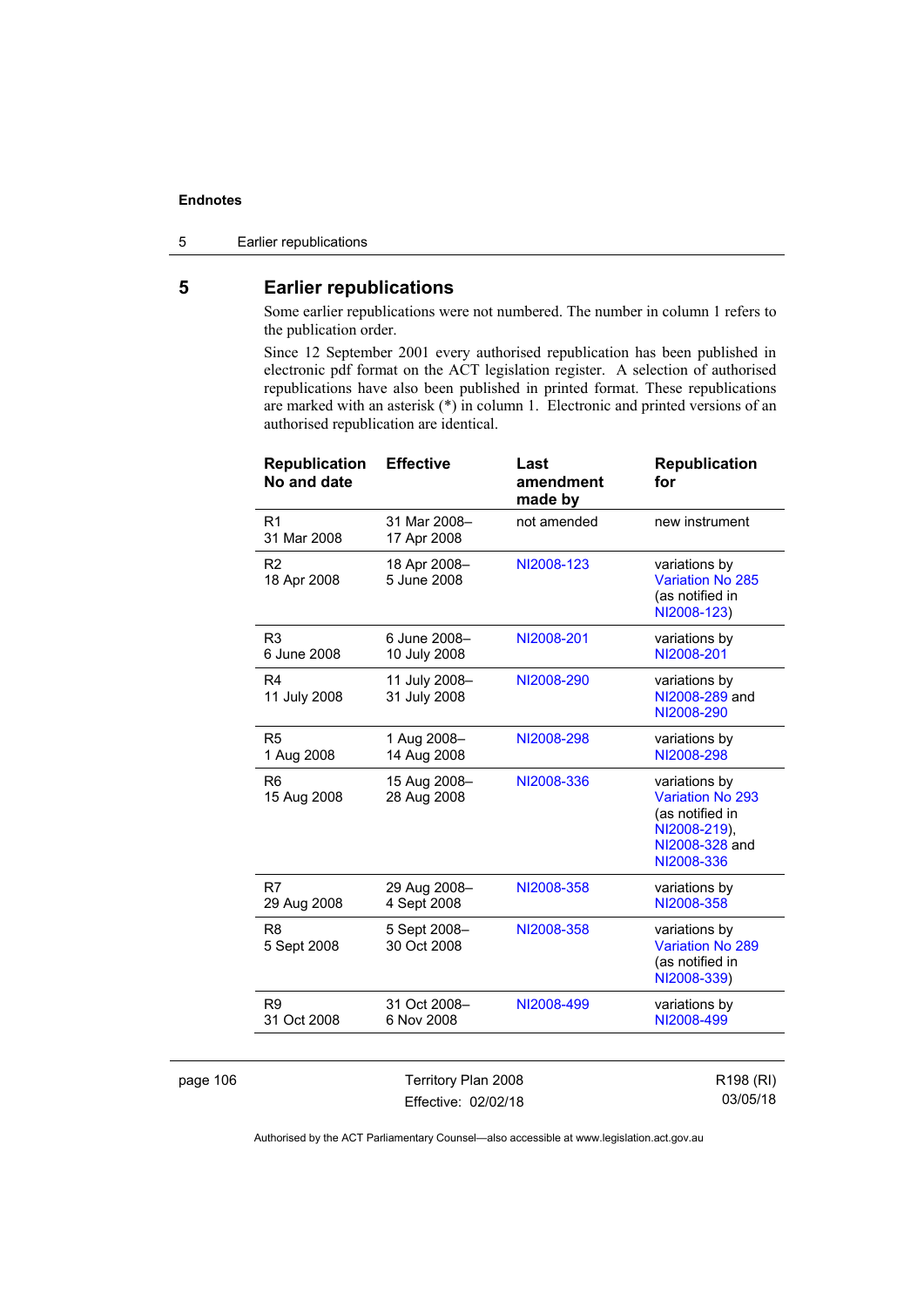## 5 Earlier republications

Some earlier republications were not numbered. The number in column 1 refers to the publication order.

Since 12 September 2001 every authorised republication has been published in electronic pdf format on the ACT legislation register. A selection of authorised republications have also been published in printed format. These republications are marked with an asterisk (*) in column 1. Electronic and printed versions of an authorised republication are identical.

| Republication No and date | Effective | Last amendment made by | Republication for |
|---|---|---|---|
| R1<br>31 Mar 2008 | 31 Mar 2008–<br>17 Apr 2008 | not amended | new instrument |
| R2<br>18 Apr 2008 | 18 Apr 2008–<br>5 June 2008 | NI2008-123 | variations by Variation No 285 (as notified in NI2008-123) |
| R3<br>6 June 2008 | 6 June 2008–<br>10 July 2008 | NI2008-201 | variations by NI2008-201 |
| R4<br>11 July 2008 | 11 July 2008–<br>31 July 2008 | NI2008-290 | variations by NI2008-289 and NI2008-290 |
| R5<br>1 Aug 2008 | 1 Aug 2008–<br>14 Aug 2008 | NI2008-298 | variations by NI2008-298 |
| R6<br>15 Aug 2008 | 15 Aug 2008–<br>28 Aug 2008 | NI2008-336 | variations by Variation No 293 (as notified in NI2008-219), NI2008-328 and NI2008-336 |
| R7<br>29 Aug 2008 | 29 Aug 2008–<br>4 Sept 2008 | NI2008-358 | variations by NI2008-358 |
| R8<br>5 Sept 2008 | 5 Sept 2008–<br>30 Oct 2008 | NI2008-358 | variations by Variation No 289 (as notified in NI2008-339) |
| R9<br>31 Oct 2008 | 31 Oct 2008–<br>6 Nov 2008 | NI2008-499 | variations by NI2008-499 |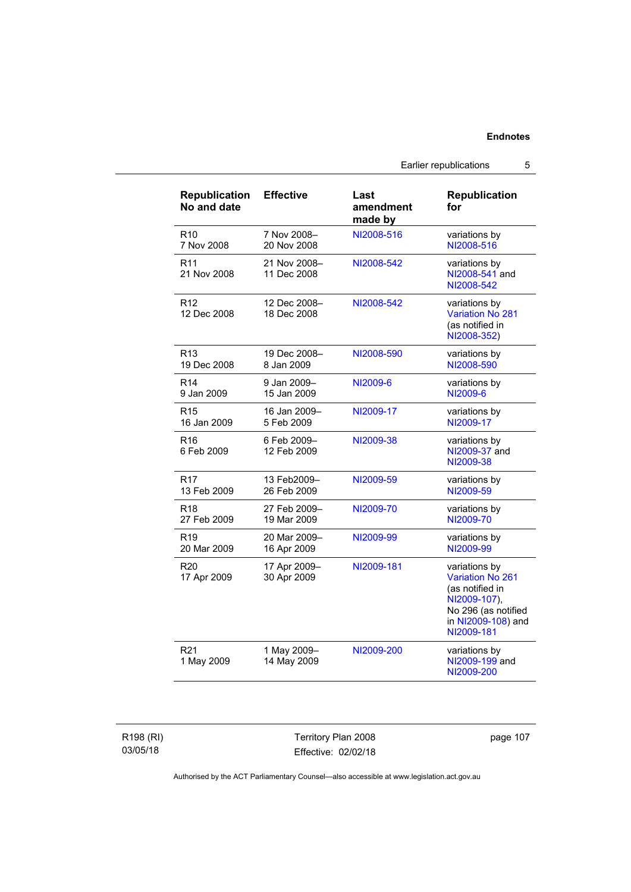| Republication No and date | Effective | Last amendment made by | Republication for |
| --- | --- | --- | --- |
| R10<br>7 Nov 2008 | 7 Nov 2008–<br>20 Nov 2008 | NI2008-516 | variations by NI2008-516 |
| R11<br>21 Nov 2008 | 21 Nov 2008–<br>11 Dec 2008 | NI2008-542 | variations by NI2008-541 and NI2008-542 |
| R12<br>12 Dec 2008 | 12 Dec 2008–<br>18 Dec 2008 | NI2008-542 | variations by Variation No 281 (as notified in NI2008-352) |
| R13<br>19 Dec 2008 | 19 Dec 2008–<br>8 Jan 2009 | NI2008-590 | variations by NI2008-590 |
| R14<br>9 Jan 2009 | 9 Jan 2009–<br>15 Jan 2009 | NI2009-6 | variations by NI2009-6 |
| R15<br>16 Jan 2009 | 16 Jan 2009–<br>5 Feb 2009 | NI2009-17 | variations by NI2009-17 |
| R16<br>6 Feb 2009 | 6 Feb 2009–<br>12 Feb 2009 | NI2009-38 | variations by NI2009-37 and NI2009-38 |
| R17<br>13 Feb 2009 | 13 Feb2009–<br>26 Feb 2009 | NI2009-59 | variations by NI2009-59 |
| R18<br>27 Feb 2009 | 27 Feb 2009–<br>19 Mar 2009 | NI2009-70 | variations by NI2009-70 |
| R19<br>20 Mar 2009 | 20 Mar 2009–<br>16 Apr 2009 | NI2009-99 | variations by NI2009-99 |
| R20<br>17 Apr 2009 | 17 Apr 2009–<br>30 Apr 2009 | NI2009-181 | variations by Variation No 261 (as notified in NI2009-107), No 296 (as notified in NI2009-108) and NI2009-181 |
| R21<br>1 May 2009 | 1 May 2009–<br>14 May 2009 | NI2009-200 | variations by NI2009-199 and NI2009-200 |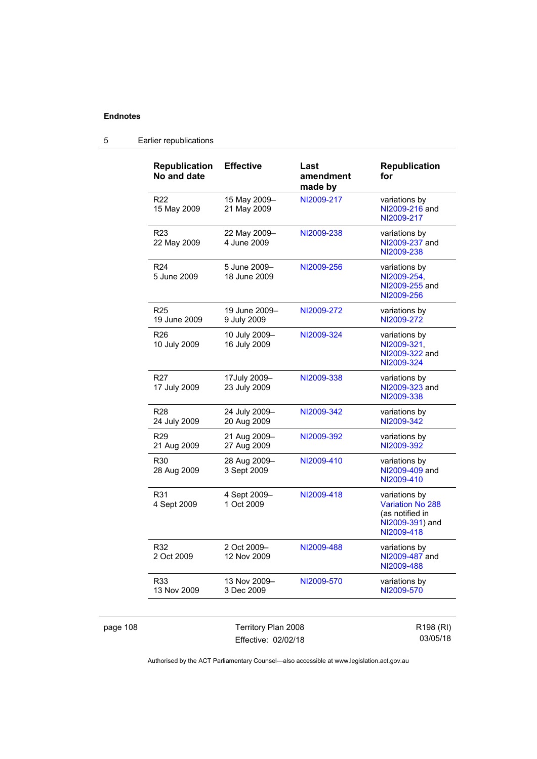## Endnotes

### 5 Earlier republications

| Republication No and date | Effective | Last amendment made by | Republication for |
|---|---|---|---|
| R22 15 May 2009 | 15 May 2009– 21 May 2009 | NI2009-217 | variations by NI2009-216 and NI2009-217 |
| R23 22 May 2009 | 22 May 2009– 4 June 2009 | NI2009-238 | variations by NI2009-237 and NI2009-238 |
| R24 5 June 2009 | 5 June 2009– 18 June 2009 | NI2009-256 | variations by NI2009-254, NI2009-255 and NI2009-256 |
| R25 19 June 2009 | 19 June 2009– 9 July 2009 | NI2009-272 | variations by NI2009-272 |
| R26 10 July 2009 | 10 July 2009– 16 July 2009 | NI2009-324 | variations by NI2009-321, NI2009-322 and NI2009-324 |
| R27 17 July 2009 | 17July 2009– 23 July 2009 | NI2009-338 | variations by NI2009-323 and NI2009-338 |
| R28 24 July 2009 | 24 July 2009– 20 Aug 2009 | NI2009-342 | variations by NI2009-342 |
| R29 21 Aug 2009 | 21 Aug 2009– 27 Aug 2009 | NI2009-392 | variations by NI2009-392 |
| R30 28 Aug 2009 | 28 Aug 2009– 3 Sept 2009 | NI2009-410 | variations by NI2009-409 and NI2009-410 |
| R31 4 Sept 2009 | 4 Sept 2009– 1 Oct 2009 | NI2009-418 | variations by Variation No 288 (as notified in NI2009-391) and NI2009-418 |
| R32 2 Oct 2009 | 2 Oct 2009– 12 Nov 2009 | NI2009-488 | variations by NI2009-487 and NI2009-488 |
| R33 13 Nov 2009 | 13 Nov 2009– 3 Dec 2009 | NI2009-570 | variations by NI2009-570 |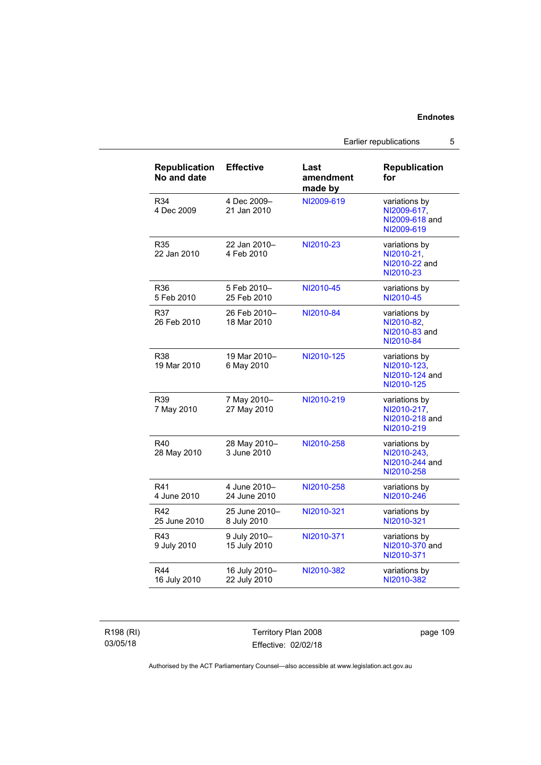| Republication No and date | Effective | Last amendment made by | Republication for |
|---|---|---|---|
| R34 4 Dec 2009 | 4 Dec 2009– 21 Jan 2010 | NI2009-619 | variations by NI2009-617, NI2009-618 and NI2009-619 |
| R35 22 Jan 2010 | 22 Jan 2010– 4 Feb 2010 | NI2010-23 | variations by NI2010-21, NI2010-22 and NI2010-23 |
| R36 5 Feb 2010 | 5 Feb 2010– 25 Feb 2010 | NI2010-45 | variations by NI2010-45 |
| R37 26 Feb 2010 | 26 Feb 2010– 18 Mar 2010 | NI2010-84 | variations by NI2010-82, NI2010-83 and NI2010-84 |
| R38 19 Mar 2010 | 19 Mar 2010– 6 May 2010 | NI2010-125 | variations by NI2010-123, NI2010-124 and NI2010-125 |
| R39 7 May 2010 | 7 May 2010– 27 May 2010 | NI2010-219 | variations by NI2010-217, NI2010-218 and NI2010-219 |
| R40 28 May 2010 | 28 May 2010– 3 June 2010 | NI2010-258 | variations by NI2010-243, NI2010-244 and NI2010-258 |
| R41 4 June 2010 | 4 June 2010– 24 June 2010 | NI2010-258 | variations by NI2010-246 |
| R42 25 June 2010 | 25 June 2010– 8 July 2010 | NI2010-321 | variations by NI2010-321 |
| R43 9 July 2010 | 9 July 2010– 15 July 2010 | NI2010-371 | variations by NI2010-370 and NI2010-371 |
| R44 16 July 2010 | 16 July 2010– 22 July 2010 | NI2010-382 | variations by NI2010-382 |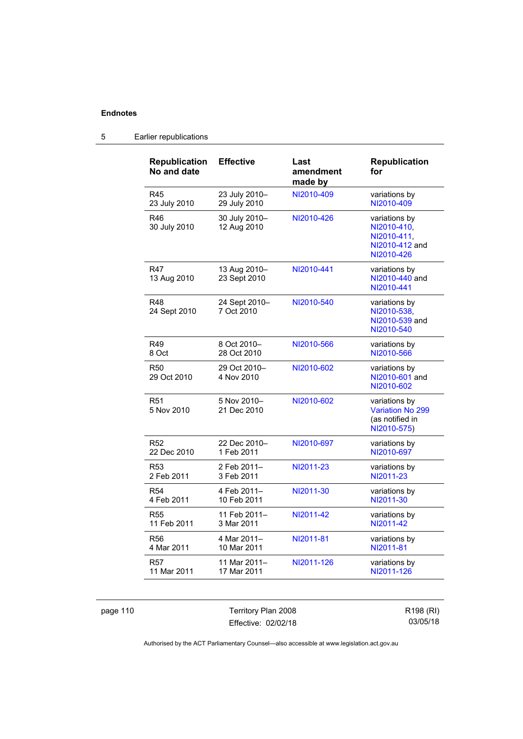**Endnotes**

## 5 Earlier republications

| Republication No and date | Effective | Last amendment made by | Republication for |
|---|---|---|---|
| R45 23 July 2010 | 23 July 2010– 29 July 2010 | NI2010-409 | variations by NI2010-409 |
| R46 30 July 2010 | 30 July 2010– 12 Aug 2010 | NI2010-426 | variations by NI2010-410, NI2010-411, NI2010-412 and NI2010-426 |
| R47 13 Aug 2010 | 13 Aug 2010– 23 Sept 2010 | NI2010-441 | variations by NI2010-440 and NI2010-441 |
| R48 24 Sept 2010 | 24 Sept 2010– 7 Oct 2010 | NI2010-540 | variations by NI2010-538, NI2010-539 and NI2010-540 |
| R49 8 Oct | 8 Oct 2010– 28 Oct 2010 | NI2010-566 | variations by NI2010-566 |
| R50 29 Oct 2010 | 29 Oct 2010– 4 Nov 2010 | NI2010-602 | variations by NI2010-601 and NI2010-602 |
| R51 5 Nov 2010 | 5 Nov 2010– 21 Dec 2010 | NI2010-602 | variations by Variation No 299 (as notified in NI2010-575) |
| R52 22 Dec 2010 | 22 Dec 2010– 1 Feb 2011 | NI2010-697 | variations by NI2010-697 |
| R53 2 Feb 2011 | 2 Feb 2011– 3 Feb 2011 | NI2011-23 | variations by NI2011-23 |
| R54 4 Feb 2011 | 4 Feb 2011– 10 Feb 2011 | NI2011-30 | variations by NI2011-30 |
| R55 11 Feb 2011 | 11 Feb 2011– 3 Mar 2011 | NI2011-42 | variations by NI2011-42 |
| R56 4 Mar 2011 | 4 Mar 2011– 10 Mar 2011 | NI2011-81 | variations by NI2011-81 |
| R57 11 Mar 2011 | 11 Mar 2011– 17 Mar 2011 | NI2011-126 | variations by NI2011-126 |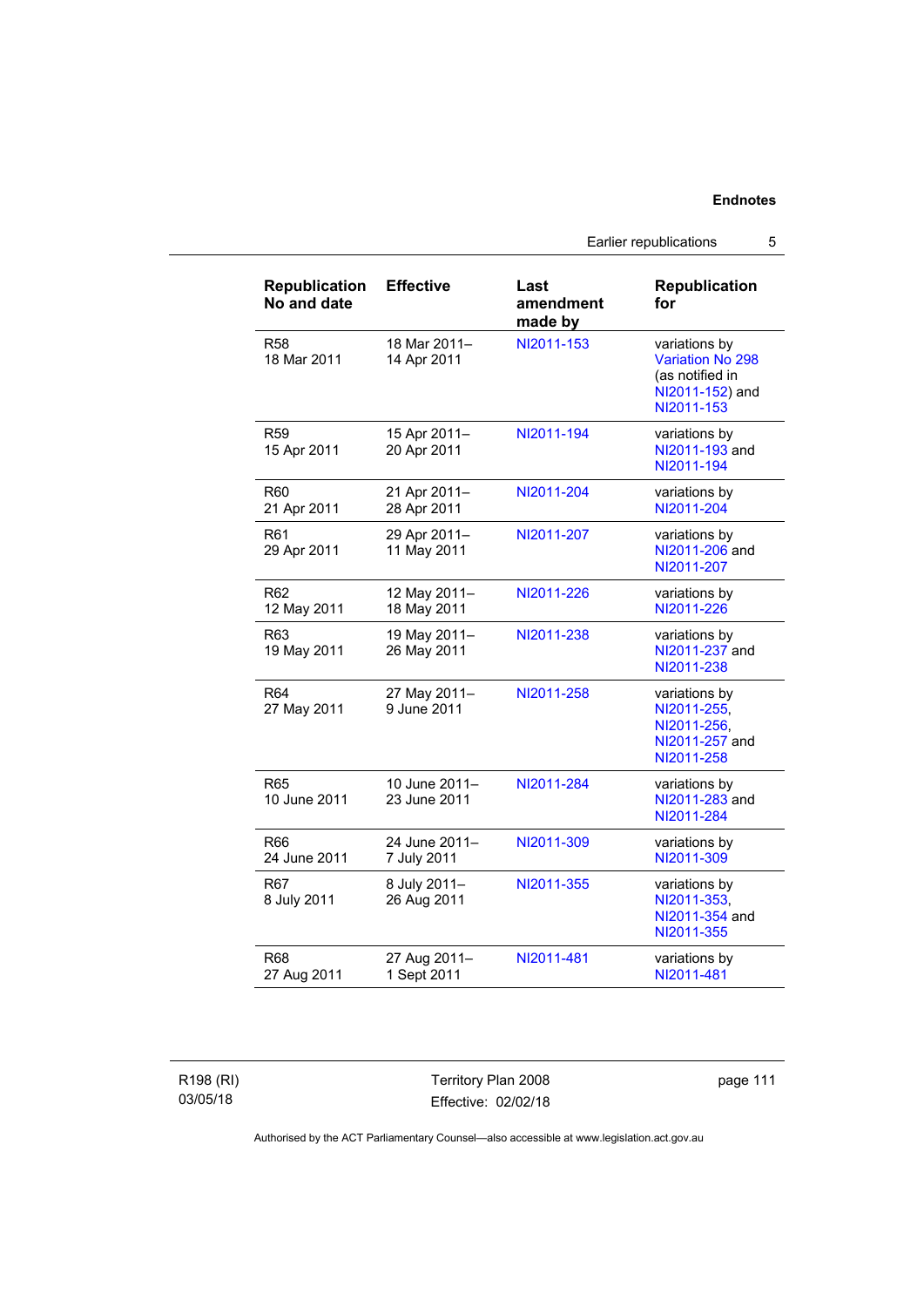| Republication No and date | Effective | Last amendment made by | Republication for |
|---|---|---|---|
| R58<br>18 Mar 2011 | 18 Mar 2011–<br>14 Apr 2011 | NI2011-153 | variations by Variation No 298 (as notified in NI2011-152) and NI2011-153 |
| R59<br>15 Apr 2011 | 15 Apr 2011–<br>20 Apr 2011 | NI2011-194 | variations by NI2011-193 and NI2011-194 |
| R60<br>21 Apr 2011 | 21 Apr 2011–<br>28 Apr 2011 | NI2011-204 | variations by NI2011-204 |
| R61<br>29 Apr 2011 | 29 Apr 2011–<br>11 May 2011 | NI2011-207 | variations by NI2011-206 and NI2011-207 |
| R62<br>12 May 2011 | 12 May 2011–<br>18 May 2011 | NI2011-226 | variations by NI2011-226 |
| R63<br>19 May 2011 | 19 May 2011–<br>26 May 2011 | NI2011-238 | variations by NI2011-237 and NI2011-238 |
| R64<br>27 May 2011 | 27 May 2011–<br>9 June 2011 | NI2011-258 | variations by NI2011-255, NI2011-256, NI2011-257 and NI2011-258 |
| R65<br>10 June 2011 | 10 June 2011–<br>23 June 2011 | NI2011-284 | variations by NI2011-283 and NI2011-284 |
| R66<br>24 June 2011 | 24 June 2011–<br>7 July 2011 | NI2011-309 | variations by NI2011-309 |
| R67<br>8 July 2011 | 8 July 2011–<br>26 Aug 2011 | NI2011-355 | variations by NI2011-353, NI2011-354 and NI2011-355 |
| R68<br>27 Aug 2011 | 27 Aug 2011–<br>1 Sept 2011 | NI2011-481 | variations by NI2011-481 |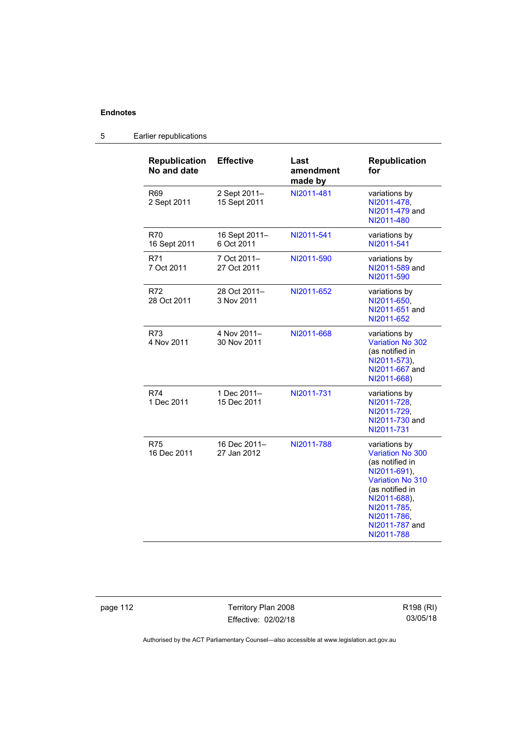**Endnotes**

5 Earlier republications

| Republication No and date | Effective | Last amendment made by | Republication for |
|---|---|---|---|
| R69 2 Sept 2011 | 2 Sept 2011– 15 Sept 2011 | NI2011-481 | variations by NI2011-478, NI2011-479 and NI2011-480 |
| R70 16 Sept 2011 | 16 Sept 2011– 6 Oct 2011 | NI2011-541 | variations by NI2011-541 |
| R71 7 Oct 2011 | 7 Oct 2011– 27 Oct 2011 | NI2011-590 | variations by NI2011-589 and NI2011-590 |
| R72 28 Oct 2011 | 28 Oct 2011– 3 Nov 2011 | NI2011-652 | variations by NI2011-650, NI2011-651 and NI2011-652 |
| R73 4 Nov 2011 | 4 Nov 2011– 30 Nov 2011 | NI2011-668 | variations by Variation No 302 (as notified in NI2011-573), NI2011-667 and NI2011-668) |
| R74 1 Dec 2011 | 1 Dec 2011– 15 Dec 2011 | NI2011-731 | variations by NI2011-728, NI2011-729, NI2011-730 and NI2011-731 |
| R75 16 Dec 2011 | 16 Dec 2011– 27 Jan 2012 | NI2011-788 | variations by Variation No 300 (as notified in NI2011-691), Variation No 310 (as notified in NI2011-688), NI2011-785, NI2011-786, NI2011-787 and NI2011-788 |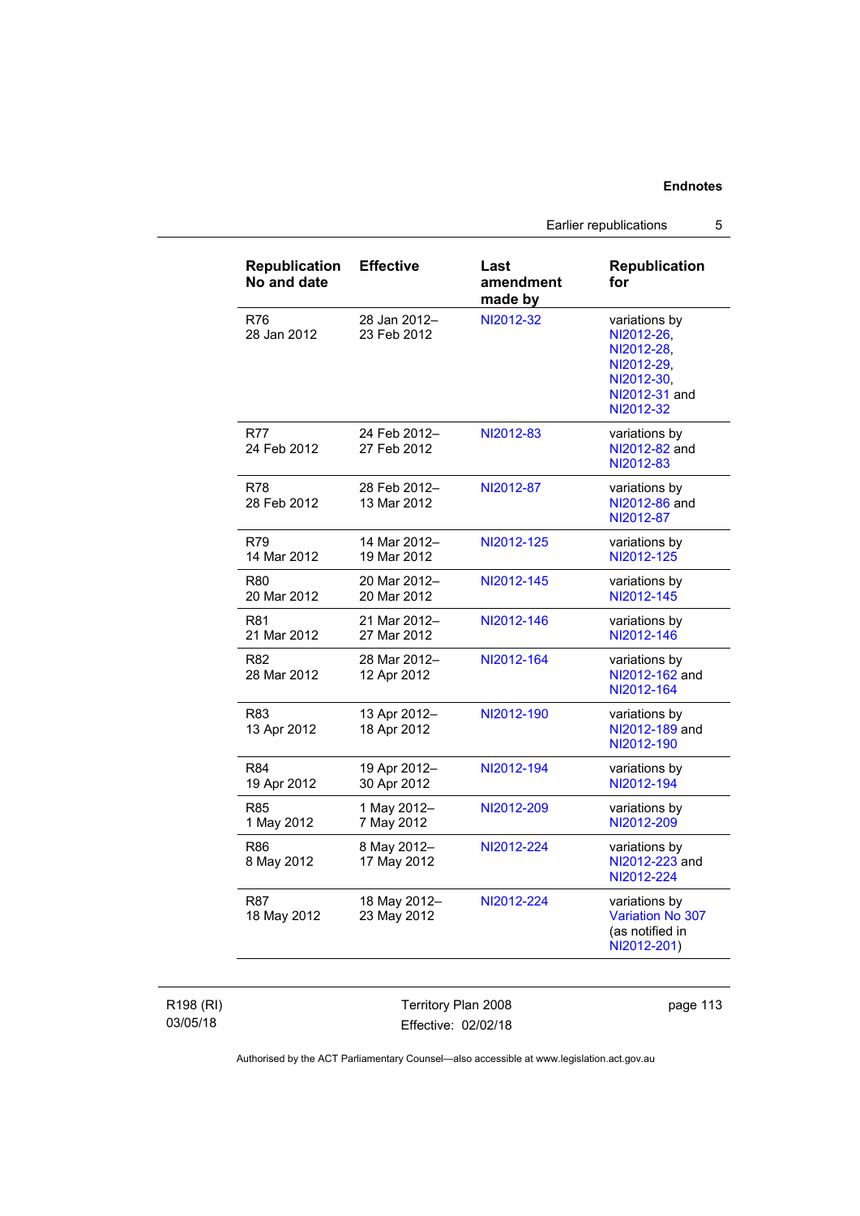| Republication No and date | Effective | Last amendment made by | Republication for |
|---|---|---|---|
| R76<br>28 Jan 2012 | 28 Jan 2012–<br>23 Feb 2012 | NI2012-32 | variations by NI2012-26, NI2012-28, NI2012-29, NI2012-30, NI2012-31 and NI2012-32 |
| R77<br>24 Feb 2012 | 24 Feb 2012–<br>27 Feb 2012 | NI2012-83 | variations by NI2012-82 and NI2012-83 |
| R78<br>28 Feb 2012 | 28 Feb 2012–<br>13 Mar 2012 | NI2012-87 | variations by NI2012-86 and NI2012-87 |
| R79<br>14 Mar 2012 | 14 Mar 2012–<br>19 Mar 2012 | NI2012-125 | variations by NI2012-125 |
| R80<br>20 Mar 2012 | 20 Mar 2012–<br>20 Mar 2012 | NI2012-145 | variations by NI2012-145 |
| R81<br>21 Mar 2012 | 21 Mar 2012–<br>27 Mar 2012 | NI2012-146 | variations by NI2012-146 |
| R82<br>28 Mar 2012 | 28 Mar 2012–<br>12 Apr 2012 | NI2012-164 | variations by NI2012-162 and NI2012-164 |
| R83<br>13 Apr 2012 | 13 Apr 2012–<br>18 Apr 2012 | NI2012-190 | variations by NI2012-189 and NI2012-190 |
| R84<br>19 Apr 2012 | 19 Apr 2012–<br>30 Apr 2012 | NI2012-194 | variations by NI2012-194 |
| R85<br>1 May 2012 | 1 May 2012–<br>7 May 2012 | NI2012-209 | variations by NI2012-209 |
| R86<br>8 May 2012 | 8 May 2012–<br>17 May 2012 | NI2012-224 | variations by NI2012-223 and NI2012-224 |
| R87<br>18 May 2012 | 18 May 2012–<br>23 May 2012 | NI2012-224 | variations by Variation No 307 (as notified in NI2012-201) |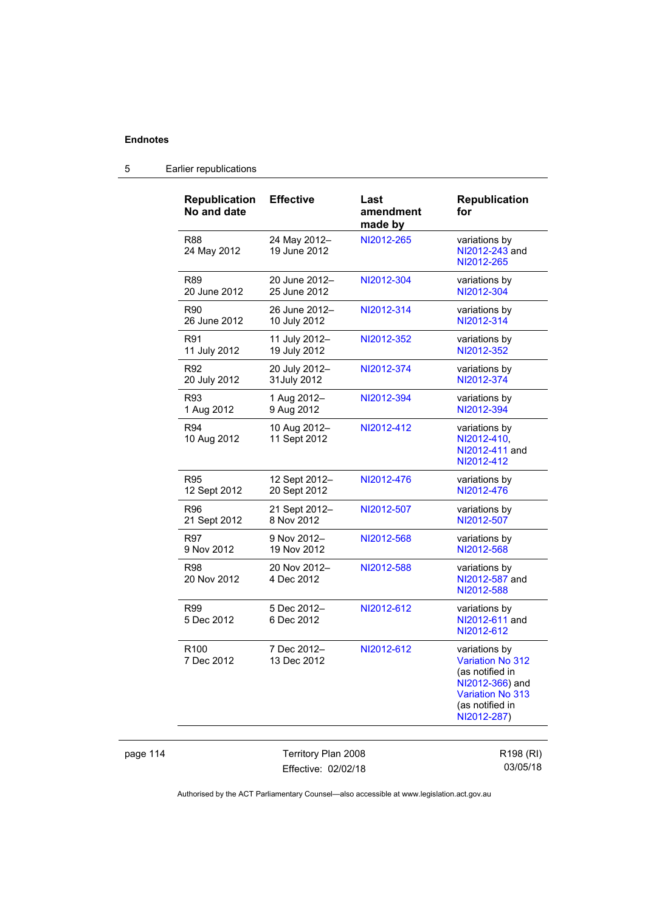## 5 Earlier republications

| Republication No and date | Effective | Last amendment made by | Republication for |
|---|---|---|---|
| R88 24 May 2012 | 24 May 2012– 19 June 2012 | NI2012-265 | variations by NI2012-243 and NI2012-265 |
| R89 20 June 2012 | 20 June 2012– 25 June 2012 | NI2012-304 | variations by NI2012-304 |
| R90 26 June 2012 | 26 June 2012– 10 July 2012 | NI2012-314 | variations by NI2012-314 |
| R91 11 July 2012 | 11 July 2012– 19 July 2012 | NI2012-352 | variations by NI2012-352 |
| R92 20 July 2012 | 20 July 2012– 31July 2012 | NI2012-374 | variations by NI2012-374 |
| R93 1 Aug 2012 | 1 Aug 2012– 9 Aug 2012 | NI2012-394 | variations by NI2012-394 |
| R94 10 Aug 2012 | 10 Aug 2012– 11 Sept 2012 | NI2012-412 | variations by NI2012-410, NI2012-411 and NI2012-412 |
| R95 12 Sept 2012 | 12 Sept 2012– 20 Sept 2012 | NI2012-476 | variations by NI2012-476 |
| R96 21 Sept 2012 | 21 Sept 2012– 8 Nov 2012 | NI2012-507 | variations by NI2012-507 |
| R97 9 Nov 2012 | 9 Nov 2012– 19 Nov 2012 | NI2012-568 | variations by NI2012-568 |
| R98 20 Nov 2012 | 20 Nov 2012– 4 Dec 2012 | NI2012-588 | variations by NI2012-587 and NI2012-588 |
| R99 5 Dec 2012 | 5 Dec 2012– 6 Dec 2012 | NI2012-612 | variations by NI2012-611 and NI2012-612 |
| R100 7 Dec 2012 | 7 Dec 2012– 13 Dec 2012 | NI2012-612 | variations by Variation No 312 (as notified in NI2012-366) and Variation No 313 (as notified in NI2012-287) |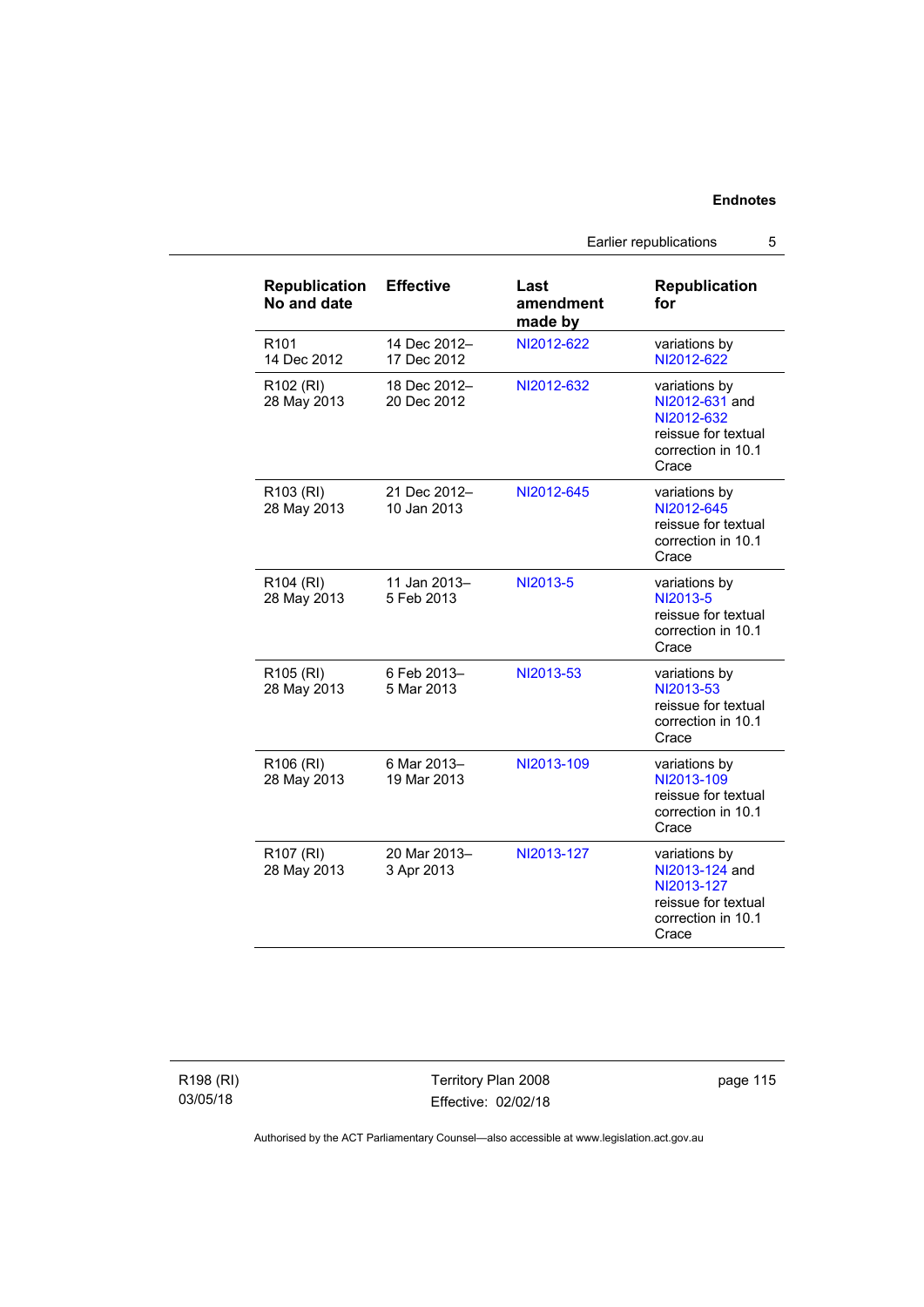| Republication No and date | Effective | Last amendment made by | Republication for |
|---|---|---|---|
| R101<br>14 Dec 2012 | 14 Dec 2012–<br>17 Dec 2012 | NI2012-622 | variations by NI2012-622 |
| R102 (RI)<br>28 May 2013 | 18 Dec 2012–<br>20 Dec 2012 | NI2012-632 | variations by NI2012-631 and NI2012-632<br>reissue for textual correction in 10.1 Crace |
| R103 (RI)<br>28 May 2013 | 21 Dec 2012–<br>10 Jan 2013 | NI2012-645 | variations by NI2012-645<br>reissue for textual correction in 10.1 Crace |
| R104 (RI)<br>28 May 2013 | 11 Jan 2013–<br>5 Feb 2013 | NI2013-5 | variations by NI2013-5<br>reissue for textual correction in 10.1 Crace |
| R105 (RI)<br>28 May 2013 | 6 Feb 2013–<br>5 Mar 2013 | NI2013-53 | variations by NI2013-53<br>reissue for textual correction in 10.1 Crace |
| R106 (RI)<br>28 May 2013 | 6 Mar 2013–<br>19 Mar 2013 | NI2013-109 | variations by NI2013-109<br>reissue for textual correction in 10.1 Crace |
| R107 (RI)<br>28 May 2013 | 20 Mar 2013–<br>3 Apr 2013 | NI2013-127 | variations by NI2013-124 and NI2013-127<br>reissue for textual correction in 10.1 Crace |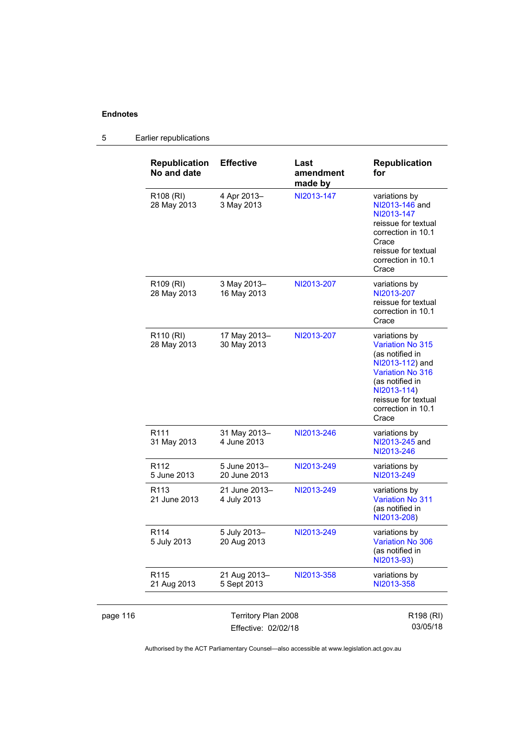**Endnotes**

## 5 Earlier republications

| Republication No and date | Effective | Last amendment made by | Republication for |
|---|---|---|---|
| R108 (RI) 28 May 2013 | 4 Apr 2013– 3 May 2013 | NI2013-147 | variations by NI2013-146 and NI2013-147 reissue for textual correction in 10.1 Crace reissue for textual correction in 10.1 Crace |
| R109 (RI) 28 May 2013 | 3 May 2013– 16 May 2013 | NI2013-207 | variations by NI2013-207 reissue for textual correction in 10.1 Crace |
| R110 (RI) 28 May 2013 | 17 May 2013– 30 May 2013 | NI2013-207 | variations by Variation No 315 (as notified in NI2013-112) and Variation No 316 (as notified in NI2013-114) reissue for textual correction in 10.1 Crace |
| R111 31 May 2013 | 31 May 2013– 4 June 2013 | NI2013-246 | variations by NI2013-245 and NI2013-246 |
| R112 5 June 2013 | 5 June 2013– 20 June 2013 | NI2013-249 | variations by NI2013-249 |
| R113 21 June 2013 | 21 June 2013– 4 July 2013 | NI2013-249 | variations by Variation No 311 (as notified in NI2013-208) |
| R114 5 July 2013 | 5 July 2013– 20 Aug 2013 | NI2013-249 | variations by Variation No 306 (as notified in NI2013-93) |
| R115 21 Aug 2013 | 21 Aug 2013– 5 Sept 2013 | NI2013-358 | variations by NI2013-358 |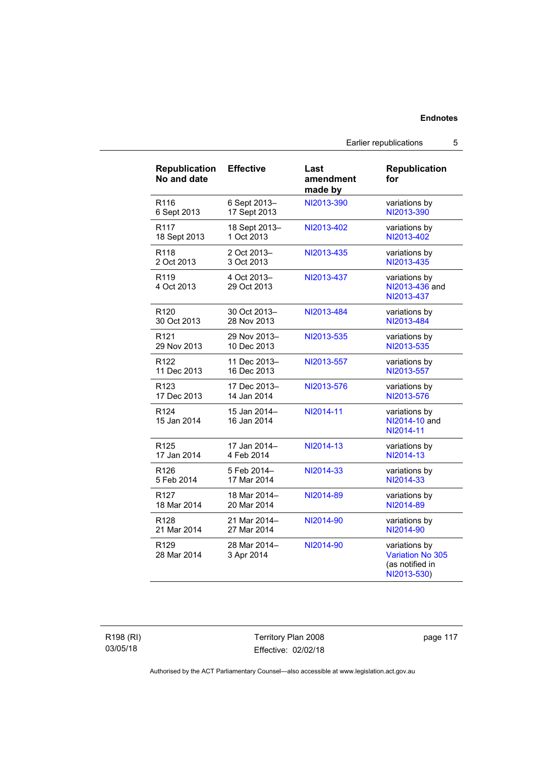| Republication No and date | Effective | Last amendment made by | Republication for |
| --- | --- | --- | --- |
| R116 6 Sept 2013 | 6 Sept 2013– 17 Sept 2013 | NI2013-390 | variations by NI2013-390 |
| R117 18 Sept 2013 | 18 Sept 2013– 1 Oct 2013 | NI2013-402 | variations by NI2013-402 |
| R118 2 Oct 2013 | 2 Oct 2013– 3 Oct 2013 | NI2013-435 | variations by NI2013-435 |
| R119 4 Oct 2013 | 4 Oct 2013– 29 Oct 2013 | NI2013-437 | variations by NI2013-436 and NI2013-437 |
| R120 30 Oct 2013 | 30 Oct 2013– 28 Nov 2013 | NI2013-484 | variations by NI2013-484 |
| R121 29 Nov 2013 | 29 Nov 2013– 10 Dec 2013 | NI2013-535 | variations by NI2013-535 |
| R122 11 Dec 2013 | 11 Dec 2013– 16 Dec 2013 | NI2013-557 | variations by NI2013-557 |
| R123 17 Dec 2013 | 17 Dec 2013– 14 Jan 2014 | NI2013-576 | variations by NI2013-576 |
| R124 15 Jan 2014 | 15 Jan 2014– 16 Jan 2014 | NI2014-11 | variations by NI2014-10 and NI2014-11 |
| R125 17 Jan 2014 | 17 Jan 2014– 4 Feb 2014 | NI2014-13 | variations by NI2014-13 |
| R126 5 Feb 2014 | 5 Feb 2014– 17 Mar 2014 | NI2014-33 | variations by NI2014-33 |
| R127 18 Mar 2014 | 18 Mar 2014– 20 Mar 2014 | NI2014-89 | variations by NI2014-89 |
| R128 21 Mar 2014 | 21 Mar 2014– 27 Mar 2014 | NI2014-90 | variations by NI2014-90 |
| R129 28 Mar 2014 | 28 Mar 2014– 3 Apr 2014 | NI2014-90 | variations by Variation No 305 (as notified in NI2013-530) |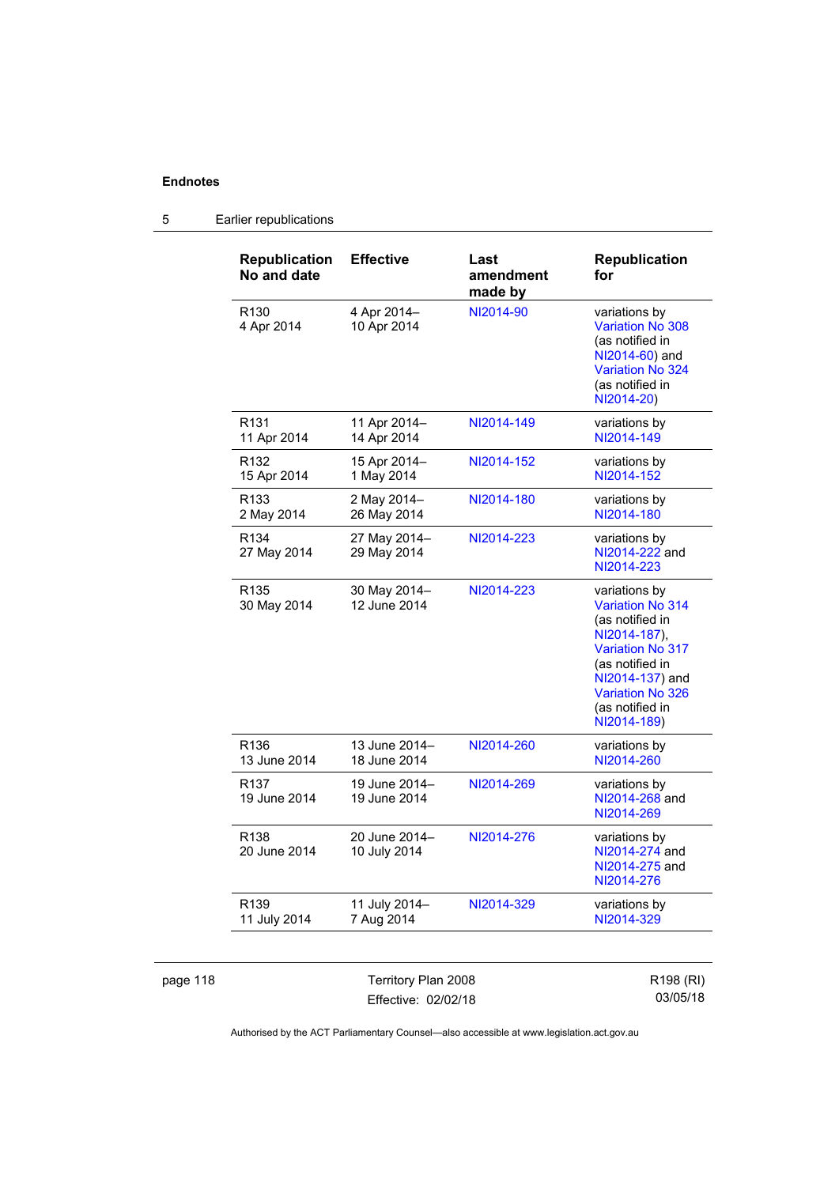## 5 Earlier republications

| Republication No and date | Effective | Last amendment made by | Republication for |
|---|---|---|---|
| R130 4 Apr 2014 | 4 Apr 2014– 10 Apr 2014 | NI2014-90 | variations by Variation No 308 (as notified in NI2014-60) and Variation No 324 (as notified in NI2014-20) |
| R131 11 Apr 2014 | 11 Apr 2014– 14 Apr 2014 | NI2014-149 | variations by NI2014-149 |
| R132 15 Apr 2014 | 15 Apr 2014– 1 May 2014 | NI2014-152 | variations by NI2014-152 |
| R133 2 May 2014 | 2 May 2014– 26 May 2014 | NI2014-180 | variations by NI2014-180 |
| R134 27 May 2014 | 27 May 2014– 29 May 2014 | NI2014-223 | variations by NI2014-222 and NI2014-223 |
| R135 30 May 2014 | 30 May 2014– 12 June 2014 | NI2014-223 | variations by Variation No 314 (as notified in NI2014-187), Variation No 317 (as notified in NI2014-137) and Variation No 326 (as notified in NI2014-189) |
| R136 13 June 2014 | 13 June 2014– 18 June 2014 | NI2014-260 | variations by NI2014-260 |
| R137 19 June 2014 | 19 June 2014– 19 June 2014 | NI2014-269 | variations by NI2014-268 and NI2014-269 |
| R138 20 June 2014 | 20 June 2014– 10 July 2014 | NI2014-276 | variations by NI2014-274 and NI2014-275 and NI2014-276 |
| R139 11 July 2014 | 11 July 2014– 7 Aug 2014 | NI2014-329 | variations by NI2014-329 |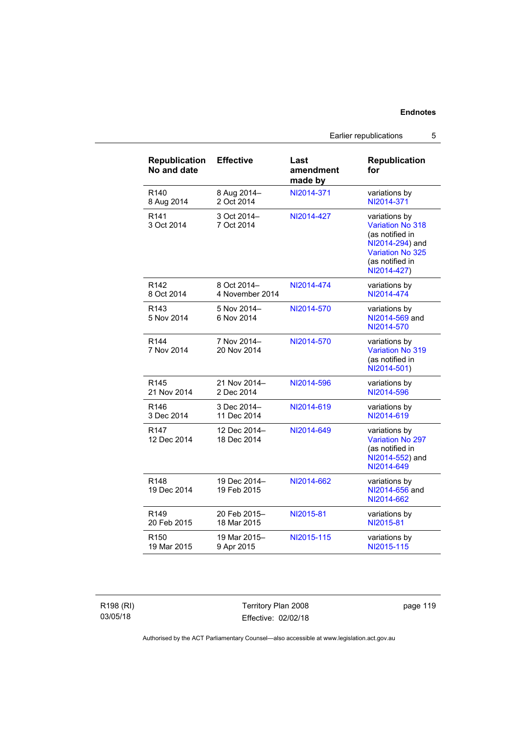| Republication No and date | Effective | Last amendment made by | Republication for |
|---|---|---|---|
| R140 8 Aug 2014 | 8 Aug 2014– 2 Oct 2014 | NI2014-371 | variations by NI2014-371 |
| R141 3 Oct 2014 | 3 Oct 2014– 7 Oct 2014 | NI2014-427 | variations by Variation No 318 (as notified in NI2014-294) and Variation No 325 (as notified in NI2014-427) |
| R142 8 Oct 2014 | 8 Oct 2014– 4 November 2014 | NI2014-474 | variations by NI2014-474 |
| R143 5 Nov 2014 | 5 Nov 2014– 6 Nov 2014 | NI2014-570 | variations by NI2014-569 and NI2014-570 |
| R144 7 Nov 2014 | 7 Nov 2014– 20 Nov 2014 | NI2014-570 | variations by Variation No 319 (as notified in NI2014-501) |
| R145 21 Nov 2014 | 21 Nov 2014– 2 Dec 2014 | NI2014-596 | variations by NI2014-596 |
| R146 3 Dec 2014 | 3 Dec 2014– 11 Dec 2014 | NI2014-619 | variations by NI2014-619 |
| R147 12 Dec 2014 | 12 Dec 2014– 18 Dec 2014 | NI2014-649 | variations by Variation No 297 (as notified in NI2014-552) and NI2014-649 |
| R148 19 Dec 2014 | 19 Dec 2014– 19 Feb 2015 | NI2014-662 | variations by NI2014-656 and NI2014-662 |
| R149 20 Feb 2015 | 20 Feb 2015– 18 Mar 2015 | NI2015-81 | variations by NI2015-81 |
| R150 19 Mar 2015 | 19 Mar 2015– 9 Apr 2015 | NI2015-115 | variations by NI2015-115 |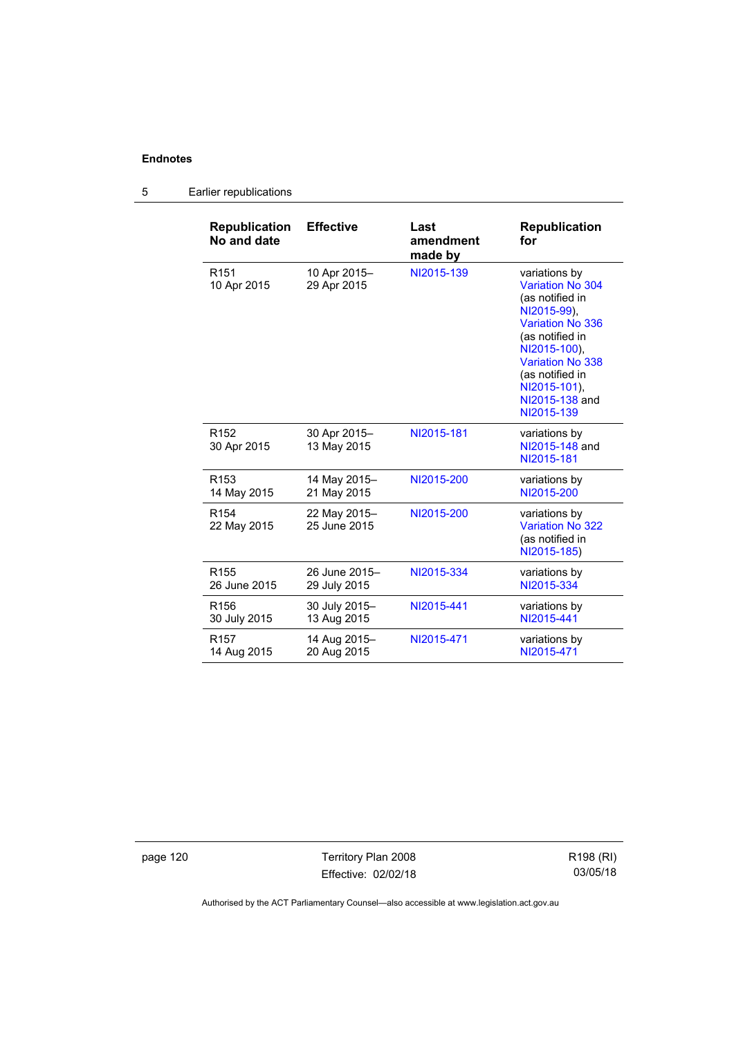## 5 Earlier republications

| Republication No and date | Effective | Last amendment made by | Republication for |
|---|---|---|---|
| R151 10 Apr 2015 | 10 Apr 2015– 29 Apr 2015 | NI2015-139 | variations by Variation No 304 (as notified in NI2015-99), Variation No 336 (as notified in NI2015-100), Variation No 338 (as notified in NI2015-101), NI2015-138 and NI2015-139 |
| R152 30 Apr 2015 | 30 Apr 2015– 13 May 2015 | NI2015-181 | variations by NI2015-148 and NI2015-181 |
| R153 14 May 2015 | 14 May 2015– 21 May 2015 | NI2015-200 | variations by NI2015-200 |
| R154 22 May 2015 | 22 May 2015– 25 June 2015 | NI2015-200 | variations by Variation No 322 (as notified in NI2015-185) |
| R155 26 June 2015 | 26 June 2015– 29 July 2015 | NI2015-334 | variations by NI2015-334 |
| R156 30 July 2015 | 30 July 2015– 13 Aug 2015 | NI2015-441 | variations by NI2015-441 |
| R157 14 Aug 2015 | 14 Aug 2015– 20 Aug 2015 | NI2015-471 | variations by NI2015-471 |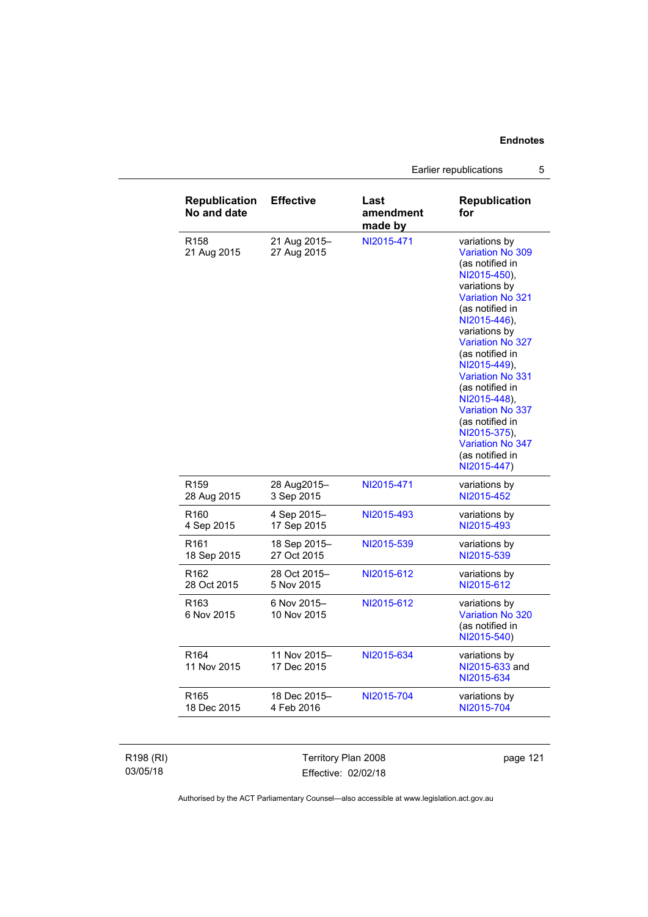| Republication No and date | Effective | Last amendment made by | Republication for |
|---|---|---|---|
| R158 21 Aug 2015 | 21 Aug 2015– 27 Aug 2015 | NI2015-471 | variations by Variation No 309 (as notified in NI2015-450), variations by Variation No 321 (as notified in NI2015-446), variations by Variation No 327 (as notified in NI2015-449), Variation No 331 (as notified in NI2015-448), Variation No 337 (as notified in NI2015-375), Variation No 347 (as notified in NI2015-447) |
| R159 28 Aug 2015 | 28 Aug2015– 3 Sep 2015 | NI2015-471 | variations by NI2015-452 |
| R160 4 Sep 2015 | 4 Sep 2015– 17 Sep 2015 | NI2015-493 | variations by NI2015-493 |
| R161 18 Sep 2015 | 18 Sep 2015– 27 Oct 2015 | NI2015-539 | variations by NI2015-539 |
| R162 28 Oct 2015 | 28 Oct 2015– 5 Nov 2015 | NI2015-612 | variations by NI2015-612 |
| R163 6 Nov 2015 | 6 Nov 2015– 10 Nov 2015 | NI2015-612 | variations by Variation No 320 (as notified in NI2015-540) |
| R164 11 Nov 2015 | 11 Nov 2015– 17 Dec 2015 | NI2015-634 | variations by NI2015-633 and NI2015-634 |
| R165 18 Dec 2015 | 18 Dec 2015– 4 Feb 2016 | NI2015-704 | variations by NI2015-704 |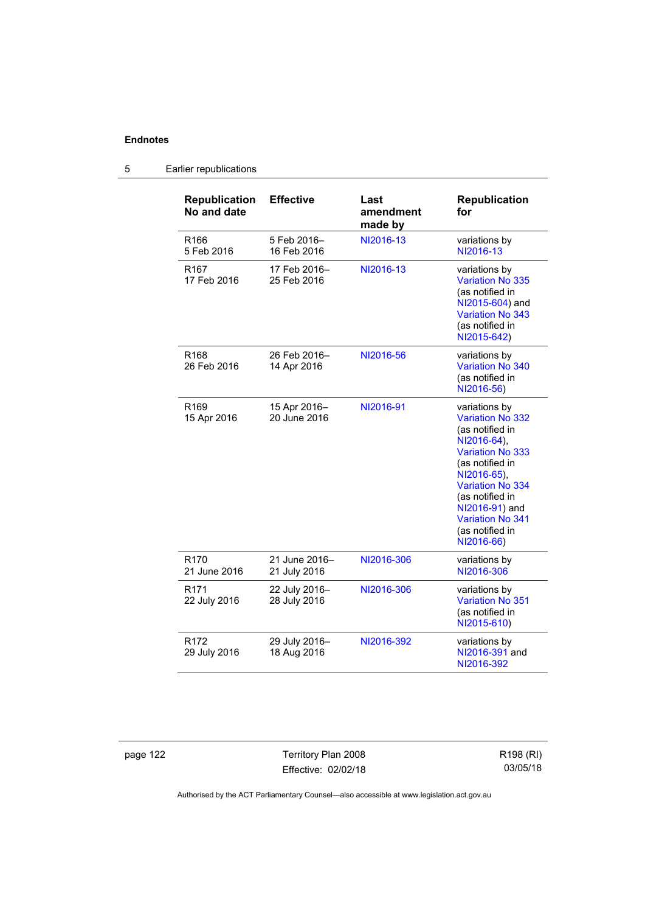**Endnotes**

5 Earlier republications

| Republication No and date | Effective | Last amendment made by | Republication for |
|---|---|---|---|
| R166 5 Feb 2016 | 5 Feb 2016– 16 Feb 2016 | NI2016-13 | variations by NI2016-13 |
| R167 17 Feb 2016 | 17 Feb 2016– 25 Feb 2016 | NI2016-13 | variations by Variation No 335 (as notified in NI2015-604) and Variation No 343 (as notified in NI2015-642) |
| R168 26 Feb 2016 | 26 Feb 2016– 14 Apr 2016 | NI2016-56 | variations by Variation No 340 (as notified in NI2016-56) |
| R169 15 Apr 2016 | 15 Apr 2016– 20 June 2016 | NI2016-91 | variations by Variation No 332 (as notified in NI2016-64), Variation No 333 (as notified in NI2016-65), Variation No 334 (as notified in NI2016-91) and Variation No 341 (as notified in NI2016-66) |
| R170 21 June 2016 | 21 June 2016– 21 July 2016 | NI2016-306 | variations by NI2016-306 |
| R171 22 July 2016 | 22 July 2016– 28 July 2016 | NI2016-306 | variations by Variation No 351 (as notified in NI2015-610) |
| R172 29 July 2016 | 29 July 2016– 18 Aug 2016 | NI2016-392 | variations by NI2016-391 and NI2016-392 |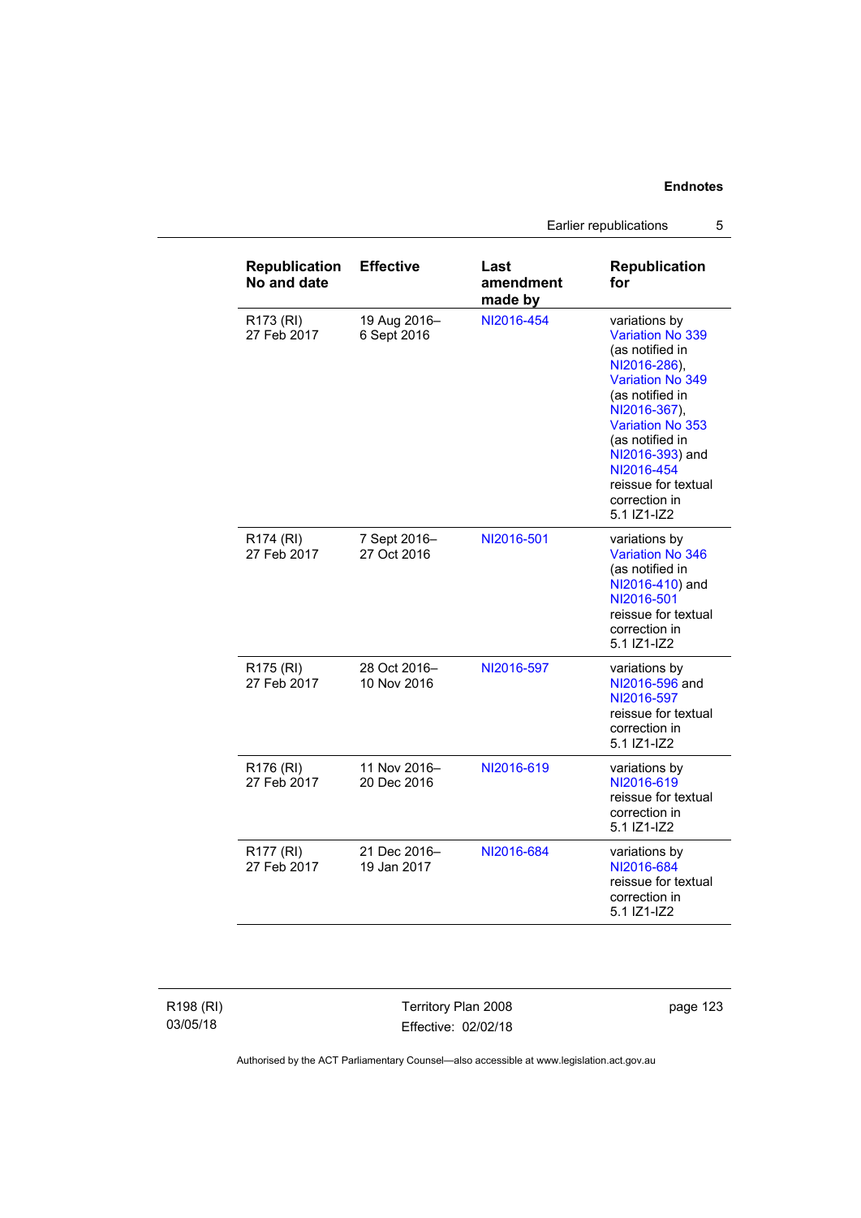| Republication No and date | Effective | Last amendment made by | Republication for |
|---|---|---|---|
| R173 (RI) 27 Feb 2017 | 19 Aug 2016– 6 Sept 2016 | NI2016-454 | variations by Variation No 339 (as notified in NI2016-286), Variation No 349 (as notified in NI2016-367), Variation No 353 (as notified in NI2016-393) and NI2016-454 reissue for textual correction in 5.1 IZ1-IZ2 |
| R174 (RI) 27 Feb 2017 | 7 Sept 2016– 27 Oct 2016 | NI2016-501 | variations by Variation No 346 (as notified in NI2016-410) and NI2016-501 reissue for textual correction in 5.1 IZ1-IZ2 |
| R175 (RI) 27 Feb 2017 | 28 Oct 2016– 10 Nov 2016 | NI2016-597 | variations by NI2016-596 and NI2016-597 reissue for textual correction in 5.1 IZ1-IZ2 |
| R176 (RI) 27 Feb 2017 | 11 Nov 2016– 20 Dec 2016 | NI2016-619 | variations by NI2016-619 reissue for textual correction in 5.1 IZ1-IZ2 |
| R177 (RI) 27 Feb 2017 | 21 Dec 2016– 19 Jan 2017 | NI2016-684 | variations by NI2016-684 reissue for textual correction in 5.1 IZ1-IZ2 |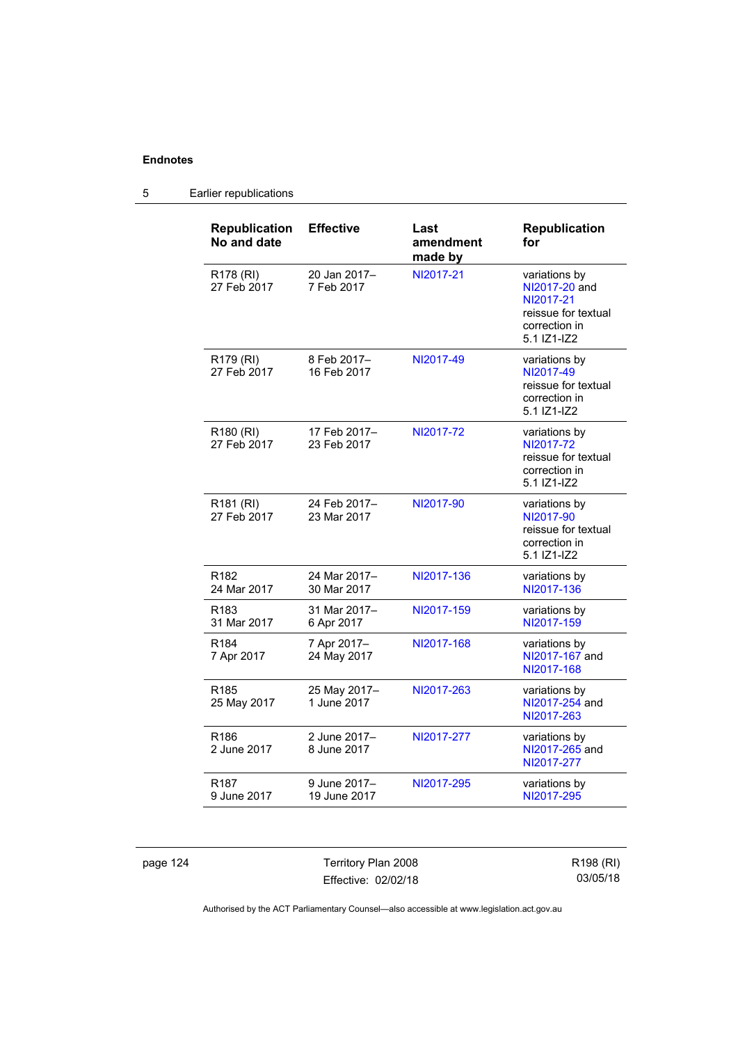## Endnotes

### 5 Earlier republications

| Republication No and date | Effective | Last amendment made by | Republication for |
| --- | --- | --- | --- |
| R178 (RI)<br>27 Feb 2017 | 20 Jan 2017–<br>7 Feb 2017 | NI2017-21 | variations by NI2017-20 and NI2017-21<br>reissue for textual correction in 5.1 IZ1-IZ2 |
| R179 (RI)<br>27 Feb 2017 | 8 Feb 2017–<br>16 Feb 2017 | NI2017-49 | variations by NI2017-49<br>reissue for textual correction in 5.1 IZ1-IZ2 |
| R180 (RI)<br>27 Feb 2017 | 17 Feb 2017–<br>23 Feb 2017 | NI2017-72 | variations by NI2017-72<br>reissue for textual correction in 5.1 IZ1-IZ2 |
| R181 (RI)<br>27 Feb 2017 | 24 Feb 2017–<br>23 Mar 2017 | NI2017-90 | variations by NI2017-90<br>reissue for textual correction in 5.1 IZ1-IZ2 |
| R182<br>24 Mar 2017 | 24 Mar 2017–<br>30 Mar 2017 | NI2017-136 | variations by NI2017-136 |
| R183<br>31 Mar 2017 | 31 Mar 2017–<br>6 Apr 2017 | NI2017-159 | variations by NI2017-159 |
| R184<br>7 Apr 2017 | 7 Apr 2017–<br>24 May 2017 | NI2017-168 | variations by NI2017-167 and NI2017-168 |
| R185<br>25 May 2017 | 25 May 2017–<br>1 June 2017 | NI2017-263 | variations by NI2017-254 and NI2017-263 |
| R186<br>2 June 2017 | 2 June 2017–<br>8 June 2017 | NI2017-277 | variations by NI2017-265 and NI2017-277 |
| R187<br>9 June 2017 | 9 June 2017–<br>19 June 2017 | NI2017-295 | variations by NI2017-295 |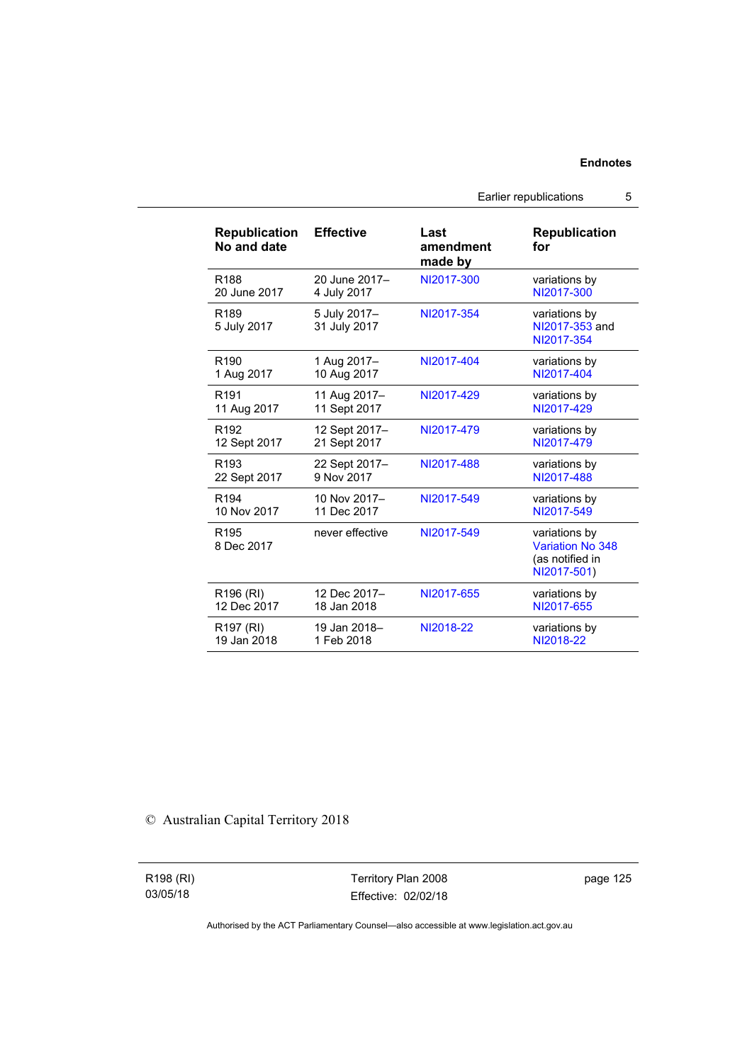| Republication No and date | Effective | Last amendment made by | Republication for |
|---|---|---|---|
| R188 20 June 2017 | 20 June 2017– 4 July 2017 | NI2017-300 | variations by NI2017-300 |
| R189 5 July 2017 | 5 July 2017– 31 July 2017 | NI2017-354 | variations by NI2017-353 and NI2017-354 |
| R190 1 Aug 2017 | 1 Aug 2017– 10 Aug 2017 | NI2017-404 | variations by NI2017-404 |
| R191 11 Aug 2017 | 11 Aug 2017– 11 Sept 2017 | NI2017-429 | variations by NI2017-429 |
| R192 12 Sept 2017 | 12 Sept 2017– 21 Sept 2017 | NI2017-479 | variations by NI2017-479 |
| R193 22 Sept 2017 | 22 Sept 2017– 9 Nov 2017 | NI2017-488 | variations by NI2017-488 |
| R194 10 Nov 2017 | 10 Nov 2017– 11 Dec 2017 | NI2017-549 | variations by NI2017-549 |
| R195 8 Dec 2017 | never effective | NI2017-549 | variations by Variation No 348 (as notified in NI2017-501) |
| R196 (RI) 12 Dec 2017 | 12 Dec 2017– 18 Jan 2018 | NI2017-655 | variations by NI2017-655 |
| R197 (RI) 19 Jan 2018 | 19 Jan 2018– 1 Feb 2018 | NI2018-22 | variations by NI2018-22 |

© Australian Capital Territory 2018